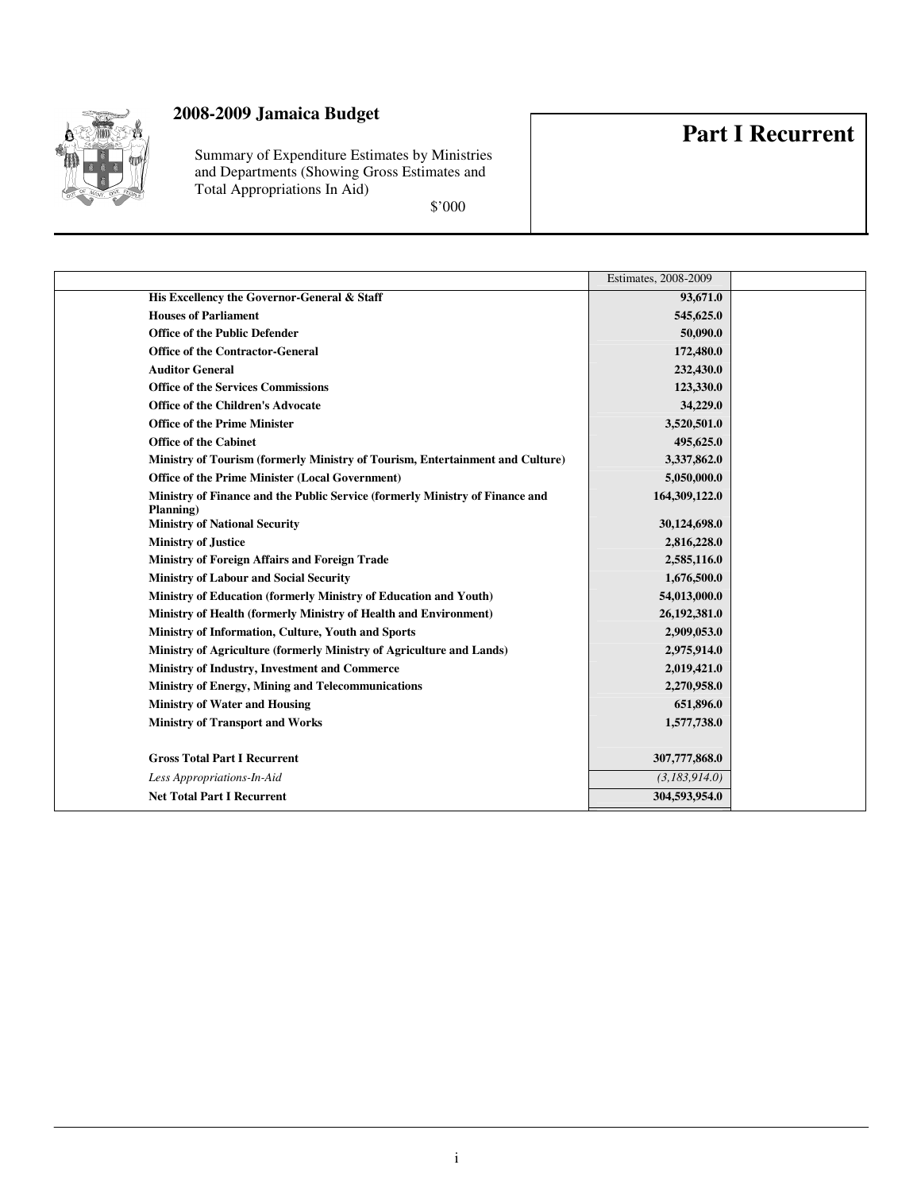# 2008-2009 Jamaica Budget

Summary of Expenditure Estimates by Ministries and Departments (Showing Gross Estimates and Total Appropriations In Aid)

$'000

# Part I Recurrent

| | Estimates, 2008-2009 |
|---|---|
| **His Excellency the Governor-General & Staff** | **93,671.0** |
| **Houses of Parliament** | **545,625.0** |
| **Office of the Public Defender** | **50,090.0** |
| **Office of the Contractor-General** | **172,480.0** |
| **Auditor General** | **232,430.0** |
| **Office of the Services Commissions** | **123,330.0** |
| **Office of the Children's Advocate** | **34,229.0** |
| **Office of the Prime Minister** | **3,520,501.0** |
| **Office of the Cabinet** | **495,625.0** |
| **Ministry of Tourism (formerly Ministry of Tourism, Entertainment and Culture)** | **3,337,862.0** |
| **Office of the Prime Minister (Local Government)** | **5,050,000.0** |
| **Ministry of Finance and the Public Service (formerly Ministry of Finance and Planning)** | **164,309,122.0** |
| **Ministry of National Security** | **30,124,698.0** |
| **Ministry of Justice** | **2,816,228.0** |
| **Ministry of Foreign Affairs and Foreign Trade** | **2,585,116.0** |
| **Ministry of Labour and Social Security** | **1,676,500.0** |
| **Ministry of Education (formerly Ministry of Education and Youth)** | **54,013,000.0** |
| **Ministry of Health (formerly Ministry of Health and Environment)** | **26,192,381.0** |
| **Ministry of Information, Culture, Youth and Sports** | **2,909,053.0** |
| **Ministry of Agriculture (formerly Ministry of Agriculture and Lands)** | **2,975,914.0** |
| **Ministry of Industry, Investment and Commerce** | **2,019,421.0** |
| **Ministry of Energy, Mining and Telecommunications** | **2,270,958.0** |
| **Ministry of Water and Housing** | **651,896.0** |
| **Ministry of Transport and Works** | **1,577,738.0** |
| | |
| **Gross Total Part I Recurrent** | **307,777,868.0** |
| *Less Appropriations-In-Aid* | *(3,183,914.0)* |
| **Net Total Part I Recurrent** | **304,593,954.0** |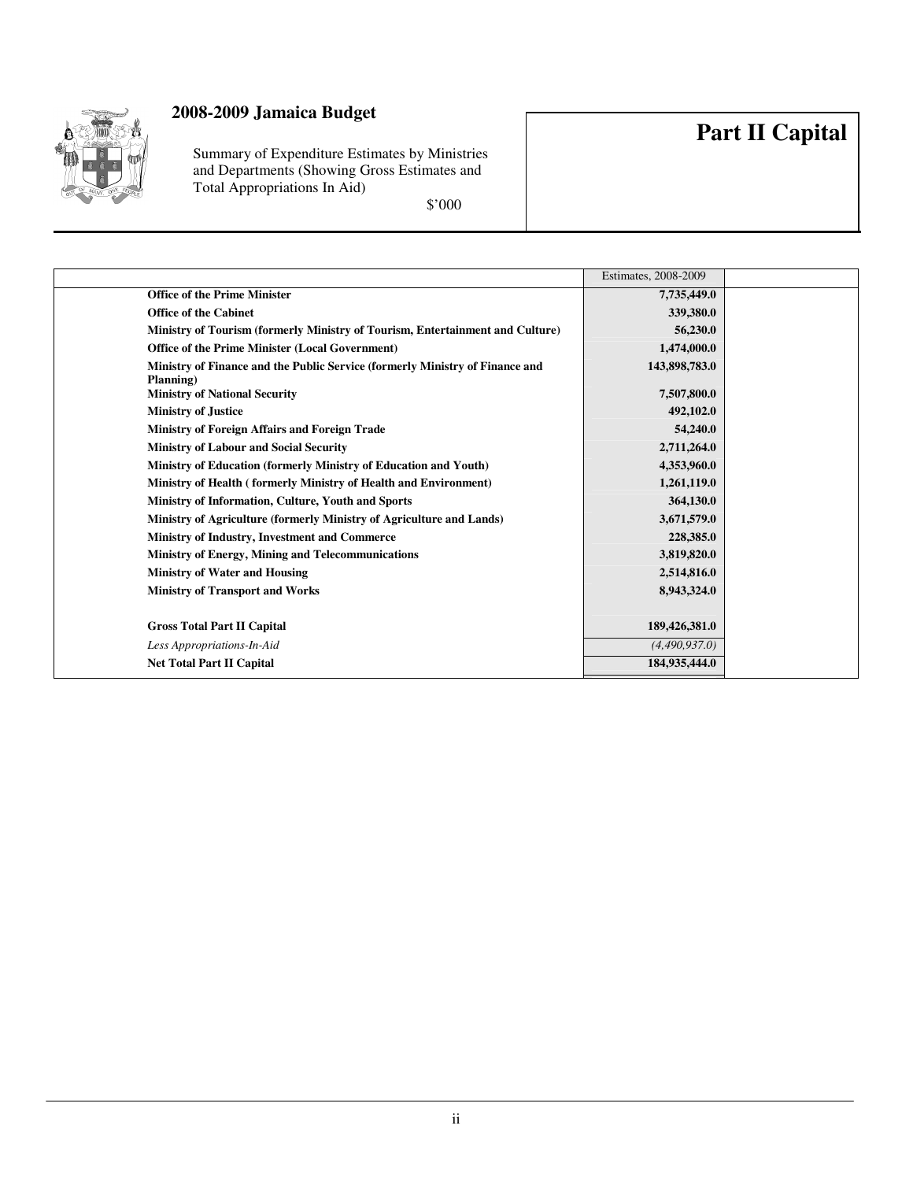# 2008-2009 Jamaica Budget

Summary of Expenditure Estimates by Ministries and Departments (Showing Gross Estimates and Total Appropriations In Aid)

$'000

# Part II Capital

| | Estimates, 2008-2009 | |
|---|---|---|
| **Office of the Prime Minister** | **7,735,449.0** | |
| **Office of the Cabinet** | **339,380.0** | |
| **Ministry of Tourism (formerly Ministry of Tourism, Entertainment and Culture)** | **56,230.0** | |
| **Office of the Prime Minister (Local Government)** | **1,474,000.0** | |
| **Ministry of Finance and the Public Service (formerly Ministry of Finance and Planning)** | **143,898,783.0** | |
| **Ministry of National Security** | **7,507,800.0** | |
| **Ministry of Justice** | **492,102.0** | |
| **Ministry of Foreign Affairs and Foreign Trade** | **54,240.0** | |
| **Ministry of Labour and Social Security** | **2,711,264.0** | |
| **Ministry of Education (formerly Ministry of Education and Youth)** | **4,353,960.0** | |
| **Ministry of Health ( formerly Ministry of Health and Environment)** | **1,261,119.0** | |
| **Ministry of Information, Culture, Youth and Sports** | **364,130.0** | |
| **Ministry of Agriculture (formerly Ministry of Agriculture and Lands)** | **3,671,579.0** | |
| **Ministry of Industry, Investment and Commerce** | **228,385.0** | |
| **Ministry of Energy, Mining and Telecommunications** | **3,819,820.0** | |
| **Ministry of Water and Housing** | **2,514,816.0** | |
| **Ministry of Transport and Works** | **8,943,324.0** | |
| | | |
| **Gross Total Part II Capital** | **189,426,381.0** | |
| *Less Appropriations-In-Aid* | *(4,490,937.0)* | |
| **Net Total Part II Capital** | **184,935,444.0** | |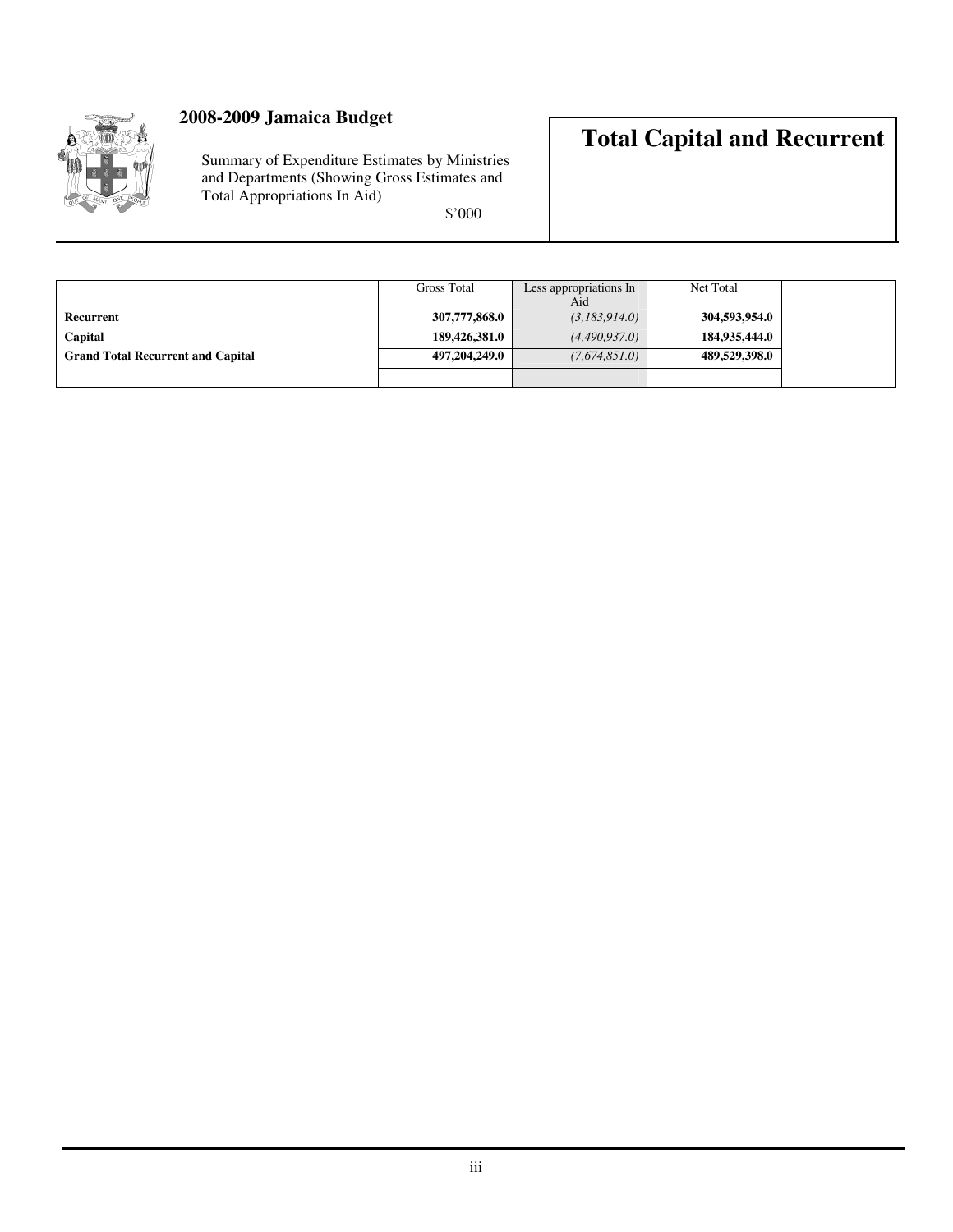# 2008-2009 Jamaica Budget

Summary of Expenditure Estimates by Ministries and Departments (Showing Gross Estimates and Total Appropriations In Aid)

$'000

# Total Capital and Recurrent

| | Gross Total | Less appropriations In Aid | Net Total | |
|---|---|---|---|---|
| **Recurrent** | **307,777,868.0** | *(3,183,914.0)* | **304,593,954.0** | |
| **Capital** | **189,426,381.0** | *(4,490,937.0)* | **184,935,444.0** | |
| **Grand Total Recurrent and Capital** | **497,204,249.0** | *(7,674,851.0)* | **489,529,398.0** | |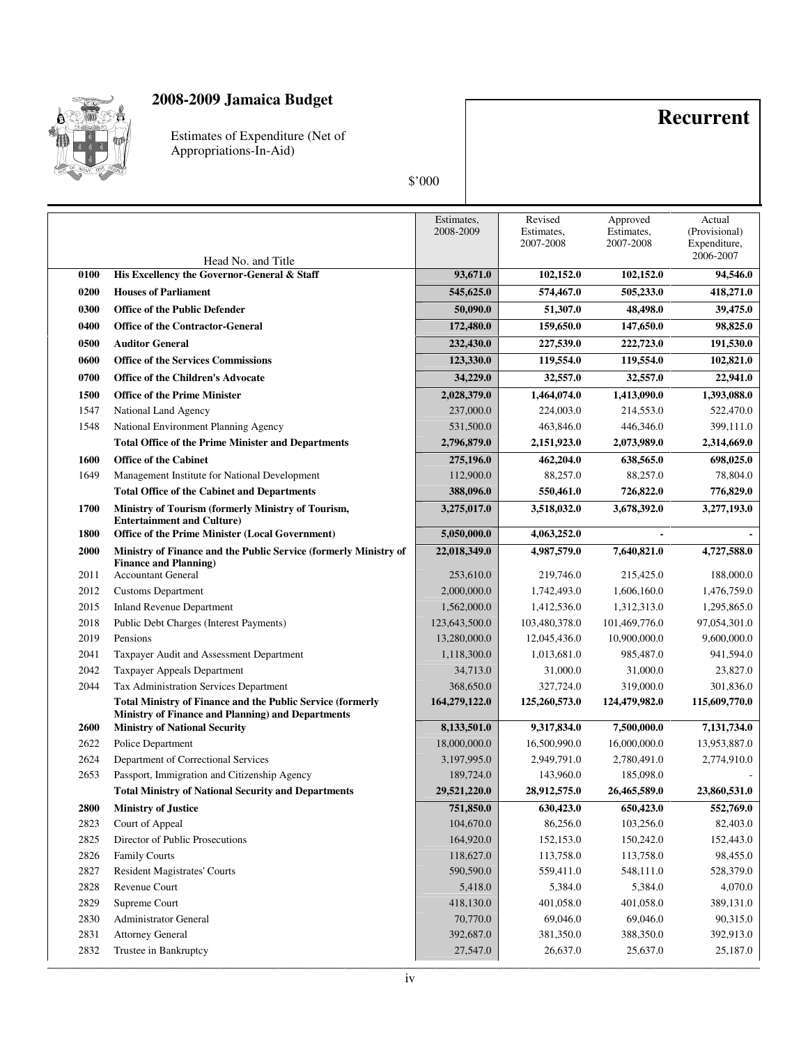# 2008-2009 Jamaica Budget

Estimates of Expenditure (Net of Appropriations-In-Aid)

$'000

## Recurrent

| Head No. and Title | | Estimates, 2008-2009 | Revised Estimates, 2007-2008 | Approved Estimates, 2007-2008 | Actual (Provisional) Expenditure, 2006-2007 |
|---|---|---|---|---|---|
| **0100** | **His Excellency the Governor-General & Staff** | **93,671.0** | **102,152.0** | **102,152.0** | **94,546.0** |
| **0200** | **Houses of Parliament** | **545,625.0** | **574,467.0** | **505,233.0** | **418,271.0** |
| **0300** | **Office of the Public Defender** | **50,090.0** | **51,307.0** | **48,498.0** | **39,475.0** |
| **0400** | **Office of the Contractor-General** | **172,480.0** | **159,650.0** | **147,650.0** | **98,825.0** |
| **0500** | **Auditor General** | **232,430.0** | **227,539.0** | **222,723.0** | **191,530.0** |
| **0600** | **Office of the Services Commissions** | **123,330.0** | **119,554.0** | **119,554.0** | **102,821.0** |
| **0700** | **Office of the Children's Advocate** | **34,229.0** | **32,557.0** | **32,557.0** | **22,941.0** |
| **1500** | **Office of the Prime Minister** | **2,028,379.0** | **1,464,074.0** | **1,413,090.0** | **1,393,088.0** |
| 1547 | National Land Agency | 237,000.0 | 224,003.0 | 214,553.0 | 522,470.0 |
| 1548 | National Environment Planning Agency | 531,500.0 | 463,846.0 | 446,346.0 | 399,111.0 |
| | **Total Office of the Prime Minister and Departments** | **2,796,879.0** | **2,151,923.0** | **2,073,989.0** | **2,314,669.0** |
| **1600** | **Office of the Cabinet** | **275,196.0** | **462,204.0** | **638,565.0** | **698,025.0** |
| 1649 | Management Institute for National Development | 112,900.0 | 88,257.0 | 88,257.0 | 78,804.0 |
| | **Total Office of the Cabinet and Departments** | **388,096.0** | **550,461.0** | **726,822.0** | **776,829.0** |
| **1700** | **Ministry of Tourism (formerly Ministry of Tourism, Entertainment and Culture)** | **3,275,017.0** | **3,518,032.0** | **3,678,392.0** | **3,277,193.0** |
| **1800** | **Office of the Prime Minister (Local Government)** | **5,050,000.0** | **4,063,252.0** | **-** | **-** |
| **2000** | **Ministry of Finance and the Public Service (formerly Ministry of Finance and Planning)** | **22,018,349.0** | **4,987,579.0** | **7,640,821.0** | **4,727,588.0** |
| 2011 | Accountant General | 253,610.0 | 219,746.0 | 215,425.0 | 188,000.0 |
| 2012 | Customs Department | 2,000,000.0 | 1,742,493.0 | 1,606,160.0 | 1,476,759.0 |
| 2015 | Inland Revenue Department | 1,562,000.0 | 1,412,536.0 | 1,312,313.0 | 1,295,865.0 |
| 2018 | Public Debt Charges (Interest Payments) | 123,643,500.0 | 103,480,378.0 | 101,469,776.0 | 97,054,301.0 |
| 2019 | Pensions | 13,280,000.0 | 12,045,436.0 | 10,900,000.0 | 9,600,000.0 |
| 2041 | Taxpayer Audit and Assessment Department | 1,118,300.0 | 1,013,681.0 | 985,487.0 | 941,594.0 |
| 2042 | Taxpayer Appeals Department | 34,713.0 | 31,000.0 | 31,000.0 | 23,827.0 |
| 2044 | Tax Administration Services Department | 368,650.0 | 327,724.0 | 319,000.0 | 301,836.0 |
| | **Total Ministry of Finance and the Public Service (formerly Ministry of Finance and Planning) and Departments** | **164,279,122.0** | **125,260,573.0** | **124,479,982.0** | **115,609,770.0** |
| **2600** | **Ministry of National Security** | **8,133,501.0** | **9,317,834.0** | **7,500,000.0** | **7,131,734.0** |
| 2622 | Police Department | 18,000,000.0 | 16,500,990.0 | 16,000,000.0 | 13,953,887.0 |
| 2624 | Department of Correctional Services | 3,197,995.0 | 2,949,791.0 | 2,780,491.0 | 2,774,910.0 |
| 2653 | Passport, Immigration and Citizenship Agency | 189,724.0 | 143,960.0 | 185,098.0 | - |
| | **Total Ministry of National Security and Departments** | **29,521,220.0** | **28,912,575.0** | **26,465,589.0** | **23,860,531.0** |
| **2800** | **Ministry of Justice** | **751,850.0** | **630,423.0** | **650,423.0** | **552,769.0** |
| 2823 | Court of Appeal | 104,670.0 | 86,256.0 | 103,256.0 | 82,403.0 |
| 2825 | Director of Public Prosecutions | 164,920.0 | 152,153.0 | 150,242.0 | 152,443.0 |
| 2826 | Family Courts | 118,627.0 | 113,758.0 | 113,758.0 | 98,455.0 |
| 2827 | Resident Magistrates' Courts | 590,590.0 | 559,411.0 | 548,111.0 | 528,379.0 |
| 2828 | Revenue Court | 5,418.0 | 5,384.0 | 5,384.0 | 4,070.0 |
| 2829 | Supreme Court | 418,130.0 | 401,058.0 | 401,058.0 | 389,131.0 |
| 2830 | Administrator General | 70,770.0 | 69,046.0 | 69,046.0 | 90,315.0 |
| 2831 | Attorney General | 392,687.0 | 381,350.0 | 388,350.0 | 392,913.0 |
| 2832 | Trustee in Bankruptcy | 27,547.0 | 26,637.0 | 25,637.0 | 25,187.0 |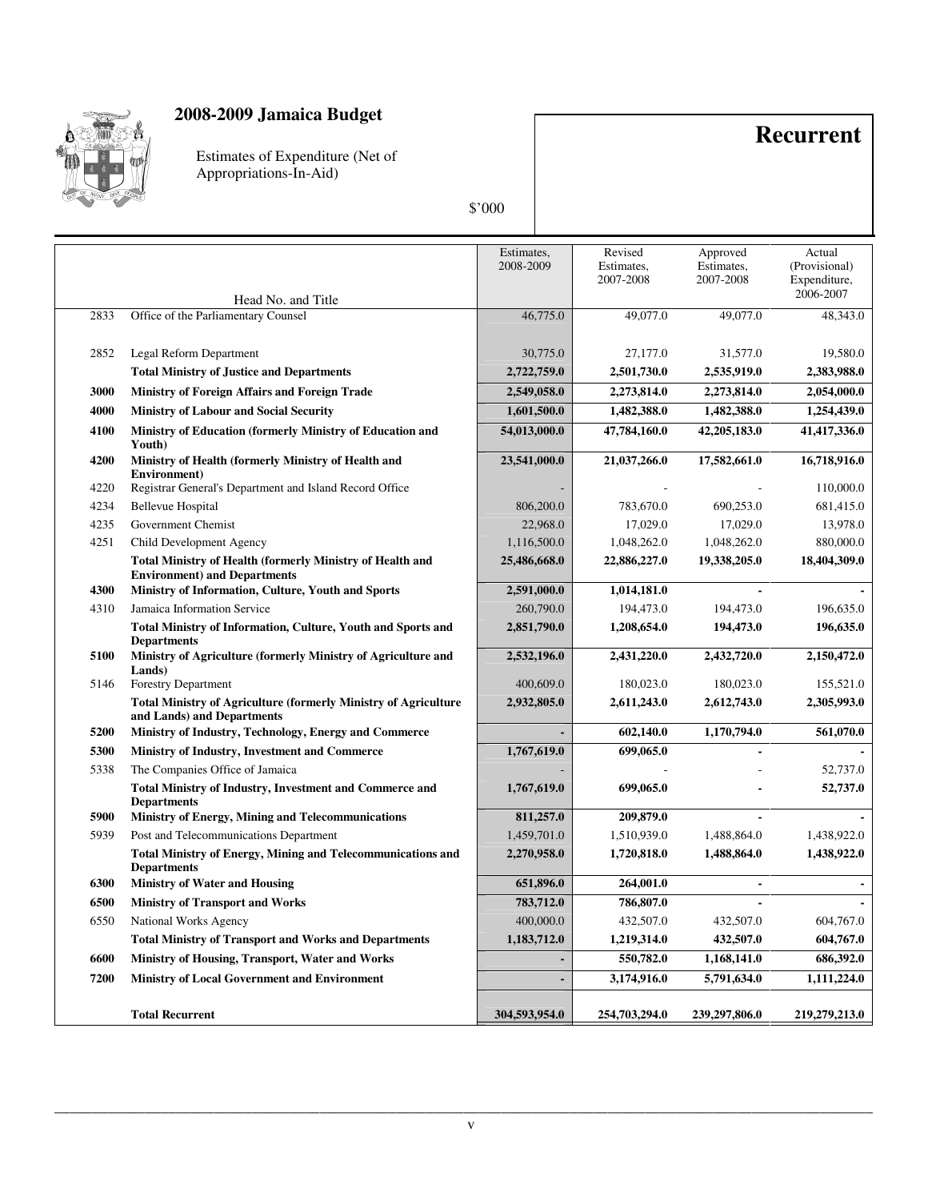# 2008-2009 Jamaica Budget

Estimates of Expenditure (Net of Appropriations-In-Aid)

$'000

**Recurrent**

| | Head No. and Title | Estimates, 2008-2009 | Revised Estimates, 2007-2008 | Approved Estimates, 2007-2008 | Actual (Provisional) Expenditure, 2006-2007 |
|---|---|---|---|---|---|
| 2833 | Office of the Parliamentary Counsel | 46,775.0 | 49,077.0 | 49,077.0 | 48,343.0 |
| 2852 | Legal Reform Department | 30,775.0 | 27,177.0 | 31,577.0 | 19,580.0 |
| | **Total Ministry of Justice and Departments** | **2,722,759.0** | **2,501,730.0** | **2,535,919.0** | **2,383,988.0** |
| **3000** | **Ministry of Foreign Affairs and Foreign Trade** | **2,549,058.0** | **2,273,814.0** | **2,273,814.0** | **2,054,000.0** |
| **4000** | **Ministry of Labour and Social Security** | **1,601,500.0** | **1,482,388.0** | **1,482,388.0** | **1,254,439.0** |
| **4100** | **Ministry of Education (formerly Ministry of Education and Youth)** | **54,013,000.0** | **47,784,160.0** | **42,205,183.0** | **41,417,336.0** |
| **4200** | **Ministry of Health (formerly Ministry of Health and Environment)** | **23,541,000.0** | **21,037,266.0** | **17,582,661.0** | **16,718,916.0** |
| 4220 | Registrar General's Department and Island Record Office | - | - | - | 110,000.0 |
| 4234 | Bellevue Hospital | 806,200.0 | 783,670.0 | 690,253.0 | 681,415.0 |
| 4235 | Government Chemist | 22,968.0 | 17,029.0 | 17,029.0 | 13,978.0 |
| 4251 | Child Development Agency | 1,116,500.0 | 1,048,262.0 | 1,048,262.0 | 880,000.0 |
| | **Total Ministry of Health (formerly Ministry of Health and Environment) and Departments** | **25,486,668.0** | **22,886,227.0** | **19,338,205.0** | **18,404,309.0** |
| **4300** | **Ministry of Information, Culture, Youth and Sports** | **2,591,000.0** | **1,014,181.0** | **-** | **-** |
| 4310 | Jamaica Information Service | 260,790.0 | 194,473.0 | 194,473.0 | 196,635.0 |
| | **Total Ministry of Information, Culture, Youth and Sports and Departments** | **2,851,790.0** | **1,208,654.0** | **194,473.0** | **196,635.0** |
| **5100** | **Ministry of Agriculture (formerly Ministry of Agriculture and Lands)** | **2,532,196.0** | **2,431,220.0** | **2,432,720.0** | **2,150,472.0** |
| 5146 | Forestry Department | 400,609.0 | 180,023.0 | 180,023.0 | 155,521.0 |
| | **Total Ministry of Agriculture (formerly Ministry of Agriculture and Lands) and Departments** | **2,932,805.0** | **2,611,243.0** | **2,612,743.0** | **2,305,993.0** |
| **5200** | **Ministry of Industry, Technology, Energy and Commerce** | **-** | **602,140.0** | **1,170,794.0** | **561,070.0** |
| **5300** | **Ministry of Industry, Investment and Commerce** | **1,767,619.0** | **699,065.0** | **-** | **-** |
| 5338 | The Companies Office of Jamaica | - | - | - | 52,737.0 |
| | **Total Ministry of Industry, Investment and Commerce and Departments** | **1,767,619.0** | **699,065.0** | **-** | **52,737.0** |
| **5900** | **Ministry of Energy, Mining and Telecommunications** | **811,257.0** | **209,879.0** | **-** | **-** |
| 5939 | Post and Telecommunications Department | 1,459,701.0 | 1,510,939.0 | 1,488,864.0 | 1,438,922.0 |
| | **Total Ministry of Energy, Mining and Telecommunications and Departments** | **2,270,958.0** | **1,720,818.0** | **1,488,864.0** | **1,438,922.0** |
| **6300** | **Ministry of Water and Housing** | **651,896.0** | **264,001.0** | **-** | **-** |
| **6500** | **Ministry of Transport and Works** | **783,712.0** | **786,807.0** | **-** | **-** |
| 6550 | National Works Agency | 400,000.0 | 432,507.0 | 432,507.0 | 604,767.0 |
| | **Total Ministry of Transport and Works and Departments** | **1,183,712.0** | **1,219,314.0** | **432,507.0** | **604,767.0** |
| **6600** | **Ministry of Housing, Transport, Water and Works** | **-** | **550,782.0** | **1,168,141.0** | **686,392.0** |
| **7200** | **Ministry of Local Government and Environment** | **-** | **3,174,916.0** | **5,791,634.0** | **1,111,224.0** |
| | **Total Recurrent** | **304,593,954.0** | **254,703,294.0** | **239,297,806.0** | **219,279,213.0** |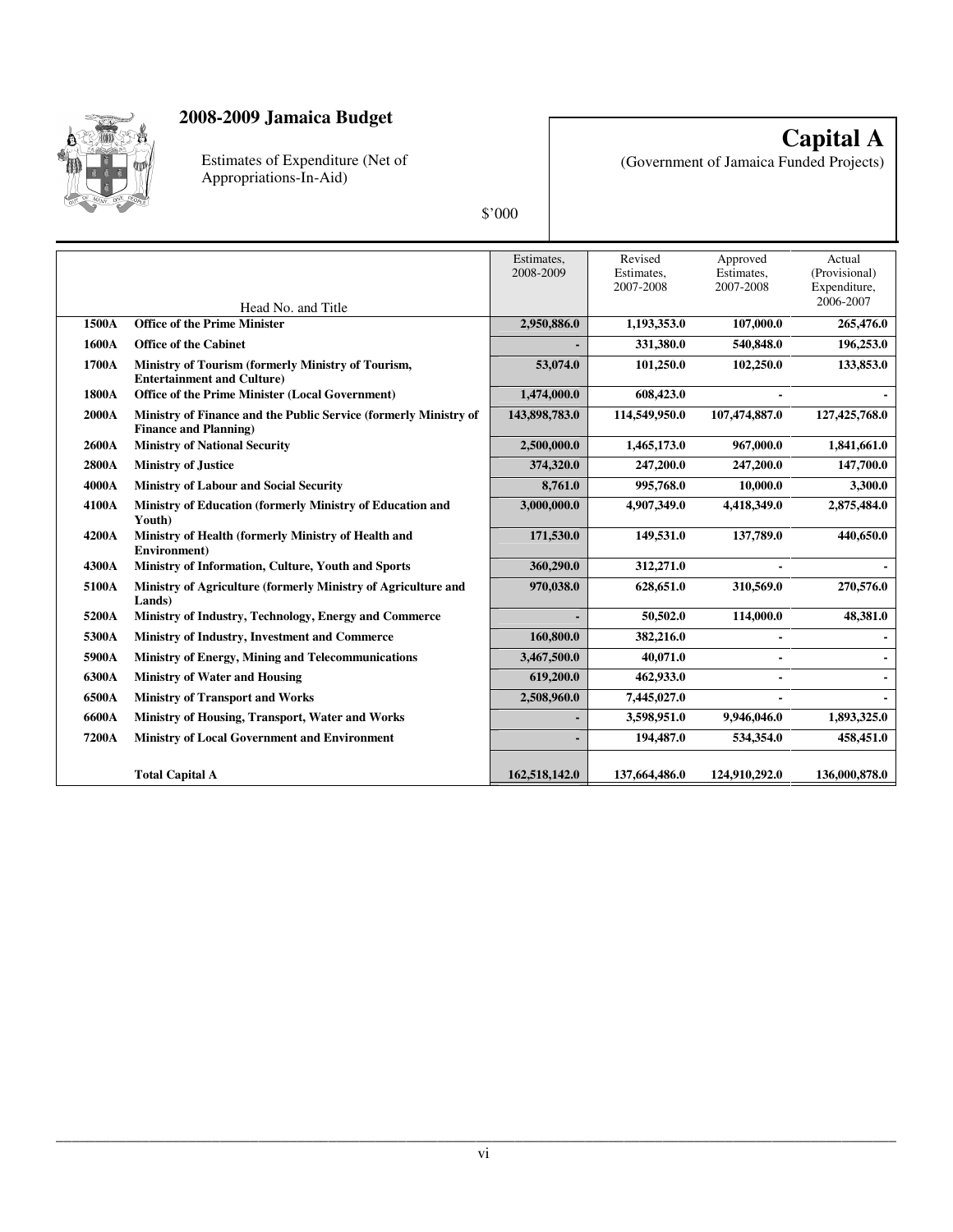# 2008-2009 Jamaica Budget

Estimates of Expenditure (Net of Appropriations-In-Aid)

$'000

# Capital A

(Government of Jamaica Funded Projects)

| | Head No. and Title | Estimates, 2008-2009 | Revised Estimates, 2007-2008 | Approved Estimates, 2007-2008 | Actual (Provisional) Expenditure, 2006-2007 |
|---|---|---|---|---|---|
| **1500A** | **Office of the Prime Minister** | **2,950,886.0** | **1,193,353.0** | **107,000.0** | **265,476.0** |
| **1600A** | **Office of the Cabinet** | **-** | **331,380.0** | **540,848.0** | **196,253.0** |
| **1700A** | **Ministry of Tourism (formerly Ministry of Tourism, Entertainment and Culture)** | **53,074.0** | **101,250.0** | **102,250.0** | **133,853.0** |
| **1800A** | **Office of the Prime Minister (Local Government)** | **1,474,000.0** | **608,423.0** | **-** | **-** |
| **2000A** | **Ministry of Finance and the Public Service (formerly Ministry of Finance and Planning)** | **143,898,783.0** | **114,549,950.0** | **107,474,887.0** | **127,425,768.0** |
| **2600A** | **Ministry of National Security** | **2,500,000.0** | **1,465,173.0** | **967,000.0** | **1,841,661.0** |
| **2800A** | **Ministry of Justice** | **374,320.0** | **247,200.0** | **247,200.0** | **147,700.0** |
| **4000A** | **Ministry of Labour and Social Security** | **8,761.0** | **995,768.0** | **10,000.0** | **3,300.0** |
| **4100A** | **Ministry of Education (formerly Ministry of Education and Youth)** | **3,000,000.0** | **4,907,349.0** | **4,418,349.0** | **2,875,484.0** |
| **4200A** | **Ministry of Health (formerly Ministry of Health and Environment)** | **171,530.0** | **149,531.0** | **137,789.0** | **440,650.0** |
| **4300A** | **Ministry of Information, Culture, Youth and Sports** | **360,290.0** | **312,271.0** | **-** | **-** |
| **5100A** | **Ministry of Agriculture (formerly Ministry of Agriculture and Lands)** | **970,038.0** | **628,651.0** | **310,569.0** | **270,576.0** |
| **5200A** | **Ministry of Industry, Technology, Energy and Commerce** | **-** | **50,502.0** | **114,000.0** | **48,381.0** |
| **5300A** | **Ministry of Industry, Investment and Commerce** | **160,800.0** | **382,216.0** | **-** | **-** |
| **5900A** | **Ministry of Energy, Mining and Telecommunications** | **3,467,500.0** | **40,071.0** | **-** | **-** |
| **6300A** | **Ministry of Water and Housing** | **619,200.0** | **462,933.0** | **-** | **-** |
| **6500A** | **Ministry of Transport and Works** | **2,508,960.0** | **7,445,027.0** | **-** | **-** |
| **6600A** | **Ministry of Housing, Transport, Water and Works** | **-** | **3,598,951.0** | **9,946,046.0** | **1,893,325.0** |
| **7200A** | **Ministry of Local Government and Environment** | **-** | **194,487.0** | **534,354.0** | **458,451.0** |
| | **Total Capital A** | **162,518,142.0** | **137,664,486.0** | **124,910,292.0** | **136,000,878.0** |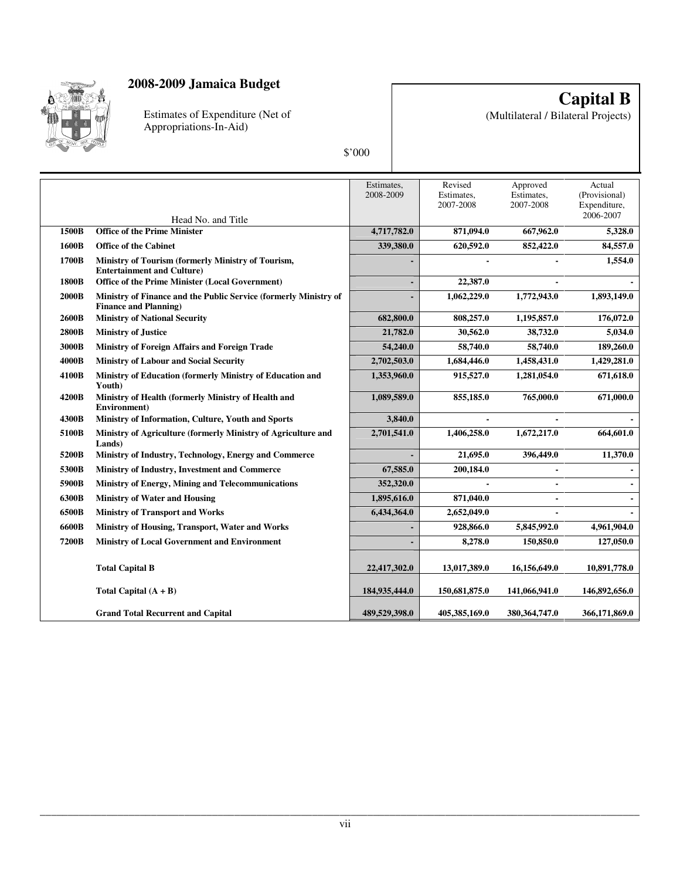# 2008-2009 Jamaica Budget

Estimates of Expenditure (Net of Appropriations-In-Aid)

$'000

## Capital B

(Multilateral / Bilateral Projects)

| | Head No. and Title | Estimates, 2008-2009 | Revised Estimates, 2007-2008 | Approved Estimates, 2007-2008 | Actual (Provisional) Expenditure, 2006-2007 |
|---|---|---|---|---|---|
| **1500B** | **Office of the Prime Minister** | **4,717,782.0** | **871,094.0** | **667,962.0** | **5,328.0** |
| **1600B** | **Office of the Cabinet** | **339,380.0** | **620,592.0** | **852,422.0** | **84,557.0** |
| **1700B** | **Ministry of Tourism (formerly Ministry of Tourism, Entertainment and Culture)** | **-** | **-** | **-** | **1,554.0** |
| **1800B** | **Office of the Prime Minister (Local Government)** | **-** | **22,387.0** | **-** | **-** |
| **2000B** | **Ministry of Finance and the Public Service (formerly Ministry of Finance and Planning)** | **-** | **1,062,229.0** | **1,772,943.0** | **1,893,149.0** |
| **2600B** | **Ministry of National Security** | **682,800.0** | **808,257.0** | **1,195,857.0** | **176,072.0** |
| **2800B** | **Ministry of Justice** | **21,782.0** | **30,562.0** | **38,732.0** | **5,034.0** |
| **3000B** | **Ministry of Foreign Affairs and Foreign Trade** | **54,240.0** | **58,740.0** | **58,740.0** | **189,260.0** |
| **4000B** | **Ministry of Labour and Social Security** | **2,702,503.0** | **1,684,446.0** | **1,458,431.0** | **1,429,281.0** |
| **4100B** | **Ministry of Education (formerly Ministry of Education and Youth)** | **1,353,960.0** | **915,527.0** | **1,281,054.0** | **671,618.0** |
| **4200B** | **Ministry of Health (formerly Ministry of Health and Environment)** | **1,089,589.0** | **855,185.0** | **765,000.0** | **671,000.0** |
| **4300B** | **Ministry of Information, Culture, Youth and Sports** | **3,840.0** | **-** | **-** | **-** |
| **5100B** | **Ministry of Agriculture (formerly Ministry of Agriculture and Lands)** | **2,701,541.0** | **1,406,258.0** | **1,672,217.0** | **664,601.0** |
| **5200B** | **Ministry of Industry, Technology, Energy and Commerce** | **-** | **21,695.0** | **396,449.0** | **11,370.0** |
| **5300B** | **Ministry of Industry, Investment and Commerce** | **67,585.0** | **200,184.0** | **-** | **-** |
| **5900B** | **Ministry of Energy, Mining and Telecommunications** | **352,320.0** | **-** | **-** | **-** |
| **6300B** | **Ministry of Water and Housing** | **1,895,616.0** | **871,040.0** | **-** | **-** |
| **6500B** | **Ministry of Transport and Works** | **6,434,364.0** | **2,652,049.0** | **-** | **-** |
| **6600B** | **Ministry of Housing, Transport, Water and Works** | **-** | **928,866.0** | **5,845,992.0** | **4,961,904.0** |
| **7200B** | **Ministry of Local Government and Environment** | **-** | **8,278.0** | **150,850.0** | **127,050.0** |
| | **Total Capital B** | **22,417,302.0** | **13,017,389.0** | **16,156,649.0** | **10,891,778.0** |
| | **Total Capital (A + B)** | **184,935,444.0** | **150,681,875.0** | **141,066,941.0** | **146,892,656.0** |
| | **Grand Total Recurrent and Capital** | **489,529,398.0** | **405,385,169.0** | **380,364,747.0** | **366,171,869.0** |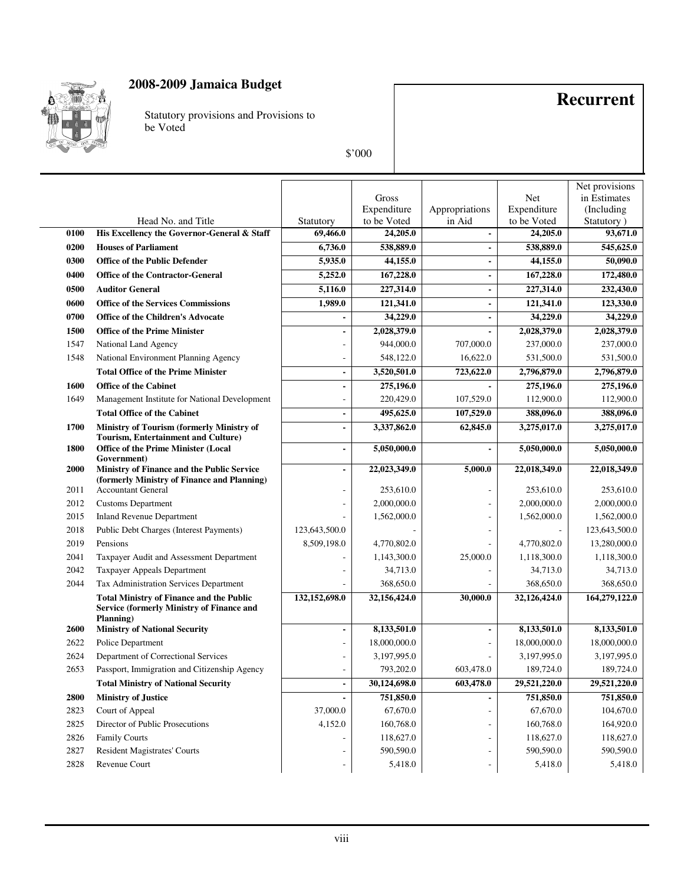# 2008-2009 Jamaica Budget

Statutory provisions and Provisions to be Voted

$'000

## Recurrent

| | Head No. and Title | Statutory | Gross Expenditure to be Voted | Appropriations in Aid | Net Expenditure to be Voted | Net provisions in Estimates (Including Statutory ) |
|---|---|---|---|---|---|---|
| **0100** | **His Excellency the Governor-General & Staff** | **69,466.0** | **24,205.0** | **-** | **24,205.0** | **93,671.0** |
| **0200** | **Houses of Parliament** | **6,736.0** | **538,889.0** | **-** | **538,889.0** | **545,625.0** |
| **0300** | **Office of the Public Defender** | **5,935.0** | **44,155.0** | **-** | **44,155.0** | **50,090.0** |
| **0400** | **Office of the Contractor-General** | **5,252.0** | **167,228.0** | **-** | **167,228.0** | **172,480.0** |
| **0500** | **Auditor General** | **5,116.0** | **227,314.0** | **-** | **227,314.0** | **232,430.0** |
| **0600** | **Office of the Services Commissions** | **1,989.0** | **121,341.0** | **-** | **121,341.0** | **123,330.0** |
| **0700** | **Office of the Children's Advocate** | **-** | **34,229.0** | **-** | **34,229.0** | **34,229.0** |
| **1500** | **Office of the Prime Minister** | **-** | **2,028,379.0** | **-** | **2,028,379.0** | **2,028,379.0** |
| 1547 | National Land Agency | - | 944,000.0 | 707,000.0 | 237,000.0 | 237,000.0 |
| 1548 | National Environment Planning Agency | - | 548,122.0 | 16,622.0 | 531,500.0 | 531,500.0 |
| | **Total Office of the Prime Minister** | **-** | **3,520,501.0** | **723,622.0** | **2,796,879.0** | **2,796,879.0** |
| **1600** | **Office of the Cabinet** | **-** | **275,196.0** | **-** | **275,196.0** | **275,196.0** |
| 1649 | Management Institute for National Development | - | 220,429.0 | 107,529.0 | 112,900.0 | 112,900.0 |
| | **Total Office of the Cabinet** | **-** | **495,625.0** | **107,529.0** | **388,096.0** | **388,096.0** |
| **1700** | **Ministry of Tourism (formerly Ministry of Tourism, Entertainment and Culture)** | **-** | **3,337,862.0** | **62,845.0** | **3,275,017.0** | **3,275,017.0** |
| **1800** | **Office of the Prime Minister (Local Government)** | **-** | **5,050,000.0** | **-** | **5,050,000.0** | **5,050,000.0** |
| **2000** | **Ministry of Finance and the Public Service (formerly Ministry of Finance and Planning)** | **-** | **22,023,349.0** | **5,000.0** | **22,018,349.0** | **22,018,349.0** |
| 2011 | Accountant General | - | 253,610.0 | - | 253,610.0 | 253,610.0 |
| 2012 | Customs Department | - | 2,000,000.0 | - | 2,000,000.0 | 2,000,000.0 |
| 2015 | Inland Revenue Department | - | 1,562,000.0 | - | 1,562,000.0 | 1,562,000.0 |
| 2018 | Public Debt Charges (Interest Payments) | 123,643,500.0 | - | - | - | 123,643,500.0 |
| 2019 | Pensions | 8,509,198.0 | 4,770,802.0 | - | 4,770,802.0 | 13,280,000.0 |
| 2041 | Taxpayer Audit and Assessment Department | - | 1,143,300.0 | 25,000.0 | 1,118,300.0 | 1,118,300.0 |
| 2042 | Taxpayer Appeals Department | - | 34,713.0 | - | 34,713.0 | 34,713.0 |
| 2044 | Tax Administration Services Department | - | 368,650.0 | - | 368,650.0 | 368,650.0 |
| | **Total Ministry of Finance and the Public Service (formerly Ministry of Finance and Planning)** | **132,152,698.0** | **32,156,424.0** | **30,000.0** | **32,126,424.0** | **164,279,122.0** |
| **2600** | **Ministry of National Security** | **-** | **8,133,501.0** | **-** | **8,133,501.0** | **8,133,501.0** |
| 2622 | Police Department | - | 18,000,000.0 | - | 18,000,000.0 | 18,000,000.0 |
| 2624 | Department of Correctional Services | - | 3,197,995.0 | - | 3,197,995.0 | 3,197,995.0 |
| 2653 | Passport, Immigration and Citizenship Agency | - | 793,202.0 | 603,478.0 | 189,724.0 | 189,724.0 |
| | **Total Ministry of National Security** | **-** | **30,124,698.0** | **603,478.0** | **29,521,220.0** | **29,521,220.0** |
| **2800** | **Ministry of Justice** | **-** | **751,850.0** | **-** | **751,850.0** | **751,850.0** |
| 2823 | Court of Appeal | 37,000.0 | 67,670.0 | - | 67,670.0 | 104,670.0 |
| 2825 | Director of Public Prosecutions | 4,152.0 | 160,768.0 | - | 160,768.0 | 164,920.0 |
| 2826 | Family Courts | - | 118,627.0 | - | 118,627.0 | 118,627.0 |
| 2827 | Resident Magistrates' Courts | - | 590,590.0 | - | 590,590.0 | 590,590.0 |
| 2828 | Revenue Court | - | 5,418.0 | - | 5,418.0 | 5,418.0 |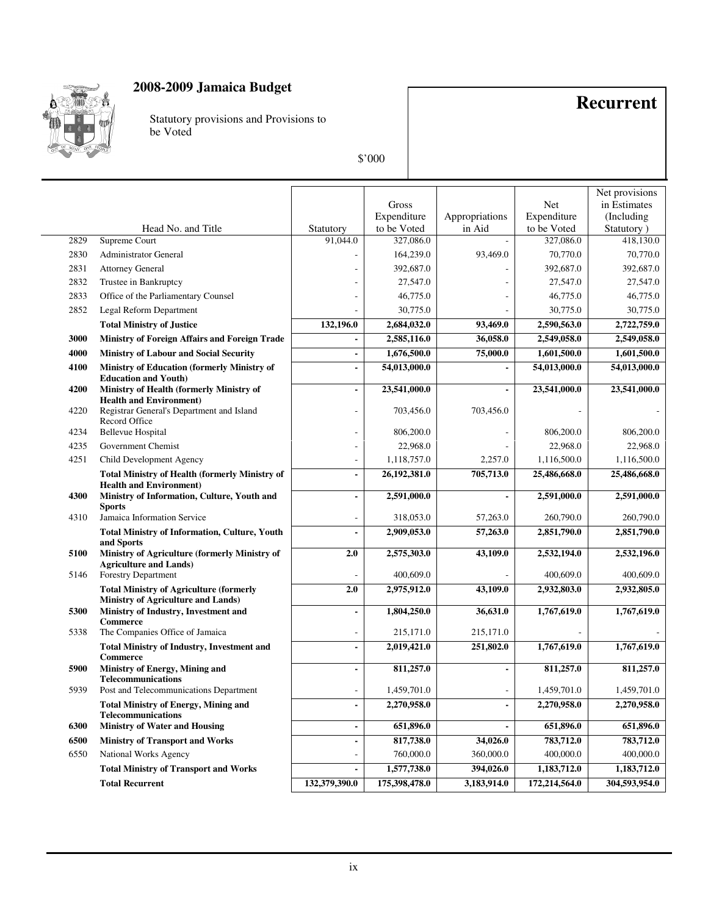## 2008-2009 Jamaica Budget

Statutory provisions and Provisions to be Voted

$'000

# Recurrent

| Head No. | Head No. and Title | Statutory | Gross Expenditure to be Voted | Appropriations in Aid | Net Expenditure to be Voted | Net provisions in Estimates (Including Statutory ) |
|---|---|---|---|---|---|---|
| 2829 | Supreme Court | 91,044.0 | 327,086.0 | - | 327,086.0 | 418,130.0 |
| 2830 | Administrator General | - | 164,239.0 | 93,469.0 | 70,770.0 | 70,770.0 |
| 2831 | Attorney General | - | 392,687.0 | - | 392,687.0 | 392,687.0 |
| 2832 | Trustee in Bankruptcy | - | 27,547.0 | - | 27,547.0 | 27,547.0 |
| 2833 | Office of the Parliamentary Counsel | - | 46,775.0 | - | 46,775.0 | 46,775.0 |
| 2852 | Legal Reform Department | - | 30,775.0 | - | 30,775.0 | 30,775.0 |
| | **Total Ministry of Justice** | **132,196.0** | **2,684,032.0** | **93,469.0** | **2,590,563.0** | **2,722,759.0** |
| **3000** | **Ministry of Foreign Affairs and Foreign Trade** | **-** | **2,585,116.0** | **36,058.0** | **2,549,058.0** | **2,549,058.0** |
| **4000** | **Ministry of Labour and Social Security** | **-** | **1,676,500.0** | **75,000.0** | **1,601,500.0** | **1,601,500.0** |
| **4100** | **Ministry of Education (formerly Ministry of Education and Youth)** | **-** | **54,013,000.0** | **-** | **54,013,000.0** | **54,013,000.0** |
| **4200** | **Ministry of Health (formerly Ministry of Health and Environment)** | **-** | **23,541,000.0** | **-** | **23,541,000.0** | **23,541,000.0** |
| 4220 | Registrar General's Department and Island Record Office | - | 703,456.0 | 703,456.0 | - | - |
| 4234 | Bellevue Hospital | - | 806,200.0 | - | 806,200.0 | 806,200.0 |
| 4235 | Government Chemist | - | 22,968.0 | - | 22,968.0 | 22,968.0 |
| 4251 | Child Development Agency | - | 1,118,757.0 | 2,257.0 | 1,116,500.0 | 1,116,500.0 |
| | **Total Ministry of Health (formerly Ministry of Health and Environment)** | **-** | **26,192,381.0** | **705,713.0** | **25,486,668.0** | **25,486,668.0** |
| **4300** | **Ministry of Information, Culture, Youth and Sports** | **-** | **2,591,000.0** | **-** | **2,591,000.0** | **2,591,000.0** |
| 4310 | Jamaica Information Service | - | 318,053.0 | 57,263.0 | 260,790.0 | 260,790.0 |
| | **Total Ministry of Information, Culture, Youth and Sports** | **-** | **2,909,053.0** | **57,263.0** | **2,851,790.0** | **2,851,790.0** |
| **5100** | **Ministry of Agriculture (formerly Ministry of Agriculture and Lands)** | **2.0** | **2,575,303.0** | **43,109.0** | **2,532,194.0** | **2,532,196.0** |
| 5146 | Forestry Department | - | 400,609.0 | - | 400,609.0 | 400,609.0 |
| | **Total Ministry of Agriculture (formerly Ministry of Agriculture and Lands)** | **2.0** | **2,975,912.0** | **43,109.0** | **2,932,803.0** | **2,932,805.0** |
| **5300** | **Ministry of Industry, Investment and Commerce** | **-** | **1,804,250.0** | **36,631.0** | **1,767,619.0** | **1,767,619.0** |
| 5338 | The Companies Office of Jamaica | - | 215,171.0 | 215,171.0 | - | - |
| | **Total Ministry of Industry, Investment and Commerce** | **-** | **2,019,421.0** | **251,802.0** | **1,767,619.0** | **1,767,619.0** |
| **5900** | **Ministry of Energy, Mining and Telecommunications** | **-** | **811,257.0** | **-** | **811,257.0** | **811,257.0** |
| 5939 | Post and Telecommunications Department | - | 1,459,701.0 | - | 1,459,701.0 | 1,459,701.0 |
| | **Total Ministry of Energy, Mining and Telecommunications** | **-** | **2,270,958.0** | **-** | **2,270,958.0** | **2,270,958.0** |
| **6300** | **Ministry of Water and Housing** | **-** | **651,896.0** | **-** | **651,896.0** | **651,896.0** |
| **6500** | **Ministry of Transport and Works** | **-** | **817,738.0** | **34,026.0** | **783,712.0** | **783,712.0** |
| 6550 | National Works Agency | - | 760,000.0 | 360,000.0 | 400,000.0 | 400,000.0 |
| | **Total Ministry of Transport and Works** | **-** | **1,577,738.0** | **394,026.0** | **1,183,712.0** | **1,183,712.0** |
| | **Total Recurrent** | **132,379,390.0** | **175,398,478.0** | **3,183,914.0** | **172,214,564.0** | **304,593,954.0** |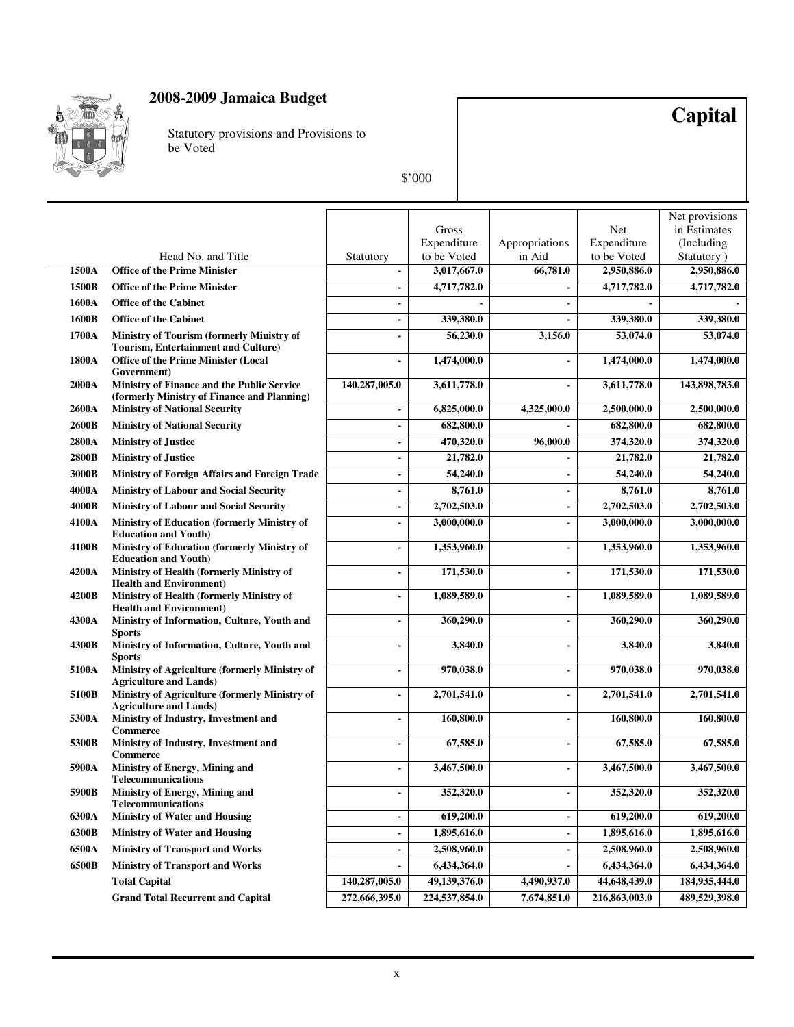# 2008-2009 Jamaica Budget

Statutory provisions and Provisions to be Voted

$'000

**Capital**

| | Head No. and Title | Statutory | Gross Expenditure to be Voted | Appropriations in Aid | Net Expenditure to be Voted | Net provisions in Estimates (Including Statutory ) |
|---|---|---|---|---|---|---|
| **1500A** | **Office of the Prime Minister** | - | 3,017,667.0 | 66,781.0 | 2,950,886.0 | 2,950,886.0 |
| **1500B** | **Office of the Prime Minister** | - | 4,717,782.0 | - | 4,717,782.0 | 4,717,782.0 |
| **1600A** | **Office of the Cabinet** | - | - | - | - | - |
| **1600B** | **Office of the Cabinet** | - | 339,380.0 | - | 339,380.0 | 339,380.0 |
| **1700A** | **Ministry of Tourism (formerly Ministry of Tourism, Entertainment and Culture)** | - | 56,230.0 | 3,156.0 | 53,074.0 | 53,074.0 |
| **1800A** | **Office of the Prime Minister (Local Government)** | - | 1,474,000.0 | - | 1,474,000.0 | 1,474,000.0 |
| **2000A** | **Ministry of Finance and the Public Service (formerly Ministry of Finance and Planning)** | 140,287,005.0 | 3,611,778.0 | - | 3,611,778.0 | 143,898,783.0 |
| **2600A** | **Ministry of National Security** | - | 6,825,000.0 | 4,325,000.0 | 2,500,000.0 | 2,500,000.0 |
| **2600B** | **Ministry of National Security** | - | 682,800.0 | - | 682,800.0 | 682,800.0 |
| **2800A** | **Ministry of Justice** | - | 470,320.0 | 96,000.0 | 374,320.0 | 374,320.0 |
| **2800B** | **Ministry of Justice** | - | 21,782.0 | - | 21,782.0 | 21,782.0 |
| **3000B** | **Ministry of Foreign Affairs and Foreign Trade** | - | 54,240.0 | - | 54,240.0 | 54,240.0 |
| **4000A** | **Ministry of Labour and Social Security** | - | 8,761.0 | - | 8,761.0 | 8,761.0 |
| **4000B** | **Ministry of Labour and Social Security** | - | 2,702,503.0 | - | 2,702,503.0 | 2,702,503.0 |
| **4100A** | **Ministry of Education (formerly Ministry of Education and Youth)** | - | 3,000,000.0 | - | 3,000,000.0 | 3,000,000.0 |
| **4100B** | **Ministry of Education (formerly Ministry of Education and Youth)** | - | 1,353,960.0 | - | 1,353,960.0 | 1,353,960.0 |
| **4200A** | **Ministry of Health (formerly Ministry of Health and Environment)** | - | 171,530.0 | - | 171,530.0 | 171,530.0 |
| **4200B** | **Ministry of Health (formerly Ministry of Health and Environment)** | - | 1,089,589.0 | - | 1,089,589.0 | 1,089,589.0 |
| **4300A** | **Ministry of Information, Culture, Youth and Sports** | - | 360,290.0 | - | 360,290.0 | 360,290.0 |
| **4300B** | **Ministry of Information, Culture, Youth and Sports** | - | 3,840.0 | - | 3,840.0 | 3,840.0 |
| **5100A** | **Ministry of Agriculture (formerly Ministry of Agriculture and Lands)** | - | 970,038.0 | - | 970,038.0 | 970,038.0 |
| **5100B** | **Ministry of Agriculture (formerly Ministry of Agriculture and Lands)** | - | 2,701,541.0 | - | 2,701,541.0 | 2,701,541.0 |
| **5300A** | **Ministry of Industry, Investment and Commerce** | - | 160,800.0 | - | 160,800.0 | 160,800.0 |
| **5300B** | **Ministry of Industry, Investment and Commerce** | - | 67,585.0 | - | 67,585.0 | 67,585.0 |
| **5900A** | **Ministry of Energy, Mining and Telecommunications** | - | 3,467,500.0 | - | 3,467,500.0 | 3,467,500.0 |
| **5900B** | **Ministry of Energy, Mining and Telecommunications** | - | 352,320.0 | - | 352,320.0 | 352,320.0 |
| **6300A** | **Ministry of Water and Housing** | - | 619,200.0 | - | 619,200.0 | 619,200.0 |
| **6300B** | **Ministry of Water and Housing** | - | 1,895,616.0 | - | 1,895,616.0 | 1,895,616.0 |
| **6500A** | **Ministry of Transport and Works** | - | 2,508,960.0 | - | 2,508,960.0 | 2,508,960.0 |
| **6500B** | **Ministry of Transport and Works** | - | 6,434,364.0 | - | 6,434,364.0 | 6,434,364.0 |
| | **Total Capital** | 140,287,005.0 | 49,139,376.0 | 4,490,937.0 | 44,648,439.0 | 184,935,444.0 |
| | **Grand Total Recurrent and Capital** | 272,666,395.0 | 224,537,854.0 | 7,674,851.0 | 216,863,003.0 | 489,529,398.0 |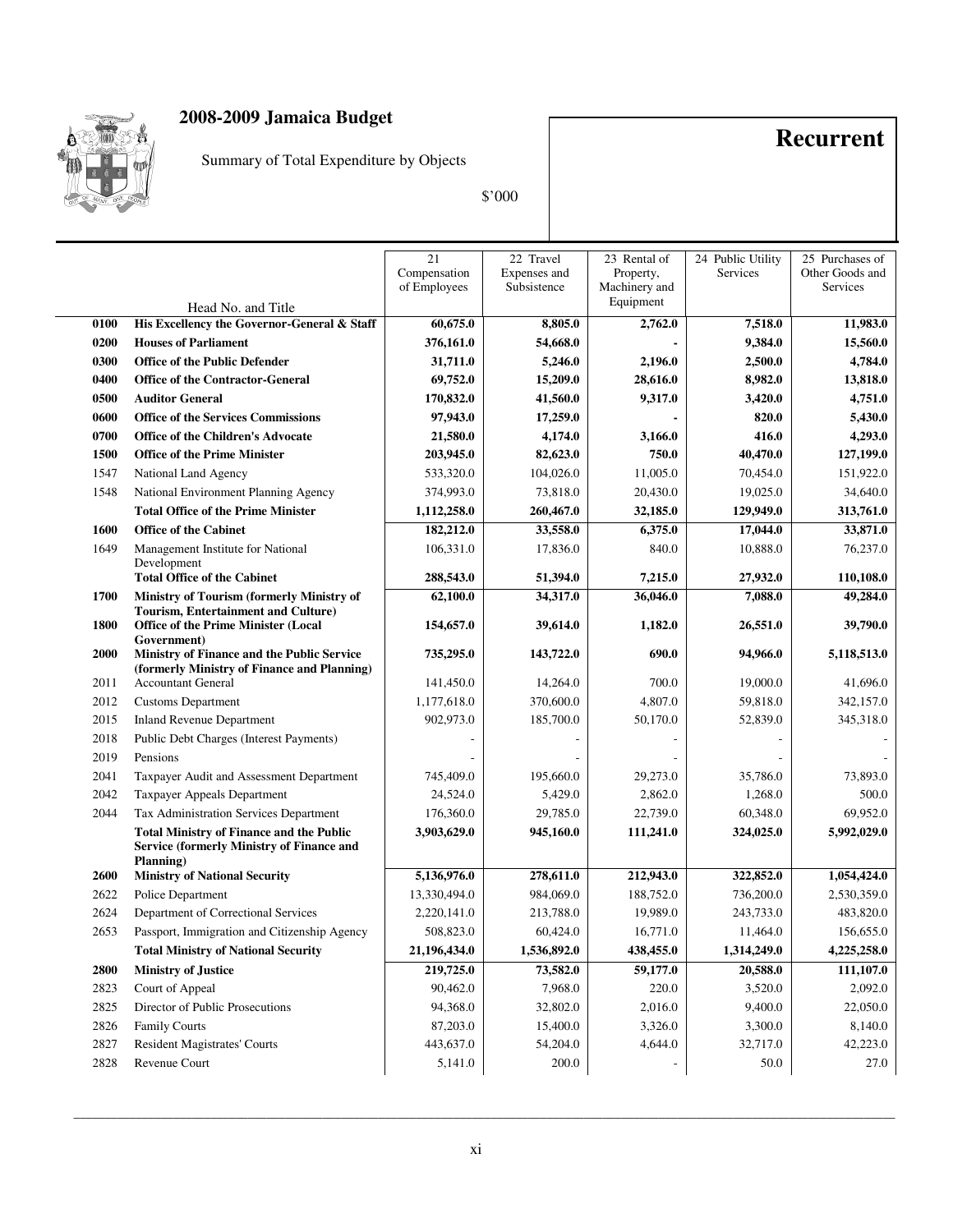# 2008-2009 Jamaica Budget

Summary of Total Expenditure by Objects

$'000

**Recurrent**

| Head No. | Head No. and Title | 21 Compensation of Employees | 22 Travel Expenses and Subsistence | 23 Rental of Property, Machinery and Equipment | 24 Public Utility Services | 25 Purchases of Other Goods and Services |
|---|---|---|---|---|---|---|
| **0100** | **His Excellency the Governor-General & Staff** | **60,675.0** | **8,805.0** | **2,762.0** | **7,518.0** | **11,983.0** |
| **0200** | **Houses of Parliament** | **376,161.0** | **54,668.0** | **-** | **9,384.0** | **15,560.0** |
| **0300** | **Office of the Public Defender** | **31,711.0** | **5,246.0** | **2,196.0** | **2,500.0** | **4,784.0** |
| **0400** | **Office of the Contractor-General** | **69,752.0** | **15,209.0** | **28,616.0** | **8,982.0** | **13,818.0** |
| **0500** | **Auditor General** | **170,832.0** | **41,560.0** | **9,317.0** | **3,420.0** | **4,751.0** |
| **0600** | **Office of the Services Commissions** | **97,943.0** | **17,259.0** | **-** | **820.0** | **5,430.0** |
| **0700** | **Office of the Children's Advocate** | **21,580.0** | **4,174.0** | **3,166.0** | **416.0** | **4,293.0** |
| **1500** | **Office of the Prime Minister** | **203,945.0** | **82,623.0** | **750.0** | **40,470.0** | **127,199.0** |
| 1547 | National Land Agency | 533,320.0 | 104,026.0 | 11,005.0 | 70,454.0 | 151,922.0 |
| 1548 | National Environment Planning Agency | 374,993.0 | 73,818.0 | 20,430.0 | 19,025.0 | 34,640.0 |
| | **Total Office of the Prime Minister** | **1,112,258.0** | **260,467.0** | **32,185.0** | **129,949.0** | **313,761.0** |
| **1600** | **Office of the Cabinet** | **182,212.0** | **33,558.0** | **6,375.0** | **17,044.0** | **33,871.0** |
| 1649 | Management Institute for National Development | 106,331.0 | 17,836.0 | 840.0 | 10,888.0 | 76,237.0 |
| | **Total Office of the Cabinet** | **288,543.0** | **51,394.0** | **7,215.0** | **27,932.0** | **110,108.0** |
| **1700** | **Ministry of Tourism (formerly Ministry of Tourism, Entertainment and Culture)** | **62,100.0** | **34,317.0** | **36,046.0** | **7,088.0** | **49,284.0** |
| **1800** | **Office of the Prime Minister (Local Government)** | **154,657.0** | **39,614.0** | **1,182.0** | **26,551.0** | **39,790.0** |
| **2000** | **Ministry of Finance and the Public Service (formerly Ministry of Finance and Planning)** | **735,295.0** | **143,722.0** | **690.0** | **94,966.0** | **5,118,513.0** |
| 2011 | Accountant General | 141,450.0 | 14,264.0 | 700.0 | 19,000.0 | 41,696.0 |
| 2012 | Customs Department | 1,177,618.0 | 370,600.0 | 4,807.0 | 59,818.0 | 342,157.0 |
| 2015 | Inland Revenue Department | 902,973.0 | 185,700.0 | 50,170.0 | 52,839.0 | 345,318.0 |
| 2018 | Public Debt Charges (Interest Payments) | - | - | - | - | - |
| 2019 | Pensions | - | - | - | - | - |
| 2041 | Taxpayer Audit and Assessment Department | 745,409.0 | 195,660.0 | 29,273.0 | 35,786.0 | 73,893.0 |
| 2042 | Taxpayer Appeals Department | 24,524.0 | 5,429.0 | 2,862.0 | 1,268.0 | 500.0 |
| 2044 | Tax Administration Services Department | 176,360.0 | 29,785.0 | 22,739.0 | 60,348.0 | 69,952.0 |
| | **Total Ministry of Finance and the Public Service (formerly Ministry of Finance and Planning)** | **3,903,629.0** | **945,160.0** | **111,241.0** | **324,025.0** | **5,992,029.0** |
| **2600** | **Ministry of National Security** | **5,136,976.0** | **278,611.0** | **212,943.0** | **322,852.0** | **1,054,424.0** |
| 2622 | Police Department | 13,330,494.0 | 984,069.0 | 188,752.0 | 736,200.0 | 2,530,359.0 |
| 2624 | Department of Correctional Services | 2,220,141.0 | 213,788.0 | 19,989.0 | 243,733.0 | 483,820.0 |
| 2653 | Passport, Immigration and Citizenship Agency | 508,823.0 | 60,424.0 | 16,771.0 | 11,464.0 | 156,655.0 |
| | **Total Ministry of National Security** | **21,196,434.0** | **1,536,892.0** | **438,455.0** | **1,314,249.0** | **4,225,258.0** |
| **2800** | **Ministry of Justice** | **219,725.0** | **73,582.0** | **59,177.0** | **20,588.0** | **111,107.0** |
| 2823 | Court of Appeal | 90,462.0 | 7,968.0 | 220.0 | 3,520.0 | 2,092.0 |
| 2825 | Director of Public Prosecutions | 94,368.0 | 32,802.0 | 2,016.0 | 9,400.0 | 22,050.0 |
| 2826 | Family Courts | 87,203.0 | 15,400.0 | 3,326.0 | 3,300.0 | 8,140.0 |
| 2827 | Resident Magistrates' Courts | 443,637.0 | 54,204.0 | 4,644.0 | 32,717.0 | 42,223.0 |
| 2828 | Revenue Court | 5,141.0 | 200.0 | - | 50.0 | 27.0 |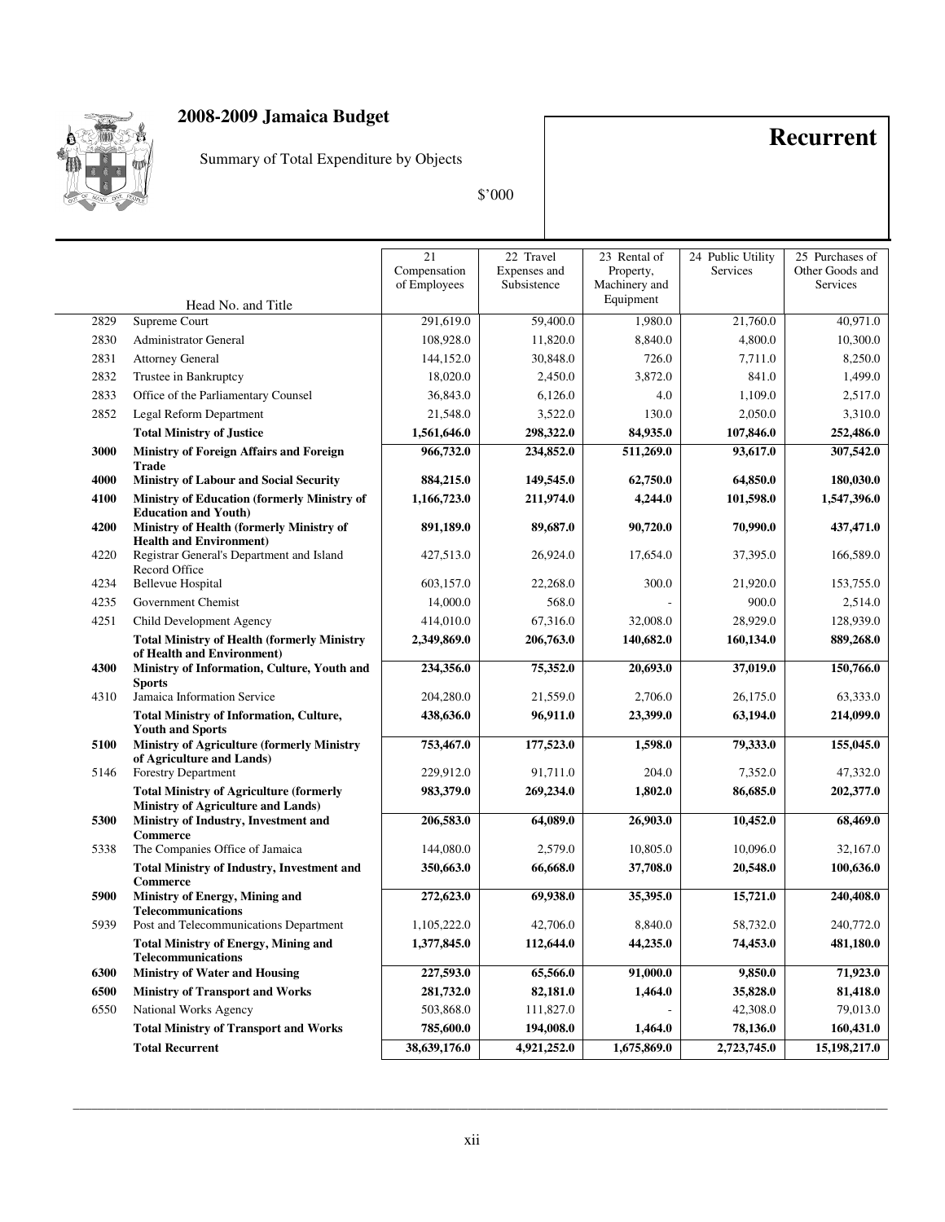# 2008-2009 Jamaica Budget

Summary of Total Expenditure by Objects

$'000

## Recurrent

| | Head No. and Title | 21 Compensation of Employees | 22 Travel Expenses and Subsistence | 23 Rental of Property, Machinery and Equipment | 24 Public Utility Services | 25 Purchases of Other Goods and Services |
|---|---|---|---|---|---|---|
| 2829 | Supreme Court | 291,619.0 | 59,400.0 | 1,980.0 | 21,760.0 | 40,971.0 |
| 2830 | Administrator General | 108,928.0 | 11,820.0 | 8,840.0 | 4,800.0 | 10,300.0 |
| 2831 | Attorney General | 144,152.0 | 30,848.0 | 726.0 | 7,711.0 | 8,250.0 |
| 2832 | Trustee in Bankruptcy | 18,020.0 | 2,450.0 | 3,872.0 | 841.0 | 1,499.0 |
| 2833 | Office of the Parliamentary Counsel | 36,843.0 | 6,126.0 | 4.0 | 1,109.0 | 2,517.0 |
| 2852 | Legal Reform Department | 21,548.0 | 3,522.0 | 130.0 | 2,050.0 | 3,310.0 |
| | **Total Ministry of Justice** | **1,561,646.0** | **298,322.0** | **84,935.0** | **107,846.0** | **252,486.0** |
| **3000** | **Ministry of Foreign Affairs and Foreign Trade** | **966,732.0** | **234,852.0** | **511,269.0** | **93,617.0** | **307,542.0** |
| **4000** | **Ministry of Labour and Social Security** | **884,215.0** | **149,545.0** | **62,750.0** | **64,850.0** | **180,030.0** |
| **4100** | **Ministry of Education (formerly Ministry of Education and Youth)** | **1,166,723.0** | **211,974.0** | **4,244.0** | **101,598.0** | **1,547,396.0** |
| **4200** | **Ministry of Health (formerly Ministry of Health and Environment)** | **891,189.0** | **89,687.0** | **90,720.0** | **70,990.0** | **437,471.0** |
| 4220 | Registrar General's Department and Island Record Office | 427,513.0 | 26,924.0 | 17,654.0 | 37,395.0 | 166,589.0 |
| 4234 | Bellevue Hospital | 603,157.0 | 22,268.0 | 300.0 | 21,920.0 | 153,755.0 |
| 4235 | Government Chemist | 14,000.0 | 568.0 | - | 900.0 | 2,514.0 |
| 4251 | Child Development Agency | 414,010.0 | 67,316.0 | 32,008.0 | 28,929.0 | 128,939.0 |
| | **Total Ministry of Health (formerly Ministry of Health and Environment)** | **2,349,869.0** | **206,763.0** | **140,682.0** | **160,134.0** | **889,268.0** |
| **4300** | **Ministry of Information, Culture, Youth and Sports** | **234,356.0** | **75,352.0** | **20,693.0** | **37,019.0** | **150,766.0** |
| 4310 | Jamaica Information Service | 204,280.0 | 21,559.0 | 2,706.0 | 26,175.0 | 63,333.0 |
| | **Total Ministry of Information, Culture, Youth and Sports** | **438,636.0** | **96,911.0** | **23,399.0** | **63,194.0** | **214,099.0** |
| **5100** | **Ministry of Agriculture (formerly Ministry of Agriculture and Lands)** | **753,467.0** | **177,523.0** | **1,598.0** | **79,333.0** | **155,045.0** |
| 5146 | Forestry Department | 229,912.0 | 91,711.0 | 204.0 | 7,352.0 | 47,332.0 |
| | **Total Ministry of Agriculture (formerly Ministry of Agriculture and Lands)** | **983,379.0** | **269,234.0** | **1,802.0** | **86,685.0** | **202,377.0** |
| **5300** | **Ministry of Industry, Investment and Commerce** | **206,583.0** | **64,089.0** | **26,903.0** | **10,452.0** | **68,469.0** |
| 5338 | The Companies Office of Jamaica | 144,080.0 | 2,579.0 | 10,805.0 | 10,096.0 | 32,167.0 |
| | **Total Ministry of Industry, Investment and Commerce** | **350,663.0** | **66,668.0** | **37,708.0** | **20,548.0** | **100,636.0** |
| **5900** | **Ministry of Energy, Mining and Telecommunications** | **272,623.0** | **69,938.0** | **35,395.0** | **15,721.0** | **240,408.0** |
| 5939 | Post and Telecommunications Department | 1,105,222.0 | 42,706.0 | 8,840.0 | 58,732.0 | 240,772.0 |
| | **Total Ministry of Energy, Mining and Telecommunications** | **1,377,845.0** | **112,644.0** | **44,235.0** | **74,453.0** | **481,180.0** |
| **6300** | **Ministry of Water and Housing** | **227,593.0** | **65,566.0** | **91,000.0** | **9,850.0** | **71,923.0** |
| **6500** | **Ministry of Transport and Works** | **281,732.0** | **82,181.0** | **1,464.0** | **35,828.0** | **81,418.0** |
| 6550 | National Works Agency | 503,868.0 | 111,827.0 | - | 42,308.0 | 79,013.0 |
| | **Total Ministry of Transport and Works** | **785,600.0** | **194,008.0** | **1,464.0** | **78,136.0** | **160,431.0** |
| | **Total Recurrent** | **38,639,176.0** | **4,921,252.0** | **1,675,869.0** | **2,723,745.0** | **15,198,217.0** |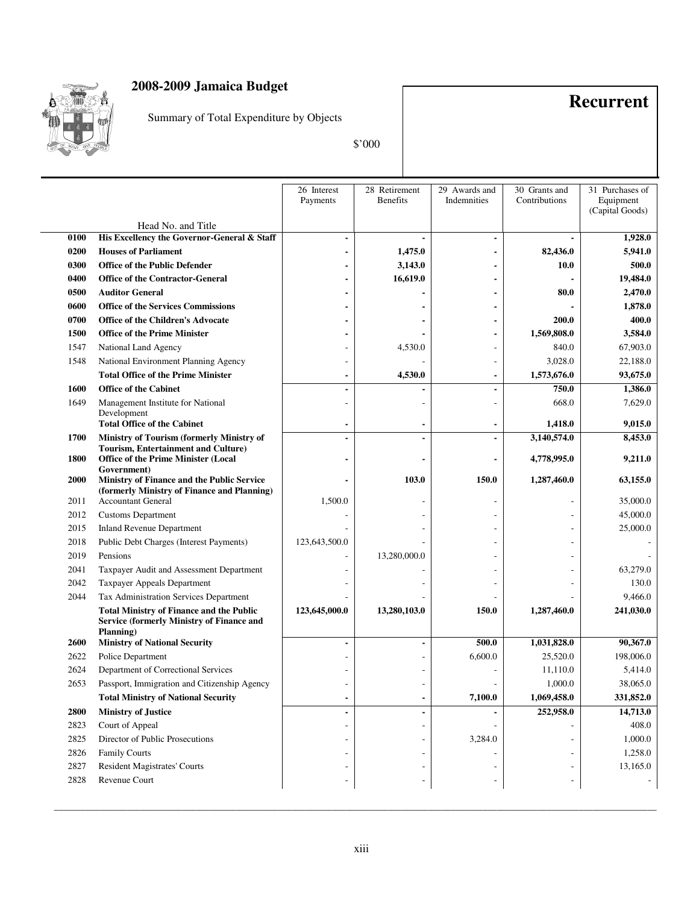# 2008-2009 Jamaica Budget

Summary of Total Expenditure by Objects

$'000

**Recurrent**

| | Head No. and Title | 26 Interest Payments | 28 Retirement Benefits | 29 Awards and Indemnities | 30 Grants and Contributions | 31 Purchases of Equipment (Capital Goods) |
|---|---|---|---|---|---|---|
| **0100** | **His Excellency the Governor-General & Staff** | **-** | **-** | **-** | **-** | **1,928.0** |
| **0200** | **Houses of Parliament** | **-** | **1,475.0** | **-** | **82,436.0** | **5,941.0** |
| **0300** | **Office of the Public Defender** | **-** | **3,143.0** | **-** | **10.0** | **500.0** |
| **0400** | **Office of the Contractor-General** | **-** | **16,619.0** | **-** | **-** | **19,484.0** |
| **0500** | **Auditor General** | **-** | **-** | **-** | **80.0** | **2,470.0** |
| **0600** | **Office of the Services Commissions** | **-** | **-** | **-** | **-** | **1,878.0** |
| **0700** | **Office of the Children's Advocate** | **-** | **-** | **-** | **200.0** | **400.0** |
| **1500** | **Office of the Prime Minister** | **-** | **-** | **-** | **1,569,808.0** | **3,584.0** |
| 1547 | National Land Agency | - | 4,530.0 | - | 840.0 | 67,903.0 |
| 1548 | National Environment Planning Agency | - | - | - | 3,028.0 | 22,188.0 |
| | **Total Office of the Prime Minister** | **-** | **4,530.0** | **-** | **1,573,676.0** | **93,675.0** |
| **1600** | **Office of the Cabinet** | **-** | **-** | **-** | **750.0** | **1,386.0** |
| 1649 | Management Institute for National Development | - | - | - | 668.0 | 7,629.0 |
| | **Total Office of the Cabinet** | **-** | **-** | **-** | **1,418.0** | **9,015.0** |
| **1700** | **Ministry of Tourism (formerly Ministry of Tourism, Entertainment and Culture)** | **-** | **-** | **-** | **3,140,574.0** | **8,453.0** |
| **1800** | **Office of the Prime Minister (Local Government)** | **-** | **-** | **-** | **4,778,995.0** | **9,211.0** |
| **2000** | **Ministry of Finance and the Public Service (formerly Ministry of Finance and Planning)** | **-** | **103.0** | **150.0** | **1,287,460.0** | **63,155.0** |
| 2011 | Accountant General | 1,500.0 | - | - | - | 35,000.0 |
| 2012 | Customs Department | - | - | - | - | 45,000.0 |
| 2015 | Inland Revenue Department | - | - | - | - | 25,000.0 |
| 2018 | Public Debt Charges (Interest Payments) | 123,643,500.0 | - | - | - | - |
| 2019 | Pensions | - | 13,280,000.0 | - | - | - |
| 2041 | Taxpayer Audit and Assessment Department | - | - | - | - | 63,279.0 |
| 2042 | Taxpayer Appeals Department | - | - | - | - | 130.0 |
| 2044 | Tax Administration Services Department | - | - | - | - | 9,466.0 |
| | **Total Ministry of Finance and the Public Service (formerly Ministry of Finance and Planning)** | **123,645,000.0** | **13,280,103.0** | **150.0** | **1,287,460.0** | **241,030.0** |
| **2600** | **Ministry of National Security** | **-** | **-** | **500.0** | **1,031,828.0** | **90,367.0** |
| 2622 | Police Department | - | - | 6,600.0 | 25,520.0 | 198,006.0 |
| 2624 | Department of Correctional Services | - | - | - | 11,110.0 | 5,414.0 |
| 2653 | Passport, Immigration and Citizenship Agency | - | - | - | 1,000.0 | 38,065.0 |
| | **Total Ministry of National Security** | **-** | **-** | **7,100.0** | **1,069,458.0** | **331,852.0** |
| **2800** | **Ministry of Justice** | **-** | **-** | **-** | **252,958.0** | **14,713.0** |
| 2823 | Court of Appeal | - | - | - | - | 408.0 |
| 2825 | Director of Public Prosecutions | - | - | 3,284.0 | - | 1,000.0 |
| 2826 | Family Courts | - | - | - | - | 1,258.0 |
| 2827 | Resident Magistrates' Courts | - | - | - | - | 13,165.0 |
| 2828 | Revenue Court | - | - | - | - | - |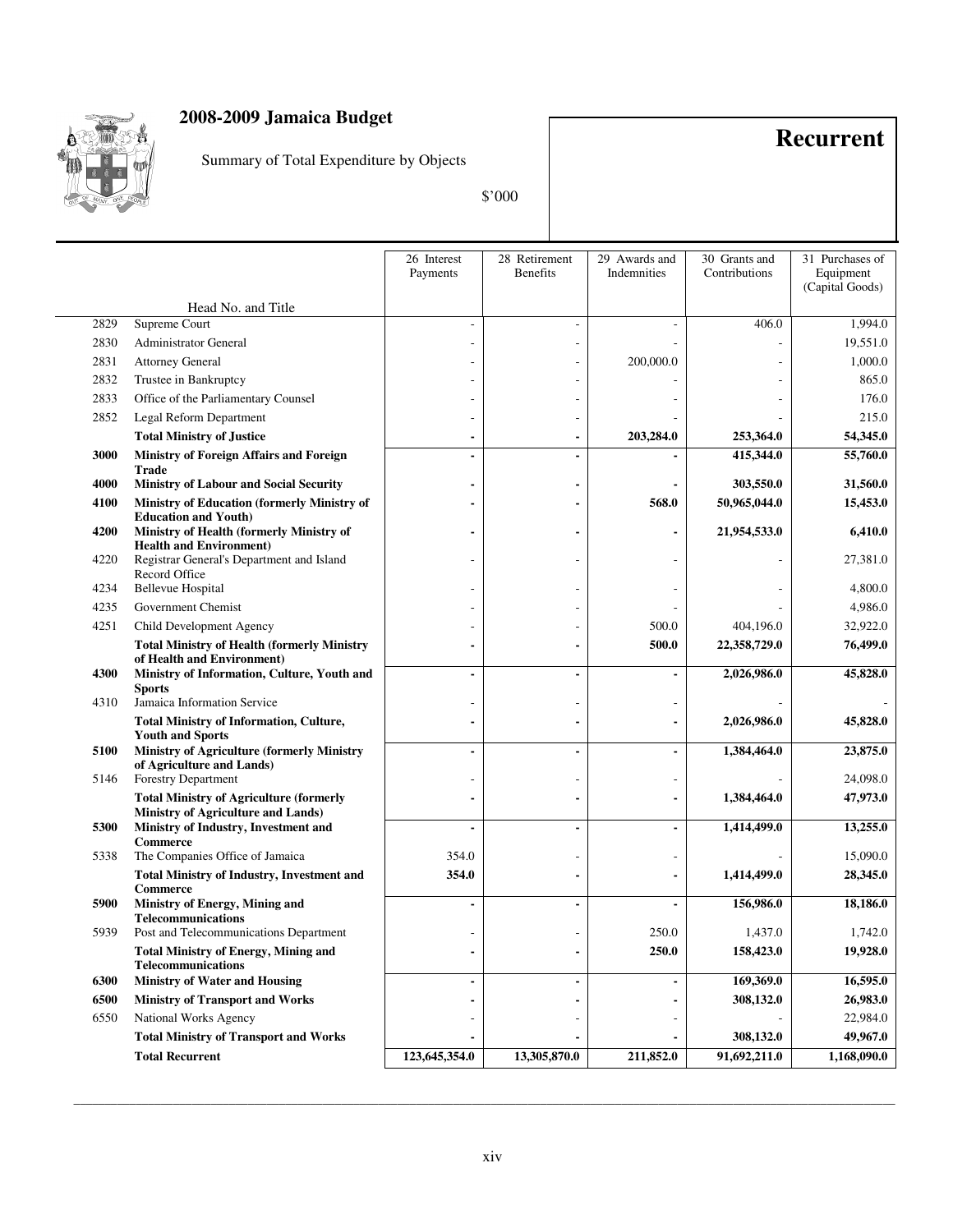# 2008-2009 Jamaica Budget

Summary of Total Expenditure by Objects

$'000

# Recurrent

| Head No. | Head No. and Title | 26 Interest Payments | 28 Retirement Benefits | 29 Awards and Indemnities | 30 Grants and Contributions | 31 Purchases of Equipment (Capital Goods) |
|---|---|---|---|---|---|---|
| 2829 | Supreme Court | - | - | - | 406.0 | 1,994.0 |
| 2830 | Administrator General | - | - | - | - | 19,551.0 |
| 2831 | Attorney General | - | - | 200,000.0 | - | 1,000.0 |
| 2832 | Trustee in Bankruptcy | - | - | - | - | 865.0 |
| 2833 | Office of the Parliamentary Counsel | - | - | - | - | 176.0 |
| 2852 | Legal Reform Department | - | - | - | - | 215.0 |
| | **Total Ministry of Justice** | **-** | **-** | **203,284.0** | **253,364.0** | **54,345.0** |
| **3000** | **Ministry of Foreign Affairs and Foreign Trade** | **-** | **-** | **-** | **415,344.0** | **55,760.0** |
| **4000** | **Ministry of Labour and Social Security** | **-** | **-** | **-** | **303,550.0** | **31,560.0** |
| **4100** | **Ministry of Education (formerly Ministry of Education and Youth)** | **-** | **-** | **568.0** | **50,965,044.0** | **15,453.0** |
| **4200** | **Ministry of Health (formerly Ministry of Health and Environment)** | **-** | **-** | **-** | **21,954,533.0** | **6,410.0** |
| 4220 | Registrar General's Department and Island Record Office | - | - | - | - | 27,381.0 |
| 4234 | Bellevue Hospital | - | - | - | - | 4,800.0 |
| 4235 | Government Chemist | - | - | - | - | 4,986.0 |
| 4251 | Child Development Agency | - | - | 500.0 | 404,196.0 | 32,922.0 |
| | **Total Ministry of Health (formerly Ministry of Health and Environment)** | **-** | **-** | **500.0** | **22,358,729.0** | **76,499.0** |
| **4300** | **Ministry of Information, Culture, Youth and Sports** | **-** | **-** | **-** | **2,026,986.0** | **45,828.0** |
| 4310 | Jamaica Information Service | - | - | - | - | - |
| | **Total Ministry of Information, Culture, Youth and Sports** | **-** | **-** | **-** | **2,026,986.0** | **45,828.0** |
| **5100** | **Ministry of Agriculture (formerly Ministry of Agriculture and Lands)** | **-** | **-** | **-** | **1,384,464.0** | **23,875.0** |
| 5146 | Forestry Department | - | - | - | - | 24,098.0 |
| | **Total Ministry of Agriculture (formerly Ministry of Agriculture and Lands)** | **-** | **-** | **-** | **1,384,464.0** | **47,973.0** |
| **5300** | **Ministry of Industry, Investment and Commerce** | **-** | **-** | **-** | **1,414,499.0** | **13,255.0** |
| 5338 | The Companies Office of Jamaica | 354.0 | - | - | - | 15,090.0 |
| | **Total Ministry of Industry, Investment and Commerce** | **354.0** | **-** | **-** | **1,414,499.0** | **28,345.0** |
| **5900** | **Ministry of Energy, Mining and Telecommunications** | **-** | **-** | **-** | **156,986.0** | **18,186.0** |
| 5939 | Post and Telecommunications Department | - | - | 250.0 | 1,437.0 | 1,742.0 |
| | **Total Ministry of Energy, Mining and Telecommunications** | **-** | **-** | **250.0** | **158,423.0** | **19,928.0** |
| **6300** | **Ministry of Water and Housing** | **-** | **-** | **-** | **169,369.0** | **16,595.0** |
| **6500** | **Ministry of Transport and Works** | **-** | **-** | **-** | **308,132.0** | **26,983.0** |
| 6550 | National Works Agency | - | - | - | - | 22,984.0 |
| | **Total Ministry of Transport and Works** | **-** | **-** | **-** | **308,132.0** | **49,967.0** |
| | **Total Recurrent** | **123,645,354.0** | **13,305,870.0** | **211,852.0** | **91,692,211.0** | **1,168,090.0** |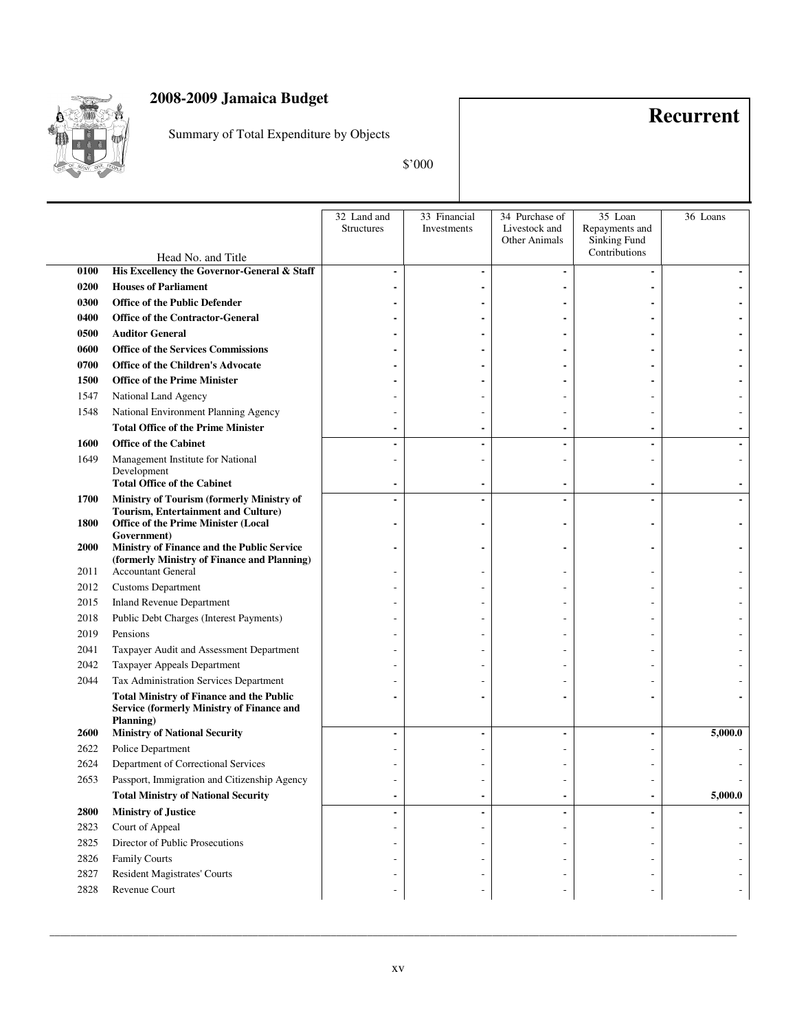# 2008-2009 Jamaica Budget

Summary of Total Expenditure by Objects

$'000

**Recurrent**

| | Head No. and Title | 32 Land and Structures | 33 Financial Investments | 34 Purchase of Livestock and Other Animals | 35 Loan Repayments and Sinking Fund Contributions | 36 Loans |
|---|---|---|---|---|---|---|
| **0100** | **His Excellency the Governor-General & Staff** | **-** | **-** | **-** | **-** | **-** |
| **0200** | **Houses of Parliament** | **-** | **-** | **-** | **-** | **-** |
| **0300** | **Office of the Public Defender** | **-** | **-** | **-** | **-** | **-** |
| **0400** | **Office of the Contractor-General** | **-** | **-** | **-** | **-** | **-** |
| **0500** | **Auditor General** | **-** | **-** | **-** | **-** | **-** |
| **0600** | **Office of the Services Commissions** | **-** | **-** | **-** | **-** | **-** |
| **0700** | **Office of the Children's Advocate** | **-** | **-** | **-** | **-** | **-** |
| **1500** | **Office of the Prime Minister** | **-** | **-** | **-** | **-** | **-** |
| 1547 | National Land Agency | - | - | - | - | - |
| 1548 | National Environment Planning Agency | - | - | - | - | - |
| | **Total Office of the Prime Minister** | **-** | **-** | **-** | **-** | **-** |
| **1600** | **Office of the Cabinet** | **-** | **-** | **-** | **-** | **-** |
| 1649 | Management Institute for National Development | - | - | - | - | - |
| | **Total Office of the Cabinet** | **-** | **-** | **-** | **-** | **-** |
| **1700** | **Ministry of Tourism (formerly Ministry of Tourism, Entertainment and Culture)** | **-** | **-** | **-** | **-** | **-** |
| **1800** | **Office of the Prime Minister (Local Government)** | **-** | **-** | **-** | **-** | **-** |
| **2000** | **Ministry of Finance and the Public Service (formerly Ministry of Finance and Planning)** | **-** | **-** | **-** | **-** | **-** |
| 2011 | Accountant General | - | - | - | - | - |
| 2012 | Customs Department | - | - | - | - | - |
| 2015 | Inland Revenue Department | - | - | - | - | - |
| 2018 | Public Debt Charges (Interest Payments) | - | - | - | - | - |
| 2019 | Pensions | - | - | - | - | - |
| 2041 | Taxpayer Audit and Assessment Department | - | - | - | - | - |
| 2042 | Taxpayer Appeals Department | - | - | - | - | - |
| 2044 | Tax Administration Services Department | - | - | - | - | - |
| | **Total Ministry of Finance and the Public Service (formerly Ministry of Finance and Planning)** | **-** | **-** | **-** | **-** | **-** |
| **2600** | **Ministry of National Security** | **-** | **-** | **-** | **-** | **5,000.0** |
| 2622 | Police Department | - | - | - | - | - |
| 2624 | Department of Correctional Services | - | - | - | - | - |
| 2653 | Passport, Immigration and Citizenship Agency | - | - | - | - | - |
| | **Total Ministry of National Security** | **-** | **-** | **-** | **-** | **5,000.0** |
| **2800** | **Ministry of Justice** | **-** | **-** | **-** | **-** | **-** |
| 2823 | Court of Appeal | - | - | - | - | - |
| 2825 | Director of Public Prosecutions | - | - | - | - | - |
| 2826 | Family Courts | - | - | - | - | - |
| 2827 | Resident Magistrates' Courts | - | - | - | - | - |
| 2828 | Revenue Court | - | - | - | - | - |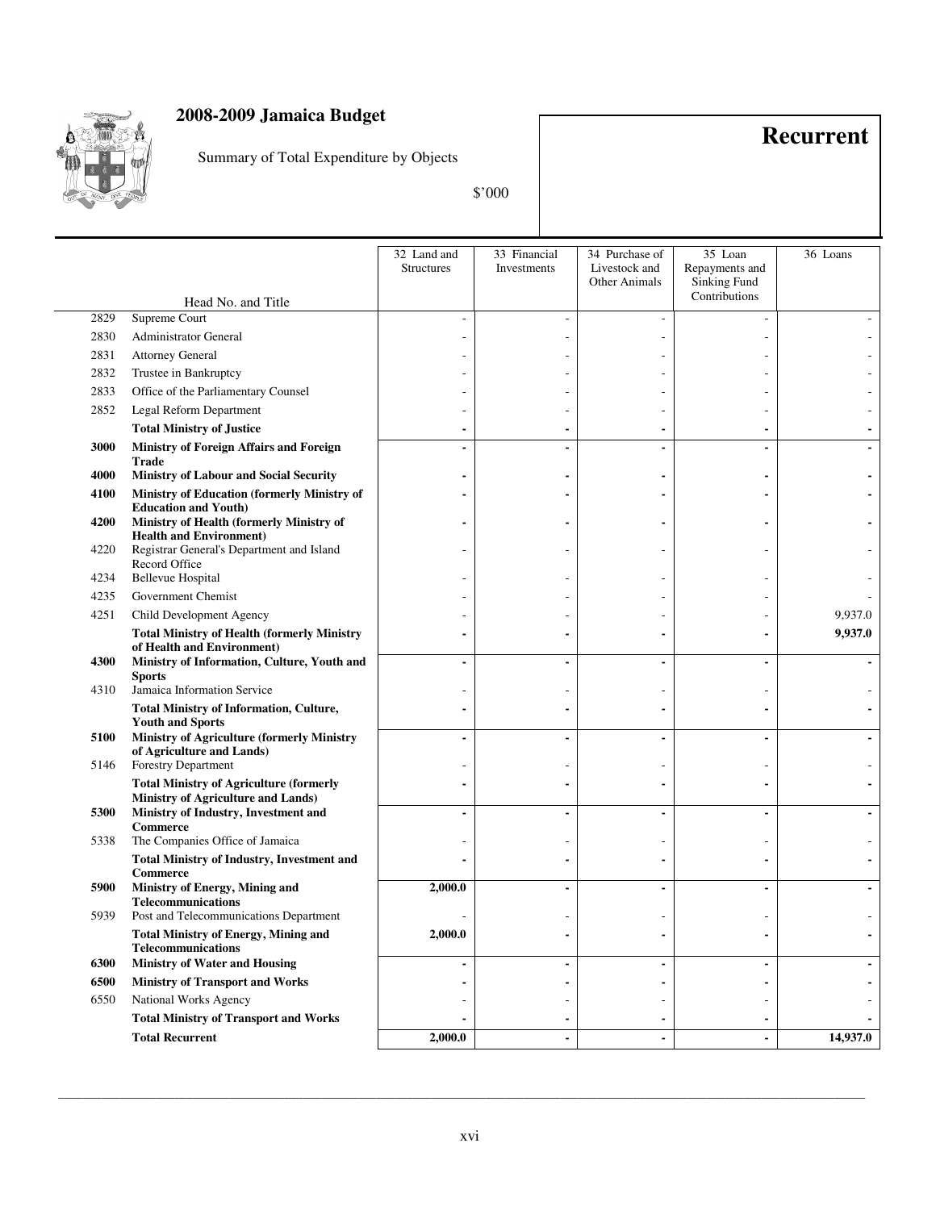# 2008-2009 Jamaica Budget

Summary of Total Expenditure by Objects

$'000

## Recurrent

| | Head No. and Title | 32 Land and Structures | 33 Financial Investments | 34 Purchase of Livestock and Other Animals | 35 Loan Repayments and Sinking Fund Contributions | 36 Loans |
|---|---|---|---|---|---|---|
| 2829 | Supreme Court | - | - | - | - | - |
| 2830 | Administrator General | - | - | - | - | - |
| 2831 | Attorney General | - | - | - | - | - |
| 2832 | Trustee in Bankruptcy | - | - | - | - | - |
| 2833 | Office of the Parliamentary Counsel | - | - | - | - | - |
| 2852 | Legal Reform Department | - | - | - | - | - |
| | **Total Ministry of Justice** | **-** | **-** | **-** | **-** | **-** |
| **3000** | **Ministry of Foreign Affairs and Foreign Trade** | **-** | **-** | **-** | **-** | **-** |
| **4000** | **Ministry of Labour and Social Security** | **-** | **-** | **-** | **-** | **-** |
| **4100** | **Ministry of Education (formerly Ministry of Education and Youth)** | **-** | **-** | **-** | **-** | **-** |
| **4200** | **Ministry of Health (formerly Ministry of Health and Environment)** | **-** | **-** | **-** | **-** | **-** |
| 4220 | Registrar General's Department and Island Record Office | - | - | - | - | - |
| 4234 | Bellevue Hospital | - | - | - | - | - |
| 4235 | Government Chemist | - | - | - | - | - |
| 4251 | Child Development Agency | - | - | - | - | 9,937.0 |
| | **Total Ministry of Health (formerly Ministry of Health and Environment)** | **-** | **-** | **-** | **-** | **9,937.0** |
| **4300** | **Ministry of Information, Culture, Youth and Sports** | **-** | **-** | **-** | **-** | **-** |
| 4310 | Jamaica Information Service | - | - | - | - | - |
| | **Total Ministry of Information, Culture, Youth and Sports** | **-** | **-** | **-** | **-** | **-** |
| **5100** | **Ministry of Agriculture (formerly Ministry of Agriculture and Lands)** | **-** | **-** | **-** | **-** | **-** |
| 5146 | Forestry Department | - | - | - | - | - |
| | **Total Ministry of Agriculture (formerly Ministry of Agriculture and Lands)** | **-** | **-** | **-** | **-** | **-** |
| **5300** | **Ministry of Industry, Investment and Commerce** | **-** | **-** | **-** | **-** | **-** |
| 5338 | The Companies Office of Jamaica | - | - | - | - | - |
| | **Total Ministry of Industry, Investment and Commerce** | **-** | **-** | **-** | **-** | **-** |
| **5900** | **Ministry of Energy, Mining and Telecommunications** | **2,000.0** | **-** | **-** | **-** | **-** |
| 5939 | Post and Telecommunications Department | - | - | - | - | - |
| | **Total Ministry of Energy, Mining and Telecommunications** | **2,000.0** | **-** | **-** | **-** | **-** |
| **6300** | **Ministry of Water and Housing** | **-** | **-** | **-** | **-** | **-** |
| **6500** | **Ministry of Transport and Works** | **-** | **-** | **-** | **-** | **-** |
| 6550 | National Works Agency | - | - | - | - | - |
| | **Total Ministry of Transport and Works** | **-** | **-** | **-** | **-** | **-** |
| | **Total Recurrent** | **2,000.0** | **-** | **-** | **-** | **14,937.0** |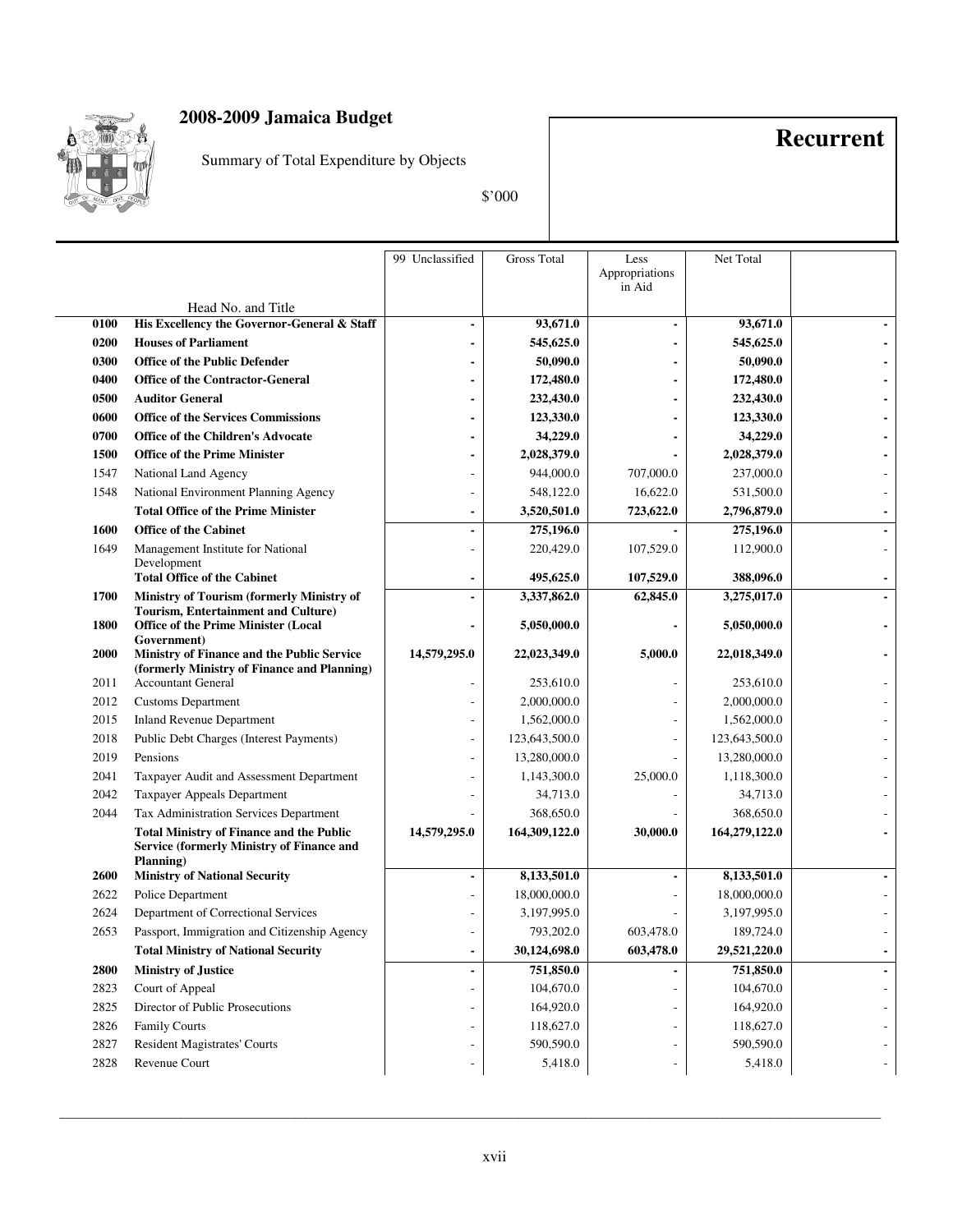# 2008-2009 Jamaica Budget

Summary of Total Expenditure by Objects

$'000

**Recurrent**

| | Head No. and Title | 99 Unclassified | Gross Total | Less Appropriations in Aid | Net Total | |
|---|---|---|---|---|---|---|
| **0100** | **His Excellency the Governor-General & Staff** | **-** | **93,671.0** | **-** | **93,671.0** | **-** |
| **0200** | **Houses of Parliament** | **-** | **545,625.0** | **-** | **545,625.0** | **-** |
| **0300** | **Office of the Public Defender** | **-** | **50,090.0** | **-** | **50,090.0** | **-** |
| **0400** | **Office of the Contractor-General** | **-** | **172,480.0** | **-** | **172,480.0** | **-** |
| **0500** | **Auditor General** | **-** | **232,430.0** | **-** | **232,430.0** | **-** |
| **0600** | **Office of the Services Commissions** | **-** | **123,330.0** | **-** | **123,330.0** | **-** |
| **0700** | **Office of the Children's Advocate** | **-** | **34,229.0** | **-** | **34,229.0** | **-** |
| **1500** | **Office of the Prime Minister** | **-** | **2,028,379.0** | **-** | **2,028,379.0** | **-** |
| 1547 | National Land Agency | - | 944,000.0 | 707,000.0 | 237,000.0 | - |
| 1548 | National Environment Planning Agency | - | 548,122.0 | 16,622.0 | 531,500.0 | - |
| | **Total Office of the Prime Minister** | **-** | **3,520,501.0** | **723,622.0** | **2,796,879.0** | **-** |
| **1600** | **Office of the Cabinet** | **-** | **275,196.0** | **-** | **275,196.0** | **-** |
| 1649 | Management Institute for National Development | - | 220,429.0 | 107,529.0 | 112,900.0 | - |
| | **Total Office of the Cabinet** | **-** | **495,625.0** | **107,529.0** | **388,096.0** | **-** |
| **1700** | **Ministry of Tourism (formerly Ministry of Tourism, Entertainment and Culture)** | **-** | **3,337,862.0** | **62,845.0** | **3,275,017.0** | **-** |
| **1800** | **Office of the Prime Minister (Local Government)** | **-** | **5,050,000.0** | **-** | **5,050,000.0** | **-** |
| **2000** | **Ministry of Finance and the Public Service (formerly Ministry of Finance and Planning)** | **14,579,295.0** | **22,023,349.0** | **5,000.0** | **22,018,349.0** | **-** |
| 2011 | Accountant General | - | 253,610.0 | - | 253,610.0 | - |
| 2012 | Customs Department | - | 2,000,000.0 | - | 2,000,000.0 | - |
| 2015 | Inland Revenue Department | - | 1,562,000.0 | - | 1,562,000.0 | - |
| 2018 | Public Debt Charges (Interest Payments) | - | 123,643,500.0 | - | 123,643,500.0 | - |
| 2019 | Pensions | - | 13,280,000.0 | - | 13,280,000.0 | - |
| 2041 | Taxpayer Audit and Assessment Department | - | 1,143,300.0 | 25,000.0 | 1,118,300.0 | - |
| 2042 | Taxpayer Appeals Department | - | 34,713.0 | - | 34,713.0 | - |
| 2044 | Tax Administration Services Department | - | 368,650.0 | - | 368,650.0 | - |
| | **Total Ministry of Finance and the Public Service (formerly Ministry of Finance and Planning)** | **14,579,295.0** | **164,309,122.0** | **30,000.0** | **164,279,122.0** | **-** |
| **2600** | **Ministry of National Security** | **-** | **8,133,501.0** | **-** | **8,133,501.0** | **-** |
| 2622 | Police Department | - | 18,000,000.0 | - | 18,000,000.0 | - |
| 2624 | Department of Correctional Services | - | 3,197,995.0 | - | 3,197,995.0 | - |
| 2653 | Passport, Immigration and Citizenship Agency | - | 793,202.0 | 603,478.0 | 189,724.0 | - |
| | **Total Ministry of National Security** | **-** | **30,124,698.0** | **603,478.0** | **29,521,220.0** | **-** |
| **2800** | **Ministry of Justice** | **-** | **751,850.0** | **-** | **751,850.0** | **-** |
| 2823 | Court of Appeal | - | 104,670.0 | - | 104,670.0 | - |
| 2825 | Director of Public Prosecutions | - | 164,920.0 | - | 164,920.0 | - |
| 2826 | Family Courts | - | 118,627.0 | - | 118,627.0 | - |
| 2827 | Resident Magistrates' Courts | - | 590,590.0 | - | 590,590.0 | - |
| 2828 | Revenue Court | - | 5,418.0 | - | 5,418.0 | - |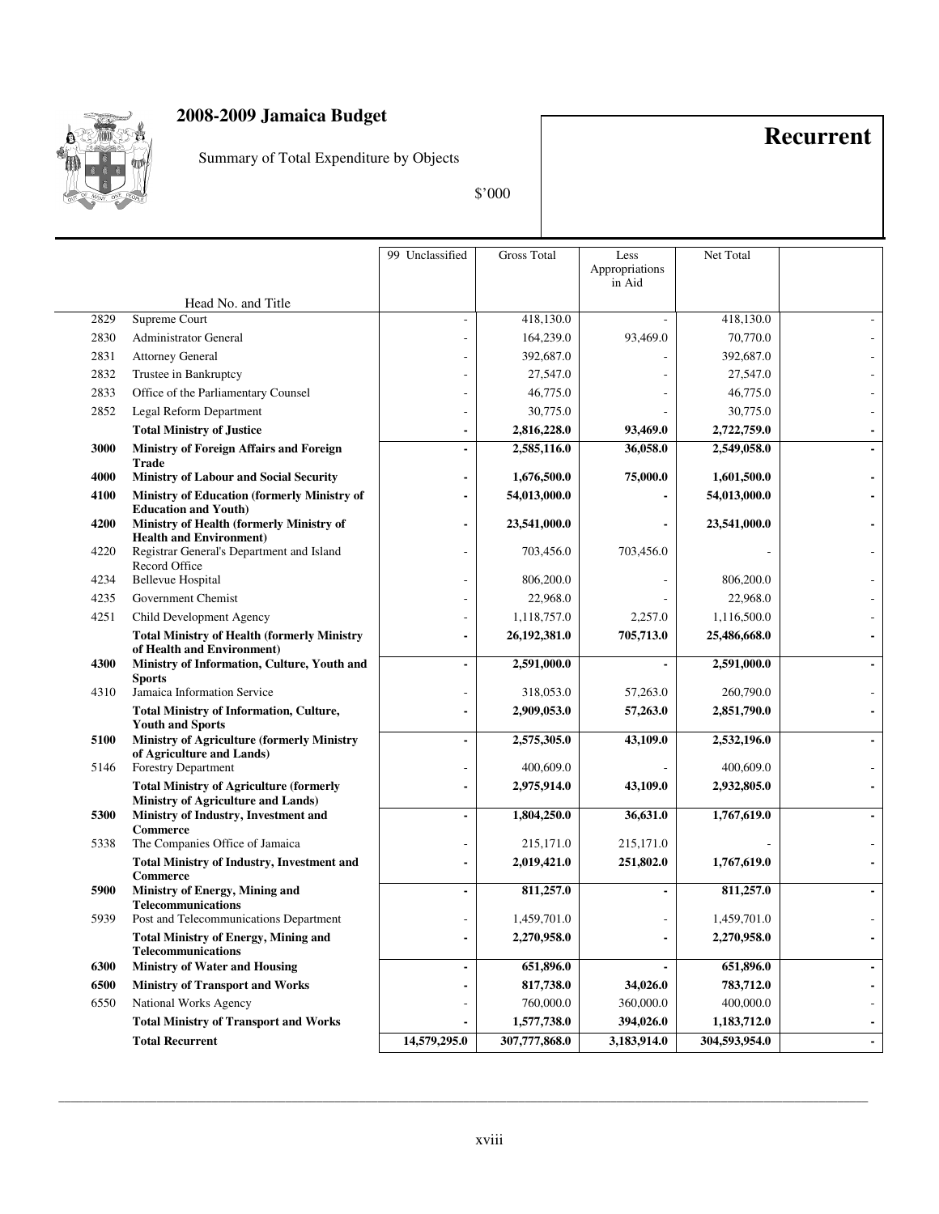# 2008-2009 Jamaica Budget

Summary of Total Expenditure by Objects

$'000

## Recurrent

| Head No. | Head No. and Title | 99 Unclassified | Gross Total | Less Appropriations in Aid | Net Total | |
|---|---|---|---|---|---|---|
| 2829 | Supreme Court | - | 418,130.0 | - | 418,130.0 | - |
| 2830 | Administrator General | - | 164,239.0 | 93,469.0 | 70,770.0 | - |
| 2831 | Attorney General | - | 392,687.0 | - | 392,687.0 | - |
| 2832 | Trustee in Bankruptcy | - | 27,547.0 | - | 27,547.0 | - |
| 2833 | Office of the Parliamentary Counsel | - | 46,775.0 | - | 46,775.0 | - |
| 2852 | Legal Reform Department | - | 30,775.0 | - | 30,775.0 | - |
| | **Total Ministry of Justice** | **-** | **2,816,228.0** | **93,469.0** | **2,722,759.0** | **-** |
| **3000** | **Ministry of Foreign Affairs and Foreign Trade** | **-** | **2,585,116.0** | **36,058.0** | **2,549,058.0** | **-** |
| **4000** | **Ministry of Labour and Social Security** | **-** | **1,676,500.0** | **75,000.0** | **1,601,500.0** | **-** |
| **4100** | **Ministry of Education (formerly Ministry of Education and Youth)** | **-** | **54,013,000.0** | **-** | **54,013,000.0** | **-** |
| **4200** | **Ministry of Health (formerly Ministry of Health and Environment)** | **-** | **23,541,000.0** | **-** | **23,541,000.0** | **-** |
| 4220 | Registrar General's Department and Island Record Office | - | 703,456.0 | 703,456.0 | - | - |
| 4234 | Bellevue Hospital | - | 806,200.0 | - | 806,200.0 | - |
| 4235 | Government Chemist | - | 22,968.0 | - | 22,968.0 | - |
| 4251 | Child Development Agency | - | 1,118,757.0 | 2,257.0 | 1,116,500.0 | - |
| | **Total Ministry of Health (formerly Ministry of Health and Environment)** | **-** | **26,192,381.0** | **705,713.0** | **25,486,668.0** | **-** |
| **4300** | **Ministry of Information, Culture, Youth and Sports** | **-** | **2,591,000.0** | **-** | **2,591,000.0** | **-** |
| 4310 | Jamaica Information Service | - | 318,053.0 | 57,263.0 | 260,790.0 | - |
| | **Total Ministry of Information, Culture, Youth and Sports** | **-** | **2,909,053.0** | **57,263.0** | **2,851,790.0** | **-** |
| **5100** | **Ministry of Agriculture (formerly Ministry of Agriculture and Lands)** | **-** | **2,575,305.0** | **43,109.0** | **2,532,196.0** | **-** |
| 5146 | Forestry Department | - | 400,609.0 | - | 400,609.0 | - |
| | **Total Ministry of Agriculture (formerly Ministry of Agriculture and Lands)** | **-** | **2,975,914.0** | **43,109.0** | **2,932,805.0** | **-** |
| **5300** | **Ministry of Industry, Investment and Commerce** | **-** | **1,804,250.0** | **36,631.0** | **1,767,619.0** | **-** |
| 5338 | The Companies Office of Jamaica | - | 215,171.0 | 215,171.0 | - | - |
| | **Total Ministry of Industry, Investment and Commerce** | **-** | **2,019,421.0** | **251,802.0** | **1,767,619.0** | **-** |
| **5900** | **Ministry of Energy, Mining and Telecommunications** | **-** | **811,257.0** | **-** | **811,257.0** | **-** |
| 5939 | Post and Telecommunications Department | - | 1,459,701.0 | - | 1,459,701.0 | - |
| | **Total Ministry of Energy, Mining and Telecommunications** | **-** | **2,270,958.0** | **-** | **2,270,958.0** | **-** |
| **6300** | **Ministry of Water and Housing** | **-** | **651,896.0** | **-** | **651,896.0** | **-** |
| **6500** | **Ministry of Transport and Works** | **-** | **817,738.0** | **34,026.0** | **783,712.0** | **-** |
| 6550 | National Works Agency | - | 760,000.0 | 360,000.0 | 400,000.0 | - |
| | **Total Ministry of Transport and Works** | **-** | **1,577,738.0** | **394,026.0** | **1,183,712.0** | **-** |
| | **Total Recurrent** | **14,579,295.0** | **307,777,868.0** | **3,183,914.0** | **304,593,954.0** | **-** |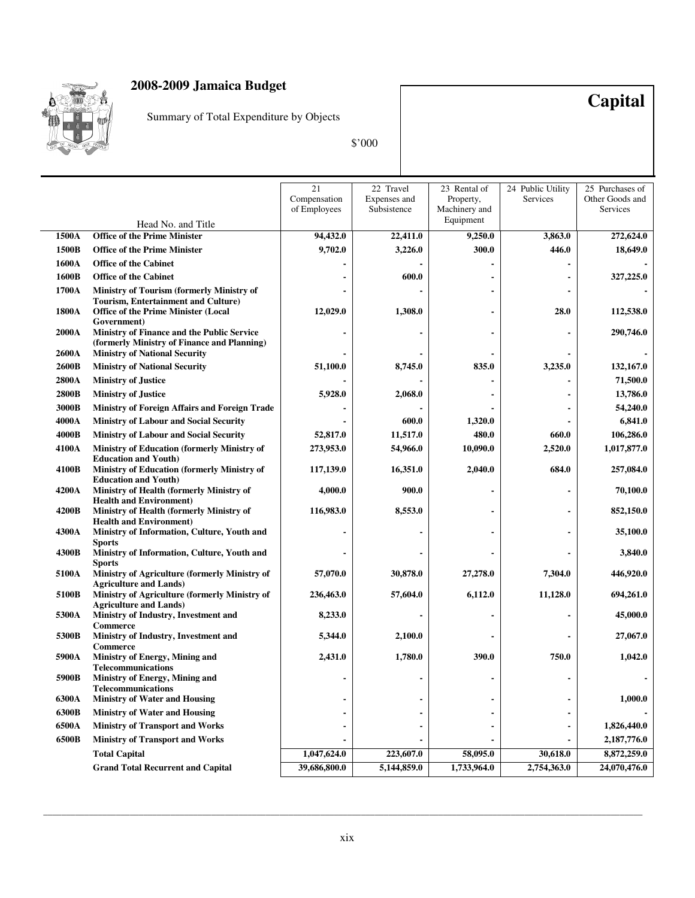## 2008-2009 Jamaica Budget

Summary of Total Expenditure by Objects

$'000

# Capital

| | Head No. and Title | 21 Compensation of Employees | 22 Travel Expenses and Subsistence | 23 Rental of Property, Machinery and Equipment | 24 Public Utility Services | 25 Purchases of Other Goods and Services |
|---|---|---|---|---|---|---|
| **1500A** | **Office of the Prime Minister** | **94,432.0** | **22,411.0** | **9,250.0** | **3,863.0** | **272,624.0** |
| **1500B** | **Office of the Prime Minister** | **9,702.0** | **3,226.0** | **300.0** | **446.0** | **18,649.0** |
| **1600A** | **Office of the Cabinet** | **-** | **-** | **-** | **-** | **-** |
| **1600B** | **Office of the Cabinet** | **-** | **600.0** | **-** | **-** | **327,225.0** |
| **1700A** | **Ministry of Tourism (formerly Ministry of Tourism, Entertainment and Culture)** | **-** | **-** | **-** | **-** | **-** |
| **1800A** | **Office of the Prime Minister (Local Government)** | **12,029.0** | **1,308.0** | **-** | **28.0** | **112,538.0** |
| **2000A** | **Ministry of Finance and the Public Service (formerly Ministry of Finance and Planning)** | **-** | **-** | **-** | **-** | **290,746.0** |
| **2600A** | **Ministry of National Security** | **-** | **-** | **-** | **-** | **-** |
| **2600B** | **Ministry of National Security** | **51,100.0** | **8,745.0** | **835.0** | **3,235.0** | **132,167.0** |
| **2800A** | **Ministry of Justice** | **-** | **-** | **-** | **-** | **71,500.0** |
| **2800B** | **Ministry of Justice** | **5,928.0** | **2,068.0** | **-** | **-** | **13,786.0** |
| **3000B** | **Ministry of Foreign Affairs and Foreign Trade** | **-** | **-** | **-** | **-** | **54,240.0** |
| **4000A** | **Ministry of Labour and Social Security** | **-** | **600.0** | **1,320.0** | **-** | **6,841.0** |
| **4000B** | **Ministry of Labour and Social Security** | **52,817.0** | **11,517.0** | **480.0** | **660.0** | **106,286.0** |
| **4100A** | **Ministry of Education (formerly Ministry of Education and Youth)** | **273,953.0** | **54,966.0** | **10,090.0** | **2,520.0** | **1,017,877.0** |
| **4100B** | **Ministry of Education (formerly Ministry of Education and Youth)** | **117,139.0** | **16,351.0** | **2,040.0** | **684.0** | **257,084.0** |
| **4200A** | **Ministry of Health (formerly Ministry of Health and Environment)** | **4,000.0** | **900.0** | **-** | **-** | **70,100.0** |
| **4200B** | **Ministry of Health (formerly Ministry of Health and Environment)** | **116,983.0** | **8,553.0** | **-** | **-** | **852,150.0** |
| **4300A** | **Ministry of Information, Culture, Youth and Sports** | **-** | **-** | **-** | **-** | **35,100.0** |
| **4300B** | **Ministry of Information, Culture, Youth and Sports** | **-** | **-** | **-** | **-** | **3,840.0** |
| **5100A** | **Ministry of Agriculture (formerly Ministry of Agriculture and Lands)** | **57,070.0** | **30,878.0** | **27,278.0** | **7,304.0** | **446,920.0** |
| **5100B** | **Ministry of Agriculture (formerly Ministry of Agriculture and Lands)** | **236,463.0** | **57,604.0** | **6,112.0** | **11,128.0** | **694,261.0** |
| **5300A** | **Ministry of Industry, Investment and Commerce** | **8,233.0** | **-** | **-** | **-** | **45,000.0** |
| **5300B** | **Ministry of Industry, Investment and Commerce** | **5,344.0** | **2,100.0** | **-** | **-** | **27,067.0** |
| **5900A** | **Ministry of Energy, Mining and Telecommunications** | **2,431.0** | **1,780.0** | **390.0** | **750.0** | **1,042.0** |
| **5900B** | **Ministry of Energy, Mining and Telecommunications** | **-** | **-** | **-** | **-** | **-** |
| **6300A** | **Ministry of Water and Housing** | **-** | **-** | **-** | **-** | **1,000.0** |
| **6300B** | **Ministry of Water and Housing** | **-** | **-** | **-** | **-** | **-** |
| **6500A** | **Ministry of Transport and Works** | **-** | **-** | **-** | **-** | **1,826,440.0** |
| **6500B** | **Ministry of Transport and Works** | **-** | **-** | **-** | **-** | **2,187,776.0** |
| | **Total Capital** | **1,047,624.0** | **223,607.0** | **58,095.0** | **30,618.0** | **8,872,259.0** |
| | **Grand Total Recurrent and Capital** | **39,686,800.0** | **5,144,859.0** | **1,733,964.0** | **2,754,363.0** | **24,070,476.0** |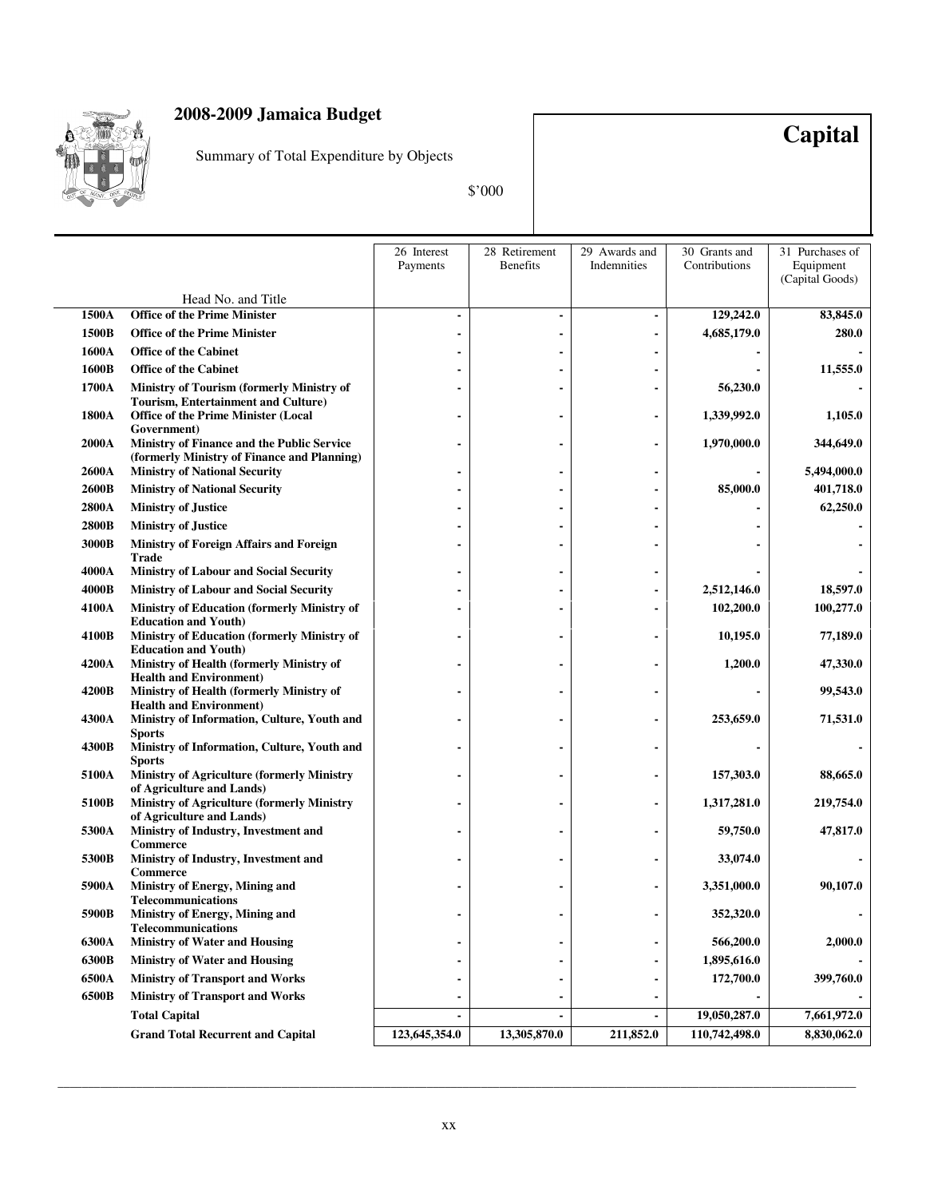# 2008-2009 Jamaica Budget

Summary of Total Expenditure by Objects

$'000

**Capital**

| Head No. | Head No. and Title | 26 Interest Payments | 28 Retirement Benefits | 29 Awards and Indemnities | 30 Grants and Contributions | 31 Purchases of Equipment (Capital Goods) |
|---|---|---|---|---|---|---|
| **1500A** | **Office of the Prime Minister** | - | - | - | **129,242.0** | **83,845.0** |
| **1500B** | **Office of the Prime Minister** | - | - | - | **4,685,179.0** | **280.0** |
| **1600A** | **Office of the Cabinet** | - | - | - | - | - |
| **1600B** | **Office of the Cabinet** | - | - | - | - | **11,555.0** |
| **1700A** | **Ministry of Tourism (formerly Ministry of Tourism, Entertainment and Culture)** | - | - | - | **56,230.0** | - |
| **1800A** | **Office of the Prime Minister (Local Government)** | - | - | - | **1,339,992.0** | **1,105.0** |
| **2000A** | **Ministry of Finance and the Public Service (formerly Ministry of Finance and Planning)** | - | - | - | **1,970,000.0** | **344,649.0** |
| **2600A** | **Ministry of National Security** | - | - | - | - | **5,494,000.0** |
| **2600B** | **Ministry of National Security** | - | - | - | **85,000.0** | **401,718.0** |
| **2800A** | **Ministry of Justice** | - | - | - | - | **62,250.0** |
| **2800B** | **Ministry of Justice** | - | - | - | - | - |
| **3000B** | **Ministry of Foreign Affairs and Foreign Trade** | - | - | - | - | - |
| **4000A** | **Ministry of Labour and Social Security** | - | - | - | - | - |
| **4000B** | **Ministry of Labour and Social Security** | - | - | - | **2,512,146.0** | **18,597.0** |
| **4100A** | **Ministry of Education (formerly Ministry of Education and Youth)** | - | - | - | **102,200.0** | **100,277.0** |
| **4100B** | **Ministry of Education (formerly Ministry of Education and Youth)** | - | - | - | **10,195.0** | **77,189.0** |
| **4200A** | **Ministry of Health (formerly Ministry of Health and Environment)** | - | - | - | **1,200.0** | **47,330.0** |
| **4200B** | **Ministry of Health (formerly Ministry of Health and Environment)** | - | - | - | - | **99,543.0** |
| **4300A** | **Ministry of Information, Culture, Youth and Sports** | - | - | - | **253,659.0** | **71,531.0** |
| **4300B** | **Ministry of Information, Culture, Youth and Sports** | - | - | - | - | - |
| **5100A** | **Ministry of Agriculture (formerly Ministry of Agriculture and Lands)** | - | - | - | **157,303.0** | **88,665.0** |
| **5100B** | **Ministry of Agriculture (formerly Ministry of Agriculture and Lands)** | - | - | - | **1,317,281.0** | **219,754.0** |
| **5300A** | **Ministry of Industry, Investment and Commerce** | - | - | - | **59,750.0** | **47,817.0** |
| **5300B** | **Ministry of Industry, Investment and Commerce** | - | - | - | **33,074.0** | - |
| **5900A** | **Ministry of Energy, Mining and Telecommunications** | - | - | - | **3,351,000.0** | **90,107.0** |
| **5900B** | **Ministry of Energy, Mining and Telecommunications** | - | - | - | **352,320.0** | - |
| **6300A** | **Ministry of Water and Housing** | - | - | - | **566,200.0** | **2,000.0** |
| **6300B** | **Ministry of Water and Housing** | - | - | - | **1,895,616.0** | - |
| **6500A** | **Ministry of Transport and Works** | - | - | - | **172,700.0** | **399,760.0** |
| **6500B** | **Ministry of Transport and Works** | - | - | - | - | - |
| | **Total Capital** | - | - | - | **19,050,287.0** | **7,661,972.0** |
| | **Grand Total Recurrent and Capital** | **123,645,354.0** | **13,305,870.0** | **211,852.0** | **110,742,498.0** | **8,830,062.0** |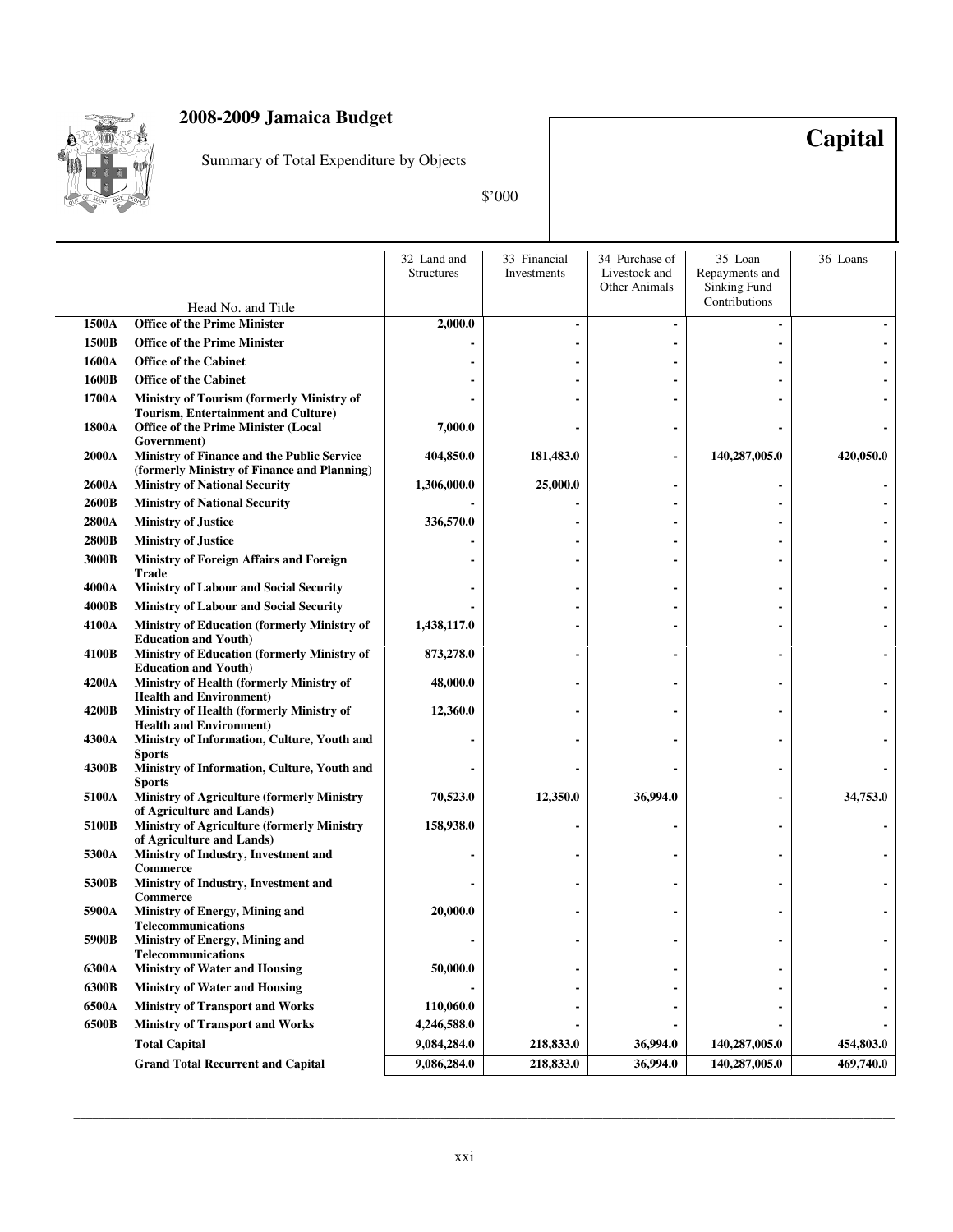# 2008-2009 Jamaica Budget

Summary of Total Expenditure by Objects

$'000

**Capital**

| Head No. | Head No. and Title | 32 Land and Structures | 33 Financial Investments | 34 Purchase of Livestock and Other Animals | 35 Loan Repayments and Sinking Fund Contributions | 36 Loans |
|---|---|---|---|---|---|---|
| **1500A** | **Office of the Prime Minister** | **2,000.0** | **-** | **-** | **-** | **-** |
| **1500B** | **Office of the Prime Minister** | **-** | **-** | **-** | **-** | **-** |
| **1600A** | **Office of the Cabinet** | **-** | **-** | **-** | **-** | **-** |
| **1600B** | **Office of the Cabinet** | **-** | **-** | **-** | **-** | **-** |
| **1700A** | **Ministry of Tourism (formerly Ministry of Tourism, Entertainment and Culture)** | **-** | **-** | **-** | **-** | **-** |
| **1800A** | **Office of the Prime Minister (Local Government)** | **7,000.0** | **-** | **-** | **-** | **-** |
| **2000A** | **Ministry of Finance and the Public Service (formerly Ministry of Finance and Planning)** | **404,850.0** | **181,483.0** | **-** | **140,287,005.0** | **420,050.0** |
| **2600A** | **Ministry of National Security** | **1,306,000.0** | **25,000.0** | **-** | **-** | **-** |
| **2600B** | **Ministry of National Security** | **-** | **-** | **-** | **-** | **-** |
| **2800A** | **Ministry of Justice** | **336,570.0** | **-** | **-** | **-** | **-** |
| **2800B** | **Ministry of Justice** | **-** | **-** | **-** | **-** | **-** |
| **3000B** | **Ministry of Foreign Affairs and Foreign Trade** | **-** | **-** | **-** | **-** | **-** |
| **4000A** | **Ministry of Labour and Social Security** | **-** | **-** | **-** | **-** | **-** |
| **4000B** | **Ministry of Labour and Social Security** | **-** | **-** | **-** | **-** | **-** |
| **4100A** | **Ministry of Education (formerly Ministry of Education and Youth)** | **1,438,117.0** | **-** | **-** | **-** | **-** |
| **4100B** | **Ministry of Education (formerly Ministry of Education and Youth)** | **873,278.0** | **-** | **-** | **-** | **-** |
| **4200A** | **Ministry of Health (formerly Ministry of Health and Environment)** | **48,000.0** | **-** | **-** | **-** | **-** |
| **4200B** | **Ministry of Health (formerly Ministry of Health and Environment)** | **12,360.0** | **-** | **-** | **-** | **-** |
| **4300A** | **Ministry of Information, Culture, Youth and Sports** | **-** | **-** | **-** | **-** | **-** |
| **4300B** | **Ministry of Information, Culture, Youth and Sports** | **-** | **-** | **-** | **-** | **-** |
| **5100A** | **Ministry of Agriculture (formerly Ministry of Agriculture and Lands)** | **70,523.0** | **12,350.0** | **36,994.0** | **-** | **34,753.0** |
| **5100B** | **Ministry of Agriculture (formerly Ministry of Agriculture and Lands)** | **158,938.0** | **-** | **-** | **-** | **-** |
| **5300A** | **Ministry of Industry, Investment and Commerce** | **-** | **-** | **-** | **-** | **-** |
| **5300B** | **Ministry of Industry, Investment and Commerce** | **-** | **-** | **-** | **-** | **-** |
| **5900A** | **Ministry of Energy, Mining and Telecommunications** | **20,000.0** | **-** | **-** | **-** | **-** |
| **5900B** | **Ministry of Energy, Mining and Telecommunications** | **-** | **-** | **-** | **-** | **-** |
| **6300A** | **Ministry of Water and Housing** | **50,000.0** | **-** | **-** | **-** | **-** |
| **6300B** | **Ministry of Water and Housing** | **-** | **-** | **-** | **-** | **-** |
| **6500A** | **Ministry of Transport and Works** | **110,060.0** | **-** | **-** | **-** | **-** |
| **6500B** | **Ministry of Transport and Works** | **4,246,588.0** | **-** | **-** | **-** | **-** |
| | **Total Capital** | **9,084,284.0** | **218,833.0** | **36,994.0** | **140,287,005.0** | **454,803.0** |
| | **Grand Total Recurrent and Capital** | **9,086,284.0** | **218,833.0** | **36,994.0** | **140,287,005.0** | **469,740.0** |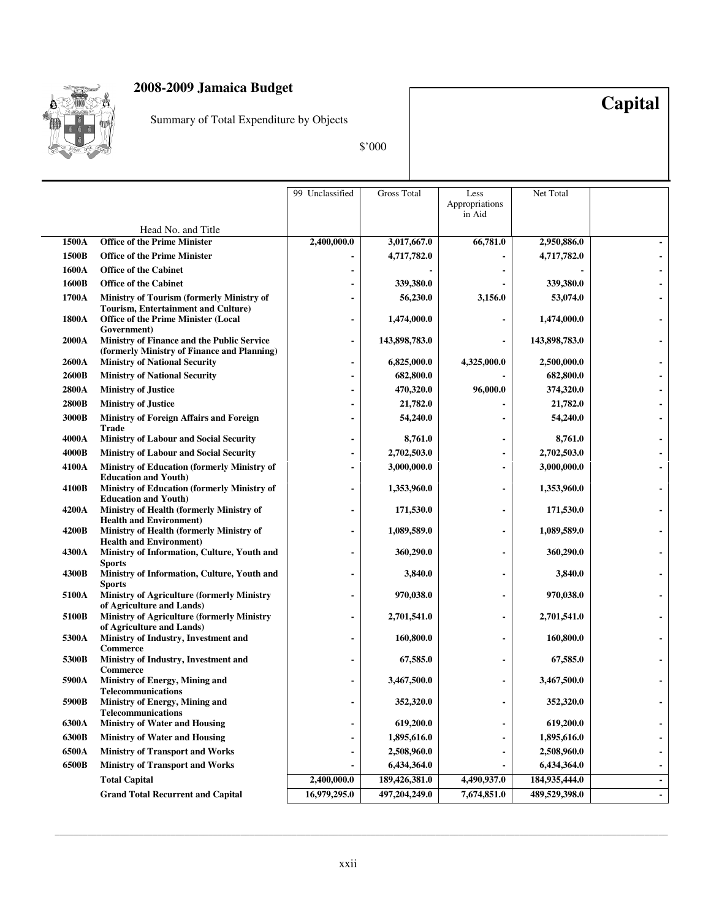# 2008-2009 Jamaica Budget

Summary of Total Expenditure by Objects

$'000

**Capital**

| Head No. | Title | 99 Unclassified | Gross Total | Less Appropriations in Aid | Net Total | |
|---|---|---|---|---|---|---|
| 1500A | Office of the Prime Minister | 2,400,000.0 | 3,017,667.0 | 66,781.0 | 2,950,886.0 | - |
| 1500B | Office of the Prime Minister | - | 4,717,782.0 | - | 4,717,782.0 | - |
| 1600A | Office of the Cabinet | - | - | - | - | - |
| 1600B | Office of the Cabinet | - | 339,380.0 | - | 339,380.0 | - |
| 1700A | Ministry of Tourism (formerly Ministry of Tourism, Entertainment and Culture) | - | 56,230.0 | 3,156.0 | 53,074.0 | - |
| 1800A | Office of the Prime Minister (Local Government) | - | 1,474,000.0 | - | 1,474,000.0 | - |
| 2000A | Ministry of Finance and the Public Service (formerly Ministry of Finance and Planning) | - | 143,898,783.0 | - | 143,898,783.0 | - |
| 2600A | Ministry of National Security | - | 6,825,000.0 | 4,325,000.0 | 2,500,000.0 | - |
| 2600B | Ministry of National Security | - | 682,800.0 | - | 682,800.0 | - |
| 2800A | Ministry of Justice | - | 470,320.0 | 96,000.0 | 374,320.0 | - |
| 2800B | Ministry of Justice | - | 21,782.0 | - | 21,782.0 | - |
| 3000B | Ministry of Foreign Affairs and Foreign Trade | - | 54,240.0 | - | 54,240.0 | - |
| 4000A | Ministry of Labour and Social Security | - | 8,761.0 | - | 8,761.0 | - |
| 4000B | Ministry of Labour and Social Security | - | 2,702,503.0 | - | 2,702,503.0 | - |
| 4100A | Ministry of Education (formerly Ministry of Education and Youth) | - | 3,000,000.0 | - | 3,000,000.0 | - |
| 4100B | Ministry of Education (formerly Ministry of Education and Youth) | - | 1,353,960.0 | - | 1,353,960.0 | - |
| 4200A | Ministry of Health (formerly Ministry of Health and Environment) | - | 171,530.0 | - | 171,530.0 | - |
| 4200B | Ministry of Health (formerly Ministry of Health and Environment) | - | 1,089,589.0 | - | 1,089,589.0 | - |
| 4300A | Ministry of Information, Culture, Youth and Sports | - | 360,290.0 | - | 360,290.0 | - |
| 4300B | Ministry of Information, Culture, Youth and Sports | - | 3,840.0 | - | 3,840.0 | - |
| 5100A | Ministry of Agriculture (formerly Ministry of Agriculture and Lands) | - | 970,038.0 | - | 970,038.0 | - |
| 5100B | Ministry of Agriculture (formerly Ministry of Agriculture and Lands) | - | 2,701,541.0 | - | 2,701,541.0 | - |
| 5300A | Ministry of Industry, Investment and Commerce | - | 160,800.0 | - | 160,800.0 | - |
| 5300B | Ministry of Industry, Investment and Commerce | - | 67,585.0 | - | 67,585.0 | - |
| 5900A | Ministry of Energy, Mining and Telecommunications | - | 3,467,500.0 | - | 3,467,500.0 | - |
| 5900B | Ministry of Energy, Mining and Telecommunications | - | 352,320.0 | - | 352,320.0 | - |
| 6300A | Ministry of Water and Housing | - | 619,200.0 | - | 619,200.0 | - |
| 6300B | Ministry of Water and Housing | - | 1,895,616.0 | - | 1,895,616.0 | - |
| 6500A | Ministry of Transport and Works | - | 2,508,960.0 | - | 2,508,960.0 | - |
| 6500B | Ministry of Transport and Works | - | 6,434,364.0 | - | 6,434,364.0 | - |
| | **Total Capital** | 2,400,000.0 | 189,426,381.0 | 4,490,937.0 | 184,935,444.0 | - |
| | **Grand Total Recurrent and Capital** | 16,979,295.0 | 497,204,249.0 | 7,674,851.0 | 489,529,398.0 | - |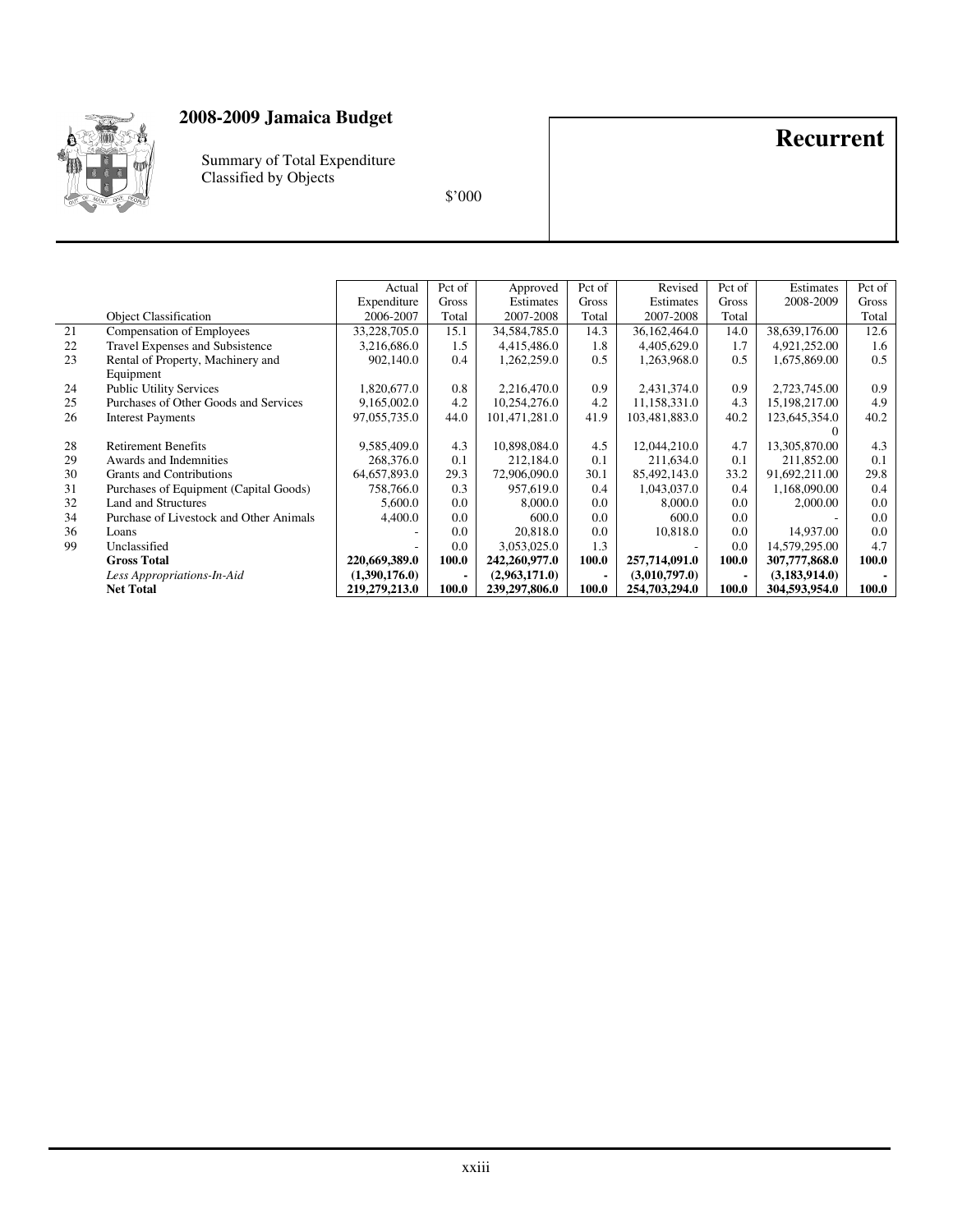# 2008-2009 Jamaica Budget

Summary of Total Expenditure Classified by Objects

$'000

**Recurrent**

| | Object Classification | Actual Expenditure 2006-2007 | Pct of Gross Total | Approved Estimates 2007-2008 | Pct of Gross Total | Revised Estimates 2007-2008 | Pct of Gross Total | Estimates 2008-2009 | Pct of Gross Total |
|---|---|---|---|---|---|---|---|---|---|
| 21 | Compensation of Employees | 33,228,705.0 | 15.1 | 34,584,785.0 | 14.3 | 36,162,464.0 | 14.0 | 38,639,176.00 | 12.6 |
| 22 | Travel Expenses and Subsistence | 3,216,686.0 | 1.5 | 4,415,486.0 | 1.8 | 4,405,629.0 | 1.7 | 4,921,252.00 | 1.6 |
| 23 | Rental of Property, Machinery and Equipment | 902,140.0 | 0.4 | 1,262,259.0 | 0.5 | 1,263,968.0 | 0.5 | 1,675,869.00 | 0.5 |
| 24 | Public Utility Services | 1,820,677.0 | 0.8 | 2,216,470.0 | 0.9 | 2,431,374.0 | 0.9 | 2,723,745.00 | 0.9 |
| 25 | Purchases of Other Goods and Services | 9,165,002.0 | 4.2 | 10,254,276.0 | 4.2 | 11,158,331.0 | 4.3 | 15,198,217.00 | 4.9 |
| 26 | Interest Payments | 97,055,735.0 | 44.0 | 101,471,281.0 | 41.9 | 103,481,883.0 | 40.2 | 123,645,354.0 0 | 40.2 |
| 28 | Retirement Benefits | 9,585,409.0 | 4.3 | 10,898,084.0 | 4.5 | 12,044,210.0 | 4.7 | 13,305,870.00 | 4.3 |
| 29 | Awards and Indemnities | 268,376.0 | 0.1 | 212,184.0 | 0.1 | 211,634.0 | 0.1 | 211,852.00 | 0.1 |
| 30 | Grants and Contributions | 64,657,893.0 | 29.3 | 72,906,090.0 | 30.1 | 85,492,143.0 | 33.2 | 91,692,211.00 | 29.8 |
| 31 | Purchases of Equipment (Capital Goods) | 758,766.0 | 0.3 | 957,619.0 | 0.4 | 1,043,037.0 | 0.4 | 1,168,090.00 | 0.4 |
| 32 | Land and Structures | 5,600.0 | 0.0 | 8,000.0 | 0.0 | 8,000.0 | 0.0 | 2,000.00 | 0.0 |
| 34 | Purchase of Livestock and Other Animals | 4,400.0 | 0.0 | 600.0 | 0.0 | 600.0 | 0.0 | - | 0.0 |
| 36 | Loans | - | 0.0 | 20,818.0 | 0.0 | 10,818.0 | 0.0 | 14,937.00 | 0.0 |
| 99 | Unclassified | - | 0.0 | 3,053,025.0 | 1.3 | - | 0.0 | 14,579,295.00 | 4.7 |
| | **Gross Total** | **220,669,389.0** | **100.0** | **242,260,977.0** | **100.0** | **257,714,091.0** | **100.0** | **307,777,868.0** | **100.0** |
| | *Less Appropriations-In-Aid* | **(1,390,176.0)** | **-** | **(2,963,171.0)** | **-** | **(3,010,797.0)** | **-** | **(3,183,914.0)** | **-** |
| | **Net Total** | **219,279,213.0** | **100.0** | **239,297,806.0** | **100.0** | **254,703,294.0** | **100.0** | **304,593,954.0** | **100.0** |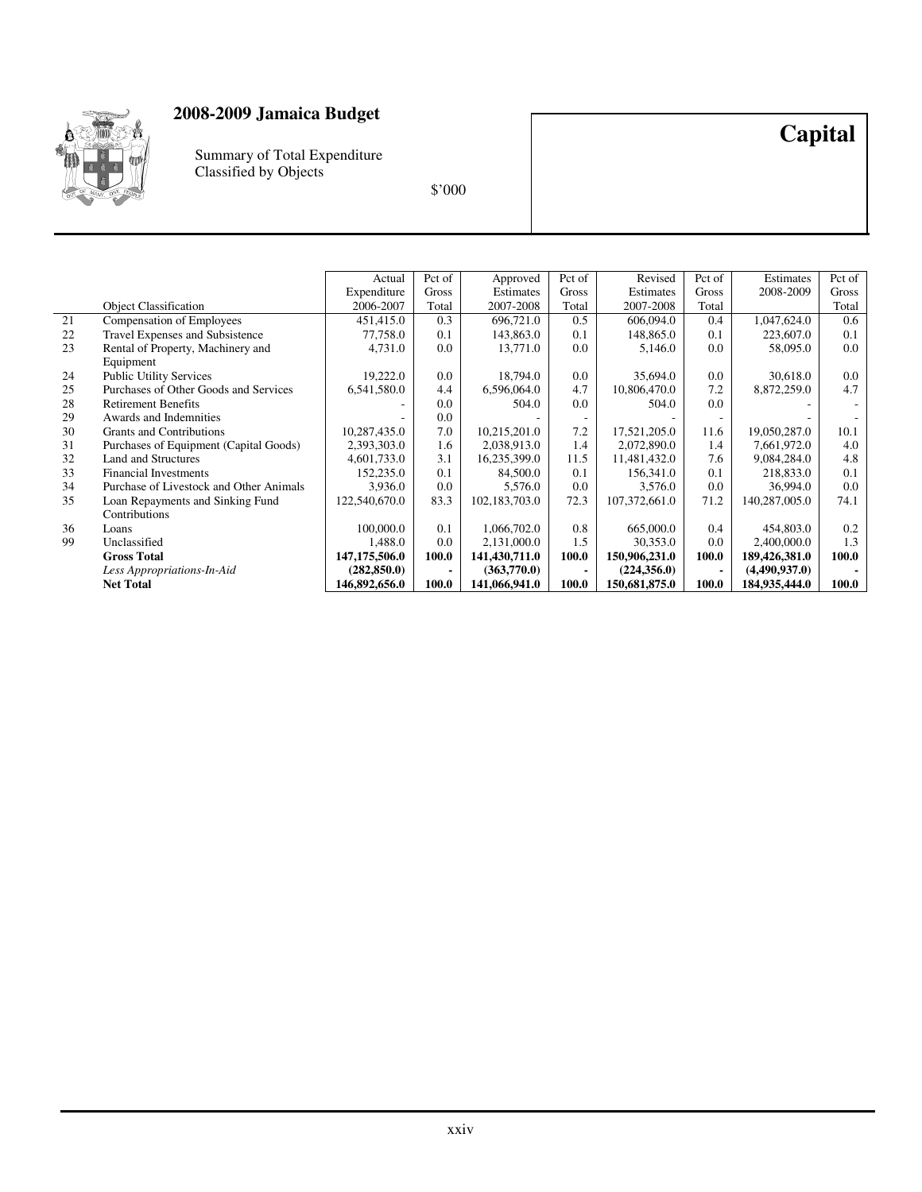# 2008-2009 Jamaica Budget

Summary of Total Expenditure Classified by Objects

$'000

# Capital

| | Object Classification | Actual Expenditure 2006-2007 | Pct of Gross Total | Approved Estimates 2007-2008 | Pct of Gross Total | Revised Estimates 2007-2008 | Pct of Gross Total | Estimates 2008-2009 | Pct of Gross Total |
|---|---|---|---|---|---|---|---|---|---|
| 21 | Compensation of Employees | 451,415.0 | 0.3 | 696,721.0 | 0.5 | 606,094.0 | 0.4 | 1,047,624.0 | 0.6 |
| 22 | Travel Expenses and Subsistence | 77,758.0 | 0.1 | 143,863.0 | 0.1 | 148,865.0 | 0.1 | 223,607.0 | 0.1 |
| 23 | Rental of Property, Machinery and Equipment | 4,731.0 | 0.0 | 13,771.0 | 0.0 | 5,146.0 | 0.0 | 58,095.0 | 0.0 |
| 24 | Public Utility Services | 19,222.0 | 0.0 | 18,794.0 | 0.0 | 35,694.0 | 0.0 | 30,618.0 | 0.0 |
| 25 | Purchases of Other Goods and Services | 6,541,580.0 | 4.4 | 6,596,064.0 | 4.7 | 10,806,470.0 | 7.2 | 8,872,259.0 | 4.7 |
| 28 | Retirement Benefits | - | 0.0 | 504.0 | 0.0 | 504.0 | 0.0 | - | - |
| 29 | Awards and Indemnities | - | 0.0 | - | - | - | - | - | - |
| 30 | Grants and Contributions | 10,287,435.0 | 7.0 | 10,215,201.0 | 7.2 | 17,521,205.0 | 11.6 | 19,050,287.0 | 10.1 |
| 31 | Purchases of Equipment (Capital Goods) | 2,393,303.0 | 1.6 | 2,038,913.0 | 1.4 | 2,072,890.0 | 1.4 | 7,661,972.0 | 4.0 |
| 32 | Land and Structures | 4,601,733.0 | 3.1 | 16,235,399.0 | 11.5 | 11,481,432.0 | 7.6 | 9,084,284.0 | 4.8 |
| 33 | Financial Investments | 152,235.0 | 0.1 | 84,500.0 | 0.1 | 156,341.0 | 0.1 | 218,833.0 | 0.1 |
| 34 | Purchase of Livestock and Other Animals | 3,936.0 | 0.0 | 5,576.0 | 0.0 | 3,576.0 | 0.0 | 36,994.0 | 0.0 |
| 35 | Loan Repayments and Sinking Fund Contributions | 122,540,670.0 | 83.3 | 102,183,703.0 | 72.3 | 107,372,661.0 | 71.2 | 140,287,005.0 | 74.1 |
| 36 | Loans | 100,000.0 | 0.1 | 1,066,702.0 | 0.8 | 665,000.0 | 0.4 | 454,803.0 | 0.2 |
| 99 | Unclassified | 1,488.0 | 0.0 | 2,131,000.0 | 1.5 | 30,353.0 | 0.0 | 2,400,000.0 | 1.3 |
| | **Gross Total** | **147,175,506.0** | **100.0** | **141,430,711.0** | **100.0** | **150,906,231.0** | **100.0** | **189,426,381.0** | **100.0** |
| | *Less Appropriations-In-Aid* | **(282,850.0)** | **-** | **(363,770.0)** | **-** | **(224,356.0)** | **-** | **(4,490,937.0)** | **-** |
| | **Net Total** | **146,892,656.0** | **100.0** | **141,066,941.0** | **100.0** | **150,681,875.0** | **100.0** | **184,935,444.0** | **100.0** |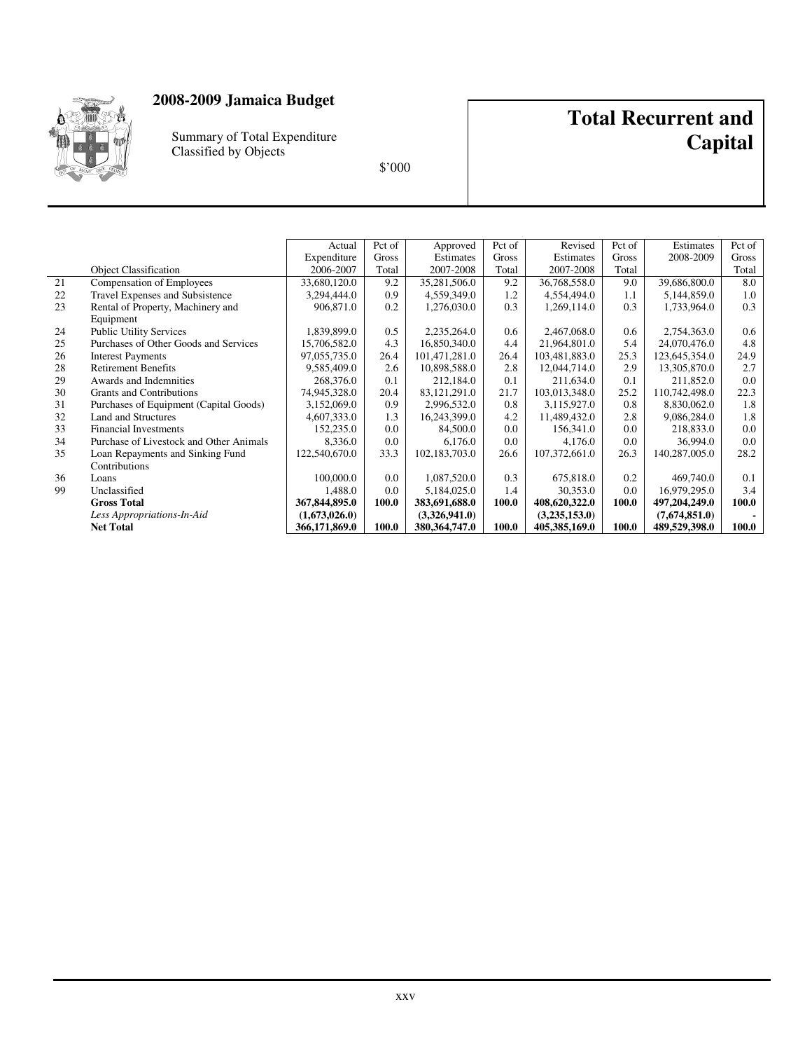# 2008-2009 Jamaica Budget

Summary of Total Expenditure
Classified by Objects

$'000

## Total Recurrent and Capital

| | Object Classification | Actual Expenditure 2006-2007 | Pct of Gross Total | Approved Estimates 2007-2008 | Pct of Gross Total | Revised Estimates 2007-2008 | Pct of Gross Total | Estimates 2008-2009 | Pct of Gross Total |
|---|---|---|---|---|---|---|---|---|---|
| 21 | Compensation of Employees | 33,680,120.0 | 9.2 | 35,281,506.0 | 9.2 | 36,768,558.0 | 9.0 | 39,686,800.0 | 8.0 |
| 22 | Travel Expenses and Subsistence | 3,294,444.0 | 0.9 | 4,559,349.0 | 1.2 | 4,554,494.0 | 1.1 | 5,144,859.0 | 1.0 |
| 23 | Rental of Property, Machinery and Equipment | 906,871.0 | 0.2 | 1,276,030.0 | 0.3 | 1,269,114.0 | 0.3 | 1,733,964.0 | 0.3 |
| 24 | Public Utility Services | 1,839,899.0 | 0.5 | 2,235,264.0 | 0.6 | 2,467,068.0 | 0.6 | 2,754,363.0 | 0.6 |
| 25 | Purchases of Other Goods and Services | 15,706,582.0 | 4.3 | 16,850,340.0 | 4.4 | 21,964,801.0 | 5.4 | 24,070,476.0 | 4.8 |
| 26 | Interest Payments | 97,055,735.0 | 26.4 | 101,471,281.0 | 26.4 | 103,481,883.0 | 25.3 | 123,645,354.0 | 24.9 |
| 28 | Retirement Benefits | 9,585,409.0 | 2.6 | 10,898,588.0 | 2.8 | 12,044,714.0 | 2.9 | 13,305,870.0 | 2.7 |
| 29 | Awards and Indemnities | 268,376.0 | 0.1 | 212,184.0 | 0.1 | 211,634.0 | 0.1 | 211,852.0 | 0.0 |
| 30 | Grants and Contributions | 74,945,328.0 | 20.4 | 83,121,291.0 | 21.7 | 103,013,348.0 | 25.2 | 110,742,498.0 | 22.3 |
| 31 | Purchases of Equipment (Capital Goods) | 3,152,069.0 | 0.9 | 2,996,532.0 | 0.8 | 3,115,927.0 | 0.8 | 8,830,062.0 | 1.8 |
| 32 | Land and Structures | 4,607,333.0 | 1.3 | 16,243,399.0 | 4.2 | 11,489,432.0 | 2.8 | 9,086,284.0 | 1.8 |
| 33 | Financial Investments | 152,235.0 | 0.0 | 84,500.0 | 0.0 | 156,341.0 | 0.0 | 218,833.0 | 0.0 |
| 34 | Purchase of Livestock and Other Animals | 8,336.0 | 0.0 | 6,176.0 | 0.0 | 4,176.0 | 0.0 | 36,994.0 | 0.0 |
| 35 | Loan Repayments and Sinking Fund Contributions | 122,540,670.0 | 33.3 | 102,183,703.0 | 26.6 | 107,372,661.0 | 26.3 | 140,287,005.0 | 28.2 |
| 36 | Loans | 100,000.0 | 0.0 | 1,087,520.0 | 0.3 | 675,818.0 | 0.2 | 469,740.0 | 0.1 |
| 99 | Unclassified | 1,488.0 | 0.0 | 5,184,025.0 | 1.4 | 30,353.0 | 0.0 | 16,979,295.0 | 3.4 |
| | **Gross Total** | **367,844,895.0** | **100.0** | **383,691,688.0** | **100.0** | **408,620,322.0** | **100.0** | **497,204,249.0** | **100.0** |
| | *Less Appropriations-In-Aid* | **(1,673,026.0)** | | **(3,326,941.0)** | | **(3,235,153.0)** | | **(7,674,851.0)** | - |
| | **Net Total** | **366,171,869.0** | **100.0** | **380,364,747.0** | **100.0** | **405,385,169.0** | **100.0** | **489,529,398.0** | **100.0** |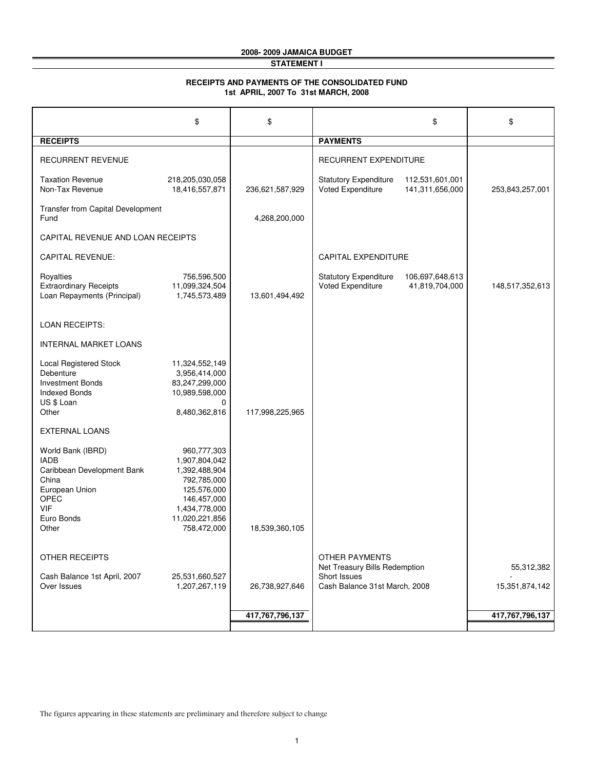**2008- 2009 JAMAICA BUDGET**

**STATEMENT I**

**RECEIPTS AND PAYMENTS OF THE CONSOLIDATED FUND**
**1st APRIL, 2007 To 31st MARCH, 2008**

| | $ | $ | | $ | $ |
|---|---|---|---|---|---|
| **RECEIPTS** | | | **PAYMENTS** | | |
| RECURRENT REVENUE | | | RECURRENT EXPENDITURE | | |
| Taxation Revenue | 218,205,030,058 | | Statutory Expenditure | 112,531,601,001 | |
| Non-Tax Revenue | 18,416,557,871 | 236,621,587,929 | Voted Expenditure | 141,311,656,000 | 253,843,257,001 |
| Transfer from Capital Development Fund | | 4,268,200,000 | | | |
| CAPITAL REVENUE AND LOAN RECEIPTS | | | | | |
| CAPITAL REVENUE: | | | CAPITAL EXPENDITURE | | |
| Royalties | 756,596,500 | | Statutory Expenditure | 106,697,648,613 | |
| Extraordinary Receipts | 11,099,324,504 | | Voted Expenditure | 41,819,704,000 | 148,517,352,613 |
| Loan Repayments (Principal) | 1,745,573,489 | 13,601,494,492 | | | |
| LOAN RECEIPTS: | | | | | |
| INTERNAL MARKET LOANS | | | | | |
| Local Registered Stock | 11,324,552,149 | | | | |
| Debenture | 3,956,414,000 | | | | |
| Investment Bonds | 83,247,299,000 | | | | |
| Indexed Bonds | 10,989,598,000 | | | | |
| US $ Loan | 0 | | | | |
| Other | 8,480,362,816 | 117,998,225,965 | | | |
| EXTERNAL LOANS | | | | | |
| World Bank (IBRD) | 960,777,303 | | | | |
| IADB | 1,907,804,042 | | | | |
| Caribbean Development Bank | 1,392,488,904 | | | | |
| China | 792,785,000 | | | | |
| European Union | 125,576,000 | | | | |
| OPEC | 146,457,000 | | | | |
| VIF | 1,434,778,000 | | | | |
| Euro Bonds | 11,020,221,856 | | | | |
| Other | 758,472,000 | 18,539,360,105 | | | |
| OTHER RECEIPTS | | | OTHER PAYMENTS | | |
| | | | Net Treasury Bills Redemption | | 55,312,382 |
| Cash Balance 1st April, 2007 | 25,531,660,527 | | Short Issues | | - |
| Over Issues | 1,207,267,119 | 26,738,927,646 | Cash Balance 31st March, 2008 | | 15,351,874,142 |
| | | **417,767,796,137** | | | **417,767,796,137** |

The figures appearing in these statements are preliminary and therefore subject to change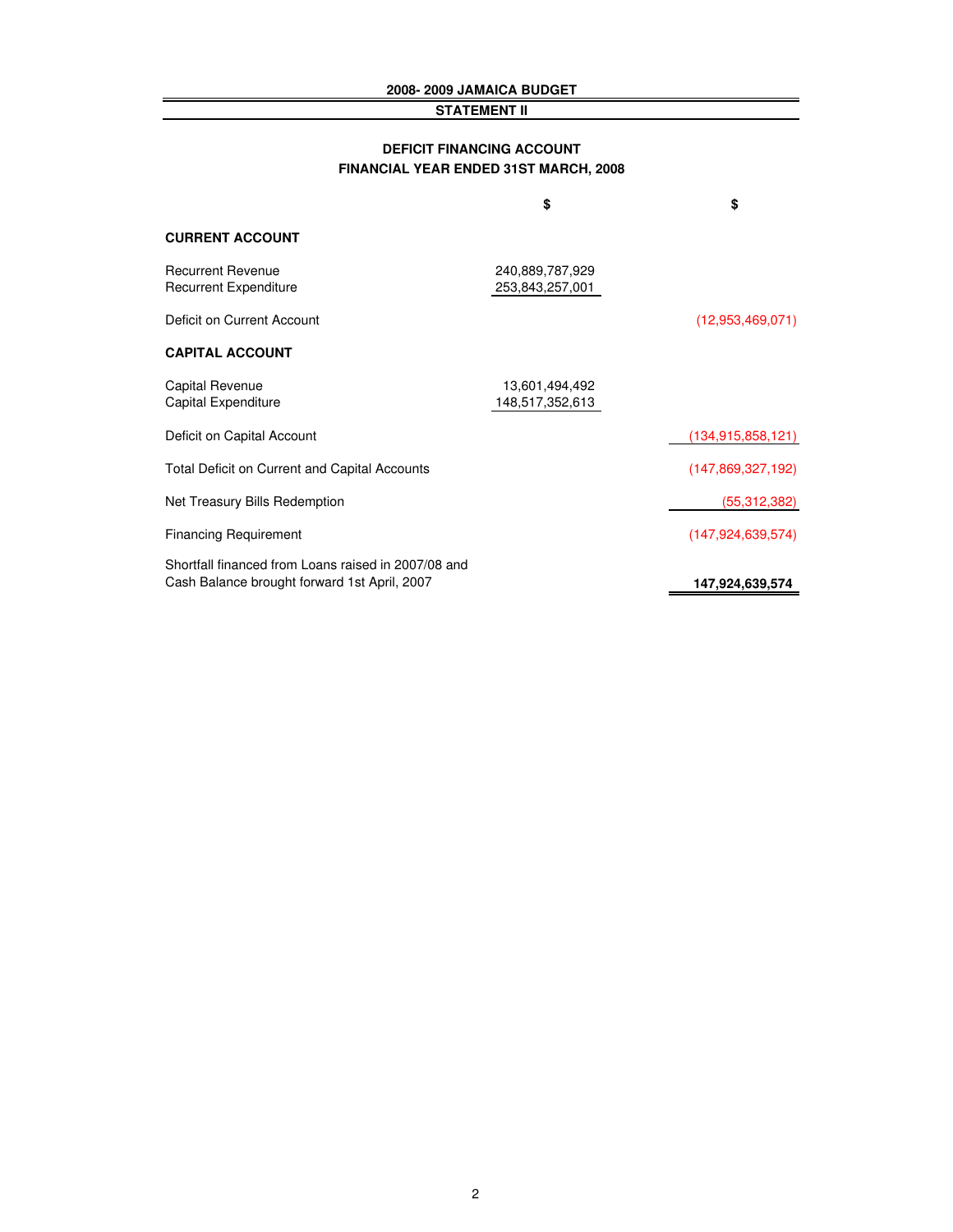## 2008- 2009 JAMAICA BUDGET

### STATEMENT II

### DEFICIT FINANCING ACCOUNT
### FINANCIAL YEAR ENDED 31ST MARCH, 2008

| | $ | $ |
|---|---|---|
| **CURRENT ACCOUNT** | | |
| Recurrent Revenue | 240,889,787,929 | |
| Recurrent Expenditure | 253,843,257,001 | |
| Deficit on Current Account | | (12,953,469,071) |
| **CAPITAL ACCOUNT** | | |
| Capital Revenue | 13,601,494,492 | |
| Capital Expenditure | 148,517,352,613 | |
| Deficit on Capital Account | | (134,915,858,121) |
| Total Deficit on Current and Capital Accounts | | (147,869,327,192) |
| Net Treasury Bills Redemption | | (55,312,382) |
| Financing Requirement | | (147,924,639,574) |
| Shortfall financed from Loans raised in 2007/08 and Cash Balance brought forward 1st April, 2007 | | **147,924,639,574** |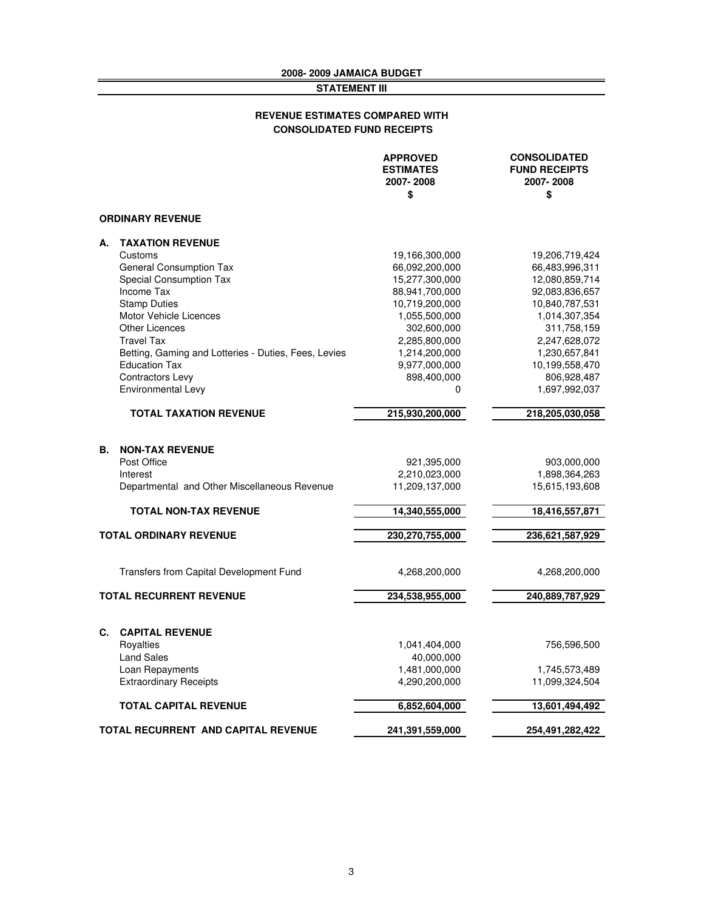# 2008- 2009 JAMAICA BUDGET

## STATEMENT III

### REVENUE ESTIMATES COMPARED WITH CONSOLIDATED FUND RECEIPTS

| | APPROVED ESTIMATES 2007- 2008 $ | CONSOLIDATED FUND RECEIPTS 2007- 2008 $ |
|---|---|---|
| **ORDINARY REVENUE** | | |
| **A. TAXATION REVENUE** | | |
| Customs | 19,166,300,000 | 19,206,719,424 |
| General Consumption Tax | 66,092,200,000 | 66,483,996,311 |
| Special Consumption Tax | 15,277,300,000 | 12,080,859,714 |
| Income Tax | 88,941,700,000 | 92,083,836,657 |
| Stamp Duties | 10,719,200,000 | 10,840,787,531 |
| Motor Vehicle Licences | 1,055,500,000 | 1,014,307,354 |
| Other Licences | 302,600,000 | 311,758,159 |
| Travel Tax | 2,285,800,000 | 2,247,628,072 |
| Betting, Gaming and Lotteries - Duties, Fees, Levies | 1,214,200,000 | 1,230,657,841 |
| Education Tax | 9,977,000,000 | 10,199,558,470 |
| Contractors Levy | 898,400,000 | 806,928,487 |
| Environmental Levy | 0 | 1,697,992,037 |
| **TOTAL TAXATION REVENUE** | **215,930,200,000** | **218,205,030,058** |
| **B. NON-TAX REVENUE** | | |
| Post Office | 921,395,000 | 903,000,000 |
| Interest | 2,210,023,000 | 1,898,364,263 |
| Departmental and Other Miscellaneous Revenue | 11,209,137,000 | 15,615,193,608 |
| **TOTAL NON-TAX REVENUE** | **14,340,555,000** | **18,416,557,871** |
| **TOTAL ORDINARY REVENUE** | **230,270,755,000** | **236,621,587,929** |
| Transfers from Capital Development Fund | 4,268,200,000 | 4,268,200,000 |
| **TOTAL RECURRENT REVENUE** | **234,538,955,000** | **240,889,787,929** |
| **C. CAPITAL REVENUE** | | |
| Royalties | 1,041,404,000 | 756,596,500 |
| Land Sales | 40,000,000 | |
| Loan Repayments | 1,481,000,000 | 1,745,573,489 |
| Extraordinary Receipts | 4,290,200,000 | 11,099,324,504 |
| **TOTAL CAPITAL REVENUE** | **6,852,604,000** | **13,601,494,492** |
| **TOTAL RECURRENT AND CAPITAL REVENUE** | **241,391,559,000** | **254,491,282,422** |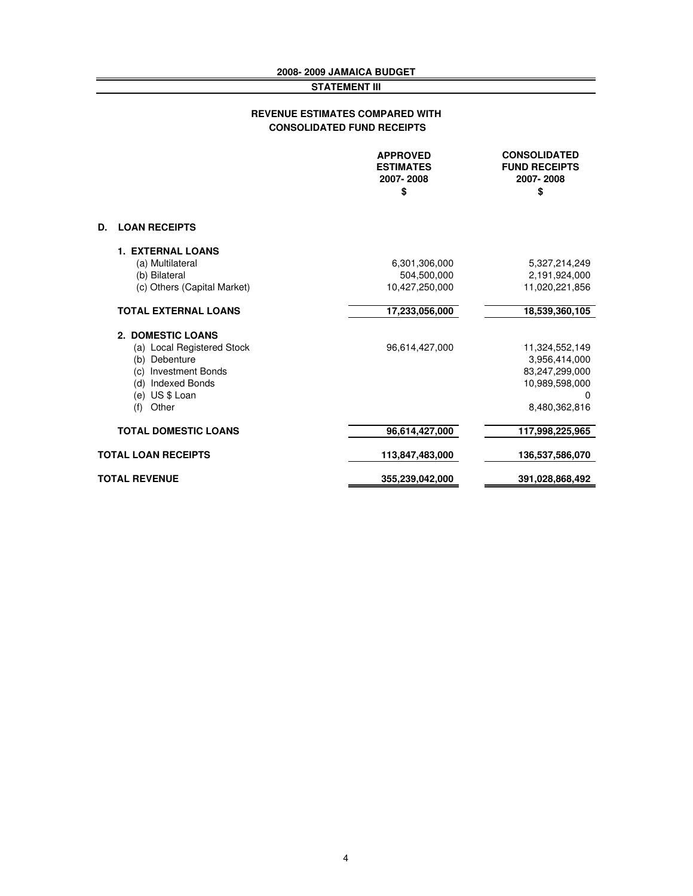**2008- 2009 JAMAICA BUDGET**

**STATEMENT III**

**REVENUE ESTIMATES COMPARED WITH CONSOLIDATED FUND RECEIPTS**

| | APPROVED ESTIMATES 2007- 2008 $ | CONSOLIDATED FUND RECEIPTS 2007- 2008 $ |
|---|---|---|
| **D. LOAN RECEIPTS** | | |
| **1. EXTERNAL LOANS** | | |
| (a) Multilateral | 6,301,306,000 | 5,327,214,249 |
| (b) Bilateral | 504,500,000 | 2,191,924,000 |
| (c) Others (Capital Market) | 10,427,250,000 | 11,020,221,856 |
| **TOTAL EXTERNAL LOANS** | **17,233,056,000** | **18,539,360,105** |
| **2. DOMESTIC LOANS** | | |
| (a) Local Registered Stock | 96,614,427,000 | 11,324,552,149 |
| (b) Debenture | | 3,956,414,000 |
| (c) Investment Bonds | | 83,247,299,000 |
| (d) Indexed Bonds | | 10,989,598,000 |
| (e) US $ Loan | | 0 |
| (f) Other | | 8,480,362,816 |
| **TOTAL DOMESTIC LOANS** | **96,614,427,000** | **117,998,225,965** |
| **TOTAL LOAN RECEIPTS** | **113,847,483,000** | **136,537,586,070** |
| **TOTAL REVENUE** | **355,239,042,000** | **391,028,868,492** |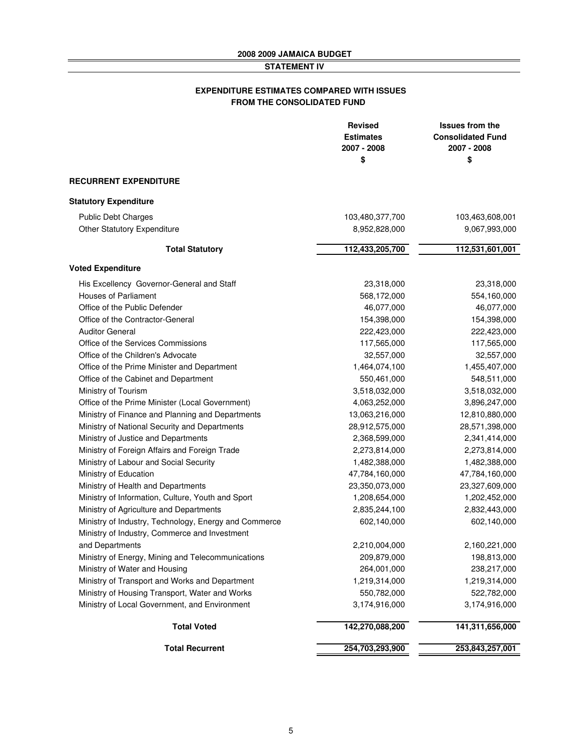**2008 2009 JAMAICA BUDGET**

**STATEMENT IV**

## EXPENDITURE ESTIMATES COMPARED WITH ISSUES FROM THE CONSOLIDATED FUND

| | Revised Estimates 2007 - 2008 $ | Issues from the Consolidated Fund 2007 - 2008 $ |
|---|---|---|
| **RECURRENT EXPENDITURE** | | |
| **Statutory Expenditure** | | |
| Public Debt Charges | 103,480,377,700 | 103,463,608,001 |
| Other Statutory Expenditure | 8,952,828,000 | 9,067,993,000 |
| **Total Statutory** | **112,433,205,700** | **112,531,601,001** |
| **Voted Expenditure** | | |
| His Excellency Governor-General and Staff | 23,318,000 | 23,318,000 |
| Houses of Parliament | 568,172,000 | 554,160,000 |
| Office of the Public Defender | 46,077,000 | 46,077,000 |
| Office of the Contractor-General | 154,398,000 | 154,398,000 |
| Auditor General | 222,423,000 | 222,423,000 |
| Office of the Services Commissions | 117,565,000 | 117,565,000 |
| Office of the Children's Advocate | 32,557,000 | 32,557,000 |
| Office of the Prime Minister and Department | 1,464,074,100 | 1,455,407,000 |
| Office of the Cabinet and Department | 550,461,000 | 548,511,000 |
| Ministry of Tourism | 3,518,032,000 | 3,518,032,000 |
| Office of the Prime Minister (Local Government) | 4,063,252,000 | 3,896,247,000 |
| Ministry of Finance and Planning and Departments | 13,063,216,000 | 12,810,880,000 |
| Ministry of National Security and Departments | 28,912,575,000 | 28,571,398,000 |
| Ministry of Justice and Departments | 2,368,599,000 | 2,341,414,000 |
| Ministry of Foreign Affairs and Foreign Trade | 2,273,814,000 | 2,273,814,000 |
| Ministry of Labour and Social Security | 1,482,388,000 | 1,482,388,000 |
| Ministry of Education | 47,784,160,000 | 47,784,160,000 |
| Ministry of Health and Departments | 23,350,073,000 | 23,327,609,000 |
| Ministry of Information, Culture, Youth and Sport | 1,208,654,000 | 1,202,452,000 |
| Ministry of Agriculture and Departments | 2,835,244,100 | 2,832,443,000 |
| Ministry of Industry, Technology, Energy and Commerce | 602,140,000 | 602,140,000 |
| Ministry of Industry, Commerce and Investment and Departments | 2,210,004,000 | 2,160,221,000 |
| Ministry of Energy, Mining and Telecommunications | 209,879,000 | 198,813,000 |
| Ministry of Water and Housing | 264,001,000 | 238,217,000 |
| Ministry of Transport and Works and Department | 1,219,314,000 | 1,219,314,000 |
| Ministry of Housing Transport, Water and Works | 550,782,000 | 522,782,000 |
| Ministry of Local Government, and Environment | 3,174,916,000 | 3,174,916,000 |
| **Total Voted** | **142,270,088,200** | **141,311,656,000** |
| **Total Recurrent** | **254,703,293,900** | **253,843,257,001** |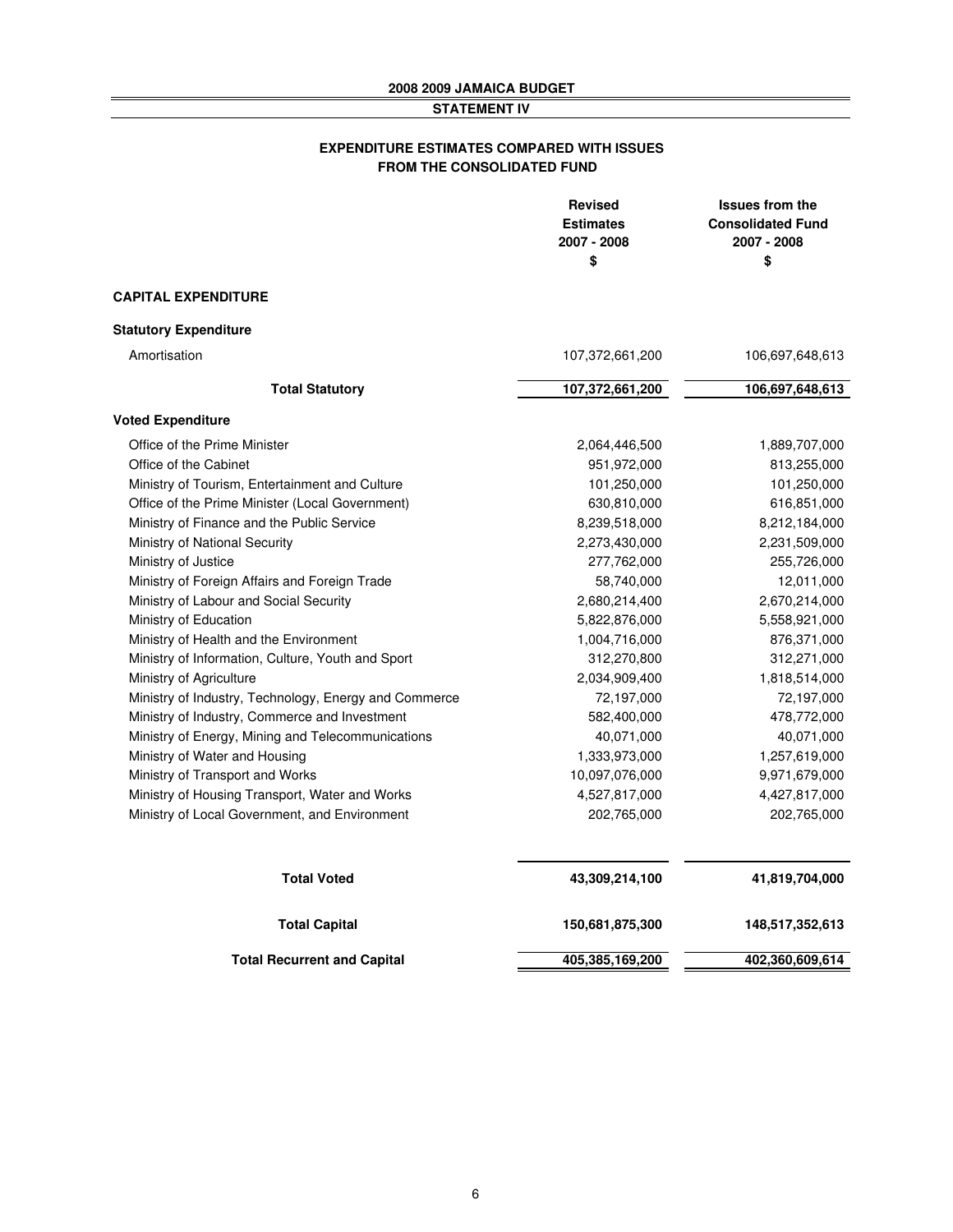**2008 2009 JAMAICA BUDGET**

**STATEMENT IV**

## EXPENDITURE ESTIMATES COMPARED WITH ISSUES FROM THE CONSOLIDATED FUND

| | Revised Estimates 2007 - 2008 $ | Issues from the Consolidated Fund 2007 - 2008 $ |
|---|---|---|
| **CAPITAL EXPENDITURE** | | |
| **Statutory Expenditure** | | |
| Amortisation | 107,372,661,200 | 106,697,648,613 |
| **Total Statutory** | **107,372,661,200** | **106,697,648,613** |
| **Voted Expenditure** | | |
| Office of the Prime Minister | 2,064,446,500 | 1,889,707,000 |
| Office of the Cabinet | 951,972,000 | 813,255,000 |
| Ministry of Tourism, Entertainment and Culture | 101,250,000 | 101,250,000 |
| Office of the Prime Minister (Local Government) | 630,810,000 | 616,851,000 |
| Ministry of Finance and the Public Service | 8,239,518,000 | 8,212,184,000 |
| Ministry of National Security | 2,273,430,000 | 2,231,509,000 |
| Ministry of Justice | 277,762,000 | 255,726,000 |
| Ministry of Foreign Affairs and Foreign Trade | 58,740,000 | 12,011,000 |
| Ministry of Labour and Social Security | 2,680,214,400 | 2,670,214,000 |
| Ministry of Education | 5,822,876,000 | 5,558,921,000 |
| Ministry of Health and the Environment | 1,004,716,000 | 876,371,000 |
| Ministry of Information, Culture, Youth and Sport | 312,270,800 | 312,271,000 |
| Ministry of Agriculture | 2,034,909,400 | 1,818,514,000 |
| Ministry of Industry, Technology, Energy and Commerce | 72,197,000 | 72,197,000 |
| Ministry of Industry, Commerce and Investment | 582,400,000 | 478,772,000 |
| Ministry of Energy, Mining and Telecommunications | 40,071,000 | 40,071,000 |
| Ministry of Water and Housing | 1,333,973,000 | 1,257,619,000 |
| Ministry of Transport and Works | 10,097,076,000 | 9,971,679,000 |
| Ministry of Housing Transport, Water and Works | 4,527,817,000 | 4,427,817,000 |
| Ministry of Local Government, and Environment | 202,765,000 | 202,765,000 |
| **Total Voted** | **43,309,214,100** | **41,819,704,000** |
| **Total Capital** | **150,681,875,300** | **148,517,352,613** |
| **Total Recurrent and Capital** | **405,385,169,200** | **402,360,609,614** |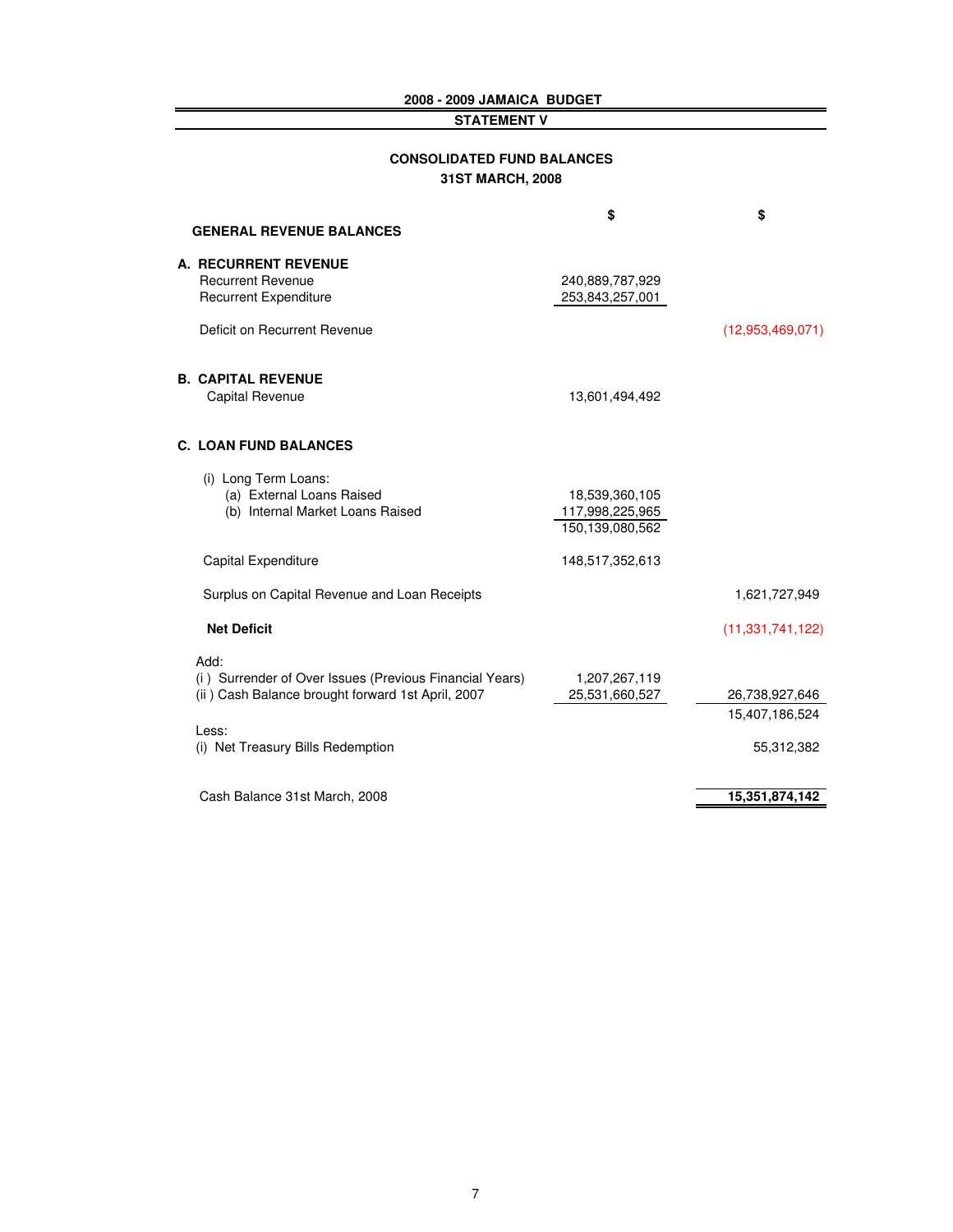## 2008 - 2009 JAMAICA BUDGET

### STATEMENT V

### CONSOLIDATED FUND BALANCES
### 31ST MARCH, 2008

| GENERAL REVENUE BALANCES | $ | $ |
|---|---|---|
| **A. RECURRENT REVENUE** | | |
| Recurrent Revenue | 240,889,787,929 | |
| Recurrent Expenditure | 253,843,257,001 | |
| Deficit on Recurrent Revenue | | (12,953,469,071) |
| **B. CAPITAL REVENUE** | | |
| Capital Revenue | 13,601,494,492 | |
| **C. LOAN FUND BALANCES** | | |
| (i) Long Term Loans: | | |
| (a) External Loans Raised | 18,539,360,105 | |
| (b) Internal Market Loans Raised | 117,998,225,965 | |
| | 150,139,080,562 | |
| Capital Expenditure | 148,517,352,613 | |
| Surplus on Capital Revenue and Loan Receipts | | 1,621,727,949 |
| **Net Deficit** | | (11,331,741,122) |
| Add: | | |
| (i ) Surrender of Over Issues (Previous Financial Years) | 1,207,267,119 | |
| (ii ) Cash Balance brought forward 1st April, 2007 | 25,531,660,527 | 26,738,927,646 |
| | | 15,407,186,524 |
| Less: | | |
| (i) Net Treasury Bills Redemption | | 55,312,382 |
| Cash Balance 31st March, 2008 | | **15,351,874,142** |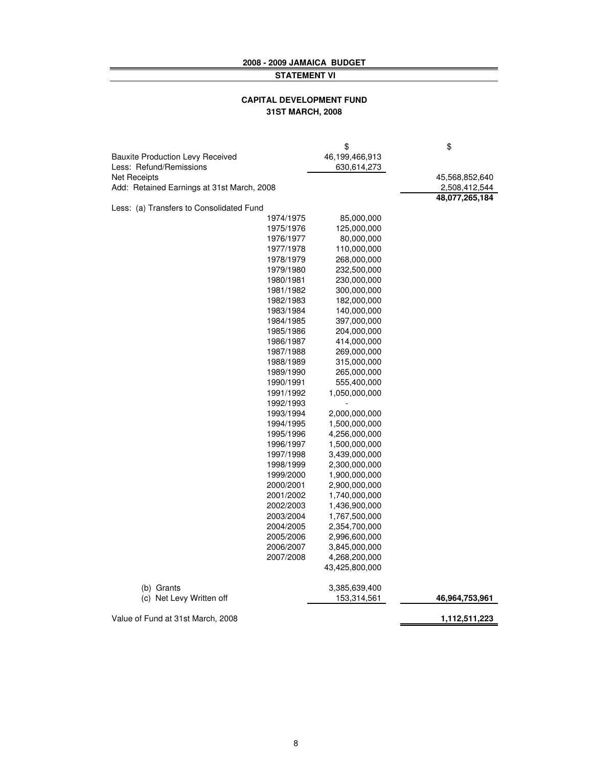## 2008 - 2009 JAMAICA BUDGET

### STATEMENT VI

### CAPITAL DEVELOPMENT FUND
### 31ST MARCH, 2008

| | | $ | $ |
|---|---|---|---|
| Bauxite Production Levy Received | | 46,199,466,913 | |
| Less: Refund/Remissions | | 630,614,273 | |
| Net Receipts | | | 45,568,852,640 |
| Add: Retained Earnings at 31st March, 2008 | | | 2,508,412,544 |
| | | | **48,077,265,184** |
| Less: (a) Transfers to Consolidated Fund | | | |
| | 1974/1975 | 85,000,000 | |
| | 1975/1976 | 125,000,000 | |
| | 1976/1977 | 80,000,000 | |
| | 1977/1978 | 110,000,000 | |
| | 1978/1979 | 268,000,000 | |
| | 1979/1980 | 232,500,000 | |
| | 1980/1981 | 230,000,000 | |
| | 1981/1982 | 300,000,000 | |
| | 1982/1983 | 182,000,000 | |
| | 1983/1984 | 140,000,000 | |
| | 1984/1985 | 397,000,000 | |
| | 1985/1986 | 204,000,000 | |
| | 1986/1987 | 414,000,000 | |
| | 1987/1988 | 269,000,000 | |
| | 1988/1989 | 315,000,000 | |
| | 1989/1990 | 265,000,000 | |
| | 1990/1991 | 555,400,000 | |
| | 1991/1992 | 1,050,000,000 | |
| | 1992/1993 | - | |
| | 1993/1994 | 2,000,000,000 | |
| | 1994/1995 | 1,500,000,000 | |
| | 1995/1996 | 4,256,000,000 | |
| | 1996/1997 | 1,500,000,000 | |
| | 1997/1998 | 3,439,000,000 | |
| | 1998/1999 | 2,300,000,000 | |
| | 1999/2000 | 1,900,000,000 | |
| | 2000/2001 | 2,900,000,000 | |
| | 2001/2002 | 1,740,000,000 | |
| | 2002/2003 | 1,436,900,000 | |
| | 2003/2004 | 1,767,500,000 | |
| | 2004/2005 | 2,354,700,000 | |
| | 2005/2006 | 2,996,600,000 | |
| | 2006/2007 | 3,845,000,000 | |
| | 2007/2008 | 4,268,200,000 | |
| | | 43,425,800,000 | |
| (b) Grants | | 3,385,639,400 | |
| (c) Net Levy Written off | | 153,314,561 | **46,964,753,961** |
| Value of Fund at 31st March, 2008 | | | **1,112,511,223** |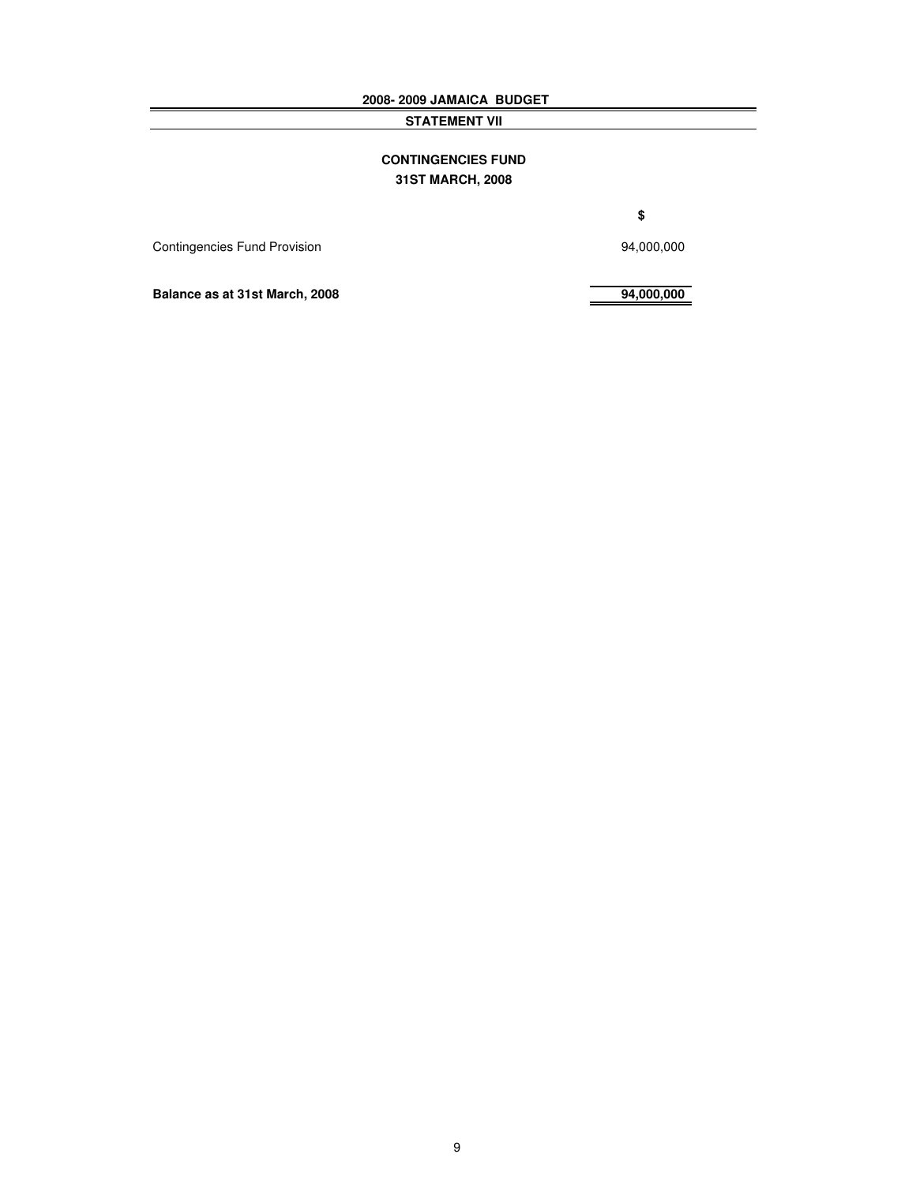**2008- 2009 JAMAICA BUDGET**

**STATEMENT VII**

## CONTINGENCIES FUND
### 31ST MARCH, 2008

| | $ |
|---|---|
| Contingencies Fund Provision | 94,000,000 |
| **Balance as at 31st March, 2008** | **94,000,000** |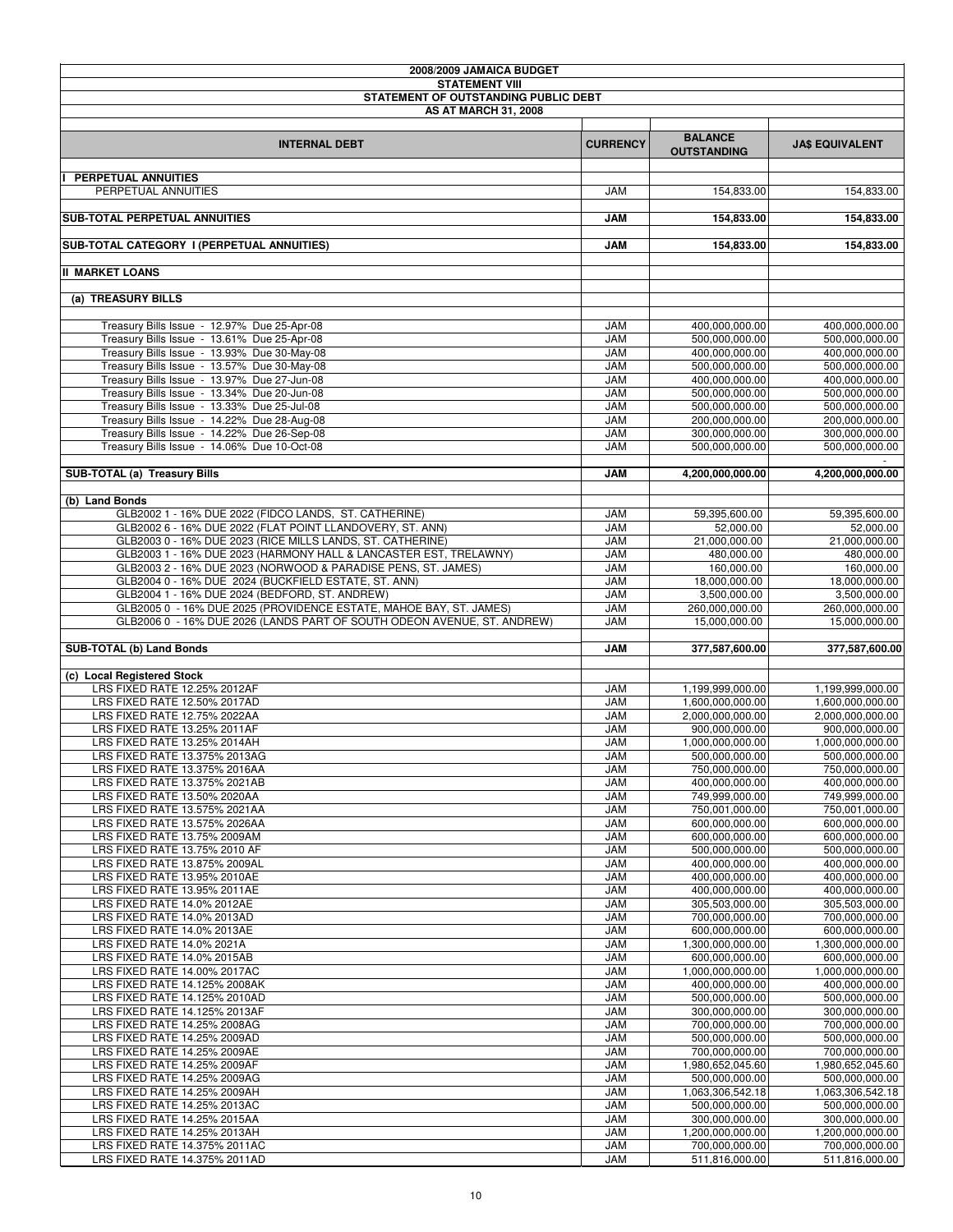## 2008/2009 JAMAICA BUDGET

### STATEMENT VIII

### STATEMENT OF OUTSTANDING PUBLIC DEBT

### AS AT MARCH 31, 2008

| INTERNAL DEBT | CURRENCY | BALANCE OUTSTANDING | JA$ EQUIVALENT |
|---|---|---|---|
| **I PERPETUAL ANNUITIES** | | | |
| PERPETUAL ANNUITIES | JAM | 154,833.00 | 154,833.00 |
| **SUB-TOTAL PERPETUAL ANNUITIES** | **JAM** | **154,833.00** | **154,833.00** |
| **SUB-TOTAL CATEGORY I (PERPETUAL ANNUITIES)** | **JAM** | **154,833.00** | **154,833.00** |
| **II MARKET LOANS** | | | |
| **(a) TREASURY BILLS** | | | |
| Treasury Bills Issue - 12.97% Due 25-Apr-08 | JAM | 400,000,000.00 | 400,000,000.00 |
| Treasury Bills Issue - 13.61% Due 25-Apr-08 | JAM | 500,000,000.00 | 500,000,000.00 |
| Treasury Bills Issue - 13.93% Due 30-May-08 | JAM | 400,000,000.00 | 400,000,000.00 |
| Treasury Bills Issue - 13.57% Due 30-May-08 | JAM | 500,000,000.00 | 500,000,000.00 |
| Treasury Bills Issue - 13.97% Due 27-Jun-08 | JAM | 400,000,000.00 | 400,000,000.00 |
| Treasury Bills Issue - 13.34% Due 20-Jun-08 | JAM | 500,000,000.00 | 500,000,000.00 |
| Treasury Bills Issue - 13.33% Due 25-Jul-08 | JAM | 500,000,000.00 | 500,000,000.00 |
| Treasury Bills Issue - 14.22% Due 28-Aug-08 | JAM | 200,000,000.00 | 200,000,000.00 |
| Treasury Bills Issue - 14.22% Due 26-Sep-08 | JAM | 300,000,000.00 | 300,000,000.00 |
| Treasury Bills Issue - 14.06% Due 10-Oct-08 | JAM | 500,000,000.00 | 500,000,000.00 |
| | | | - |
| **SUB-TOTAL (a) Treasury Bills** | **JAM** | **4,200,000,000.00** | **4,200,000,000.00** |
| **(b) Land Bonds** | | | |
| GLB2002 1 - 16% DUE 2022 (FIDCO LANDS, ST. CATHERINE) | JAM | 59,395,600.00 | 59,395,600.00 |
| GLB2002 6 - 16% DUE 2022 (FLAT POINT LLANDOVERY, ST. ANN) | JAM | 52,000.00 | 52,000.00 |
| GLB2003 0 - 16% DUE 2023 (RICE MILLS LANDS, ST. CATHERINE) | JAM | 21,000,000.00 | 21,000,000.00 |
| GLB2003 1 - 16% DUE 2023 (HARMONY HALL & LANCASTER EST, TRELAWNY) | JAM | 480,000.00 | 480,000.00 |
| GLB2003 2 - 16% DUE 2023 (NORWOOD & PARADISE PENS, ST. JAMES) | JAM | 160,000.00 | 160,000.00 |
| GLB2004 0 - 16% DUE 2024 (BUCKFIELD ESTATE, ST. ANN) | JAM | 18,000,000.00 | 18,000,000.00 |
| GLB2004 1 - 16% DUE 2024 (BEDFORD, ST. ANDREW) | JAM | 3,500,000.00 | 3,500,000.00 |
| GLB2005 0 - 16% DUE 2025 (PROVIDENCE ESTATE, MAHOE BAY, ST. JAMES) | JAM | 260,000,000.00 | 260,000,000.00 |
| GLB2006 0 - 16% DUE 2026 (LANDS PART OF SOUTH ODEON AVENUE, ST. ANDREW) | JAM | 15,000,000.00 | 15,000,000.00 |
| **SUB-TOTAL (b) Land Bonds** | **JAM** | **377,587,600.00** | **377,587,600.00** |
| **(c) Local Registered Stock** | | | |
| LRS FIXED RATE 12.25% 2012AF | JAM | 1,199,999,000.00 | 1,199,999,000.00 |
| LRS FIXED RATE 12.50% 2017AD | JAM | 1,600,000,000.00 | 1,600,000,000.00 |
| LRS FIXED RATE 12.75% 2022AA | JAM | 2,000,000,000.00 | 2,000,000,000.00 |
| LRS FIXED RATE 13.25% 2011AF | JAM | 900,000,000.00 | 900,000,000.00 |
| LRS FIXED RATE 13.25% 2014AH | JAM | 1,000,000,000.00 | 1,000,000,000.00 |
| LRS FIXED RATE 13.375% 2013AG | JAM | 500,000,000.00 | 500,000,000.00 |
| LRS FIXED RATE 13.375% 2016AA | JAM | 750,000,000.00 | 750,000,000.00 |
| LRS FIXED RATE 13.375% 2021AB | JAM | 400,000,000.00 | 400,000,000.00 |
| LRS FIXED RATE 13.50% 2020AA | JAM | 749,999,000.00 | 749,999,000.00 |
| LRS FIXED RATE 13.575% 2021AA | JAM | 750,001,000.00 | 750,001,000.00 |
| LRS FIXED RATE 13.575% 2026AA | JAM | 600,000,000.00 | 600,000,000.00 |
| LRS FIXED RATE 13.75% 2009AM | JAM | 600,000,000.00 | 600,000,000.00 |
| LRS FIXED RATE 13.75% 2010 AF | JAM | 500,000,000.00 | 500,000,000.00 |
| LRS FIXED RATE 13.875% 2009AL | JAM | 400,000,000.00 | 400,000,000.00 |
| LRS FIXED RATE 13.95% 2010AE | JAM | 400,000,000.00 | 400,000,000.00 |
| LRS FIXED RATE 13.95% 2011AE | JAM | 400,000,000.00 | 400,000,000.00 |
| LRS FIXED RATE 14.0% 2012AE | JAM | 305,503,000.00 | 305,503,000.00 |
| LRS FIXED RATE 14.0% 2013AD | JAM | 700,000,000.00 | 700,000,000.00 |
| LRS FIXED RATE 14.0% 2013AE | JAM | 600,000,000.00 | 600,000,000.00 |
| LRS FIXED RATE 14.0% 2021A | JAM | 1,300,000,000.00 | 1,300,000,000.00 |
| LRS FIXED RATE 14.0% 2015AB | JAM | 600,000,000.00 | 600,000,000.00 |
| LRS FIXED RATE 14.00% 2017AC | JAM | 1,000,000,000.00 | 1,000,000,000.00 |
| LRS FIXED RATE 14.125% 2008AK | JAM | 400,000,000.00 | 400,000,000.00 |
| LRS FIXED RATE 14.125% 2010AD | JAM | 500,000,000.00 | 500,000,000.00 |
| LRS FIXED RATE 14.125% 2013AF | JAM | 300,000,000.00 | 300,000,000.00 |
| LRS FIXED RATE 14.25% 2008AG | JAM | 700,000,000.00 | 700,000,000.00 |
| LRS FIXED RATE 14.25% 2009AD | JAM | 500,000,000.00 | 500,000,000.00 |
| LRS FIXED RATE 14.25% 2009AE | JAM | 700,000,000.00 | 700,000,000.00 |
| LRS FIXED RATE 14.25% 2009AF | JAM | 1,980,652,045.60 | 1,980,652,045.60 |
| LRS FIXED RATE 14.25% 2009AG | JAM | 500,000,000.00 | 500,000,000.00 |
| LRS FIXED RATE 14.25% 2009AH | JAM | 1,063,306,542.18 | 1,063,306,542.18 |
| LRS FIXED RATE 14.25% 2013AC | JAM | 500,000,000.00 | 500,000,000.00 |
| LRS FIXED RATE 14.25% 2015AA | JAM | 300,000,000.00 | 300,000,000.00 |
| LRS FIXED RATE 14.25% 2013AH | JAM | 1,200,000,000.00 | 1,200,000,000.00 |
| LRS FIXED RATE 14.375% 2011AC | JAM | 700,000,000.00 | 700,000,000.00 |
| LRS FIXED RATE 14.375% 2011AD | JAM | 511,816,000.00 | 511,816,000.00 |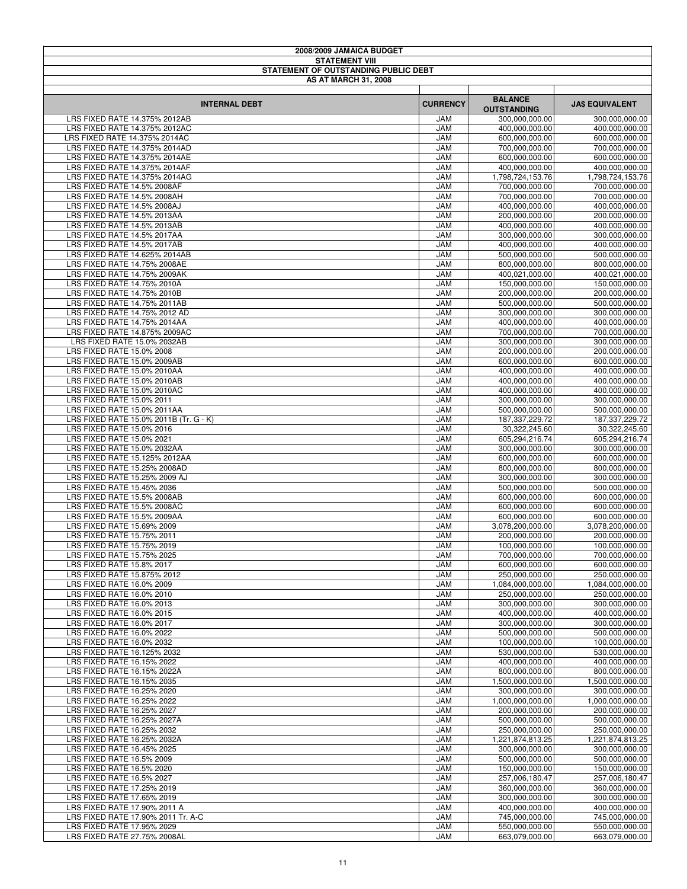**2008/2009 JAMAICA BUDGET**

**STATEMENT VIII**

**STATEMENT OF OUTSTANDING PUBLIC DEBT**

**AS AT MARCH 31, 2008**

| INTERNAL DEBT | CURRENCY | BALANCE OUTSTANDING | JA$ EQUIVALENT |
|---|---|---|---|
| LRS FIXED RATE 14.375% 2012AB | JAM | 300,000,000.00 | 300,000,000.00 |
| LRS FIXED RATE 14.375% 2012AC | JAM | 400,000,000.00 | 400,000,000.00 |
| LRS FIXED RATE 14.375% 2014AC | JAM | 600,000,000.00 | 600,000,000.00 |
| LRS FIXED RATE 14.375% 2014AD | JAM | 700,000,000.00 | 700,000,000.00 |
| LRS FIXED RATE 14.375% 2014AE | JAM | 600,000,000.00 | 600,000,000.00 |
| LRS FIXED RATE 14.375% 2014AF | JAM | 400,000,000.00 | 400,000,000.00 |
| LRS FIXED RATE 14.375% 2014AG | JAM | 1,798,724,153.76 | 1,798,724,153.76 |
| LRS FIXED RATE 14.5% 2008AF | JAM | 700,000,000.00 | 700,000,000.00 |
| LRS FIXED RATE 14.5% 2008AH | JAM | 700,000,000.00 | 700,000,000.00 |
| LRS FIXED RATE 14.5% 2008AJ | JAM | 400,000,000.00 | 400,000,000.00 |
| LRS FIXED RATE 14.5% 2013AA | JAM | 200,000,000.00 | 200,000,000.00 |
| LRS FIXED RATE 14.5% 2013AB | JAM | 400,000,000.00 | 400,000,000.00 |
| LRS FIXED RATE 14.5% 2017AA | JAM | 300,000,000.00 | 300,000,000.00 |
| LRS FIXED RATE 14.5% 2017AB | JAM | 400,000,000.00 | 400,000,000.00 |
| LRS FIXED RATE 14.625% 2014AB | JAM | 500,000,000.00 | 500,000,000.00 |
| LRS FIXED RATE 14.75% 2008AE | JAM | 800,000,000.00 | 800,000,000.00 |
| LRS FIXED RATE 14.75% 2009AK | JAM | 400,021,000.00 | 400,021,000.00 |
| LRS FIXED RATE 14.75% 2010A | JAM | 150,000,000.00 | 150,000,000.00 |
| LRS FIXED RATE 14.75% 2010B | JAM | 200,000,000.00 | 200,000,000.00 |
| LRS FIXED RATE 14.75% 2011AB | JAM | 500,000,000.00 | 500,000,000.00 |
| LRS FIXED RATE 14.75% 2012 AD | JAM | 300,000,000.00 | 300,000,000.00 |
| LRS FIXED RATE 14.75% 2014AA | JAM | 400,000,000.00 | 400,000,000.00 |
| LRS FIXED RATE 14.875% 2009AC | JAM | 700,000,000.00 | 700,000,000.00 |
| LRS FIXED RATE 15.0% 2032AB | JAM | 300,000,000.00 | 300,000,000.00 |
| LRS FIXED RATE 15.0% 2008 | JAM | 200,000,000.00 | 200,000,000.00 |
| LRS FIXED RATE 15.0% 2009AB | JAM | 600,000,000.00 | 600,000,000.00 |
| LRS FIXED RATE 15.0% 2010AA | JAM | 400,000,000.00 | 400,000,000.00 |
| LRS FIXED RATE 15.0% 2010AB | JAM | 400,000,000.00 | 400,000,000.00 |
| LRS FIXED RATE 15.0% 2010AC | JAM | 400,000,000.00 | 400,000,000.00 |
| LRS FIXED RATE 15.0% 2011 | JAM | 300,000,000.00 | 300,000,000.00 |
| LRS FIXED RATE 15.0% 2011AA | JAM | 500,000,000.00 | 500,000,000.00 |
| LRS FIXED RATE 15.0% 2011B (Tr. G - K) | JAM | 187,337,229.72 | 187,337,229.72 |
| LRS FIXED RATE 15.0% 2016 | JAM | 30,322,245.60 | 30,322,245.60 |
| LRS FIXED RATE 15.0% 2021 | JAM | 605,294,216.74 | 605,294,216.74 |
| LRS FIXED RATE 15.0% 2032AA | JAM | 300,000,000.00 | 300,000,000.00 |
| LRS FIXED RATE 15.125% 2012AA | JAM | 600,000,000.00 | 600,000,000.00 |
| LRS FIXED RATE 15.25% 2008AD | JAM | 800,000,000.00 | 800,000,000.00 |
| LRS FIXED RATE 15.25% 2009 AJ | JAM | 300,000,000.00 | 300,000,000.00 |
| LRS FIXED RATE 15.45% 2036 | JAM | 500,000,000.00 | 500,000,000.00 |
| LRS FIXED RATE 15.5% 2008AB | JAM | 600,000,000.00 | 600,000,000.00 |
| LRS FIXED RATE 15.5% 2008AC | JAM | 600,000,000.00 | 600,000,000.00 |
| LRS FIXED RATE 15.5% 2009AA | JAM | 600,000,000.00 | 600,000,000.00 |
| LRS FIXED RATE 15.69% 2009 | JAM | 3,078,200,000.00 | 3,078,200,000.00 |
| LRS FIXED RATE 15.75% 2011 | JAM | 200,000,000.00 | 200,000,000.00 |
| LRS FIXED RATE 15.75% 2019 | JAM | 100,000,000.00 | 100,000,000.00 |
| LRS FIXED RATE 15.75% 2025 | JAM | 700,000,000.00 | 700,000,000.00 |
| LRS FIXED RATE 15.8% 2017 | JAM | 600,000,000.00 | 600,000,000.00 |
| LRS FIXED RATE 15.875% 2012 | JAM | 250,000,000.00 | 250,000,000.00 |
| LRS FIXED RATE 16.0% 2009 | JAM | 1,084,000,000.00 | 1,084,000,000.00 |
| LRS FIXED RATE 16.0% 2010 | JAM | 250,000,000.00 | 250,000,000.00 |
| LRS FIXED RATE 16.0% 2013 | JAM | 300,000,000.00 | 300,000,000.00 |
| LRS FIXED RATE 16.0% 2015 | JAM | 400,000,000.00 | 400,000,000.00 |
| LRS FIXED RATE 16.0% 2017 | JAM | 300,000,000.00 | 300,000,000.00 |
| LRS FIXED RATE 16.0% 2022 | JAM | 500,000,000.00 | 500,000,000.00 |
| LRS FIXED RATE 16.0% 2032 | JAM | 100,000,000.00 | 100,000,000.00 |
| LRS FIXED RATE 16.125% 2032 | JAM | 530,000,000.00 | 530,000,000.00 |
| LRS FIXED RATE 16.15% 2022 | JAM | 400,000,000.00 | 400,000,000.00 |
| LRS FIXED RATE 16.15% 2022A | JAM | 800,000,000.00 | 800,000,000.00 |
| LRS FIXED RATE 16.15% 2035 | JAM | 1,500,000,000.00 | 1,500,000,000.00 |
| LRS FIXED RATE 16.25% 2020 | JAM | 300,000,000.00 | 300,000,000.00 |
| LRS FIXED RATE 16.25% 2022 | JAM | 1,000,000,000.00 | 1,000,000,000.00 |
| LRS FIXED RATE 16.25% 2027 | JAM | 200,000,000.00 | 200,000,000.00 |
| LRS FIXED RATE 16.25% 2027A | JAM | 500,000,000.00 | 500,000,000.00 |
| LRS FIXED RATE 16.25% 2032 | JAM | 250,000,000.00 | 250,000,000.00 |
| LRS FIXED RATE 16.25% 2032A | JAM | 1,221,874,813.25 | 1,221,874,813.25 |
| LRS FIXED RATE 16.45% 2025 | JAM | 300,000,000.00 | 300,000,000.00 |
| LRS FIXED RATE 16.5% 2009 | JAM | 500,000,000.00 | 500,000,000.00 |
| LRS FIXED RATE 16.5% 2020 | JAM | 150,000,000.00 | 150,000,000.00 |
| LRS FIXED RATE 16.5% 2027 | JAM | 257,006,180.47 | 257,006,180.47 |
| LRS FIXED RATE 17.25% 2019 | JAM | 360,000,000.00 | 360,000,000.00 |
| LRS FIXED RATE 17.65% 2019 | JAM | 300,000,000.00 | 300,000,000.00 |
| LRS FIXED RATE 17.90% 2011 A | JAM | 400,000,000.00 | 400,000,000.00 |
| LRS FIXED RATE 17.90% 2011 Tr. A-C | JAM | 745,000,000.00 | 745,000,000.00 |
| LRS FIXED RATE 17.95% 2029 | JAM | 550,000,000.00 | 550,000,000.00 |
| LRS FIXED RATE 27.75% 2008AL | JAM | 663,079,000.00 | 663,079,000.00 |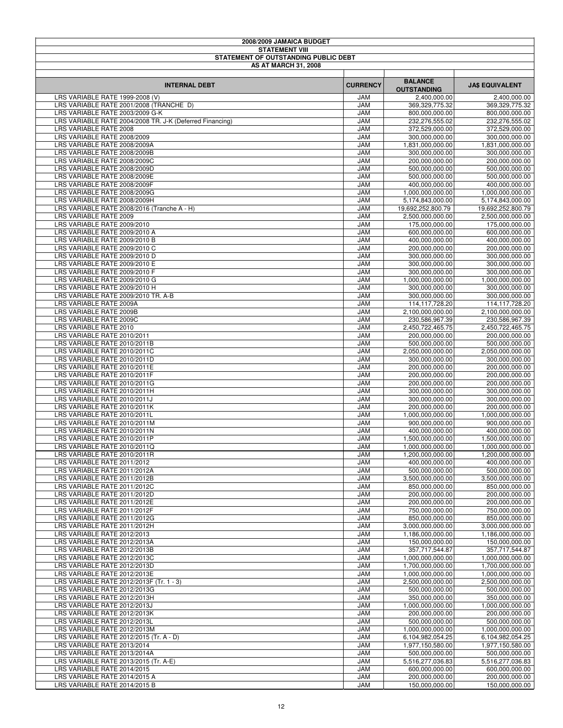**2008/2009 JAMAICA BUDGET**

**STATEMENT VIII**

**STATEMENT OF OUTSTANDING PUBLIC DEBT**

**AS AT MARCH 31, 2008**

| INTERNAL DEBT | CURRENCY | BALANCE OUTSTANDING | JA$ EQUIVALENT |
|---|---|---|---|
| LRS VARIABLE RATE 1999-2008 (V) | JAM | 2,400,000.00 | 2,400,000.00 |
| LRS VARIABLE RATE 2001/2008 (TRANCHE D) | JAM | 369,329,775.32 | 369,329,775.32 |
| LRS VARIABLE RATE 2003/2009 G-K | JAM | 800,000,000.00 | 800,000,000.00 |
| LRS VARIABLE RATE 2004/2008 TR. J-K (Deferred Financing) | JAM | 232,276,555.02 | 232,276,555.02 |
| LRS VARIABLE RATE 2008 | JAM | 372,529,000.00 | 372,529,000.00 |
| LRS VARIABLE RATE 2008/2009 | JAM | 300,000,000.00 | 300,000,000.00 |
| LRS VARIABLE RATE 2008/2009A | JAM | 1,831,000,000.00 | 1,831,000,000.00 |
| LRS VARIABLE RATE 2008/2009B | JAM | 300,000,000.00 | 300,000,000.00 |
| LRS VARIABLE RATE 2008/2009C | JAM | 200,000,000.00 | 200,000,000.00 |
| LRS VARIABLE RATE 2008/2009D | JAM | 500,000,000.00 | 500,000,000.00 |
| LRS VARIABLE RATE 2008/2009E | JAM | 500,000,000.00 | 500,000,000.00 |
| LRS VARIABLE RATE 2008/2009F | JAM | 400,000,000.00 | 400,000,000.00 |
| LRS VARIABLE RATE 2008/2009G | JAM | 1,000,000,000.00 | 1,000,000,000.00 |
| LRS VARIABLE RATE 2008/2009H | JAM | 5,174,843,000.00 | 5,174,843,000.00 |
| LRS VARIABLE RATE 2008/2016 (Tranche A - H) | JAM | 19,692,252,800.79 | 19,692,252,800.79 |
| LRS VARIABLE RATE 2009 | JAM | 2,500,000,000.00 | 2,500,000,000.00 |
| LRS VARIABLE RATE 2009/2010 | JAM | 175,000,000.00 | 175,000,000.00 |
| LRS VARIABLE RATE 2009/2010 A | JAM | 600,000,000.00 | 600,000,000.00 |
| LRS VARIABLE RATE 2009/2010 B | JAM | 400,000,000.00 | 400,000,000.00 |
| LRS VARIABLE RATE 2009/2010 C | JAM | 200,000,000.00 | 200,000,000.00 |
| LRS VARIABLE RATE 2009/2010 D | JAM | 300,000,000.00 | 300,000,000.00 |
| LRS VARIABLE RATE 2009/2010 E | JAM | 300,000,000.00 | 300,000,000.00 |
| LRS VARIABLE RATE 2009/2010 F | JAM | 300,000,000.00 | 300,000,000.00 |
| LRS VARIABLE RATE 2009/2010 G | JAM | 1,000,000,000.00 | 1,000,000,000.00 |
| LRS VARIABLE RATE 2009/2010 H | JAM | 300,000,000.00 | 300,000,000.00 |
| LRS VARIABLE RATE 2009/2010 TR. A-B | JAM | 300,000,000.00 | 300,000,000.00 |
| LRS VARIABLE RATE 2009A | JAM | 114,117,728.20 | 114,117,728.20 |
| LRS VARIABLE RATE 2009B | JAM | 2,100,000,000.00 | 2,100,000,000.00 |
| LRS VARIABLE RATE 2009C | JAM | 230,586,967.39 | 230,586,967.39 |
| LRS VARIABLE RATE 2010 | JAM | 2,450,722,465.75 | 2,450,722,465.75 |
| LRS VARIABLE RATE 2010/2011 | JAM | 200,000,000.00 | 200,000,000.00 |
| LRS VARIABLE RATE 2010/2011B | JAM | 500,000,000.00 | 500,000,000.00 |
| LRS VARIABLE RATE 2010/2011C | JAM | 2,050,000,000.00 | 2,050,000,000.00 |
| LRS VARIABLE RATE 2010/2011D | JAM | 300,000,000.00 | 300,000,000.00 |
| LRS VARIABLE RATE 2010/2011E | JAM | 200,000,000.00 | 200,000,000.00 |
| LRS VARIABLE RATE 2010/2011F | JAM | 200,000,000.00 | 200,000,000.00 |
| LRS VARIABLE RATE 2010/2011G | JAM | 200,000,000.00 | 200,000,000.00 |
| LRS VARIABLE RATE 2010/2011H | JAM | 300,000,000.00 | 300,000,000.00 |
| LRS VARIABLE RATE 2010/2011J | JAM | 300,000,000.00 | 300,000,000.00 |
| LRS VARIABLE RATE 2010/2011K | JAM | 200,000,000.00 | 200,000,000.00 |
| LRS VARIABLE RATE 2010/2011L | JAM | 1,000,000,000.00 | 1,000,000,000.00 |
| LRS VARIABLE RATE 2010/2011M | JAM | 900,000,000.00 | 900,000,000.00 |
| LRS VARIABLE RATE 2010/2011N | JAM | 400,000,000.00 | 400,000,000.00 |
| LRS VARIABLE RATE 2010/2011P | JAM | 1,500,000,000.00 | 1,500,000,000.00 |
| LRS VARIABLE RATE 2010/2011Q | JAM | 1,000,000,000.00 | 1,000,000,000.00 |
| LRS VARIABLE RATE 2010/2011R | JAM | 1,200,000,000.00 | 1,200,000,000.00 |
| LRS VARIABLE RATE 2011/2012 | JAM | 400,000,000.00 | 400,000,000.00 |
| LRS VARIABLE RATE 2011/2012A | JAM | 500,000,000.00 | 500,000,000.00 |
| LRS VARIABLE RATE 2011/2012B | JAM | 3,500,000,000.00 | 3,500,000,000.00 |
| LRS VARIABLE RATE 2011/2012C | JAM | 850,000,000.00 | 850,000,000.00 |
| LRS VARIABLE RATE 2011/2012D | JAM | 200,000,000.00 | 200,000,000.00 |
| LRS VARIABLE RATE 2011/2012E | JAM | 200,000,000.00 | 200,000,000.00 |
| LRS VARIABLE RATE 2011/2012F | JAM | 750,000,000.00 | 750,000,000.00 |
| LRS VARIABLE RATE 2011/2012G | JAM | 850,000,000.00 | 850,000,000.00 |
| LRS VARIABLE RATE 2011/2012H | JAM | 3,000,000,000.00 | 3,000,000,000.00 |
| LRS VARIABLE RATE 2012/2013 | JAM | 1,186,000,000.00 | 1,186,000,000.00 |
| LRS VARIABLE RATE 2012/2013A | JAM | 150,000,000.00 | 150,000,000.00 |
| LRS VARIABLE RATE 2012/2013B | JAM | 357,717,544.87 | 357,717,544.87 |
| LRS VARIABLE RATE 2012/2013C | JAM | 1,000,000,000.00 | 1,000,000,000.00 |
| LRS VARIABLE RATE 2012/2013D | JAM | 1,700,000,000.00 | 1,700,000,000.00 |
| LRS VARIABLE RATE 2012/2013E | JAM | 1,000,000,000.00 | 1,000,000,000.00 |
| LRS VARIABLE RATE 2012/2013F (Tr. 1 - 3) | JAM | 2,500,000,000.00 | 2,500,000,000.00 |
| LRS VARIABLE RATE 2012/2013G | JAM | 500,000,000.00 | 500,000,000.00 |
| LRS VARIABLE RATE 2012/2013H | JAM | 350,000,000.00 | 350,000,000.00 |
| LRS VARIABLE RATE 2012/2013J | JAM | 1,000,000,000.00 | 1,000,000,000.00 |
| LRS VARIABLE RATE 2012/2013K | JAM | 200,000,000.00 | 200,000,000.00 |
| LRS VARIABLE RATE 2012/2013L | JAM | 500,000,000.00 | 500,000,000.00 |
| LRS VARIABLE RATE 2012/2013M | JAM | 1,000,000,000.00 | 1,000,000,000.00 |
| LRS VARIABLE RATE 2012/2015 (Tr. A - D) | JAM | 6,104,982,054.25 | 6,104,982,054.25 |
| LRS VARIABLE RATE 2013/2014 | JAM | 1,977,150,580.00 | 1,977,150,580.00 |
| LRS VARIABLE RATE 2013/2014A | JAM | 500,000,000.00 | 500,000,000.00 |
| LRS VARIABLE RATE 2013/2015 (Tr. A-E) | JAM | 5,516,277,036.83 | 5,516,277,036.83 |
| LRS VARIABLE RATE 2014/2015 | JAM | 600,000,000.00 | 600,000,000.00 |
| LRS VARIABLE RATE 2014/2015 A | JAM | 200,000,000.00 | 200,000,000.00 |
| LRS VARIABLE RATE 2014/2015 B | JAM | 150,000,000.00 | 150,000,000.00 |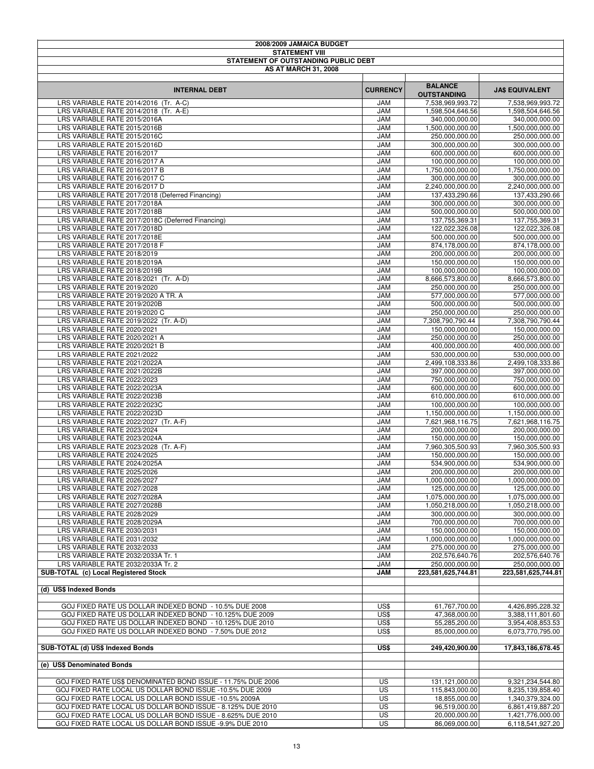**2008/2009 JAMAICA BUDGET**

**STATEMENT VIII**

**STATEMENT OF OUTSTANDING PUBLIC DEBT**

**AS AT MARCH 31, 2008**

| INTERNAL DEBT | CURRENCY | BALANCE OUTSTANDING | JA$ EQUIVALENT |
|---|---|---|---|
| LRS VARIABLE RATE 2014/2016 (Tr. A-C) | JAM | 7,538,969,993.72 | 7,538,969,993.72 |
| LRS VARIABLE RATE 2014/2018 (Tr. A-E) | JAM | 1,598,504,646.56 | 1,598,504,646.56 |
| LRS VARIABLE RATE 2015/2016A | JAM | 340,000,000.00 | 340,000,000.00 |
| LRS VARIABLE RATE 2015/2016B | JAM | 1,500,000,000.00 | 1,500,000,000.00 |
| LRS VARIABLE RATE 2015/2016C | JAM | 250,000,000.00 | 250,000,000.00 |
| LRS VARIABLE RATE 2015/2016D | JAM | 300,000,000.00 | 300,000,000.00 |
| LRS VARIABLE RATE 2016/2017 | JAM | 600,000,000.00 | 600,000,000.00 |
| LRS VARIABLE RATE 2016/2017 A | JAM | 100,000,000.00 | 100,000,000.00 |
| LRS VARIABLE RATE 2016/2017 B | JAM | 1,750,000,000.00 | 1,750,000,000.00 |
| LRS VARIABLE RATE 2016/2017 C | JAM | 300,000,000.00 | 300,000,000.00 |
| LRS VARIABLE RATE 2016/2017 D | JAM | 2,240,000,000.00 | 2,240,000,000.00 |
| LRS VARIABLE RATE 2017/2018 (Deferred Financing) | JAM | 137,433,290.66 | 137,433,290.66 |
| LRS VARIABLE RATE 2017/2018A | JAM | 300,000,000.00 | 300,000,000.00 |
| LRS VARIABLE RATE 2017/2018B | JAM | 500,000,000.00 | 500,000,000.00 |
| LRS VARIABLE RATE 2017/2018C (Deferred Financing) | JAM | 137,755,369.31 | 137,755,369.31 |
| LRS VARIABLE RATE 2017/2018D | JAM | 122,022,326.08 | 122,022,326.08 |
| LRS VARIABLE RATE 2017/2018E | JAM | 500,000,000.00 | 500,000,000.00 |
| LRS VARIABLE RATE 2017/2018 F | JAM | 874,178,000.00 | 874,178,000.00 |
| LRS VARIABLE RATE 2018/2019 | JAM | 200,000,000.00 | 200,000,000.00 |
| LRS VARIABLE RATE 2018/2019A | JAM | 150,000,000.00 | 150,000,000.00 |
| LRS VARIABLE RATE 2018/2019B | JAM | 100,000,000.00 | 100,000,000.00 |
| LRS VARIABLE RATE 2018/2021 (Tr. A-D) | JAM | 8,666,573,800.00 | 8,666,573,800.00 |
| LRS VARIABLE RATE 2019/2020 | JAM | 250,000,000.00 | 250,000,000.00 |
| LRS VARIABLE RATE 2019/2020 A TR. A | JAM | 577,000,000.00 | 577,000,000.00 |
| LRS VARIABLE RATE 2019/2020B | JAM | 500,000,000.00 | 500,000,000.00 |
| LRS VARIABLE RATE 2019/2020 C | JAM | 250,000,000.00 | 250,000,000.00 |
| LRS VARIABLE RATE 2019/2022 (Tr. A-D) | JAM | 7,308,790,790.44 | 7,308,790,790.44 |
| LRS VARIABLE RATE 2020/2021 | JAM | 150,000,000.00 | 150,000,000.00 |
| LRS VARIABLE RATE 2020/2021 A | JAM | 250,000,000.00 | 250,000,000.00 |
| LRS VARIABLE RATE 2020/2021 B | JAM | 400,000,000.00 | 400,000,000.00 |
| LRS VARIABLE RATE 2021/2022 | JAM | 530,000,000.00 | 530,000,000.00 |
| LRS VARIABLE RATE 2021/2022A | JAM | 2,499,108,333.86 | 2,499,108,333.86 |
| LRS VARIABLE RATE 2021/2022B | JAM | 397,000,000.00 | 397,000,000.00 |
| LRS VARIABLE RATE 2022/2023 | JAM | 750,000,000.00 | 750,000,000.00 |
| LRS VARIABLE RATE 2022/2023A | JAM | 600,000,000.00 | 600,000,000.00 |
| LRS VARIABLE RATE 2022/2023B | JAM | 610,000,000.00 | 610,000,000.00 |
| LRS VARIABLE RATE 2022/2023C | JAM | 100,000,000.00 | 100,000,000.00 |
| LRS VARIABLE RATE 2022/2023D | JAM | 1,150,000,000.00 | 1,150,000,000.00 |
| LRS VARIABLE RATE 2022/2027 (Tr. A-F) | JAM | 7,621,968,116.75 | 7,621,968,116.75 |
| LRS VARIABLE RATE 2023/2024 | JAM | 200,000,000.00 | 200,000,000.00 |
| LRS VARIABLE RATE 2023/2024A | JAM | 150,000,000.00 | 150,000,000.00 |
| LRS VARIABLE RATE 2023/2028 (Tr. A-F) | JAM | 7,960,305,500.93 | 7,960,305,500.93 |
| LRS VARIABLE RATE 2024/2025 | JAM | 150,000,000.00 | 150,000,000.00 |
| LRS VARIABLE RATE 2024/2025A | JAM | 534,900,000.00 | 534,900,000.00 |
| LRS VARIABLE RATE 2025/2026 | JAM | 200,000,000.00 | 200,000,000.00 |
| LRS VARIABLE RATE 2026/2027 | JAM | 1,000,000,000.00 | 1,000,000,000.00 |
| LRS VARIABLE RATE 2027/2028 | JAM | 125,000,000.00 | 125,000,000.00 |
| LRS VARIABLE RATE 2027/2028A | JAM | 1,075,000,000.00 | 1,075,000,000.00 |
| LRS VARIABLE RATE 2027/2028B | JAM | 1,050,218,000.00 | 1,050,218,000.00 |
| LRS VARIABLE RATE 2028/2029 | JAM | 300,000,000.00 | 300,000,000.00 |
| LRS VARIABLE RATE 2028/2029A | JAM | 700,000,000.00 | 700,000,000.00 |
| LRS VARIABLE RATE 2030/2031 | JAM | 150,000,000.00 | 150,000,000.00 |
| LRS VARIABLE RATE 2031/2032 | JAM | 1,000,000,000.00 | 1,000,000,000.00 |
| LRS VARIABLE RATE 2032/2033 | JAM | 275,000,000.00 | 275,000,000.00 |
| LRS VARIABLE RATE 2032/2033A Tr. 1 | JAM | 202,576,640.76 | 202,576,640.76 |
| LRS VARIABLE RATE 2032/2033A Tr. 2 | JAM | 250,000,000.00 | 250,000,000.00 |
| **SUB-TOTAL (c) Local Registered Stock** | **JAM** | **223,581,625,744.81** | **223,581,625,744.81** |
| | | | |
| **(d) US$ Indexed Bonds** | | | |
| | | | |
| GOJ FIXED RATE US DOLLAR INDEXED BOND - 10.5% DUE 2008 | US$ | 61,767,700.00 | 4,426,895,228.32 |
| GOJ FIXED RATE US DOLLAR INDEXED BOND - 10.125% DUE 2009 | US$ | 47,368,000.00 | 3,388,111,801.60 |
| GOJ FIXED RATE US DOLLAR INDEXED BOND - 10.125% DUE 2010 | US$ | 55,285,200.00 | 3,954,408,853.53 |
| GOJ FIXED RATE US DOLLAR INDEXED BOND - 7.50% DUE 2012 | US$ | 85,000,000.00 | 6,073,770,795.00 |
| | | | |
| **SUB-TOTAL (d) US$ Indexed Bonds** | **US$** | **249,420,900.00** | **17,843,186,678.45** |
| | | | |
| **(e) US$ Denominated Bonds** | | | |
| | | | |
| GOJ FIXED RATE US$ DENOMINATED BOND ISSUE - 11.75% DUE 2006 | US | 131,121,000.00 | 9,321,234,544.80 |
| GOJ FIXED RATE LOCAL US DOLLAR BOND ISSUE -10.5% DUE 2009 | US | 115,843,000.00 | 8,235,139,858.40 |
| GOJ FIXED RATE LOCAL US DOLLAR BOND ISSUE -10.5% 2009A | US | 18,855,000.00 | 1,340,379,324.00 |
| GOJ FIXED RATE LOCAL US DOLLAR BOND ISSUE - 8.125% DUE 2010 | US | 96,519,000.00 | 6,861,419,887.20 |
| GOJ FIXED RATE LOCAL US DOLLAR BOND ISSUE - 8.625% DUE 2010 | US | 20,000,000.00 | 1,421,776,000.00 |
| GOJ FIXED RATE LOCAL US DOLLAR BOND ISSUE -9.9% DUE 2010 | US | 86,069,000.00 | 6,118,541,927.20 |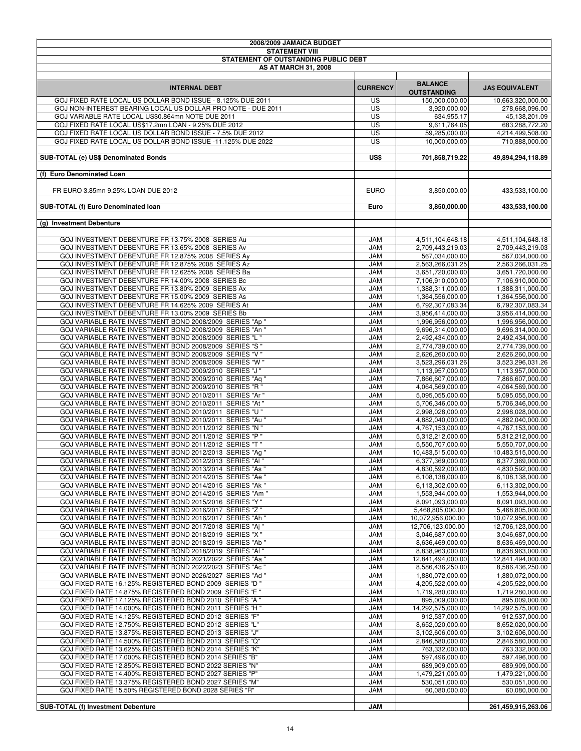# 2008/2009 JAMAICA BUDGET

## STATEMENT VIII

## STATEMENT OF OUTSTANDING PUBLIC DEBT

## AS AT MARCH 31, 2008

| INTERNAL DEBT | CURRENCY | BALANCE OUTSTANDING | JA$ EQUIVALENT |
|---|---|---|---|
| GOJ FIXED RATE LOCAL US DOLLAR BOND ISSUE - 8.125% DUE 2011 | US | 150,000,000.00 | 10,663,320,000.00 |
| GOJ NON-INTEREST BEARING LOCAL US DOLLAR PRO NOTE - DUE 2011 | US | 3,920,000.00 | 278,668,096.00 |
| GOJ VARIABLE RATE LOCAL US$0.864mn NOTE DUE 2011 | US | 634,955.17 | 45,138,201.09 |
| GOJ FIXED RATE LOCAL US$17.2mn LOAN - 9.25% DUE 2012 | US | 9,611,764.05 | 683,288,772.20 |
| GOJ FIXED RATE LOCAL US DOLLAR BOND ISSUE - 7.5% DUE 2012 | US | 59,285,000.00 | 4,214,499,508.00 |
| GOJ FIXED RATE LOCAL US DOLLAR BOND ISSUE -11.125% DUE 2022 | US | 10,000,000.00 | 710,888,000.00 |
| | | | |
| **SUB-TOTAL (e) US$ Denominated Bonds** | **US$** | **701,858,719.22** | **49,894,294,118.89** |
| | | | |
| **(f) Euro Denominated Loan** | | | |
| | | | |
| FR EURO 3.85mn 9.25% LOAN DUE 2012 | EURO | 3,850,000.00 | 433,533,100.00 |
| | | | |
| **SUB-TOTAL (f) Euro Denominated loan** | **Euro** | **3,850,000.00** | **433,533,100.00** |
| | | | |
| **(g) Investment Debenture** | | | |
| | | | |
| GOJ INVESTMENT DEBENTURE FR 13.75% 2008 SERIES Au | JAM | 4,511,104,648.18 | 4,511,104,648.18 |
| GOJ INVESTMENT DEBENTURE FR 13.65% 2008 SERIES Av | JAM | 2,709,443,219.03 | 2,709,443,219.03 |
| GOJ INVESTMENT DEBENTURE FR 12.875% 2008 SERIES Ay | JAM | 567,034,000.00 | 567,034,000.00 |
| GOJ INVESTMENT DEBENTURE FR 12.875% 2008 SERIES Az | JAM | 2,563,266,031.25 | 2,563,266,031.25 |
| GOJ INVESTMENT DEBENTURE FR 12.625% 2008 SERIES Ba | JAM | 3,651,720,000.00 | 3,651,720,000.00 |
| GOJ INVESTMENT DEBENTURE FR 14.00% 2008 SERIES Bc | JAM | 7,106,910,000.00 | 7,106,910,000.00 |
| GOJ INVESTMENT DEBENTURE FR 13.80% 2009 SERIES Ax | JAM | 1,388,311,000.00 | 1,388,311,000.00 |
| GOJ INVESTMENT DEBENTURE FR 15.00% 2009 SERIES As | JAM | 1,364,556,000.00 | 1,364,556,000.00 |
| GOJ INVESTMENT DEBENTURE FR 14.625% 2009 SERIES At | JAM | 6,792,307,083.34 | 6,792,307,083.34 |
| GOJ INVESTMENT DEBENTURE FR 13.00% 2009 SERIES Bb | JAM | 3,956,414,000.00 | 3,956,414,000.00 |
| GOJ VARIABLE RATE INVESTMENT BOND 2008/2009 SERIES "Ap " | JAM | 1,996,956,000.00 | 1,996,956,000.00 |
| GOJ VARIABLE RATE INVESTMENT BOND 2008/2009 SERIES "An " | JAM | 9,696,314,000.00 | 9,696,314,000.00 |
| GOJ VARIABLE RATE INVESTMENT BOND 2008/2009 SERIES "L " | JAM | 2,492,434,000.00 | 2,492,434,000.00 |
| GOJ VARIABLE RATE INVESTMENT BOND 2008/2009 SERIES "S " | JAM | 2,774,739,000.00 | 2,774,739,000.00 |
| GOJ VARIABLE RATE INVESTMENT BOND 2008/2009 SERIES "V " | JAM | 2,626,260,000.00 | 2,626,260,000.00 |
| GOJ VARIABLE RATE INVESTMENT BOND 2008/2009 SERIES "W " | JAM | 3,523,296,031.26 | 3,523,296,031.26 |
| GOJ VARIABLE RATE INVESTMENT BOND 2009/2010 SERIES "J " | JAM | 1,113,957,000.00 | 1,113,957,000.00 |
| GOJ VARIABLE RATE INVESTMENT BOND 2009/2010 SERIES "Aq " | JAM | 7,866,607,000.00 | 7,866,607,000.00 |
| GOJ VARIABLE RATE INVESTMENT BOND 2009/2010 SERIES "R " | JAM | 4,064,569,000.00 | 4,064,569,000.00 |
| GOJ VARIABLE RATE INVESTMENT BOND 2010/2011 SERIES "Ar " | JAM | 5,095,055,000.00 | 5,095,055,000.00 |
| GOJ VARIABLE RATE INVESTMENT BOND 2010/2011 SERIES "At " | JAM | 5,706,346,000.00 | 5,706,346,000.00 |
| GOJ VARIABLE RATE INVESTMENT BOND 2010/2011 SERIES "U " | JAM | 2,998,028,000.00 | 2,998,028,000.00 |
| GOJ VARIABLE RATE INVESTMENT BOND 2010/2011 SERIES "Au " | JAM | 4,882,040,000.00 | 4,882,040,000.00 |
| GOJ VARIABLE RATE INVESTMENT BOND 2011/2012 SERIES "N " | JAM | 4,767,153,000.00 | 4,767,153,000.00 |
| GOJ VARIABLE RATE INVESTMENT BOND 2011/2012 SERIES "P " | JAM | 5,312,212,000.00 | 5,312,212,000.00 |
| GOJ VARIABLE RATE INVESTMENT BOND 2011/2012 SERIES "T " | JAM | 5,550,707,000.00 | 5,550,707,000.00 |
| GOJ VARIABLE RATE INVESTMENT BOND 2012/2013 SERIES "Ag " | JAM | 10,483,515,000.00 | 10,483,515,000.00 |
| GOJ VARIABLE RATE INVESTMENT BOND 2012/2013 SERIES "Al " | JAM | 6,377,369,000.00 | 6,377,369,000.00 |
| GOJ VARIABLE RATE INVESTMENT BOND 2013/2014 SERIES "As " | JAM | 4,830,592,000.00 | 4,830,592,000.00 |
| GOJ VARIABLE RATE INVESTMENT BOND 2014/2015 SERIES "Ae " | JAM | 6,108,138,000.00 | 6,108,138,000.00 |
| GOJ VARIABLE RATE INVESTMENT BOND 2014/2015 SERIES "Ak " | JAM | 6,113,302,000.00 | 6,113,302,000.00 |
| GOJ VARIABLE RATE INVESTMENT BOND 2014/2015 SERIES "Am " | JAM | 1,553,944,000.00 | 1,553,944,000.00 |
| GOJ VARIABLE RATE INVESTMENT BOND 2015/2016 SERIES "Y " | JAM | 8,091,093,000.00 | 8,091,093,000.00 |
| GOJ VARIABLE RATE INVESTMENT BOND 2016/2017 SERIES "Z " | JAM | 5,468,805,000.00 | 5,468,805,000.00 |
| GOJ VARIABLE RATE INVESTMENT BOND 2016/2017 SERIES "Ah " | JAM | 10,072,956,000.00 | 10,072,956,000.00 |
| GOJ VARIABLE RATE INVESTMENT BOND 2017/2018 SERIES "Aj " | JAM | 12,706,123,000.00 | 12,706,123,000.00 |
| GOJ VARIABLE RATE INVESTMENT BOND 2018/2019 SERIES "X " | JAM | 3,046,687,000.00 | 3,046,687,000.00 |
| GOJ VARIABLE RATE INVESTMENT BOND 2018/2019 SERIES "Ab " | JAM | 8,636,469,000.00 | 8,636,469,000.00 |
| GOJ VARIABLE RATE INVESTMENT BOND 2018/2019 SERIES "Af " | JAM | 8,838,963,000.00 | 8,838,963,000.00 |
| GOJ VARIABLE RATE INVESTMENT BOND 2021/2022 SERIES "Aa " | JAM | 12,841,494,000.00 | 12,841,494,000.00 |
| GOJ VARIABLE RATE INVESTMENT BOND 2022/2023 SERIES "Ac " | JAM | 8,586,436,250.00 | 8,586,436,250.00 |
| GOJ VARIABLE RATE INVESTMENT BOND 2026/2027 SERIES "Ad " | JAM | 1,880,072,000.00 | 1,880,072,000.00 |
| GOJ FIXED RATE 16.125% REGISTERED BOND 2009 SERIES "D " | JAM | 4,205,522,000.00 | 4,205,522,000.00 |
| GOJ FIXED RATE 14.875% REGISTERED BOND 2009 SERIES "E " | JAM | 1,719,280,000.00 | 1,719,280,000.00 |
| GOJ FIXED RATE 17.125% REGISTERED BOND 2010 SERIES "A " | JAM | 895,009,000.00 | 895,009,000.00 |
| GOJ FIXED RATE 14.000% REGISTERED BOND 2011 SERIES "H " | JAM | 14,292,575,000.00 | 14,292,575,000.00 |
| GOJ FIXED RATE 14.125% REGISTERED BOND 2012 SERIES "F" | JAM | 912,537,000.00 | 912,537,000.00 |
| GOJ FIXED RATE 12.750% REGISTERED BOND 2012 SERIES "L" | JAM | 8,652,020,000.00 | 8,652,020,000.00 |
| GOJ FIXED RATE 13.875% REGISTERED BOND 2013 SERIES "J" | JAM | 3,102,606,000.00 | 3,102,606,000.00 |
| GOJ FIXED RATE 14.500% REGISTERED BOND 2013 SERIES "Q" | JAM | 2,846,580,000.00 | 2,846,580,000.00 |
| GOJ FIXED RATE 13.625% REGISTERED BOND 2014 SERIES "K" | JAM | 763,332,000.00 | 763,332,000.00 |
| GOJ FIXED RATE 17.000% REGISTERED BOND 2014 SERIES "B" | JAM | 597,496,000.00 | 597,496,000.00 |
| GOJ FIXED RATE 12.850% REGISTERED BOND 2022 SERIES "N" | JAM | 689,909,000.00 | 689,909,000.00 |
| GOJ FIXED RATE 14.400% REGISTERED BOND 2027 SERIES "P" | JAM | 1,479,221,000.00 | 1,479,221,000.00 |
| GOJ FIXED RATE 13.375% REGISTERED BOND 2027 SERIES "M" | JAM | 530,051,000.00 | 530,051,000.00 |
| GOJ FIXED RATE 15.50% REGISTERED BOND 2028 SERIES "R" | JAM | 60,080,000.00 | 60,080,000.00 |
| | | | |
| **SUB-TOTAL (f) Investment Debenture** | **JAM** | | **261,459,915,263.06** |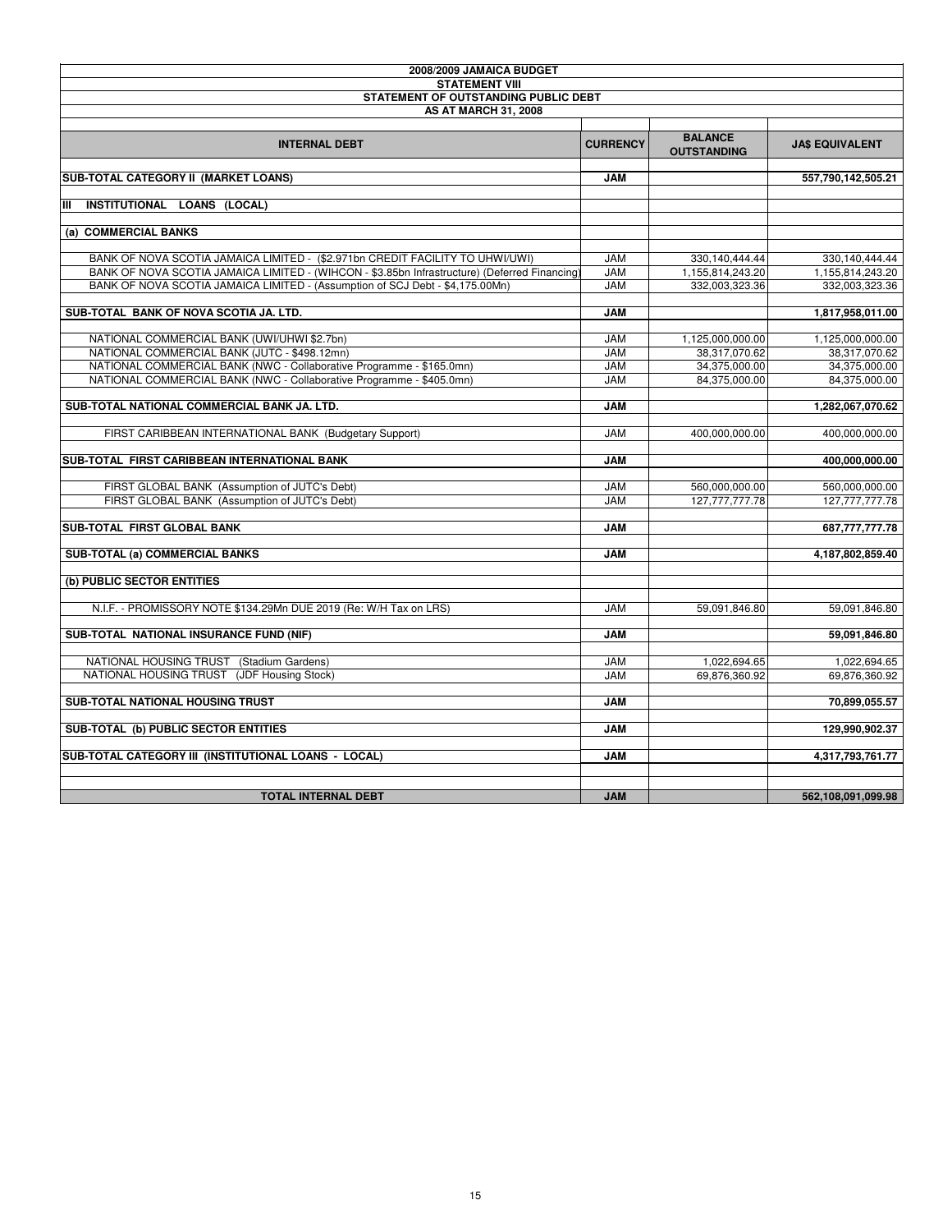**2008/2009 JAMAICA BUDGET**

**STATEMENT VIII**

**STATEMENT OF OUTSTANDING PUBLIC DEBT**

**AS AT MARCH 31, 2008**

| INTERNAL DEBT | CURRENCY | BALANCE OUTSTANDING | JA$ EQUIVALENT |
|---|---|---|---|
| **SUB-TOTAL CATEGORY II (MARKET LOANS)** | **JAM** | | **557,790,142,505.21** |
| **III INSTITUTIONAL LOANS (LOCAL)** | | | |
| **(a) COMMERCIAL BANKS** | | | |
| BANK OF NOVA SCOTIA JAMAICA LIMITED - ($2.971bn CREDIT FACILITY TO UHWI/UWI) | JAM | 330,140,444.44 | 330,140,444.44 |
| BANK OF NOVA SCOTIA JAMAICA LIMITED - (WIHCON - $3.85bn Infrastructure) (Deferred Financing) | JAM | 1,155,814,243.20 | 1,155,814,243.20 |
| BANK OF NOVA SCOTIA JAMAICA LIMITED - (Assumption of SCJ Debt - $4,175.00Mn) | JAM | 332,003,323.36 | 332,003,323.36 |
| **SUB-TOTAL BANK OF NOVA SCOTIA JA. LTD.** | **JAM** | | **1,817,958,011.00** |
| NATIONAL COMMERCIAL BANK (UWI/UHWI $2.7bn) | JAM | 1,125,000,000.00 | 1,125,000,000.00 |
| NATIONAL COMMERCIAL BANK (JUTC - $498.12mn) | JAM | 38,317,070.62 | 38,317,070.62 |
| NATIONAL COMMERCIAL BANK (NWC - Collaborative Programme - $165.0mn) | JAM | 34,375,000.00 | 34,375,000.00 |
| NATIONAL COMMERCIAL BANK (NWC - Collaborative Programme - $405.0mn) | JAM | 84,375,000.00 | 84,375,000.00 |
| **SUB-TOTAL NATIONAL COMMERCIAL BANK JA. LTD.** | **JAM** | | **1,282,067,070.62** |
| FIRST CARIBBEAN INTERNATIONAL BANK (Budgetary Support) | JAM | 400,000,000.00 | 400,000,000.00 |
| **SUB-TOTAL FIRST CARIBBEAN INTERNATIONAL BANK** | **JAM** | | **400,000,000.00** |
| FIRST GLOBAL BANK (Assumption of JUTC's Debt) | JAM | 560,000,000.00 | 560,000,000.00 |
| FIRST GLOBAL BANK (Assumption of JUTC's Debt) | JAM | 127,777,777.78 | 127,777,777.78 |
| **SUB-TOTAL FIRST GLOBAL BANK** | **JAM** | | **687,777,777.78** |
| **SUB-TOTAL (a) COMMERCIAL BANKS** | **JAM** | | **4,187,802,859.40** |
| **(b) PUBLIC SECTOR ENTITIES** | | | |
| N.I.F. - PROMISSORY NOTE $134.29Mn DUE 2019 (Re: W/H Tax on LRS) | JAM | 59,091,846.80 | 59,091,846.80 |
| **SUB-TOTAL NATIONAL INSURANCE FUND (NIF)** | **JAM** | | **59,091,846.80** |
| NATIONAL HOUSING TRUST (Stadium Gardens) | JAM | 1,022,694.65 | 1,022,694.65 |
| NATIONAL HOUSING TRUST (JDF Housing Stock) | JAM | 69,876,360.92 | 69,876,360.92 |
| **SUB-TOTAL NATIONAL HOUSING TRUST** | **JAM** | | **70,899,055.57** |
| **SUB-TOTAL (b) PUBLIC SECTOR ENTITIES** | **JAM** | | **129,990,902.37** |
| **SUB-TOTAL CATEGORY III (INSTITUTIONAL LOANS - LOCAL)** | **JAM** | | **4,317,793,761.77** |
| **TOTAL INTERNAL DEBT** | **JAM** | | **562,108,091,099.98** |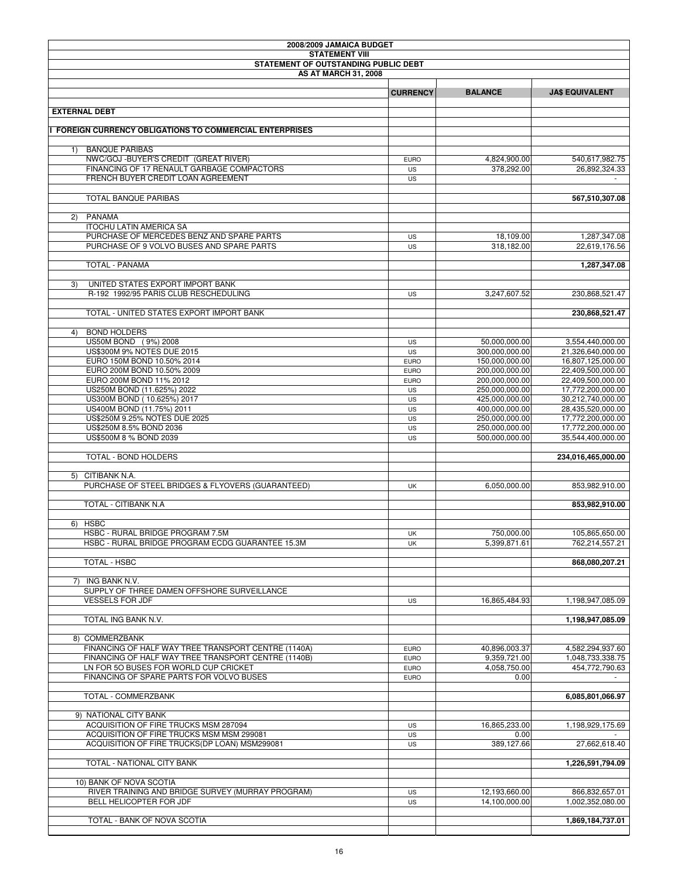# 2008/2009 JAMAICA BUDGET

## STATEMENT VIII

## STATEMENT OF OUTSTANDING PUBLIC DEBT

### AS AT MARCH 31, 2008

| | CURRENCY | BALANCE | JA$ EQUIVALENT |
|---|---|---|---|
| **EXTERNAL DEBT** | | | |
| **I FOREIGN CURRENCY OBLIGATIONS TO COMMERCIAL ENTERPRISES** | | | |
| 1) BANQUE PARIBAS | | | |
| NWC/GOJ -BUYER'S CREDIT (GREAT RIVER) | EURO | 4,824,900.00 | 540,617,982.75 |
| FINANCING OF 17 RENAULT GARBAGE COMPACTORS | US | 378,292.00 | 26,892,324.33 |
| FRENCH BUYER CREDIT LOAN AGREEMENT | US | | - |
| TOTAL BANQUE PARIBAS | | | **567,510,307.08** |
| 2) PANAMA | | | |
| ITOCHU LATIN AMERICA SA | | | |
| PURCHASE OF MERCEDES BENZ AND SPARE PARTS | US | 18,109.00 | 1,287,347.08 |
| PURCHASE OF 9 VOLVO BUSES AND SPARE PARTS | US | 318,182.00 | 22,619,176.56 |
| TOTAL - PANAMA | | | **1,287,347.08** |
| 3) UNITED STATES EXPORT IMPORT BANK | | | |
| R-192 1992/95 PARIS CLUB RESCHEDULING | US | 3,247,607.52 | 230,868,521.47 |
| TOTAL - UNITED STATES EXPORT IMPORT BANK | | | **230,868,521.47** |
| 4) BOND HOLDERS | | | |
| US50M BOND (9%) 2008 | US | 50,000,000.00 | 3,554,440,000.00 |
| US$300M 9% NOTES DUE 2015 | US | 300,000,000.00 | 21,326,640,000.00 |
| EURO 150M BOND 10.50% 2014 | EURO | 150,000,000.00 | 16,807,125,000.00 |
| EURO 200M BOND 10.50% 2009 | EURO | 200,000,000.00 | 22,409,500,000.00 |
| EURO 200M BOND 11% 2012 | EURO | 200,000,000.00 | 22,409,500,000.00 |
| US250M BOND (11.625%) 2022 | US | 250,000,000.00 | 17,772,200,000.00 |
| US300M BOND ( 10.625%) 2017 | US | 425,000,000.00 | 30,212,740,000.00 |
| US400M BOND (11.75%) 2011 | US | 400,000,000.00 | 28,435,520,000.00 |
| US$250M 9.25% NOTES DUE 2025 | US | 250,000,000.00 | 17,772,200,000.00 |
| US$250M 8.5% BOND 2036 | US | 250,000,000.00 | 17,772,200,000.00 |
| US$500M 8 % BOND 2039 | US | 500,000,000.00 | 35,544,400,000.00 |
| TOTAL - BOND HOLDERS | | | **234,016,465,000.00** |
| 5) CITIBANK N.A. | | | |
| PURCHASE OF STEEL BRIDGES & FLYOVERS (GUARANTEED) | UK | 6,050,000.00 | 853,982,910.00 |
| TOTAL - CITIBANK N.A | | | **853,982,910.00** |
| 6) HSBC | | | |
| HSBC - RURAL BRIDGE PROGRAM 7.5M | UK | 750,000.00 | 105,865,650.00 |
| HSBC - RURAL BRIDGE PROGRAM ECDG GUARANTEE 15.3M | UK | 5,399,871.61 | 762,214,557.21 |
| TOTAL - HSBC | | | **868,080,207.21** |
| 7) ING BANK N.V. | | | |
| SUPPLY OF THREE DAMEN OFFSHORE SURVEILLANCE VESSELS FOR JDF | US | 16,865,484.93 | 1,198,947,085.09 |
| TOTAL ING BANK N.V. | | | **1,198,947,085.09** |
| 8) COMMERZBANK | | | |
| FINANCING OF HALF WAY TREE TRANSPORT CENTRE (1140A) | EURO | 40,896,003.37 | 4,582,294,937.60 |
| FINANCING OF HALF WAY TREE TRANSPORT CENTRE (1140B) | EURO | 9,359,721.00 | 1,048,733,338.75 |
| LN FOR 5O BUSES FOR WORLD CUP CRICKET | EURO | 4,058,750.00 | 454,772,790.63 |
| FINANCING OF SPARE PARTS FOR VOLVO BUSES | EURO | 0.00 | - |
| TOTAL - COMMERZBANK | | | **6,085,801,066.97** |
| 9) NATIONAL CITY BANK | | | |
| ACQUISITION OF FIRE TRUCKS MSM 287094 | US | 16,865,233.00 | 1,198,929,175.69 |
| ACQUISITION OF FIRE TRUCKS MSM MSM 299081 | US | 0.00 | - |
| ACQUISITION OF FIRE TRUCKS(DP LOAN) MSM299081 | US | 389,127.66 | 27,662,618.40 |
| TOTAL - NATIONAL CITY BANK | | | **1,226,591,794.09** |
| 10) BANK OF NOVA SCOTIA | | | |
| RIVER TRAINING AND BRIDGE SURVEY (MURRAY PROGRAM) | US | 12,193,660.00 | 866,832,657.01 |
| BELL HELICOPTER FOR JDF | US | 14,100,000.00 | 1,002,352,080.00 |
| TOTAL - BANK OF NOVA SCOTIA | | | **1,869,184,737.01** |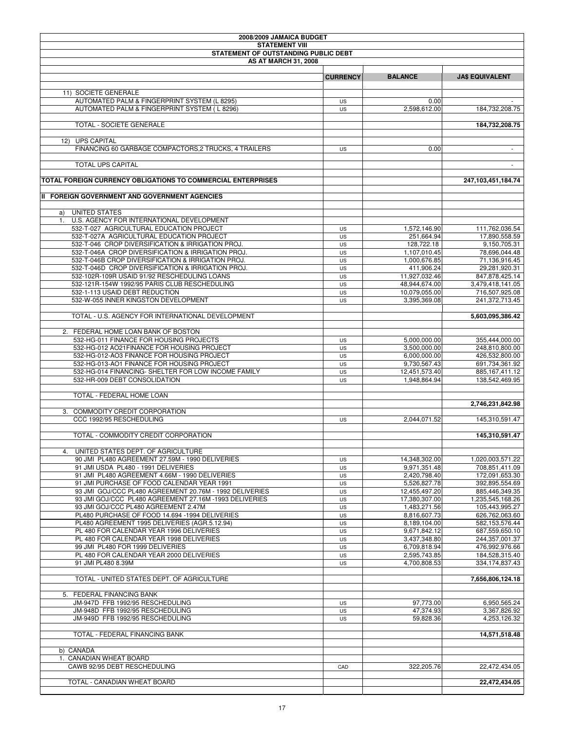**2008/2009 JAMAICA BUDGET**

**STATEMENT VIII**

**STATEMENT OF OUTSTANDING PUBLIC DEBT**

**AS AT MARCH 31, 2008**

| | CURRENCY | BALANCE | JA$ EQUIVALENT |
|---|---|---|---|
| 11) SOCIETE GENERALE | | | |
| AUTOMATED PALM & FINGERPRINT SYSTEM (L 8295) | US | 0.00 | - |
| AUTOMATED PALM & FINGERPRINT SYSTEM ( L 8296) | US | 2,598,612.00 | 184,732,208.75 |
| TOTAL - SOCIETE GENERALE | | | **184,732,208.75** |
| 12) UPS CAPITAL | | | |
| FINANCING 60 GARBAGE COMPACTORS,2 TRUCKS, 4 TRAILERS | US | 0.00 | - |
| TOTAL UPS CAPITAL | | | - |
| **TOTAL FOREIGN CURRENCY OBLIGATIONS TO COMMERCIAL ENTERPRISES** | | | **247,103,451,184.74** |
| **II FOREIGN GOVERNMENT AND GOVERNMENT AGENCIES** | | | |
| a) UNITED STATES | | | |
| 1. U.S. AGENCY FOR INTERNATIONAL DEVELOPMENT | | | |
| 532-T-027 AGRICULTURAL EDUCATION PROJECT | US | 1,572,146.90 | 111,762,036.54 |
| 532-T-027A AGRICULTURAL EDUCATION PROJECT | US | 251,664.94 | 17,890,558.59 |
| 532-T-046 CROP DIVERSIFICATION & IRRIGATION PROJ. | US | 128,722.18 | 9,150,705.31 |
| 532-T-046A CROP DIVERSIFICATION & IRRIGATION PROJ. | US | 1,107,010.45 | 78,696,044.48 |
| 532-T-046B CROP DIVERSIFICATION & IRRIGATION PROJ. | US | 1,000,676.85 | 71,136,916.45 |
| 532-T-046D CROP DIVERSIFICATION & IRRIGATION PROJ. | US | 411,906.24 | 29,281,920.31 |
| 532-102R-109R USAID 91/92 RESCHEDULING LOANS | US | 11,927,032.46 | 847,878,425.14 |
| 532-121R-154W 1992/95 PARIS CLUB RESCHEDULING | US | 48,944,674.00 | 3,479,418,141.05 |
| 532-1-113 USAID DEBT REDUCTION | US | 10,079,055.00 | 716,507,925.08 |
| 532-W-055 INNER KINGSTON DEVELOPMENT | US | 3,395,369.08 | 241,372,713.45 |
| TOTAL - U.S. AGENCY FOR INTERNATIONAL DEVELOPMENT | | | **5,603,095,386.42** |
| 2. FEDERAL HOME LOAN BANK OF BOSTON | | | |
| 532-HG-011 FINANCE FOR HOUSING PROJECTS | US | 5,000,000.00 | 355,444,000.00 |
| 532-HG-012 AO21FINANCE FOR HOUSING PROJECT | US | 3,500,000.00 | 248,810,800.00 |
| 532-HG-012-AO3 FINANCE FOR HOUSING PROJECT | US | 6,000,000.00 | 426,532,800.00 |
| 532-HG-013-AO1 FINANCE FOR HOUSING PROJECT | US | 9,730,567.43 | 691,734,361.92 |
| 532-HG-014 FINANCING- SHELTER FOR LOW INCOME FAMILY | US | 12,451,573.40 | 885,167,411.12 |
| 532-HR-009 DEBT CONSOLIDATION | US | 1,948,864.94 | 138,542,469.95 |
| TOTAL - FEDERAL HOME LOAN | | | **2,746,231,842.98** |
| 3. COMMODITY CREDIT CORPORATION | | | |
| CCC 1992/95 RESCHEDULING | US | 2,044,071.52 | 145,310,591.47 |
| TOTAL - COMMODITY CREDIT CORPORATION | | | **145,310,591.47** |
| 4. UNITED STATES DEPT. OF AGRICULTURE | | | |
| 90 JMI PL480 AGREEMENT 27.59M - 1990 DELIVERIES | US | 14,348,302.00 | 1,020,003,571.22 |
| 91 JMI USDA PL480 - 1991 DELIVERIES | US | 9,971,351.48 | 708,851,411.09 |
| 91 JMI PL480 AGREEMENT 4.66M - 1990 DELIVERIES | US | 2,420,798.40 | 172,091,653.30 |
| 91 JMI PURCHASE OF FOOD CALENDAR YEAR 1991 | US | 5,526,827.78 | 392,895,554.69 |
| 93 JMI GOJ/CCC PL480 AGREEMENT 20.76M - 1992 DELIVERIES | US | 12,455,497.20 | 885,446,349.35 |
| 93 JMI GOJ/CCC PL480 AGREEMENT 27.16M -1993 DELIVERIES | US | 17,380,307.00 | 1,235,545,168.26 |
| 93 JMI GOJ/CCC PL480 AGREEMENT 2.47M | US | 1,483,271.56 | 105,443,995.27 |
| PL480 PURCHASE OF FOOD 14.694 -1994 DELIVERIES | US | 8,816,607.73 | 626,762,063.60 |
| PL480 AGREEMENT 1995 DELIVERIES (AGR.5.12.94) | US | 8,189,104.00 | 582,153,576.44 |
| PL 480 FOR CALENDAR YEAR 1996 DELIVERIES | US | 9,671,842.12 | 687,559,650.10 |
| PL 480 FOR CALENDAR YEAR 1998 DELIVERIES | US | 3,437,348.80 | 244,357,001.37 |
| 99 JMI PL480 FOR 1999 DELIVERIES | US | 6,709,818.94 | 476,992,976.66 |
| PL 480 FOR CALENDAR YEAR 2000 DELIVERIES | US | 2,595,743.85 | 184,528,315.40 |
| 91 JMI PL480 8.39M | US | 4,700,808.53 | 334,174,837.43 |
| TOTAL - UNITED STATES DEPT. OF AGRICULTURE | | | **7,656,806,124.18** |
| 5. FEDERAL FINANCING BANK | | | |
| JM-947D FFB 1992/95 RESCHEDULING | US | 97,773.00 | 6,950,565.24 |
| JM-948D FFB 1992/95 RESCHEDULING | US | 47,374.93 | 3,367,826.92 |
| JM-949D FFB 1992/95 RESCHEDULING | US | 59,828.36 | 4,253,126.32 |
| TOTAL - FEDERAL FINANCING BANK | | | **14,571,518.48** |
| b) CANADA | | | |
| 1. CANADIAN WHEAT BOARD | | | |
| CAWB 92/95 DEBT RESCHEDULING | CAD | 322,205.76 | 22,472,434.05 |
| TOTAL - CANADIAN WHEAT BOARD | | | **22,472,434.05** |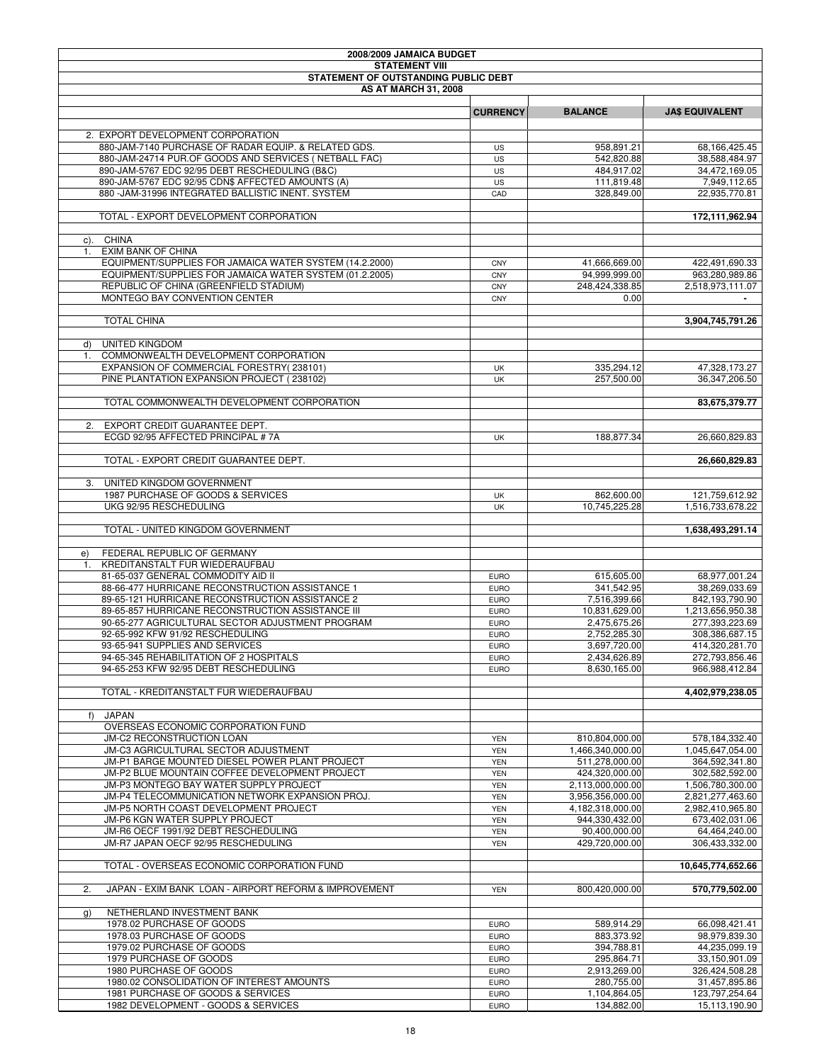**2008/2009 JAMAICA BUDGET**

**STATEMENT VIII**

**STATEMENT OF OUTSTANDING PUBLIC DEBT**

**AS AT MARCH 31, 2008**

| | CURRENCY | BALANCE | JA$ EQUIVALENT |
|---|---|---|---|
| 2. EXPORT DEVELOPMENT CORPORATION | | | |
| 880-JAM-7140 PURCHASE OF RADAR EQUIP. & RELATED GDS. | US | 958,891.21 | 68,166,425.45 |
| 880-JAM-24714 PUR.OF GOODS AND SERVICES ( NETBALL FAC) | US | 542,820.88 | 38,588,484.97 |
| 890-JAM-5767 EDC 92/95 DEBT RESCHEDULING (B&C) | US | 484,917.02 | 34,472,169.05 |
| 890-JAM-5767 EDC 92/95 CDN$ AFFECTED AMOUNTS (A) | US | 111,819.48 | 7,949,112.65 |
| 880 -JAM-31996 INTEGRATED BALLISTIC INENT. SYSTEM | CAD | 328,849.00 | 22,935,770.81 |
| TOTAL - EXPORT DEVELOPMENT CORPORATION | | | **172,111,962.94** |
| c). CHINA | | | |
| 1. EXIM BANK OF CHINA | | | |
| EQUIPMENT/SUPPLIES FOR JAMAICA WATER SYSTEM (14.2.2000) | CNY | 41,666,669.00 | 422,491,690.33 |
| EQUIPMENT/SUPPLIES FOR JAMAICA WATER SYSTEM (01.2.2005) | CNY | 94,999,999.00 | 963,280,989.86 |
| REPUBLIC OF CHINA (GREENFIELD STADIUM) | CNY | 248,424,338.85 | 2,518,973,111.07 |
| MONTEGO BAY CONVENTION CENTER | CNY | 0.00 | - |
| TOTAL CHINA | | | **3,904,745,791.26** |
| d) UNITED KINGDOM | | | |
| 1. COMMONWEALTH DEVELOPMENT CORPORATION | | | |
| EXPANSION OF COMMERCIAL FORESTRY( 238101) | UK | 335,294.12 | 47,328,173.27 |
| PINE PLANTATION EXPANSION PROJECT ( 238102) | UK | 257,500.00 | 36,347,206.50 |
| TOTAL COMMONWEALTH DEVELOPMENT CORPORATION | | | **83,675,379.77** |
| 2. EXPORT CREDIT GUARANTEE DEPT. | | | |
| ECGD 92/95 AFFECTED PRINCIPAL # 7A | UK | 188,877.34 | 26,660,829.83 |
| TOTAL - EXPORT CREDIT GUARANTEE DEPT. | | | **26,660,829.83** |
| 3. UNITED KINGDOM GOVERNMENT | | | |
| 1987 PURCHASE OF GOODS & SERVICES | UK | 862,600.00 | 121,759,612.92 |
| UKG 92/95 RESCHEDULING | UK | 10,745,225.28 | 1,516,733,678.22 |
| TOTAL - UNITED KINGDOM GOVERNMENT | | | **1,638,493,291.14** |
| e) FEDERAL REPUBLIC OF GERMANY | | | |
| 1. KREDITANSTALT FUR WIEDERAUFBAU | | | |
| 81-65-037 GENERAL COMMODITY AID II | EURO | 615,605.00 | 68,977,001.24 |
| 88-66-477 HURRICANE RECONSTRUCTION ASSISTANCE 1 | EURO | 341,542.95 | 38,269,033.69 |
| 89-65-121 HURRICANE RECONSTRUCTION ASSISTANCE 2 | EURO | 7,516,399.66 | 842,193,790.90 |
| 89-65-857 HURRICANE RECONSTRUCTION ASSISTANCE III | EURO | 10,831,629.00 | 1,213,656,950.38 |
| 90-65-277 AGRICULTURAL SECTOR ADJUSTMENT PROGRAM | EURO | 2,475,675.26 | 277,393,223.69 |
| 92-65-992 KFW 91/92 RESCHEDULING | EURO | 2,752,285.30 | 308,386,687.15 |
| 93-65-941 SUPPLIES AND SERVICES | EURO | 3,697,720.00 | 414,320,281.70 |
| 94-65-345 REHABILITATION OF 2 HOSPITALS | EURO | 2,434,626.89 | 272,793,856.46 |
| 94-65-253 KFW 92/95 DEBT RESCHEDULING | EURO | 8,630,165.00 | 966,988,412.84 |
| TOTAL - KREDITANSTALT FUR WIEDERAUFBAU | | | **4,402,979,238.05** |
| f) JAPAN | | | |
| OVERSEAS ECONOMIC CORPORATION FUND | | | |
| JM-C2 RECONSTRUCTION LOAN | YEN | 810,804,000.00 | 578,184,332.40 |
| JM-C3 AGRICULTURAL SECTOR ADJUSTMENT | YEN | 1,466,340,000.00 | 1,045,647,054.00 |
| JM-P1 BARGE MOUNTED DIESEL POWER PLANT PROJECT | YEN | 511,278,000.00 | 364,592,341.80 |
| JM-P2 BLUE MOUNTAIN COFFEE DEVELOPMENT PROJECT | YEN | 424,320,000.00 | 302,582,592.00 |
| JM-P3 MONTEGO BAY WATER SUPPLY PROJECT | YEN | 2,113,000,000.00 | 1,506,780,300.00 |
| JM-P4 TELECOMMUNICATION NETWORK EXPANSION PROJ. | YEN | 3,956,356,000.00 | 2,821,277,463.60 |
| JM-P5 NORTH COAST DEVELOPMENT PROJECT | YEN | 4,182,318,000.00 | 2,982,410,965.80 |
| JM-P6 KGN WATER SUPPLY PROJECT | YEN | 944,330,432.00 | 673,402,031.06 |
| JM-R6 OECF 1991/92 DEBT RESCHEDULING | YEN | 90,400,000.00 | 64,464,240.00 |
| JM-R7 JAPAN OECF 92/95 RESCHEDULING | YEN | 429,720,000.00 | 306,433,332.00 |
| TOTAL - OVERSEAS ECONOMIC CORPORATION FUND | | | **10,645,774,652.66** |
| 2. JAPAN - EXIM BANK LOAN - AIRPORT REFORM & IMPROVEMENT | YEN | 800,420,000.00 | **570,779,502.00** |
| g) NETHERLAND INVESTMENT BANK | | | |
| 1978.02 PURCHASE OF GOODS | EURO | 589,914.29 | 66,098,421.41 |
| 1978.03 PURCHASE OF GOODS | EURO | 883,373.92 | 98,979,839.30 |
| 1979.02 PURCHASE OF GOODS | EURO | 394,788.81 | 44,235,099.19 |
| 1979 PURCHASE OF GOODS | EURO | 295,864.71 | 33,150,901.09 |
| 1980 PURCHASE OF GOODS | EURO | 2,913,269.00 | 326,424,508.28 |
| 1980.02 CONSOLIDATION OF INTEREST AMOUNTS | EURO | 280,755.00 | 31,457,895.86 |
| 1981 PURCHASE OF GOODS & SERVICES | EURO | 1,104,864.05 | 123,797,254.64 |
| 1982 DEVELOPMENT - GOODS & SERVICES | EURO | 134,882.00 | 15,113,190.90 |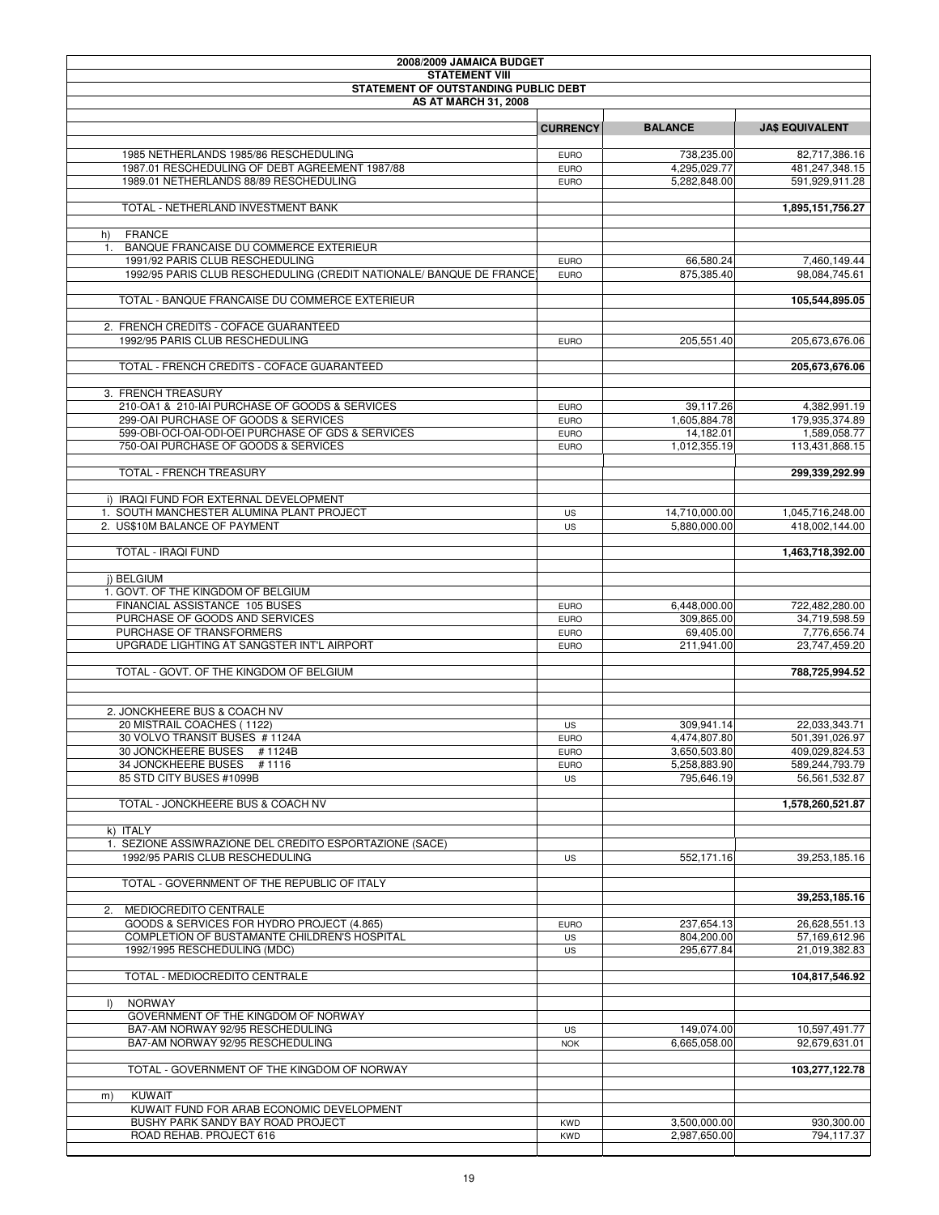**2008/2009 JAMAICA BUDGET**

**STATEMENT VIII**

**STATEMENT OF OUTSTANDING PUBLIC DEBT**

**AS AT MARCH 31, 2008**

| | CURRENCY | BALANCE | JA$ EQUIVALENT |
|---|---|---|---|
| 1985 NETHERLANDS 1985/86 RESCHEDULING | EURO | 738,235.00 | 82,717,386.16 |
| 1987.01 RESCHEDULING OF DEBT AGREEMENT 1987/88 | EURO | 4,295,029.77 | 481,247,348.15 |
| 1989.01 NETHERLANDS 88/89 RESCHEDULING | EURO | 5,282,848.00 | 591,929,911.28 |
| TOTAL - NETHERLAND INVESTMENT BANK | | | **1,895,151,756.27** |
| h) FRANCE | | | |
| 1. BANQUE FRANCAISE DU COMMERCE EXTERIEUR | | | |
| 1991/92 PARIS CLUB RESCHEDULING | EURO | 66,580.24 | 7,460,149.44 |
| 1992/95 PARIS CLUB RESCHEDULING (CREDIT NATIONALE/ BANQUE DE FRANCE) | EURO | 875,385.40 | 98,084,745.61 |
| TOTAL - BANQUE FRANCAISE DU COMMERCE EXTERIEUR | | | **105,544,895.05** |
| 2. FRENCH CREDITS - COFACE GUARANTEED | | | |
| 1992/95 PARIS CLUB RESCHEDULING | EURO | 205,551.40 | 205,673,676.06 |
| TOTAL - FRENCH CREDITS - COFACE GUARANTEED | | | **205,673,676.06** |
| 3. FRENCH TREASURY | | | |
| 210-OA1 & 210-IAI PURCHASE OF GOODS & SERVICES | EURO | 39,117.26 | 4,382,991.19 |
| 299-OAI PURCHASE OF GOODS & SERVICES | EURO | 1,605,884.78 | 179,935,374.89 |
| 599-OBI-OCI-OAI-ODI-OEI PURCHASE OF GDS & SERVICES | EURO | 14,182.01 | 1,589,058.77 |
| 750-OAI PURCHASE OF GOODS & SERVICES | EURO | 1,012,355.19 | 113,431,868.15 |
| TOTAL - FRENCH TREASURY | | | **299,339,292.99** |
| i) IRAQI FUND FOR EXTERNAL DEVELOPMENT | | | |
| 1. SOUTH MANCHESTER ALUMINA PLANT PROJECT | US | 14,710,000.00 | 1,045,716,248.00 |
| 2. US$10M BALANCE OF PAYMENT | US | 5,880,000.00 | 418,002,144.00 |
| TOTAL - IRAQI FUND | | | **1,463,718,392.00** |
| j) BELGIUM | | | |
| 1. GOVT. OF THE KINGDOM OF BELGIUM | | | |
| FINANCIAL ASSISTANCE 105 BUSES | EURO | 6,448,000.00 | 722,482,280.00 |
| PURCHASE OF GOODS AND SERVICES | EURO | 309,865.00 | 34,719,598.59 |
| PURCHASE OF TRANSFORMERS | EURO | 69,405.00 | 7,776,656.74 |
| UPGRADE LIGHTING AT SANGSTER INT'L AIRPORT | EURO | 211,941.00 | 23,747,459.20 |
| TOTAL - GOVT. OF THE KINGDOM OF BELGIUM | | | **788,725,994.52** |
| 2. JONCKHEERE BUS & COACH NV | | | |
| 20 MISTRAIL COACHES ( 1122) | US | 309,941.14 | 22,033,343.71 |
| 30 VOLVO TRANSIT BUSES # 1124A | EURO | 4,474,807.80 | 501,391,026.97 |
| 30 JONCKHEERE BUSES # 1124B | EURO | 3,650,503.80 | 409,029,824.53 |
| 34 JONCKHEERE BUSES # 1116 | EURO | 5,258,883.90 | 589,244,793.79 |
| 85 STD CITY BUSES #1099B | US | 795,646.19 | 56,561,532.87 |
| TOTAL - JONCKHEERE BUS & COACH NV | | | **1,578,260,521.87** |
| k) ITALY | | | |
| 1. SEZIONE ASSIWRAZIONE DEL CREDITO ESPORTAZIONE (SACE) | | | |
| 1992/95 PARIS CLUB RESCHEDULING | US | 552,171.16 | 39,253,185.16 |
| TOTAL - GOVERNMENT OF THE REPUBLIC OF ITALY | | | **39,253,185.16** |
| 2. MEDIOCREDITO CENTRALE | | | |
| GOODS & SERVICES FOR HYDRO PROJECT (4.865) | EURO | 237,654.13 | 26,628,551.13 |
| COMPLETION OF BUSTAMANTE CHILDREN'S HOSPITAL | US | 804,200.00 | 57,169,612.96 |
| 1992/1995 RESCHEDULING (MDC) | US | 295,677.84 | 21,019,382.83 |
| TOTAL - MEDIOCREDITO CENTRALE | | | **104,817,546.92** |
| l) NORWAY | | | |
| GOVERNMENT OF THE KINGDOM OF NORWAY | | | |
| BA7-AM NORWAY 92/95 RESCHEDULING | US | 149,074.00 | 10,597,491.77 |
| BA7-AM NORWAY 92/95 RESCHEDULING | NOK | 6,665,058.00 | 92,679,631.01 |
| TOTAL - GOVERNMENT OF THE KINGDOM OF NORWAY | | | **103,277,122.78** |
| m) KUWAIT | | | |
| KUWAIT FUND FOR ARAB ECONOMIC DEVELOPMENT | | | |
| BUSHY PARK SANDY BAY ROAD PROJECT | KWD | 3,500,000.00 | 930,300.00 |
| ROAD REHAB. PROJECT 616 | KWD | 2,987,650.00 | 794,117.37 |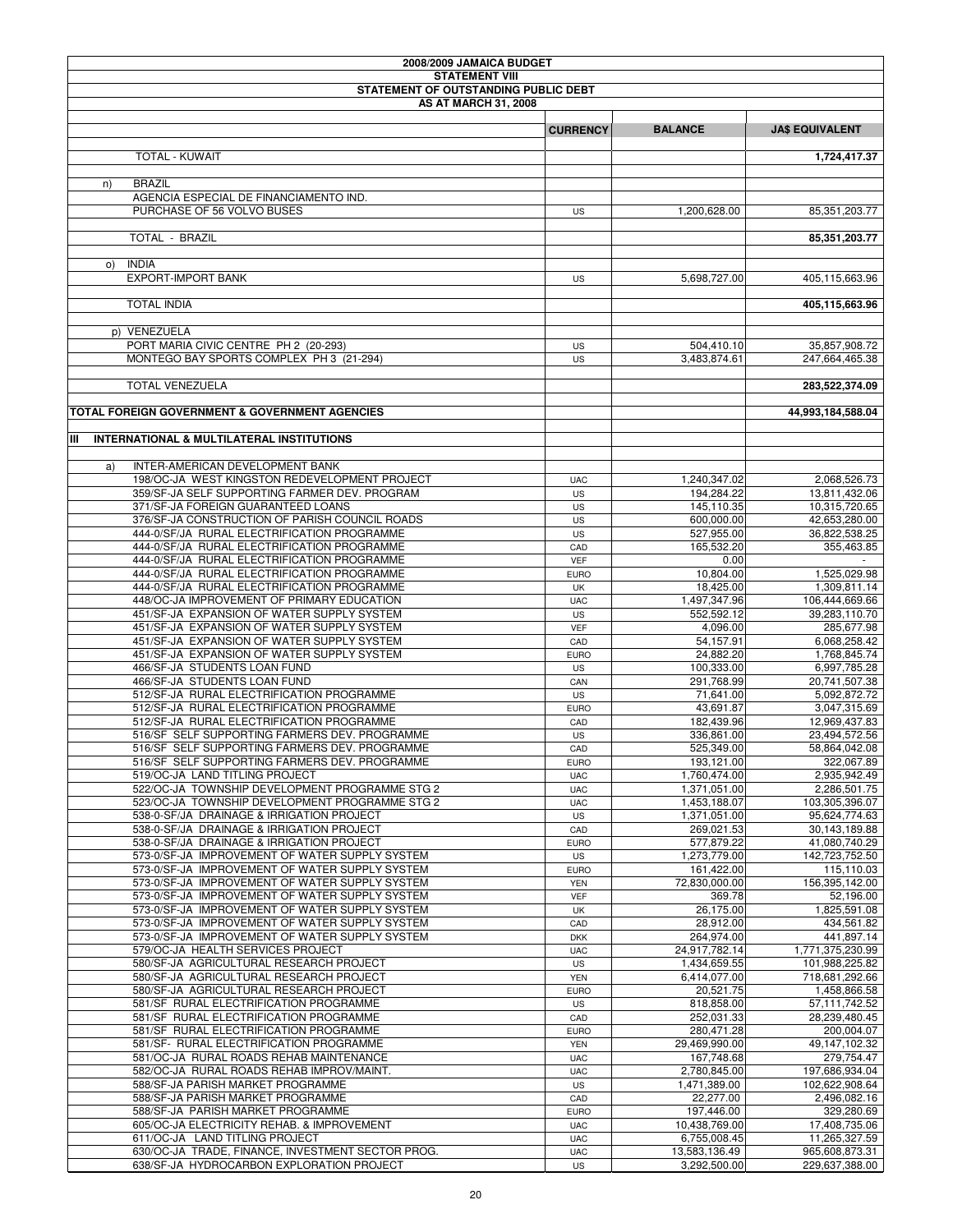**2008/2009 JAMAICA BUDGET**

**STATEMENT VIII**

**STATEMENT OF OUTSTANDING PUBLIC DEBT**

**AS AT MARCH 31, 2008**

| | CURRENCY | BALANCE | JA$ EQUIVALENT |
|---|---|---|---|
| TOTAL - KUWAIT | | | **1,724,417.37** |
| n) BRAZIL | | | |
| AGENCIA ESPECIAL DE FINANCIAMENTO IND. | | | |
| PURCHASE OF 56 VOLVO BUSES | US | 1,200,628.00 | 85,351,203.77 |
| TOTAL - BRAZIL | | | **85,351,203.77** |
| o) INDIA | | | |
| EXPORT-IMPORT BANK | US | 5,698,727.00 | 405,115,663.96 |
| TOTAL INDIA | | | **405,115,663.96** |
| p) VENEZUELA | | | |
| PORT MARIA CIVIC CENTRE PH 2 (20-293) | US | 504,410.10 | 35,857,908.72 |
| MONTEGO BAY SPORTS COMPLEX PH 3 (21-294) | US | 3,483,874.61 | 247,664,465.38 |
| TOTAL VENEZUELA | | | **283,522,374.09** |
| **TOTAL FOREIGN GOVERNMENT & GOVERNMENT AGENCIES** | | | **44,993,184,588.04** |
| **III INTERNATIONAL & MULTILATERAL INSTITUTIONS** | | | |
| a) INTER-AMERICAN DEVELOPMENT BANK | | | |
| 198/OC-JA WEST KINGSTON REDEVELOPMENT PROJECT | UAC | 1,240,347.02 | 2,068,526.73 |
| 359/SF-JA SELF SUPPORTING FARMER DEV. PROGRAM | US | 194,284.22 | 13,811,432.06 |
| 371/SF-JA FOREIGN GUARANTEED LOANS | US | 145,110.35 | 10,315,720.65 |
| 376/SF-JA CONSTRUCTION OF PARISH COUNCIL ROADS | US | 600,000.00 | 42,653,280.00 |
| 444-0/SF/JA RURAL ELECTRIFICATION PROGRAMME | US | 527,955.00 | 36,822,538.25 |
| 444-0/SF/JA RURAL ELECTRIFICATION PROGRAMME | CAD | 165,532.20 | 355,463.85 |
| 444-0/SF/JA RURAL ELECTRIFICATION PROGRAMME | VEF | 0.00 | - |
| 444-0/SF/JA RURAL ELECTRIFICATION PROGRAMME | EURO | 10,804.00 | 1,525,029.98 |
| 444-0/SF/JA RURAL ELECTRIFICATION PROGRAMME | UK | 18,425.00 | 1,309,811.14 |
| 448/OC-JA IMPROVEMENT OF PRIMARY EDUCATION | UAC | 1,497,347.96 | 106,444,669.66 |
| 451/SF-JA EXPANSION OF WATER SUPPLY SYSTEM | US | 552,592.12 | 39,283,110.70 |
| 451/SF-JA EXPANSION OF WATER SUPPLY SYSTEM | VEF | 4,096.00 | 285,677.98 |
| 451/SF-JA EXPANSION OF WATER SUPPLY SYSTEM | CAD | 54,157.91 | 6,068,258.42 |
| 451/SF-JA EXPANSION OF WATER SUPPLY SYSTEM | EURO | 24,882.20 | 1,768,845.74 |
| 466/SF-JA STUDENTS LOAN FUND | US | 100,333.00 | 6,997,785.28 |
| 466/SF-JA STUDENTS LOAN FUND | CAN | 291,768.99 | 20,741,507.38 |
| 512/SF-JA RURAL ELECTRIFICATION PROGRAMME | US | 71,641.00 | 5,092,872.72 |
| 512/SF-JA RURAL ELECTRIFICATION PROGRAMME | EURO | 43,691.87 | 3,047,315.69 |
| 512/SF-JA RURAL ELECTRIFICATION PROGRAMME | CAD | 182,439.96 | 12,969,437.83 |
| 516/SF SELF SUPPORTING FARMERS DEV. PROGRAMME | US | 336,861.00 | 23,494,572.56 |
| 516/SF SELF SUPPORTING FARMERS DEV. PROGRAMME | CAD | 525,349.00 | 58,864,042.08 |
| 516/SF SELF SUPPORTING FARMERS DEV. PROGRAMME | EURO | 193,121.00 | 322,067.89 |
| 519/OC-JA LAND TITLING PROJECT | UAC | 1,760,474.00 | 2,935,942.49 |
| 522/OC-JA TOWNSHIP DEVELOPMENT PROGRAMME STG 2 | UAC | 1,371,051.00 | 2,286,501.75 |
| 523/OC-JA TOWNSHIP DEVELOPMENT PROGRAMME STG 2 | UAC | 1,453,188.07 | 103,305,396.07 |
| 538-0-SF/JA DRAINAGE & IRRIGATION PROJECT | US | 1,371,051.00 | 95,624,774.63 |
| 538-0-SF/JA DRAINAGE & IRRIGATION PROJECT | CAD | 269,021.53 | 30,143,189.88 |
| 538-0-SF/JA DRAINAGE & IRRIGATION PROJECT | EURO | 577,879.22 | 41,080,740.29 |
| 573-0/SF-JA IMPROVEMENT OF WATER SUPPLY SYSTEM | US | 1,273,779.00 | 142,723,752.50 |
| 573-0/SF-JA IMPROVEMENT OF WATER SUPPLY SYSTEM | EURO | 161,422.00 | 115,110.03 |
| 573-0/SF-JA IMPROVEMENT OF WATER SUPPLY SYSTEM | YEN | 72,830,000.00 | 156,395,142.00 |
| 573-0/SF-JA IMPROVEMENT OF WATER SUPPLY SYSTEM | VEF | 369.78 | 52,196.00 |
| 573-0/SF-JA IMPROVEMENT OF WATER SUPPLY SYSTEM | UK | 26,175.00 | 1,825,591.08 |
| 573-0/SF-JA IMPROVEMENT OF WATER SUPPLY SYSTEM | CAD | 28,912.00 | 434,561.82 |
| 573-0/SF-JA IMPROVEMENT OF WATER SUPPLY SYSTEM | DKK | 264,974.00 | 441,897.14 |
| 579/OC-JA HEALTH SERVICES PROJECT | UAC | 24,917,782.14 | 1,771,375,230.99 |
| 580/SF-JA AGRICULTURAL RESEARCH PROJECT | US | 1,434,659.55 | 101,988,225.82 |
| 580/SF-JA AGRICULTURAL RESEARCH PROJECT | YEN | 6,414,077.00 | 718,681,292.66 |
| 580/SF-JA AGRICULTURAL RESEARCH PROJECT | EURO | 20,521.75 | 1,458,866.58 |
| 581/SF RURAL ELECTRIFICATION PROGRAMME | US | 818,858.00 | 57,111,742.52 |
| 581/SF RURAL ELECTRIFICATION PROGRAMME | CAD | 252,031.33 | 28,239,480.45 |
| 581/SF RURAL ELECTRIFICATION PROGRAMME | EURO | 280,471.28 | 200,004.07 |
| 581/SF- RURAL ELECTRIFICATION PROGRAMME | YEN | 29,469,990.00 | 49,147,102.32 |
| 581/OC-JA RURAL ROADS REHAB MAINTENANCE | UAC | 167,748.68 | 279,754.47 |
| 582/OC-JA RURAL ROADS REHAB IMPROV/MAINT. | UAC | 2,780,845.00 | 197,686,934.04 |
| 588/SF-JA PARISH MARKET PROGRAMME | US | 1,471,389.00 | 102,622,908.64 |
| 588/SF-JA PARISH MARKET PROGRAMME | CAD | 22,277.00 | 2,496,082.16 |
| 588/SF-JA PARISH MARKET PROGRAMME | EURO | 197,446.00 | 329,280.69 |
| 605/OC-JA ELECTRICITY REHAB. & IMPROVEMENT | UAC | 10,438,769.00 | 17,408,735.06 |
| 611/OC-JA LAND TITLING PROJECT | UAC | 6,755,008.45 | 11,265,327.59 |
| 630/OC-JA TRADE, FINANCE, INVESTMENT SECTOR PROG. | UAC | 13,583,136.49 | 965,608,873.31 |
| 638/SF-JA HYDROCARBON EXPLORATION PROJECT | US | 3,292,500.00 | 229,637,388.00 |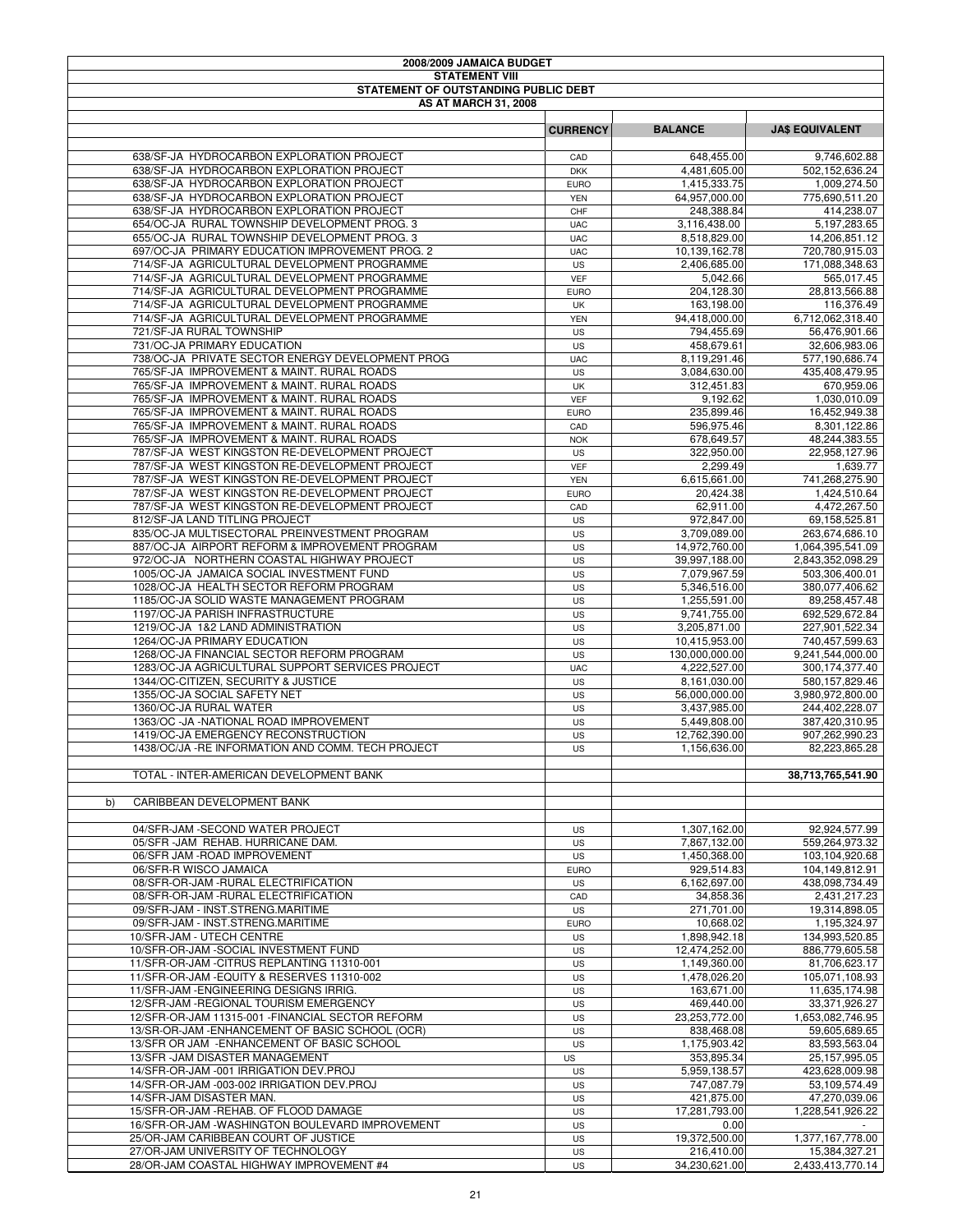**2008/2009 JAMAICA BUDGET**

**STATEMENT VIII**

**STATEMENT OF OUTSTANDING PUBLIC DEBT**

**AS AT MARCH 31, 2008**

| | CURRENCY | BALANCE | JA$ EQUIVALENT |
|---|---|---|---|
| 638/SF-JA HYDROCARBON EXPLORATION PROJECT | CAD | 648,455.00 | 9,746,602.88 |
| 638/SF-JA HYDROCARBON EXPLORATION PROJECT | DKK | 4,481,605.00 | 502,152,636.24 |
| 638/SF-JA HYDROCARBON EXPLORATION PROJECT | EURO | 1,415,333.75 | 1,009,274.50 |
| 638/SF-JA HYDROCARBON EXPLORATION PROJECT | YEN | 64,957,000.00 | 775,690,511.20 |
| 638/SF-JA HYDROCARBON EXPLORATION PROJECT | CHF | 248,388.84 | 414,238.07 |
| 654/OC-JA RURAL TOWNSHIP DEVELOPMENT PROG. 3 | UAC | 3,116,438.00 | 5,197,283.65 |
| 655/OC-JA RURAL TOWNSHIP DEVELOPMENT PROG. 3 | UAC | 8,518,829.00 | 14,206,851.12 |
| 697/OC-JA PRIMARY EDUCATION IMPROVEMENT PROG. 2 | UAC | 10,139,162.78 | 720,780,915.03 |
| 714/SF-JA AGRICULTURAL DEVELOPMENT PROGRAMME | US | 2,406,685.00 | 171,088,348.63 |
| 714/SF-JA AGRICULTURAL DEVELOPMENT PROGRAMME | VEF | 5,042.66 | 565,017.45 |
| 714/SF-JA AGRICULTURAL DEVELOPMENT PROGRAMME | EURO | 204,128.30 | 28,813,566.88 |
| 714/SF-JA AGRICULTURAL DEVELOPMENT PROGRAMME | UK | 163,198.00 | 116,376.49 |
| 714/SF-JA AGRICULTURAL DEVELOPMENT PROGRAMME | YEN | 94,418,000.00 | 6,712,062,318.40 |
| 721/SF-JA RURAL TOWNSHIP | US | 794,455.69 | 56,476,901.66 |
| 731/OC-JA PRIMARY EDUCATION | US | 458,679.61 | 32,606,983.06 |
| 738/OC-JA PRIVATE SECTOR ENERGY DEVELOPMENT PROG | UAC | 8,119,291.46 | 577,190,686.74 |
| 765/SF-JA IMPROVEMENT & MAINT. RURAL ROADS | US | 3,084,630.00 | 435,408,479.95 |
| 765/SF-JA IMPROVEMENT & MAINT. RURAL ROADS | UK | 312,451.83 | 670,959.06 |
| 765/SF-JA IMPROVEMENT & MAINT. RURAL ROADS | VEF | 9,192.62 | 1,030,010.09 |
| 765/SF-JA IMPROVEMENT & MAINT. RURAL ROADS | EURO | 235,899.46 | 16,452,949.38 |
| 765/SF-JA IMPROVEMENT & MAINT. RURAL ROADS | CAD | 596,975.46 | 8,301,122.86 |
| 765/SF-JA IMPROVEMENT & MAINT. RURAL ROADS | NOK | 678,649.57 | 48,244,383.55 |
| 787/SF-JA WEST KINGSTON RE-DEVELOPMENT PROJECT | US | 322,950.00 | 22,958,127.96 |
| 787/SF-JA WEST KINGSTON RE-DEVELOPMENT PROJECT | VEF | 2,299.49 | 1,639.77 |
| 787/SF-JA WEST KINGSTON RE-DEVELOPMENT PROJECT | YEN | 6,615,661.00 | 741,268,275.90 |
| 787/SF-JA WEST KINGSTON RE-DEVELOPMENT PROJECT | EURO | 20,424.38 | 1,424,510.64 |
| 787/SF-JA WEST KINGSTON RE-DEVELOPMENT PROJECT | CAD | 62,911.00 | 4,472,267.50 |
| 812/SF-JA LAND TITLING PROJECT | US | 972,847.00 | 69,158,525.81 |
| 835/OC-JA MULTISECTORAL PREINVESTMENT PROGRAM | US | 3,709,089.00 | 263,674,686.10 |
| 887/OC-JA AIRPORT REFORM & IMPROVEMENT PROGRAM | US | 14,972,760.00 | 1,064,395,541.09 |
| 972/OC-JA NORTHERN COASTAL HIGHWAY PROJECT | US | 39,997,188.00 | 2,843,352,098.29 |
| 1005/OC-JA JAMAICA SOCIAL INVESTMENT FUND | US | 7,079,967.59 | 503,306,400.01 |
| 1028/OC-JA HEALTH SECTOR REFORM PROGRAM | US | 5,346,516.00 | 380,077,406.62 |
| 1185/OC-JA SOLID WASTE MANAGEMENT PROGRAM | US | 1,255,591.00 | 89,258,457.48 |
| 1197/OC-JA PARISH INFRASTRUCTURE | US | 9,741,755.00 | 692,529,672.84 |
| 1219/OC-JA 1&2 LAND ADMINISTRATION | US | 3,205,871.00 | 227,901,522.34 |
| 1264/OC-JA PRIMARY EDUCATION | US | 10,415,953.00 | 740,457,599.63 |
| 1268/OC-JA FINANCIAL SECTOR REFORM PROGRAM | US | 130,000,000.00 | 9,241,544,000.00 |
| 1283/OC-JA AGRICULTURAL SUPPORT SERVICES PROJECT | UAC | 4,222,527.00 | 300,174,377.40 |
| 1344/OC-CITIZEN, SECURITY & JUSTICE | US | 8,161,030.00 | 580,157,829.46 |
| 1355/OC-JA SOCIAL SAFETY NET | US | 56,000,000.00 | 3,980,972,800.00 |
| 1360/OC-JA RURAL WATER | US | 3,437,985.00 | 244,402,228.07 |
| 1363/OC -JA -NATIONAL ROAD IMPROVEMENT | US | 5,449,808.00 | 387,420,310.95 |
| 1419/OC-JA EMERGENCY RECONSTRUCTION | US | 12,762,390.00 | 907,262,990.23 |
| 1438/OC/JA -RE INFORMATION AND COMM. TECH PROJECT | US | 1,156,636.00 | 82,223,865.28 |
| TOTAL - INTER-AMERICAN DEVELOPMENT BANK | | | **38,713,765,541.90** |
| b) CARIBBEAN DEVELOPMENT BANK | | | |
| 04/SFR-JAM -SECOND WATER PROJECT | US | 1,307,162.00 | 92,924,577.99 |
| 05/SFR -JAM REHAB. HURRICANE DAM. | US | 7,867,132.00 | 559,264,973.32 |
| 06/SFR JAM -ROAD IMPROVEMENT | US | 1,450,368.00 | 103,104,920.68 |
| 06/SFR-R WISCO JAMAICA | EURO | 929,514.83 | 104,149,812.91 |
| 08/SFR-OR-JAM -RURAL ELECTRIFICATION | US | 6,162,697.00 | 438,098,734.49 |
| 08/SFR-OR-JAM -RURAL ELECTRIFICATION | CAD | 34,858.36 | 2,431,217.23 |
| 09/SFR-JAM - INST.STRENG.MARITIME | US | 271,701.00 | 19,314,898.05 |
| 09/SFR-JAM - INST.STRENG.MARITIME | EURO | 10,668.02 | 1,195,324.97 |
| 10/SFR-JAM - UTECH CENTRE | US | 1,898,942.18 | 134,993,520.85 |
| 10/SFR-OR-JAM -SOCIAL INVESTMENT FUND | US | 12,474,252.00 | 886,779,605.58 |
| 11/SFR-OR-JAM -CITRUS REPLANTING 11310-001 | US | 1,149,360.00 | 81,706,623.17 |
| 11/SFR-OR-JAM -EQUITY & RESERVES 11310-002 | US | 1,478,026.20 | 105,071,108.93 |
| 11/SFR-JAM -ENGINEERING DESIGNS IRRIG. | US | 163,671.00 | 11,635,174.98 |
| 12/SFR-JAM -REGIONAL TOURISM EMERGENCY | US | 469,440.00 | 33,371,926.27 |
| 12/SFR-OR-JAM 11315-001 -FINANCIAL SECTOR REFORM | US | 23,253,772.00 | 1,653,082,746.95 |
| 13/SR-OR-JAM -ENHANCEMENT OF BASIC SCHOOL (OCR) | US | 838,468.08 | 59,605,689.65 |
| 13/SFR OR JAM -ENHANCEMENT OF BASIC SCHOOL | US | 1,175,903.42 | 83,593,563.04 |
| 13/SFR -JAM DISASTER MANAGEMENT | US | 353,895.34 | 25,157,995.05 |
| 14/SFR-OR-JAM -001 IRRIGATION DEV.PROJ | US | 5,959,138.57 | 423,628,009.98 |
| 14/SFR-OR-JAM -003-002 IRRIGATION DEV.PROJ | US | 747,087.79 | 53,109,574.49 |
| 14/SFR-JAM DISASTER MAN. | US | 421,875.00 | 47,270,039.06 |
| 15/SFR-OR-JAM -REHAB. OF FLOOD DAMAGE | US | 17,281,793.00 | 1,228,541,926.22 |
| 16/SFR-OR-JAM -WASHINGTON BOULEVARD IMPROVEMENT | US | 0.00 | - |
| 25/OR-JAM CARIBBEAN COURT OF JUSTICE | US | 19,372,500.00 | 1,377,167,778.00 |
| 27/OR-JAM UNIVERSITY OF TECHNOLOGY | US | 216,410.00 | 15,384,327.21 |
| 28/OR-JAM COASTAL HIGHWAY IMPROVEMENT #4 | US | 34,230,621.00 | 2,433,413,770.14 |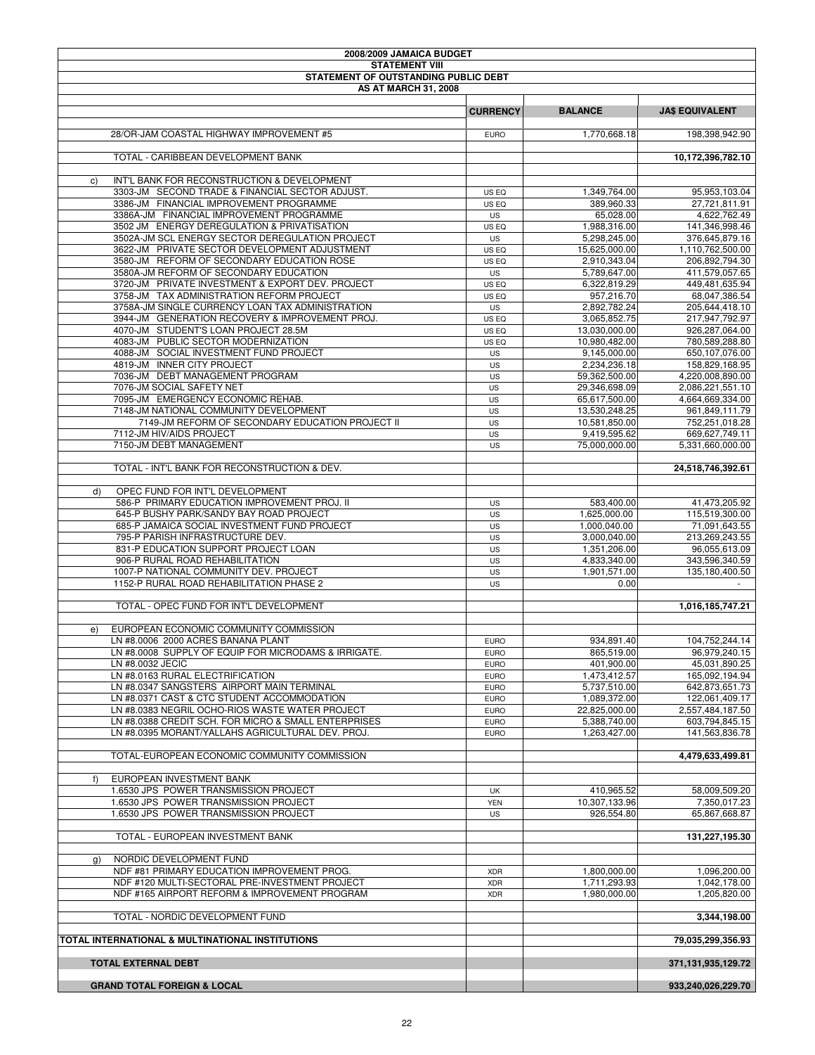**2008/2009 JAMAICA BUDGET**

**STATEMENT VIII**

**STATEMENT OF OUTSTANDING PUBLIC DEBT**

**AS AT MARCH 31, 2008**

| | CURRENCY | BALANCE | JA$ EQUIVALENT |
|---|---|---|---|
| 28/OR-JAM COASTAL HIGHWAY IMPROVEMENT #5 | EURO | 1,770,668.18 | 198,398,942.90 |
| TOTAL - CARIBBEAN DEVELOPMENT BANK | | | **10,172,396,782.10** |
| c) INT'L BANK FOR RECONSTRUCTION & DEVELOPMENT | | | |
| 3303-JM SECOND TRADE & FINANCIAL SECTOR ADJUST. | US EQ | 1,349,764.00 | 95,953,103.04 |
| 3386-JM FINANCIAL IMPROVEMENT PROGRAMME | US EQ | 389,960.33 | 27,721,811.91 |
| 3386A-JM FINANCIAL IMPROVEMENT PROGRAMME | US | 65,028.00 | 4,622,762.49 |
| 3502 JM ENERGY DEREGULATION & PRIVATISATION | US EQ | 1,988,316.00 | 141,346,998.46 |
| 3502A-JM SCL ENERGY SECTOR DEREGULATION PROJECT | US | 5,298,245.00 | 376,645,879.16 |
| 3622-JM PRIVATE SECTOR DEVELOPMENT ADJUSTMENT | US EQ | 15,625,000.00 | 1,110,762,500.00 |
| 3580-JM REFORM OF SECONDARY EDUCATION ROSE | US EQ | 2,910,343.04 | 206,892,794.30 |
| 3580A-JM REFORM OF SECONDARY EDUCATION | US | 5,789,647.00 | 411,579,057.65 |
| 3720-JM PRIVATE INVESTMENT & EXPORT DEV. PROJECT | US EQ | 6,322,819.29 | 449,481,635.94 |
| 3758-JM TAX ADMINISTRATION REFORM PROJECT | US EQ | 957,216.70 | 68,047,386.54 |
| 3758A-JM SINGLE CURRENCY LOAN TAX ADMINISTRATION | US | 2,892,782.24 | 205,644,418.10 |
| 3944-JM GENERATION RECOVERY & IMPROVEMENT PROJ. | US EQ | 3,065,852.75 | 217,947,792.97 |
| 4070-JM STUDENT'S LOAN PROJECT 28.5M | US EQ | 13,030,000.00 | 926,287,064.00 |
| 4083-JM PUBLIC SECTOR MODERNIZATION | US EQ | 10,980,482.00 | 780,589,288.80 |
| 4088-JM SOCIAL INVESTMENT FUND PROJECT | US | 9,145,000.00 | 650,107,076.00 |
| 4819-JM INNER CITY PROJECT | US | 2,234,236.18 | 158,829,168.95 |
| 7036-JM DEBT MANAGEMENT PROGRAM | US | 59,362,500.00 | 4,220,008,890.00 |
| 7076-JM SOCIAL SAFETY NET | US | 29,346,698.09 | 2,086,221,551.10 |
| 7095-JM EMERGENCY ECONOMIC REHAB. | US | 65,617,500.00 | 4,664,669,334.00 |
| 7148-JM NATIONAL COMMUNITY DEVELOPMENT | US | 13,530,248.25 | 961,849,111.79 |
| 7149-JM REFORM OF SECONDARY EDUCATION PROJECT II | US | 10,581,850.00 | 752,251,018.28 |
| 7112-JM HIV/AIDS PROJECT | US | 9,419,595.62 | 669,627,749.11 |
| 7150-JM DEBT MANAGEMENT | US | 75,000,000.00 | 5,331,660,000.00 |
| TOTAL - INT'L BANK FOR RECONSTRUCTION & DEV. | | | **24,518,746,392.61** |
| d) OPEC FUND FOR INT'L DEVELOPMENT | | | |
| 586-P PRIMARY EDUCATION IMPROVEMENT PROJ. II | US | 583,400.00 | 41,473,205.92 |
| 645-P BUSHY PARK/SANDY BAY ROAD PROJECT | US | 1,625,000.00 | 115,519,300.00 |
| 685-P JAMAICA SOCIAL INVESTMENT FUND PROJECT | US | 1,000,040.00 | 71,091,643.55 |
| 795-P PARISH INFRASTRUCTURE DEV. | US | 3,000,040.00 | 213,269,243.55 |
| 831-P EDUCATION SUPPORT PROJECT LOAN | US | 1,351,206.00 | 96,055,613.09 |
| 906-P RURAL ROAD REHABILITATION | US | 4,833,340.00 | 343,596,340.59 |
| 1007-P NATIONAL COMMUNITY DEV. PROJECT | US | 1,901,571.00 | 135,180,400.50 |
| 1152-P RURAL ROAD REHABILITATION PHASE 2 | US | 0.00 | - |
| TOTAL - OPEC FUND FOR INT'L DEVELOPMENT | | | **1,016,185,747.21** |
| e) EUROPEAN ECONOMIC COMMUNITY COMMISSION | | | |
| LN #8.0006 2000 ACRES BANANA PLANT | EURO | 934,891.40 | 104,752,244.14 |
| LN #8.0008 SUPPLY OF EQUIP FOR MICRODAMS & IRRIGATE. | EURO | 865,519.00 | 96,979,240.15 |
| LN #8.0032 JECIC | EURO | 401,900.00 | 45,031,890.25 |
| LN #8.0163 RURAL ELECTRIFICATION | EURO | 1,473,412.57 | 165,092,194.94 |
| LN #8.0347 SANGSTERS AIRPORT MAIN TERMINAL | EURO | 5,737,510.00 | 642,873,651.73 |
| LN #8.0371 CAST & CTC STUDENT ACCOMMODATION | EURO | 1,089,372.00 | 122,061,409.17 |
| LN #8.0383 NEGRIL OCHO-RIOS WASTE WATER PROJECT | EURO | 22,825,000.00 | 2,557,484,187.50 |
| LN #8.0388 CREDIT SCH. FOR MICRO & SMALL ENTERPRISES | EURO | 5,388,740.00 | 603,794,845.15 |
| LN #8.0395 MORANT/YALLAHS AGRICULTURAL DEV. PROJ. | EURO | 1,263,427.00 | 141,563,836.78 |
| TOTAL-EUROPEAN ECONOMIC COMMUNITY COMMISSION | | | **4,479,633,499.81** |
| f) EUROPEAN INVESTMENT BANK | | | |
| 1.6530 JPS POWER TRANSMISSION PROJECT | UK | 410,965.52 | 58,009,509.20 |
| 1.6530 JPS POWER TRANSMISSION PROJECT | YEN | 10,307,133.96 | 7,350,017.23 |
| 1.6530 JPS POWER TRANSMISSION PROJECT | US | 926,554.80 | 65,867,668.87 |
| TOTAL - EUROPEAN INVESTMENT BANK | | | **131,227,195.30** |
| g) NORDIC DEVELOPMENT FUND | | | |
| NDF #81 PRIMARY EDUCATION IMPROVEMENT PROG. | XDR | 1,800,000.00 | 1,096,200.00 |
| NDF #120 MULTI-SECTORAL PRE-INVESTMENT PROJECT | XDR | 1,711,293.93 | 1,042,178.00 |
| NDF #165 AIRPORT REFORM & IMPROVEMENT PROGRAM | XDR | 1,980,000.00 | 1,205,820.00 |
| TOTAL - NORDIC DEVELOPMENT FUND | | | **3,344,198.00** |
| **TOTAL INTERNATIONAL & MULTINATIONAL INSTITUTIONS** | | | **79,035,299,356.93** |
| **TOTAL EXTERNAL DEBT** | | | **371,131,935,129.72** |
| **GRAND TOTAL FOREIGN & LOCAL** | | | **933,240,026,229.70** |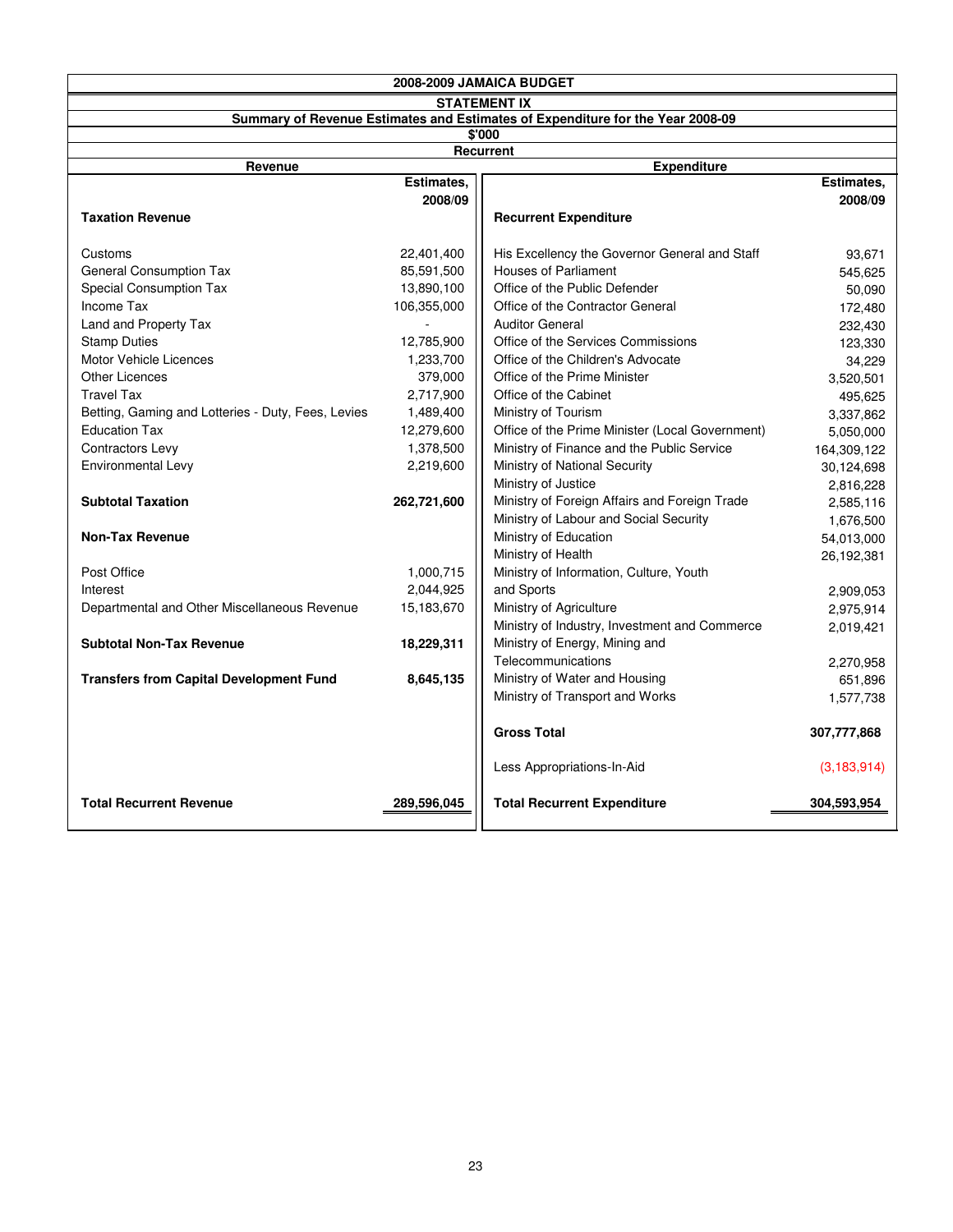# 2008-2009 JAMAICA BUDGET

## STATEMENT IX

### Summary of Revenue Estimates and Estimates of Expenditure for the Year 2008-09

$'000

Recurrent

| Revenue | Estimates, 2008/09 | Expenditure | Estimates, 2008/09 |
|---|---|---|---|
| **Taxation Revenue** | | **Recurrent Expenditure** | |
| Customs | 22,401,400 | His Excellency the Governor General and Staff | 93,671 |
| General Consumption Tax | 85,591,500 | Houses of Parliament | 545,625 |
| Special Consumption Tax | 13,890,100 | Office of the Public Defender | 50,090 |
| Income Tax | 106,355,000 | Office of the Contractor General | 172,480 |
| Land and Property Tax | - | Auditor General | 232,430 |
| Stamp Duties | 12,785,900 | Office of the Services Commissions | 123,330 |
| Motor Vehicle Licences | 1,233,700 | Office of the Children's Advocate | 34,229 |
| Other Licences | 379,000 | Office of the Prime Minister | 3,520,501 |
| Travel Tax | 2,717,900 | Office of the Cabinet | 495,625 |
| Betting, Gaming and Lotteries - Duty, Fees, Levies | 1,489,400 | Ministry of Tourism | 3,337,862 |
| Education Tax | 12,279,600 | Office of the Prime Minister (Local Government) | 5,050,000 |
| Contractors Levy | 1,378,500 | Ministry of Finance and the Public Service | 164,309,122 |
| Environmental Levy | 2,219,600 | Ministry of National Security | 30,124,698 |
| | | Ministry of Justice | 2,816,228 |
| **Subtotal Taxation** | **262,721,600** | Ministry of Foreign Affairs and Foreign Trade | 2,585,116 |
| | | Ministry of Labour and Social Security | 1,676,500 |
| **Non-Tax Revenue** | | Ministry of Education | 54,013,000 |
| | | Ministry of Health | 26,192,381 |
| Post Office | 1,000,715 | Ministry of Information, Culture, Youth and Sports | 2,909,053 |
| Interest | 2,044,925 | Ministry of Agriculture | 2,975,914 |
| Departmental and Other Miscellaneous Revenue | 15,183,670 | Ministry of Industry, Investment and Commerce | 2,019,421 |
| **Subtotal Non-Tax Revenue** | **18,229,311** | Ministry of Energy, Mining and Telecommunications | 2,270,958 |
| **Transfers from Capital Development Fund** | **8,645,135** | Ministry of Water and Housing | 651,896 |
| | | Ministry of Transport and Works | 1,577,738 |
| | | **Gross Total** | **307,777,868** |
| | | Less Appropriations-In-Aid | (3,183,914) |
| **Total Recurrent Revenue** | **289,596,045** | **Total Recurrent Expenditure** | **304,593,954** |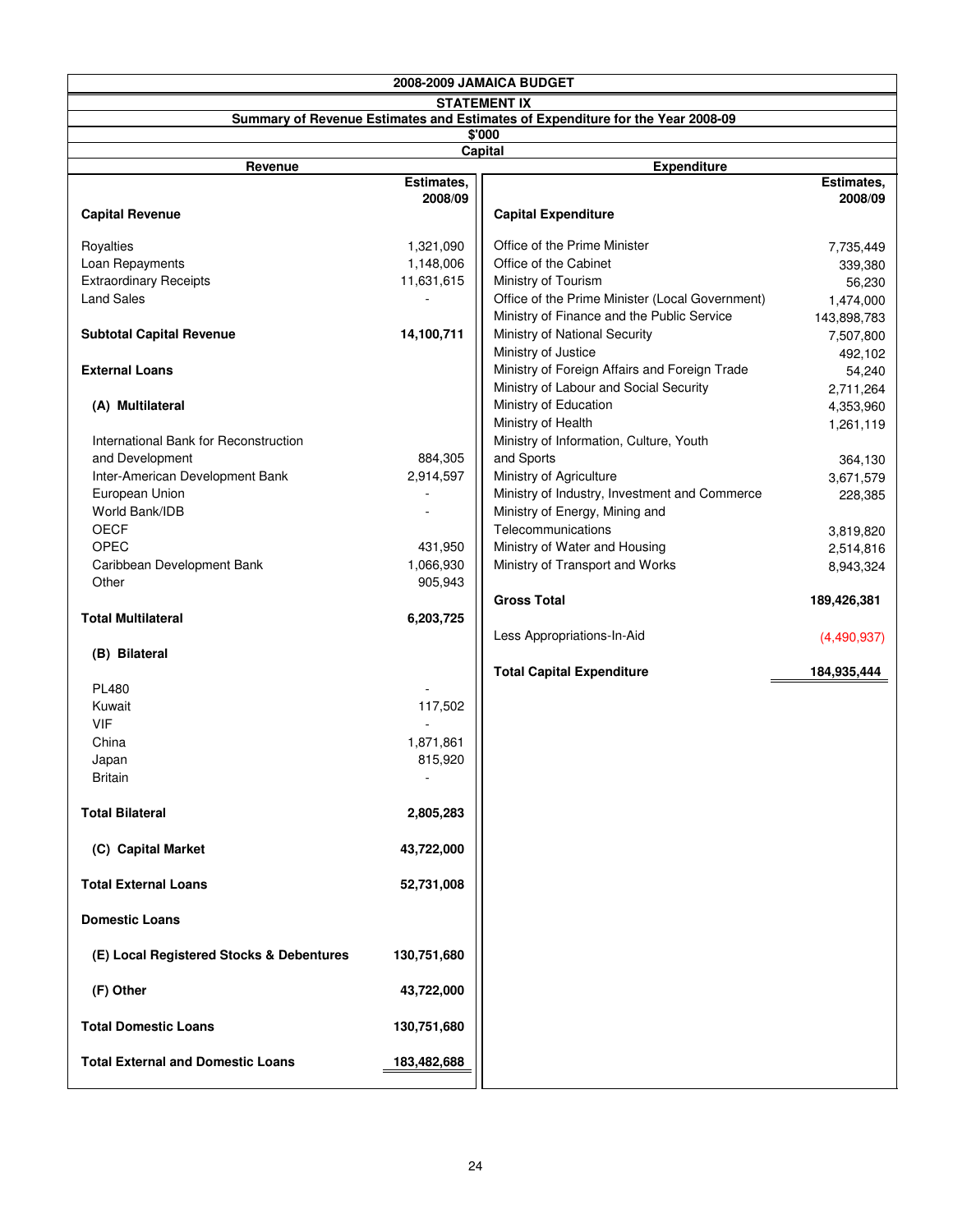# 2008-2009 JAMAICA BUDGET

## STATEMENT IX

### Summary of Revenue Estimates and Estimates of Expenditure for the Year 2008-09

$'000

Capital

| Revenue | Estimates, 2008/09 |
|---|---|
| **Capital Revenue** | |
| Royalties | 1,321,090 |
| Loan Repayments | 1,148,006 |
| Extraordinary Receipts | 11,631,615 |
| Land Sales | - |
| **Subtotal Capital Revenue** | **14,100,711** |
| **External Loans** | |
| **(A) Multilateral** | |
| International Bank for Reconstruction and Development | 884,305 |
| Inter-American Development Bank | 2,914,597 |
| European Union | - |
| World Bank/IDB | - |
| OECF | |
| OPEC | 431,950 |
| Caribbean Development Bank | 1,066,930 |
| Other | 905,943 |
| **Total Multilateral** | **6,203,725** |
| **(B) Bilateral** | |
| PL480 | - |
| Kuwait | 117,502 |
| VIF | - |
| China | 1,871,861 |
| Japan | 815,920 |
| Britain | - |
| **Total Bilateral** | **2,805,283** |
| **(C) Capital Market** | **43,722,000** |
| **Total External Loans** | **52,731,008** |
| **Domestic Loans** | |
| **(E) Local Registered Stocks & Debentures** | **130,751,680** |
| **(F) Other** | **43,722,000** |
| **Total Domestic Loans** | **130,751,680** |
| **Total External and Domestic Loans** | **183,482,688** |

| Expenditure | Estimates, 2008/09 |
|---|---|
| **Capital Expenditure** | |
| Office of the Prime Minister | 7,735,449 |
| Office of the Cabinet | 339,380 |
| Ministry of Tourism | 56,230 |
| Office of the Prime Minister (Local Government) | 1,474,000 |
| Ministry of Finance and the Public Service | 143,898,783 |
| Ministry of National Security | 7,507,800 |
| Ministry of Justice | 492,102 |
| Ministry of Foreign Affairs and Foreign Trade | 54,240 |
| Ministry of Labour and Social Security | 2,711,264 |
| Ministry of Education | 4,353,960 |
| Ministry of Health | 1,261,119 |
| Ministry of Information, Culture, Youth and Sports | 364,130 |
| Ministry of Agriculture | 3,671,579 |
| Ministry of Industry, Investment and Commerce | 228,385 |
| Ministry of Energy, Mining and Telecommunications | 3,819,820 |
| Ministry of Water and Housing | 2,514,816 |
| Ministry of Transport and Works | 8,943,324 |
| **Gross Total** | **189,426,381** |
| Less Appropriations-In-Aid | (4,490,937) |
| **Total Capital Expenditure** | **184,935,444** |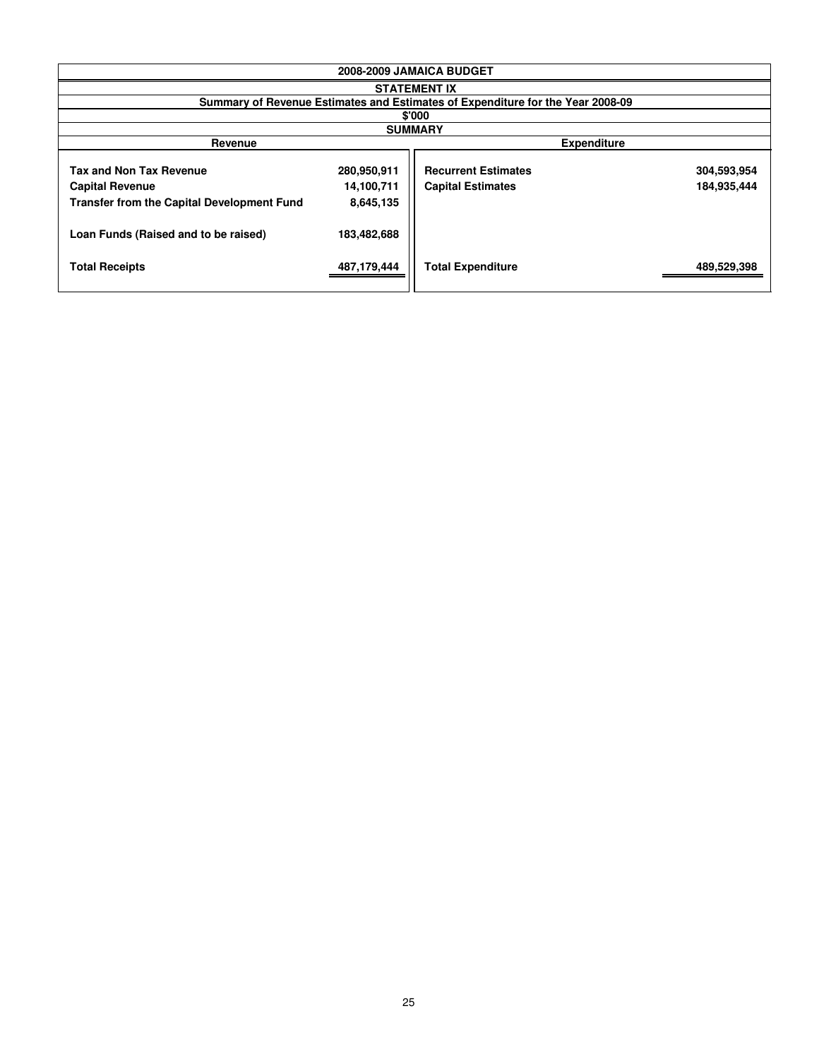## 2008-2009 JAMAICA BUDGET

### STATEMENT IX

**Summary of Revenue Estimates and Estimates of Expenditure for the Year 2008-09**

**$'000**

**SUMMARY**

| Revenue | | Expenditure | |
|---|---|---|---|
| **Tax and Non Tax Revenue** | **280,950,911** | **Recurrent Estimates** | **304,593,954** |
| **Capital Revenue** | **14,100,711** | **Capital Estimates** | **184,935,444** |
| **Transfer from the Capital Development Fund** | **8,645,135** | | |
| **Loan Funds (Raised and to be raised)** | **183,482,688** | | |
| **Total Receipts** | **487,179,444** | **Total Expenditure** | **489,529,398** |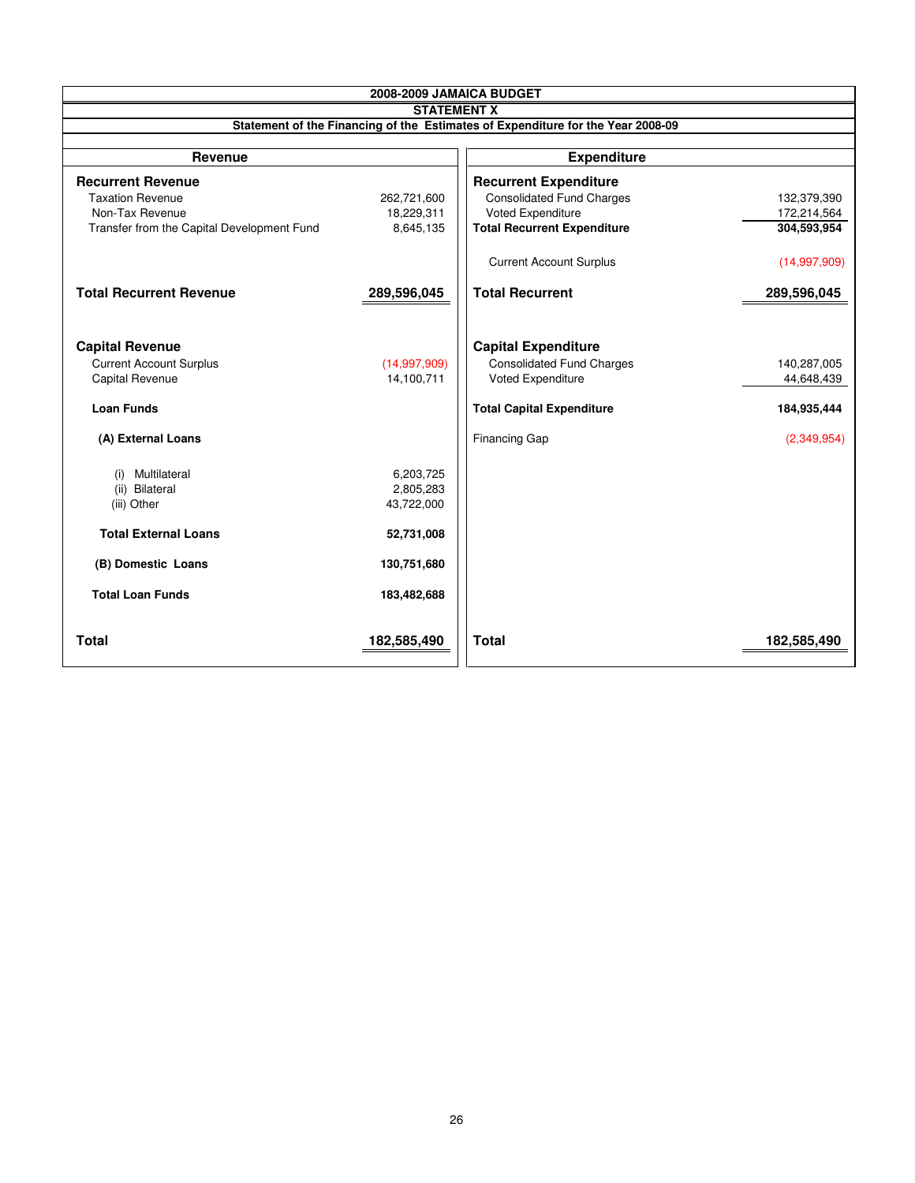# 2008-2009 JAMAICA BUDGET

## STATEMENT X

### Statement of the Financing of the Estimates of Expenditure for the Year 2008-09

| Revenue | | Expenditure | |
|---|---|---|---|
| **Recurrent Revenue** | | **Recurrent Expenditure** | |
| Taxation Revenue | 262,721,600 | Consolidated Fund Charges | 132,379,390 |
| Non-Tax Revenue | 18,229,311 | Voted Expenditure | 172,214,564 |
| Transfer from the Capital Development Fund | 8,645,135 | **Total Recurrent Expenditure** | **304,593,954** |
| | | Current Account Surplus | (14,997,909) |
| **Total Recurrent Revenue** | **289,596,045** | **Total Recurrent** | **289,596,045** |
| **Capital Revenue** | | **Capital Expenditure** | |
| Current Account Surplus | (14,997,909) | Consolidated Fund Charges | 140,287,005 |
| Capital Revenue | 14,100,711 | Voted Expenditure | 44,648,439 |
| **Loan Funds** | | **Total Capital Expenditure** | **184,935,444** |
| **(A) External Loans** | | Financing Gap | (2,349,954) |
| (i) Multilateral | 6,203,725 | | |
| (ii) Bilateral | 2,805,283 | | |
| (iii) Other | 43,722,000 | | |
| **Total External Loans** | **52,731,008** | | |
| **(B) Domestic Loans** | **130,751,680** | | |
| **Total Loan Funds** | **183,482,688** | | |
| **Total** | **182,585,490** | **Total** | **182,585,490** |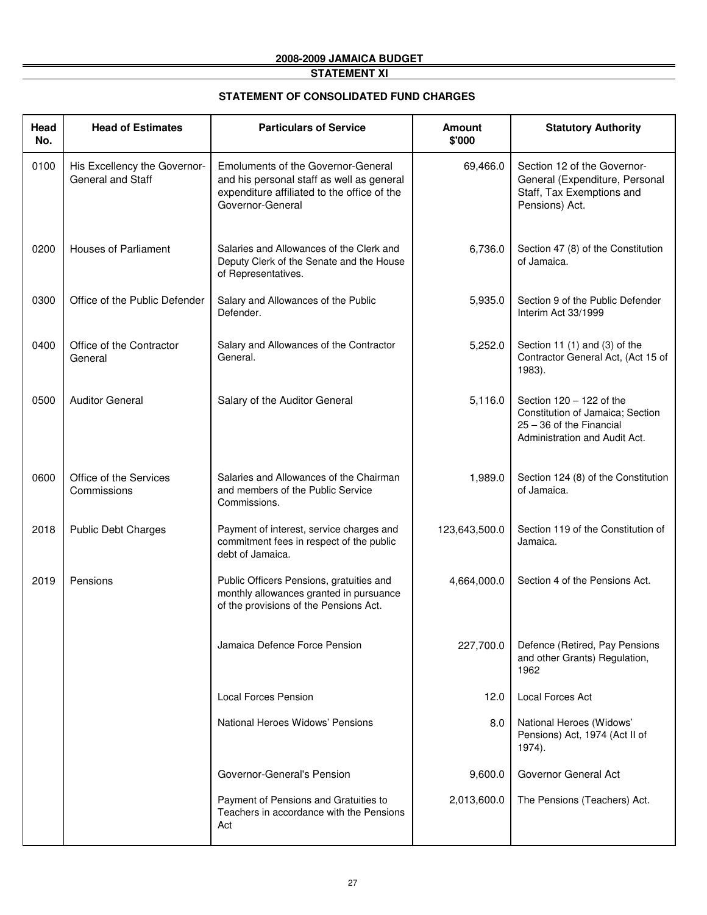## 2008-2009 JAMAICA BUDGET

## STATEMENT XI

### STATEMENT OF CONSOLIDATED FUND CHARGES

| Head No. | Head of Estimates | Particulars of Service | Amount $'000 | Statutory Authority |
|---|---|---|---|---|
| 0100 | His Excellency the Governor-General and Staff | Emoluments of the Governor-General and his personal staff as well as general expenditure affiliated to the office of the Governor-General | 69,466.0 | Section 12 of the Governor-General (Expenditure, Personal Staff, Tax Exemptions and Pensions) Act. |
| 0200 | Houses of Parliament | Salaries and Allowances of the Clerk and Deputy Clerk of the Senate and the House of Representatives. | 6,736.0 | Section 47 (8) of the Constitution of Jamaica. |
| 0300 | Office of the Public Defender | Salary and Allowances of the Public Defender. | 5,935.0 | Section 9 of the Public Defender Interim Act 33/1999 |
| 0400 | Office of the Contractor General | Salary and Allowances of the Contractor General. | 5,252.0 | Section 11 (1) and (3) of the Contractor General Act, (Act 15 of 1983). |
| 0500 | Auditor General | Salary of the Auditor General | 5,116.0 | Section 120 – 122 of the Constitution of Jamaica; Section 25 – 36 of the Financial Administration and Audit Act. |
| 0600 | Office of the Services Commissions | Salaries and Allowances of the Chairman and members of the Public Service Commissions. | 1,989.0 | Section 124 (8) of the Constitution of Jamaica. |
| 2018 | Public Debt Charges | Payment of interest, service charges and commitment fees in respect of the public debt of Jamaica. | 123,643,500.0 | Section 119 of the Constitution of Jamaica. |
| 2019 | Pensions | Public Officers Pensions, gratuities and monthly allowances granted in pursuance of the provisions of the Pensions Act. | 4,664,000.0 | Section 4 of the Pensions Act. |
| | | Jamaica Defence Force Pension | 227,700.0 | Defence (Retired, Pay Pensions and other Grants) Regulation, 1962 |
| | | Local Forces Pension | 12.0 | Local Forces Act |
| | | National Heroes Widows' Pensions | 8.0 | National Heroes (Widows' Pensions) Act, 1974 (Act II of 1974). |
| | | Governor-General's Pension | 9,600.0 | Governor General Act |
| | | Payment of Pensions and Gratuities to Teachers in accordance with the Pensions Act | 2,013,600.0 | The Pensions (Teachers) Act. |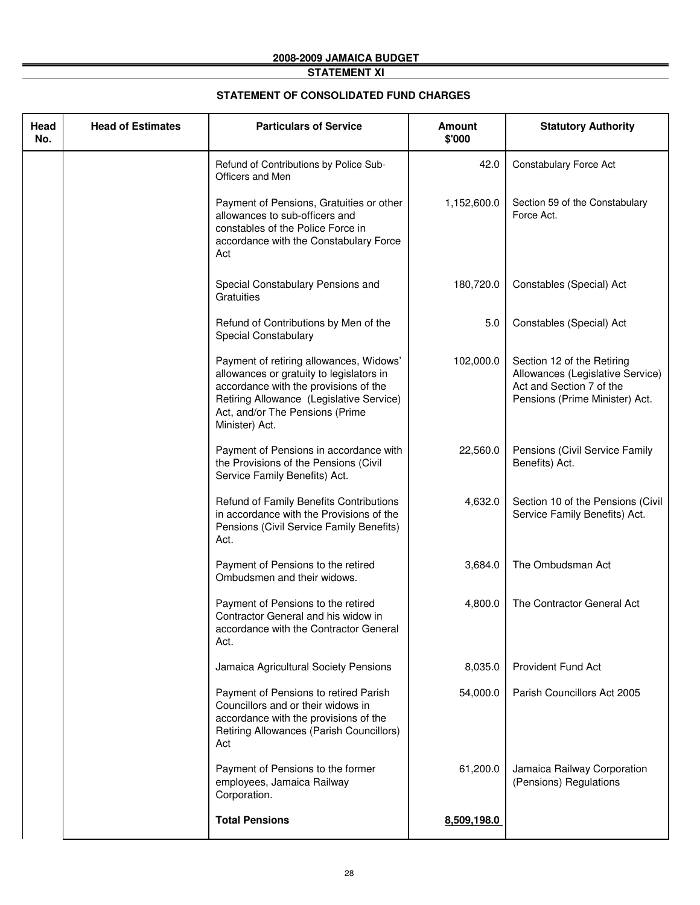## 2008-2009 JAMAICA BUDGET

## STATEMENT XI

### STATEMENT OF CONSOLIDATED FUND CHARGES

| Head No. | Head of Estimates | Particulars of Service | Amount $'000 | Statutory Authority |
|---|---|---|---|---|
| | | Refund of Contributions by Police Sub-Officers and Men | 42.0 | Constabulary Force Act |
| | | Payment of Pensions, Gratuities or other allowances to sub-officers and constables of the Police Force in accordance with the Constabulary Force Act | 1,152,600.0 | Section 59 of the Constabulary Force Act. |
| | | Special Constabulary Pensions and Gratuities | 180,720.0 | Constables (Special) Act |
| | | Refund of Contributions by Men of the Special Constabulary | 5.0 | Constables (Special) Act |
| | | Payment of retiring allowances, Widows' allowances or gratuity to legislators in accordance with the provisions of the Retiring Allowance (Legislative Service) Act, and/or The Pensions (Prime Minister) Act. | 102,000.0 | Section 12 of the Retiring Allowances (Legislative Service) Act and Section 7 of the Pensions (Prime Minister) Act. |
| | | Payment of Pensions in accordance with the Provisions of the Pensions (Civil Service Family Benefits) Act. | 22,560.0 | Pensions (Civil Service Family Benefits) Act. |
| | | Refund of Family Benefits Contributions in accordance with the Provisions of the Pensions (Civil Service Family Benefits) Act. | 4,632.0 | Section 10 of the Pensions (Civil Service Family Benefits) Act. |
| | | Payment of Pensions to the retired Ombudsmen and their widows. | 3,684.0 | The Ombudsman Act |
| | | Payment of Pensions to the retired Contractor General and his widow in accordance with the Contractor General Act. | 4,800.0 | The Contractor General Act |
| | | Jamaica Agricultural Society Pensions | 8,035.0 | Provident Fund Act |
| | | Payment of Pensions to retired Parish Councillors and or their widows in accordance with the provisions of the Retiring Allowances (Parish Councillors) Act | 54,000.0 | Parish Councillors Act 2005 |
| | | Payment of Pensions to the former employees, Jamaica Railway Corporation. | 61,200.0 | Jamaica Railway Corporation (Pensions) Regulations |
| | | **Total Pensions** | **8,509,198.0** | |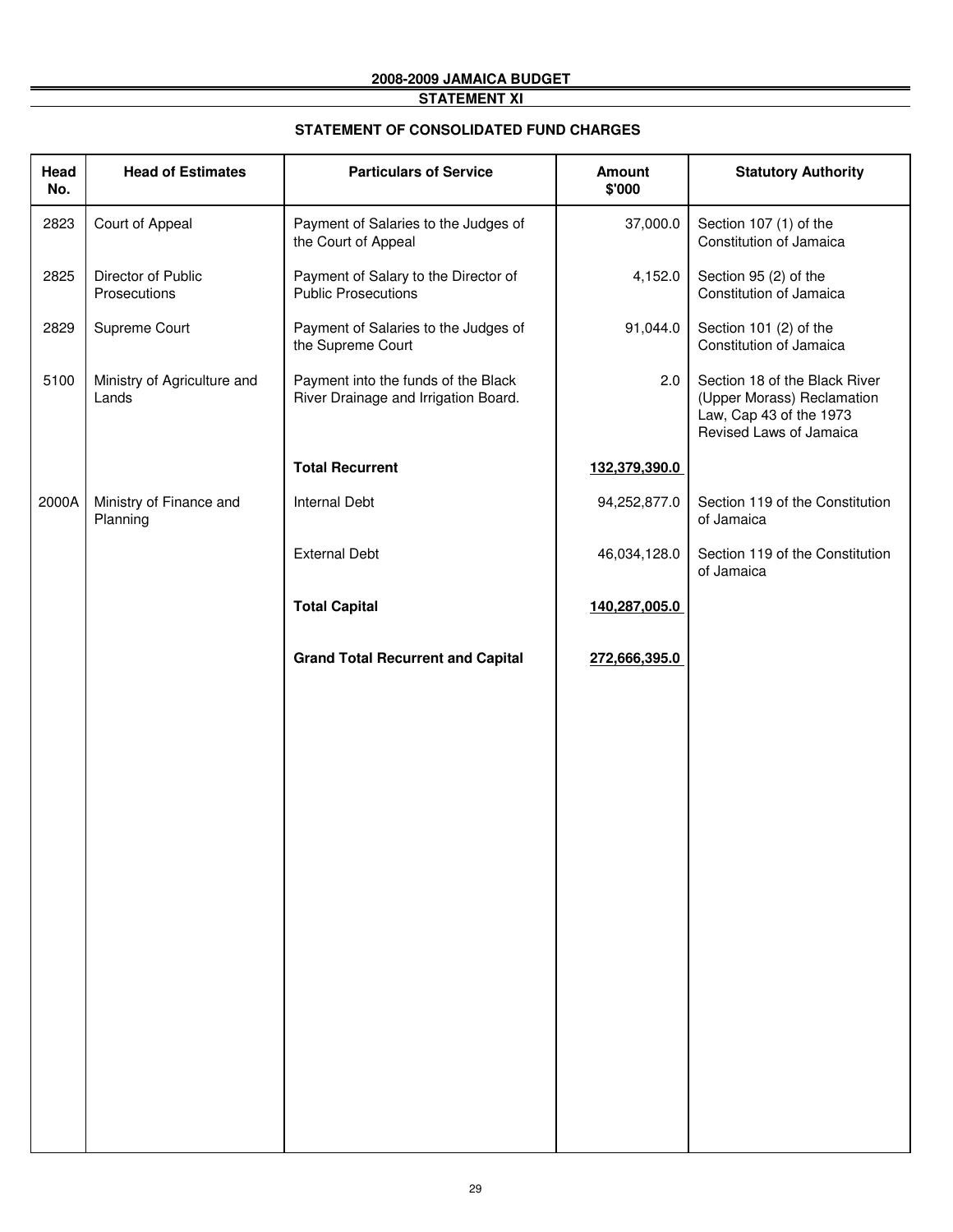**2008-2009 JAMAICA BUDGET**

**STATEMENT XI**

## STATEMENT OF CONSOLIDATED FUND CHARGES

| Head No. | Head of Estimates | Particulars of Service | Amount $'000 | Statutory Authority |
|---|---|---|---|---|
| 2823 | Court of Appeal | Payment of Salaries to the Judges of the Court of Appeal | 37,000.0 | Section 107 (1) of the Constitution of Jamaica |
| 2825 | Director of Public Prosecutions | Payment of Salary to the Director of Public Prosecutions | 4,152.0 | Section 95 (2) of the Constitution of Jamaica |
| 2829 | Supreme Court | Payment of Salaries to the Judges of the Supreme Court | 91,044.0 | Section 101 (2) of the Constitution of Jamaica |
| 5100 | Ministry of Agriculture and Lands | Payment into the funds of the Black River Drainage and Irrigation Board. | 2.0 | Section 18 of the Black River (Upper Morass) Reclamation Law, Cap 43 of the 1973 Revised Laws of Jamaica |
| | | **Total Recurrent** | **132,379,390.0** | |
| 2000A | Ministry of Finance and Planning | Internal Debt | 94,252,877.0 | Section 119 of the Constitution of Jamaica |
| | | External Debt | 46,034,128.0 | Section 119 of the Constitution of Jamaica |
| | | **Total Capital** | **140,287,005.0** | |
| | | **Grand Total Recurrent and Capital** | **272,666,395.0** | |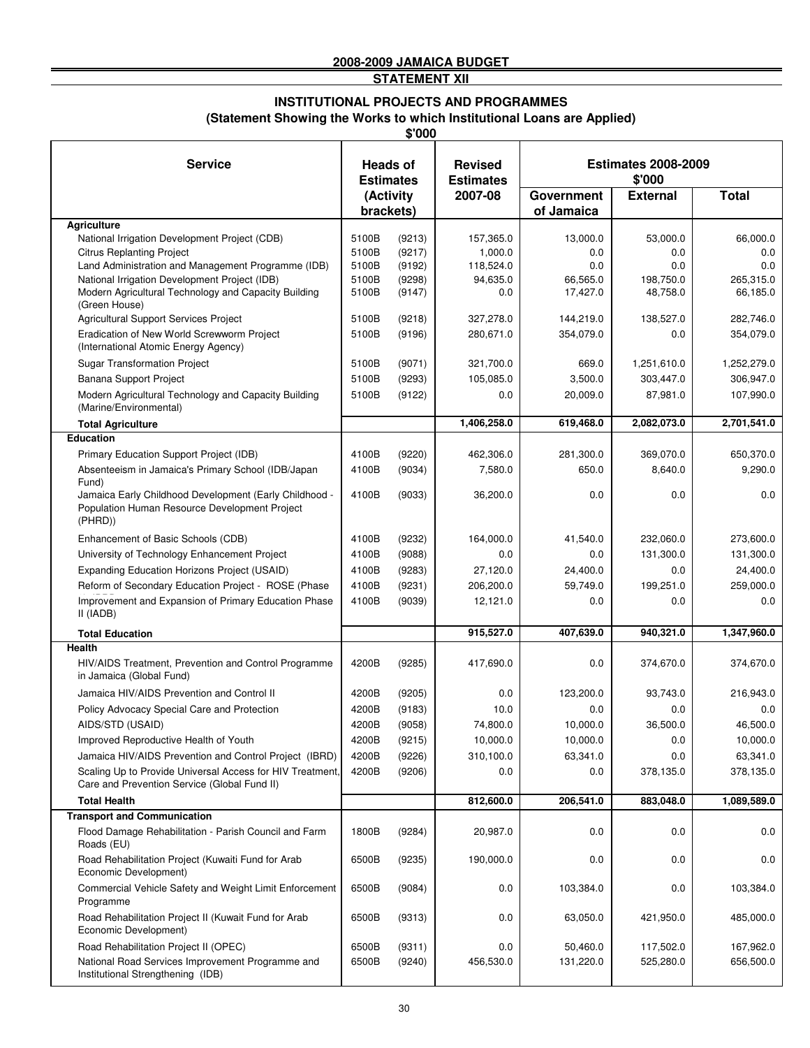## 2008-2009 JAMAICA BUDGET

## STATEMENT XII

### INSTITUTIONAL PROJECTS AND PROGRAMMES

**(Statement Showing the Works to which Institutional Loans are Applied)**

**$'000**

| Service | Heads of Estimates (Activity brackets) | | Revised Estimates 2007-08 | Estimates 2008-2009 $'000 | | |
|---|---|---|---|---|---|---|
| | | | | Government of Jamaica | External | Total |
| **Agriculture** | | | | | | |
| National Irrigation Development Project (CDB) | 5100B | (9213) | 157,365.0 | 13,000.0 | 53,000.0 | 66,000.0 |
| Citrus Replanting Project | 5100B | (9217) | 1,000.0 | 0.0 | 0.0 | 0.0 |
| Land Administration and Management Programme (IDB) | 5100B | (9192) | 118,524.0 | 0.0 | 0.0 | 0.0 |
| National Irrigation Development Project (IDB) | 5100B | (9298) | 94,635.0 | 66,565.0 | 198,750.0 | 265,315.0 |
| Modern Agricultural Technology and Capacity Building (Green House) | 5100B | (9147) | 0.0 | 17,427.0 | 48,758.0 | 66,185.0 |
| Agricultural Support Services Project | 5100B | (9218) | 327,278.0 | 144,219.0 | 138,527.0 | 282,746.0 |
| Eradication of New World Screwworm Project (International Atomic Energy Agency) | 5100B | (9196) | 280,671.0 | 354,079.0 | 0.0 | 354,079.0 |
| Sugar Transformation Project | 5100B | (9071) | 321,700.0 | 669.0 | 1,251,610.0 | 1,252,279.0 |
| Banana Support Project | 5100B | (9293) | 105,085.0 | 3,500.0 | 303,447.0 | 306,947.0 |
| Modern Agricultural Technology and Capacity Building (Marine/Environmental) | 5100B | (9122) | 0.0 | 20,009.0 | 87,981.0 | 107,990.0 |
| **Total Agriculture** | | | **1,406,258.0** | **619,468.0** | **2,082,073.0** | **2,701,541.0** |
| **Education** | | | | | | |
| Primary Education Support Project (IDB) | 4100B | (9220) | 462,306.0 | 281,300.0 | 369,070.0 | 650,370.0 |
| Absenteeism in Jamaica's Primary School (IDB/Japan Fund) | 4100B | (9034) | 7,580.0 | 650.0 | 8,640.0 | 9,290.0 |
| Jamaica Early Childhood Development (Early Childhood - Population Human Resource Development Project (PHRD)) | 4100B | (9033) | 36,200.0 | 0.0 | 0.0 | 0.0 |
| Enhancement of Basic Schools (CDB) | 4100B | (9232) | 164,000.0 | 41,540.0 | 232,060.0 | 273,600.0 |
| University of Technology Enhancement Project | 4100B | (9088) | 0.0 | 0.0 | 131,300.0 | 131,300.0 |
| Expanding Education Horizons Project (USAID) | 4100B | (9283) | 27,120.0 | 24,400.0 | 0.0 | 24,400.0 |
| Reform of Secondary Education Project - ROSE (Phase | 4100B | (9231) | 206,200.0 | 59,749.0 | 199,251.0 | 259,000.0 |
| Improvement and Expansion of Primary Education Phase II (IADB) | 4100B | (9039) | 12,121.0 | 0.0 | 0.0 | 0.0 |
| **Total Education** | | | **915,527.0** | **407,639.0** | **940,321.0** | **1,347,960.0** |
| **Health** | | | | | | |
| HIV/AIDS Treatment, Prevention and Control Programme in Jamaica (Global Fund) | 4200B | (9285) | 417,690.0 | 0.0 | 374,670.0 | 374,670.0 |
| Jamaica HIV/AIDS Prevention and Control II | 4200B | (9205) | 0.0 | 123,200.0 | 93,743.0 | 216,943.0 |
| Policy Advocacy Special Care and Protection | 4200B | (9183) | 10.0 | 0.0 | 0.0 | 0.0 |
| AIDS/STD (USAID) | 4200B | (9058) | 74,800.0 | 10,000.0 | 36,500.0 | 46,500.0 |
| Improved Reproductive Health of Youth | 4200B | (9215) | 10,000.0 | 10,000.0 | 0.0 | 10,000.0 |
| Jamaica HIV/AIDS Prevention and Control Project (IBRD) | 4200B | (9226) | 310,100.0 | 63,341.0 | 0.0 | 63,341.0 |
| Scaling Up to Provide Universal Access for HIV Treatment, Care and Prevention Service (Global Fund II) | 4200B | (9206) | 0.0 | 0.0 | 378,135.0 | 378,135.0 |
| **Total Health** | | | **812,600.0** | **206,541.0** | **883,048.0** | **1,089,589.0** |
| **Transport and Communication** | | | | | | |
| Flood Damage Rehabilitation - Parish Council and Farm Roads (EU) | 1800B | (9284) | 20,987.0 | 0.0 | 0.0 | 0.0 |
| Road Rehabilitation Project (Kuwaiti Fund for Arab Economic Development) | 6500B | (9235) | 190,000.0 | 0.0 | 0.0 | 0.0 |
| Commercial Vehicle Safety and Weight Limit Enforcement Programme | 6500B | (9084) | 0.0 | 103,384.0 | 0.0 | 103,384.0 |
| Road Rehabilitation Project II (Kuwait Fund for Arab Economic Development) | 6500B | (9313) | 0.0 | 63,050.0 | 421,950.0 | 485,000.0 |
| Road Rehabilitation Project II (OPEC) | 6500B | (9311) | 0.0 | 50,460.0 | 117,502.0 | 167,962.0 |
| National Road Services Improvement Programme and Institutional Strengthening (IDB) | 6500B | (9240) | 456,530.0 | 131,220.0 | 525,280.0 | 656,500.0 |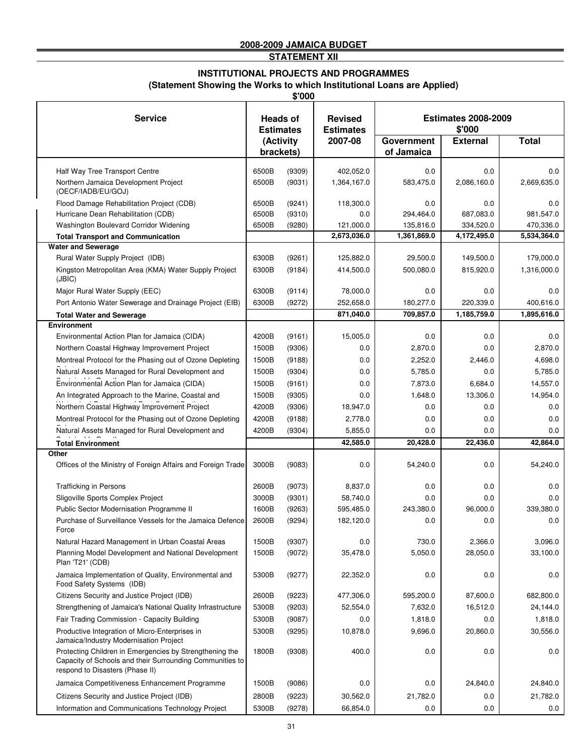**2008-2009 JAMAICA BUDGET**

**STATEMENT XII**

**INSTITUTIONAL PROJECTS AND PROGRAMMES**

**(Statement Showing the Works to which Institutional Loans are Applied)**

**$'000**

| Service | Heads of Estimates (Activity brackets) | | Revised Estimates 2007-08 | Estimates 2008-2009 $'000 | | |
|---|---|---|---|---|---|---|
| | | | | Government of Jamaica | External | Total |
| Half Way Tree Transport Centre | 6500B | (9309) | 402,052.0 | 0.0 | 0.0 | 0.0 |
| Northern Jamaica Development Project (OECF/IADB/EU/GOJ) | 6500B | (9031) | 1,364,167.0 | 583,475.0 | 2,086,160.0 | 2,669,635.0 |
| Flood Damage Rehabilitation Project (CDB) | 6500B | (9241) | 118,300.0 | 0.0 | 0.0 | 0.0 |
| Hurricane Dean Rehabilitation (CDB) | 6500B | (9310) | 0.0 | 294,464.0 | 687,083.0 | 981,547.0 |
| Washington Boulevard Corridor Widening | 6500B | (9280) | 121,000.0 | 135,816.0 | 334,520.0 | 470,336.0 |
| **Total Transport and Communication** | | | **2,673,036.0** | **1,361,869.0** | **4,172,495.0** | **5,534,364.0** |
| **Water and Sewerage** | | | | | | |
| Rural Water Supply Project (IDB) | 6300B | (9261) | 125,882.0 | 29,500.0 | 149,500.0 | 179,000.0 |
| Kingston Metropolitan Area (KMA) Water Supply Project (JBIC) | 6300B | (9184) | 414,500.0 | 500,080.0 | 815,920.0 | 1,316,000.0 |
| Major Rural Water Supply (EEC) | 6300B | (9114) | 78,000.0 | 0.0 | 0.0 | 0.0 |
| Port Antonio Water Sewerage and Drainage Project (EIB) | 6300B | (9272) | 252,658.0 | 180,277.0 | 220,339.0 | 400,616.0 |
| **Total Water and Sewerage** | | | **871,040.0** | **709,857.0** | **1,185,759.0** | **1,895,616.0** |
| **Environment** | | | | | | |
| Environmental Action Plan for Jamaica (CIDA) | 4200B | (9161) | 15,005.0 | 0.0 | 0.0 | 0.0 |
| Northern Coastal Highway Improvement Project | 1500B | (9306) | 0.0 | 2,870.0 | 0.0 | 2,870.0 |
| Montreal Protocol for the Phasing out of Ozone Depleting | 1500B | (9188) | 0.0 | 2,252.0 | 2,446.0 | 4,698.0 |
| Natural Assets Managed for Rural Development and | 1500B | (9304) | 0.0 | 5,785.0 | 0.0 | 5,785.0 |
| Environmental Action Plan for Jamaica (CIDA) | 1500B | (9161) | 0.0 | 7,873.0 | 6,684.0 | 14,557.0 |
| An Integrated Approach to the Marine, Coastal and | 1500B | (9305) | 0.0 | 1,648.0 | 13,306.0 | 14,954.0 |
| Northern Coastal Highway Improvement Project | 4200B | (9306) | 18,947.0 | 0.0 | 0.0 | 0.0 |
| Montreal Protocol for the Phasing out of Ozone Depleting | 4200B | (9188) | 2,778.0 | 0.0 | 0.0 | 0.0 |
| Natural Assets Managed for Rural Development and | 4200B | (9304) | 5,855.0 | 0.0 | 0.0 | 0.0 |
| **Total Environment** | | | **42,585.0** | **20,428.0** | **22,436.0** | **42,864.0** |
| **Other** | | | | | | |
| Offices of the Ministry of Foreign Affairs and Foreign Trade | 3000B | (9083) | 0.0 | 54,240.0 | 0.0 | 54,240.0 |
| Trafficking in Persons | 2600B | (9073) | 8,837.0 | 0.0 | 0.0 | 0.0 |
| Sligoville Sports Complex Project | 3000B | (9301) | 58,740.0 | 0.0 | 0.0 | 0.0 |
| Public Sector Modernisation Programme II | 1600B | (9263) | 595,485.0 | 243,380.0 | 96,000.0 | 339,380.0 |
| Purchase of Surveillance Vessels for the Jamaica Defence Force | 2600B | (9294) | 182,120.0 | 0.0 | 0.0 | 0.0 |
| Natural Hazard Management in Urban Coastal Areas | 1500B | (9307) | 0.0 | 730.0 | 2,366.0 | 3,096.0 |
| Planning Model Development and National Development Plan 'T21' (CDB) | 1500B | (9072) | 35,478.0 | 5,050.0 | 28,050.0 | 33,100.0 |
| Jamaica Implementation of Quality, Environmental and Food Safety Systems (IDB) | 5300B | (9277) | 22,352.0 | 0.0 | 0.0 | 0.0 |
| Citizens Security and Justice Project (IDB) | 2600B | (9223) | 477,306.0 | 595,200.0 | 87,600.0 | 682,800.0 |
| Strengthening of Jamaica's National Quality Infrastructure | 5300B | (9203) | 52,554.0 | 7,632.0 | 16,512.0 | 24,144.0 |
| Fair Trading Commission - Capacity Building | 5300B | (9087) | 0.0 | 1,818.0 | 0.0 | 1,818.0 |
| Productive Integration of Micro-Enterprises in Jamaica/Industry Modernisation Project | 5300B | (9295) | 10,878.0 | 9,696.0 | 20,860.0 | 30,556.0 |
| Protecting Children in Emergencies by Strengthening the Capacity of Schools and their Surrounding Communities to respond to Disasters (Phase II) | 1800B | (9308) | 400.0 | 0.0 | 0.0 | 0.0 |
| Jamaica Competitiveness Enhancement Programme | 1500B | (9086) | 0.0 | 0.0 | 24,840.0 | 24,840.0 |
| Citizens Security and Justice Project (IDB) | 2800B | (9223) | 30,562.0 | 21,782.0 | 0.0 | 21,782.0 |
| Information and Communications Technology Project | 5300B | (9278) | 66,854.0 | 0.0 | 0.0 | 0.0 |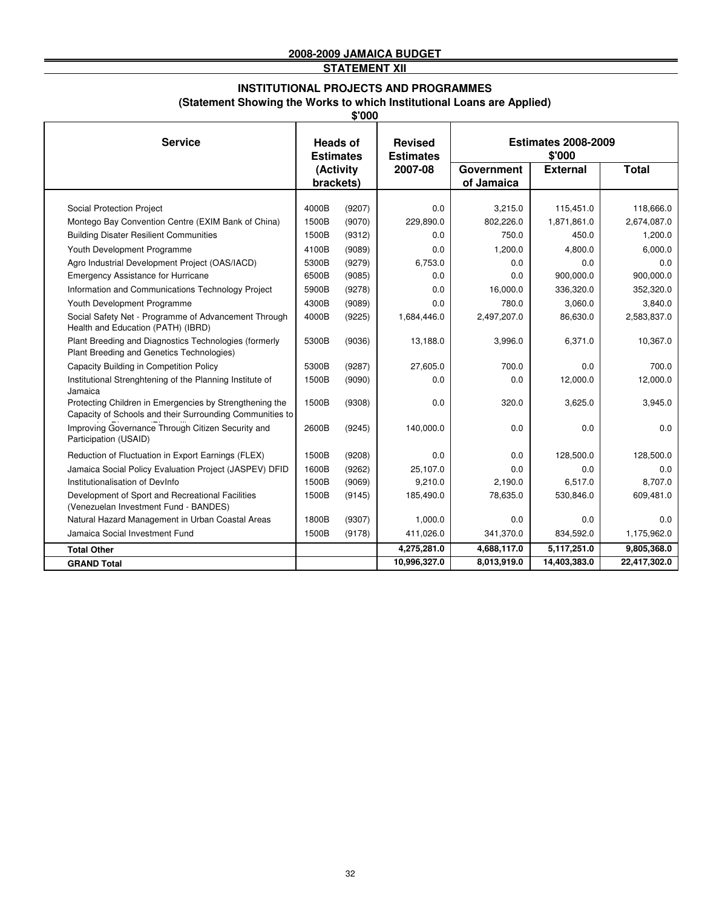**2008-2009 JAMAICA BUDGET**

**STATEMENT XII**

## INSTITUTIONAL PROJECTS AND PROGRAMMES

### (Statement Showing the Works to which Institutional Loans are Applied)

**$'000**

| Service | Heads of Estimates (Activity brackets) | | Revised Estimates 2007-08 | Estimates 2008-2009 $'000 | | |
|---|---|---|---|---|---|---|
| | | | | Government of Jamaica | External | Total |
| Social Protection Project | 4000B | (9207) | 0.0 | 3,215.0 | 115,451.0 | 118,666.0 |
| Montego Bay Convention Centre (EXIM Bank of China) | 1500B | (9070) | 229,890.0 | 802,226.0 | 1,871,861.0 | 2,674,087.0 |
| Building Disater Resilient Communities | 1500B | (9312) | 0.0 | 750.0 | 450.0 | 1,200.0 |
| Youth Development Programme | 4100B | (9089) | 0.0 | 1,200.0 | 4,800.0 | 6,000.0 |
| Agro Industrial Development Project (OAS/IACD) | 5300B | (9279) | 6,753.0 | 0.0 | 0.0 | 0.0 |
| Emergency Assistance for Hurricane | 6500B | (9085) | 0.0 | 0.0 | 900,000.0 | 900,000.0 |
| Information and Communications Technology Project | 5900B | (9278) | 0.0 | 16,000.0 | 336,320.0 | 352,320.0 |
| Youth Development Programme | 4300B | (9089) | 0.0 | 780.0 | 3,060.0 | 3,840.0 |
| Social Safety Net - Programme of Advancement Through Health and Education (PATH) (IBRD) | 4000B | (9225) | 1,684,446.0 | 2,497,207.0 | 86,630.0 | 2,583,837.0 |
| Plant Breeding and Diagnostics Technologies (formerly Plant Breeding and Genetics Technologies) | 5300B | (9036) | 13,188.0 | 3,996.0 | 6,371.0 | 10,367.0 |
| Capacity Building in Competition Policy | 5300B | (9287) | 27,605.0 | 700.0 | 0.0 | 700.0 |
| Institutional Strenghtening of the Planning Institute of Jamaica | 1500B | (9090) | 0.0 | 0.0 | 12,000.0 | 12,000.0 |
| Protecting Children in Emergencies by Strengthening the Capacity of Schools and their Surrounding Communities to | 1500B | (9308) | 0.0 | 320.0 | 3,625.0 | 3,945.0 |
| Improving Governance Through Citizen Security and Participation (USAID) | 2600B | (9245) | 140,000.0 | 0.0 | 0.0 | 0.0 |
| Reduction of Fluctuation in Export Earnings (FLEX) | 1500B | (9208) | 0.0 | 0.0 | 128,500.0 | 128,500.0 |
| Jamaica Social Policy Evaluation Project (JASPEV) DFID | 1600B | (9262) | 25,107.0 | 0.0 | 0.0 | 0.0 |
| Institutionalisation of DevInfo | 1500B | (9069) | 9,210.0 | 2,190.0 | 6,517.0 | 8,707.0 |
| Development of Sport and Recreational Facilities (Venezuelan Investment Fund - BANDES) | 1500B | (9145) | 185,490.0 | 78,635.0 | 530,846.0 | 609,481.0 |
| Natural Hazard Management in Urban Coastal Areas | 1800B | (9307) | 1,000.0 | 0.0 | 0.0 | 0.0 |
| Jamaica Social Investment Fund | 1500B | (9178) | 411,026.0 | 341,370.0 | 834,592.0 | 1,175,962.0 |
| **Total Other** | | | **4,275,281.0** | **4,688,117.0** | **5,117,251.0** | **9,805,368.0** |
| **GRAND Total** | | | **10,996,327.0** | **8,013,919.0** | **14,403,383.0** | **22,417,302.0** |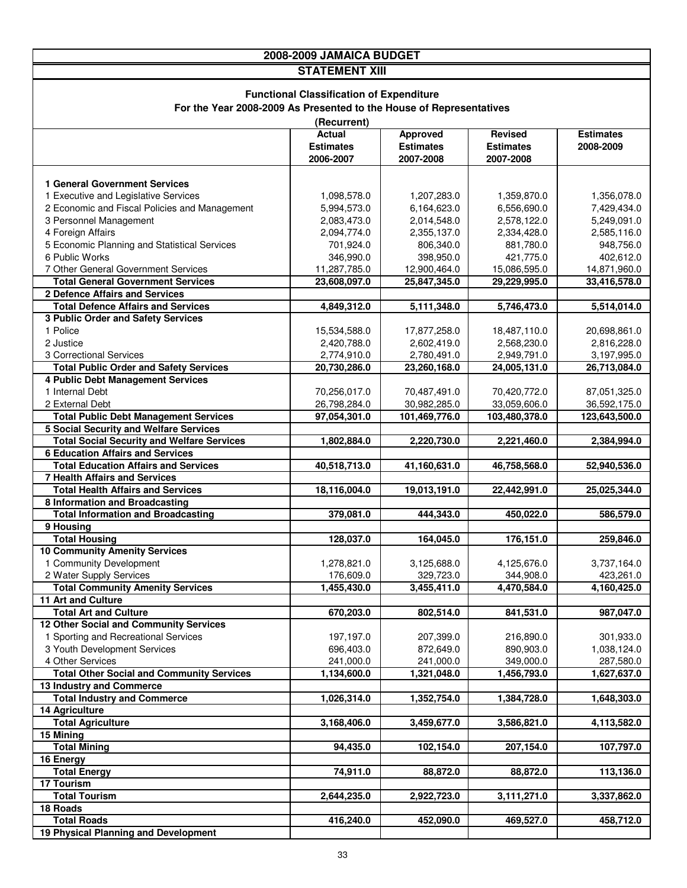# 2008-2009 JAMAICA BUDGET

## STATEMENT XIII

### Functional Classification of Expenditure

### For the Year 2008-2009 As Presented to the House of Representatives

(Recurrent)

| | Actual Estimates 2006-2007 | Approved Estimates 2007-2008 | Revised Estimates 2007-2008 | Estimates 2008-2009 |
|---|---|---|---|---|
| **1 General Government Services** | | | | |
| 1 Executive and Legislative Services | 1,098,578.0 | 1,207,283.0 | 1,359,870.0 | 1,356,078.0 |
| 2 Economic and Fiscal Policies and Management | 5,994,573.0 | 6,164,623.0 | 6,556,690.0 | 7,429,434.0 |
| 3 Personnel Management | 2,083,473.0 | 2,014,548.0 | 2,578,122.0 | 5,249,091.0 |
| 4 Foreign Affairs | 2,094,774.0 | 2,355,137.0 | 2,334,428.0 | 2,585,116.0 |
| 5 Economic Planning and Statistical Services | 701,924.0 | 806,340.0 | 881,780.0 | 948,756.0 |
| 6 Public Works | 346,990.0 | 398,950.0 | 421,775.0 | 402,612.0 |
| 7 Other General Government Services | 11,287,785.0 | 12,900,464.0 | 15,086,595.0 | 14,871,960.0 |
| **Total General Government Services** | **23,608,097.0** | **25,847,345.0** | **29,229,995.0** | **33,416,578.0** |
| **2 Defence Affairs and Services** | | | | |
| **Total Defence Affairs and Services** | **4,849,312.0** | **5,111,348.0** | **5,746,473.0** | **5,514,014.0** |
| **3 Public Order and Safety Services** | | | | |
| 1 Police | 15,534,588.0 | 17,877,258.0 | 18,487,110.0 | 20,698,861.0 |
| 2 Justice | 2,420,788.0 | 2,602,419.0 | 2,568,230.0 | 2,816,228.0 |
| 3 Correctional Services | 2,774,910.0 | 2,780,491.0 | 2,949,791.0 | 3,197,995.0 |
| **Total Public Order and Safety Services** | **20,730,286.0** | **23,260,168.0** | **24,005,131.0** | **26,713,084.0** |
| **4 Public Debt Management Services** | | | | |
| 1 Internal Debt | 70,256,017.0 | 70,487,491.0 | 70,420,772.0 | 87,051,325.0 |
| 2 External Debt | 26,798,284.0 | 30,982,285.0 | 33,059,606.0 | 36,592,175.0 |
| **Total Public Debt Management Services** | **97,054,301.0** | **101,469,776.0** | **103,480,378.0** | **123,643,500.0** |
| **5 Social Security and Welfare Services** | | | | |
| **Total Social Security and Welfare Services** | **1,802,884.0** | **2,220,730.0** | **2,221,460.0** | **2,384,994.0** |
| **6 Education Affairs and Services** | | | | |
| **Total Education Affairs and Services** | **40,518,713.0** | **41,160,631.0** | **46,758,568.0** | **52,940,536.0** |
| **7 Health Affairs and Services** | | | | |
| **Total Health Affairs and Services** | **18,116,004.0** | **19,013,191.0** | **22,442,991.0** | **25,025,344.0** |
| **8 Information and Broadcasting** | | | | |
| **Total Information and Broadcasting** | **379,081.0** | **444,343.0** | **450,022.0** | **586,579.0** |
| **9 Housing** | | | | |
| **Total Housing** | **128,037.0** | **164,045.0** | **176,151.0** | **259,846.0** |
| **10 Community Amenity Services** | | | | |
| 1 Community Development | 1,278,821.0 | 3,125,688.0 | 4,125,676.0 | 3,737,164.0 |
| 2 Water Supply Services | 176,609.0 | 329,723.0 | 344,908.0 | 423,261.0 |
| **Total Community Amenity Services** | **1,455,430.0** | **3,455,411.0** | **4,470,584.0** | **4,160,425.0** |
| **11 Art and Culture** | | | | |
| **Total Art and Culture** | **670,203.0** | **802,514.0** | **841,531.0** | **987,047.0** |
| **12 Other Social and Community Services** | | | | |
| 1 Sporting and Recreational Services | 197,197.0 | 207,399.0 | 216,890.0 | 301,933.0 |
| 3 Youth Development Services | 696,403.0 | 872,649.0 | 890,903.0 | 1,038,124.0 |
| 4 Other Services | 241,000.0 | 241,000.0 | 349,000.0 | 287,580.0 |
| **Total Other Social and Community Services** | **1,134,600.0** | **1,321,048.0** | **1,456,793.0** | **1,627,637.0** |
| **13 Industry and Commerce** | | | | |
| **Total Industry and Commerce** | **1,026,314.0** | **1,352,754.0** | **1,384,728.0** | **1,648,303.0** |
| **14 Agriculture** | | | | |
| **Total Agriculture** | **3,168,406.0** | **3,459,677.0** | **3,586,821.0** | **4,113,582.0** |
| **15 Mining** | | | | |
| **Total Mining** | **94,435.0** | **102,154.0** | **207,154.0** | **107,797.0** |
| **16 Energy** | | | | |
| **Total Energy** | **74,911.0** | **88,872.0** | **88,872.0** | **113,136.0** |
| **17 Tourism** | | | | |
| **Total Tourism** | **2,644,235.0** | **2,922,723.0** | **3,111,271.0** | **3,337,862.0** |
| **18 Roads** | | | | |
| **Total Roads** | **416,240.0** | **452,090.0** | **469,527.0** | **458,712.0** |
| **19 Physical Planning and Development** | | | | |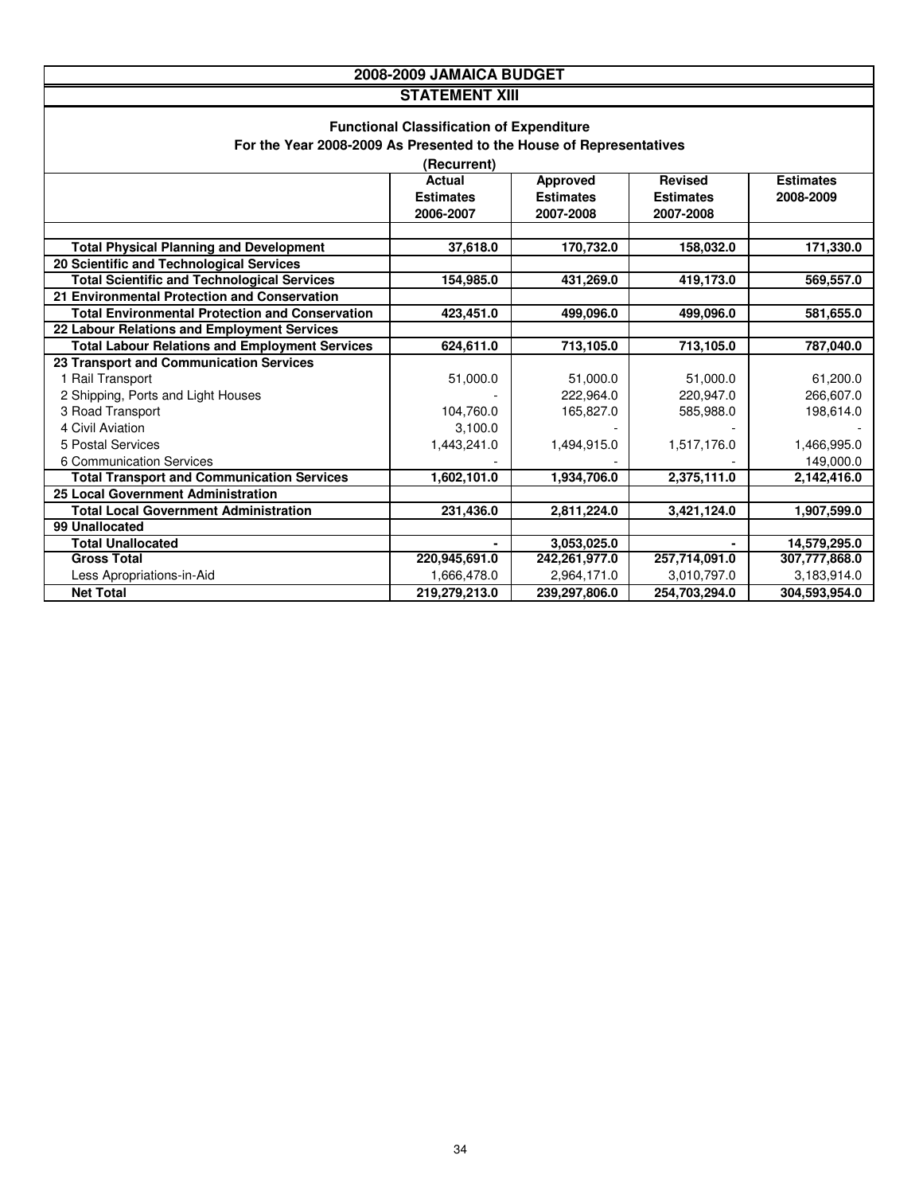## 2008-2009 JAMAICA BUDGET

## STATEMENT XIII

### Functional Classification of Expenditure

### For the Year 2008-2009 As Presented to the House of Representatives

### (Recurrent)

| | Actual Estimates 2006-2007 | Approved Estimates 2007-2008 | Revised Estimates 2007-2008 | Estimates 2008-2009 |
|---|---|---|---|---|
| **Total Physical Planning and Development** | **37,618.0** | **170,732.0** | **158,032.0** | **171,330.0** |
| **20 Scientific and Technological Services** | | | | |
| **Total Scientific and Technological Services** | **154,985.0** | **431,269.0** | **419,173.0** | **569,557.0** |
| **21 Environmental Protection and Conservation** | | | | |
| **Total Environmental Protection and Conservation** | **423,451.0** | **499,096.0** | **499,096.0** | **581,655.0** |
| **22 Labour Relations and Employment Services** | | | | |
| **Total Labour Relations and Employment Services** | **624,611.0** | **713,105.0** | **713,105.0** | **787,040.0** |
| **23 Transport and Communication Services** | | | | |
| 1 Rail Transport | 51,000.0 | 51,000.0 | 51,000.0 | 61,200.0 |
| 2 Shipping, Ports and Light Houses | - | 222,964.0 | 220,947.0 | 266,607.0 |
| 3 Road Transport | 104,760.0 | 165,827.0 | 585,988.0 | 198,614.0 |
| 4 Civil Aviation | 3,100.0 | - | - | - |
| 5 Postal Services | 1,443,241.0 | 1,494,915.0 | 1,517,176.0 | 1,466,995.0 |
| 6 Communication Services | - | - | - | 149,000.0 |
| **Total Transport and Communication Services** | **1,602,101.0** | **1,934,706.0** | **2,375,111.0** | **2,142,416.0** |
| **25 Local Government Administration** | | | | |
| **Total Local Government Administration** | **231,436.0** | **2,811,224.0** | **3,421,124.0** | **1,907,599.0** |
| **99 Unallocated** | | | | |
| **Total Unallocated** | **-** | **3,053,025.0** | **-** | **14,579,295.0** |
| **Gross Total** | **220,945,691.0** | **242,261,977.0** | **257,714,091.0** | **307,777,868.0** |
| Less Apropriations-in-Aid | 1,666,478.0 | 2,964,171.0 | 3,010,797.0 | 3,183,914.0 |
| **Net Total** | **219,279,213.0** | **239,297,806.0** | **254,703,294.0** | **304,593,954.0** |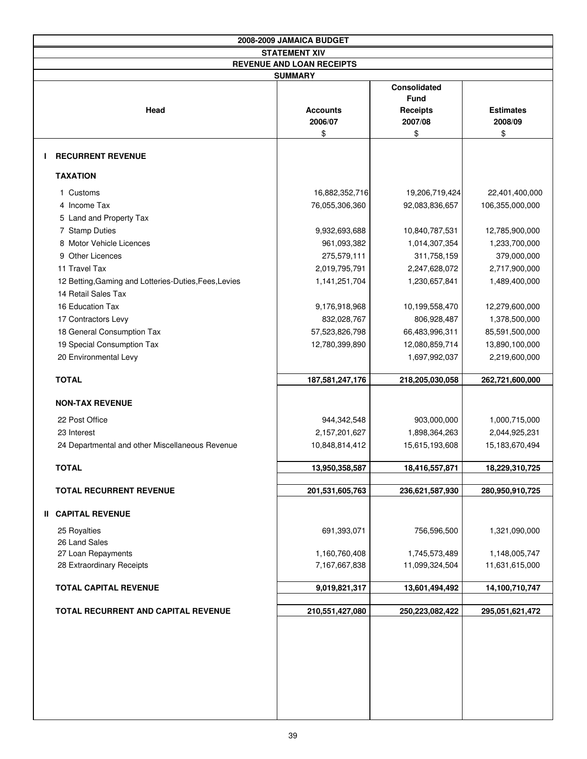# 2008-2009 JAMAICA BUDGET

## STATEMENT XIV

## REVENUE AND LOAN RECEIPTS

### SUMMARY

| Head | Accounts 2006/07 $ | Consolidated Fund Receipts 2007/08 $ | Estimates 2008/09 $ |
|---|---|---|---|
| **I RECURRENT REVENUE** | | | |
| **TAXATION** | | | |
| 1 Customs | 16,882,352,716 | 19,206,719,424 | 22,401,400,000 |
| 4 Income Tax | 76,055,306,360 | 92,083,836,657 | 106,355,000,000 |
| 5 Land and Property Tax | | | |
| 7 Stamp Duties | 9,932,693,688 | 10,840,787,531 | 12,785,900,000 |
| 8 Motor Vehicle Licences | 961,093,382 | 1,014,307,354 | 1,233,700,000 |
| 9 Other Licences | 275,579,111 | 311,758,159 | 379,000,000 |
| 11 Travel Tax | 2,019,795,791 | 2,247,628,072 | 2,717,900,000 |
| 12 Betting,Gaming and Lotteries-Duties,Fees,Levies | 1,141,251,704 | 1,230,657,841 | 1,489,400,000 |
| 14 Retail Sales Tax | | | |
| 16 Education Tax | 9,176,918,968 | 10,199,558,470 | 12,279,600,000 |
| 17 Contractors Levy | 832,028,767 | 806,928,487 | 1,378,500,000 |
| 18 General Consumption Tax | 57,523,826,798 | 66,483,996,311 | 85,591,500,000 |
| 19 Special Consumption Tax | 12,780,399,890 | 12,080,859,714 | 13,890,100,000 |
| 20 Environmental Levy | | 1,697,992,037 | 2,219,600,000 |
| **TOTAL** | **187,581,247,176** | **218,205,030,058** | **262,721,600,000** |
| **NON-TAX REVENUE** | | | |
| 22 Post Office | 944,342,548 | 903,000,000 | 1,000,715,000 |
| 23 Interest | 2,157,201,627 | 1,898,364,263 | 2,044,925,231 |
| 24 Departmental and other Miscellaneous Revenue | 10,848,814,412 | 15,615,193,608 | 15,183,670,494 |
| **TOTAL** | **13,950,358,587** | **18,416,557,871** | **18,229,310,725** |
| **TOTAL RECURRENT REVENUE** | **201,531,605,763** | **236,621,587,930** | **280,950,910,725** |
| **II CAPITAL REVENUE** | | | |
| 25 Royalties | 691,393,071 | 756,596,500 | 1,321,090,000 |
| 26 Land Sales | | | |
| 27 Loan Repayments | 1,160,760,408 | 1,745,573,489 | 1,148,005,747 |
| 28 Extraordinary Receipts | 7,167,667,838 | 11,099,324,504 | 11,631,615,000 |
| **TOTAL CAPITAL REVENUE** | **9,019,821,317** | **13,601,494,492** | **14,100,710,747** |
| **TOTAL RECURRENT AND CAPITAL REVENUE** | **210,551,427,080** | **250,223,082,422** | **295,051,621,472** |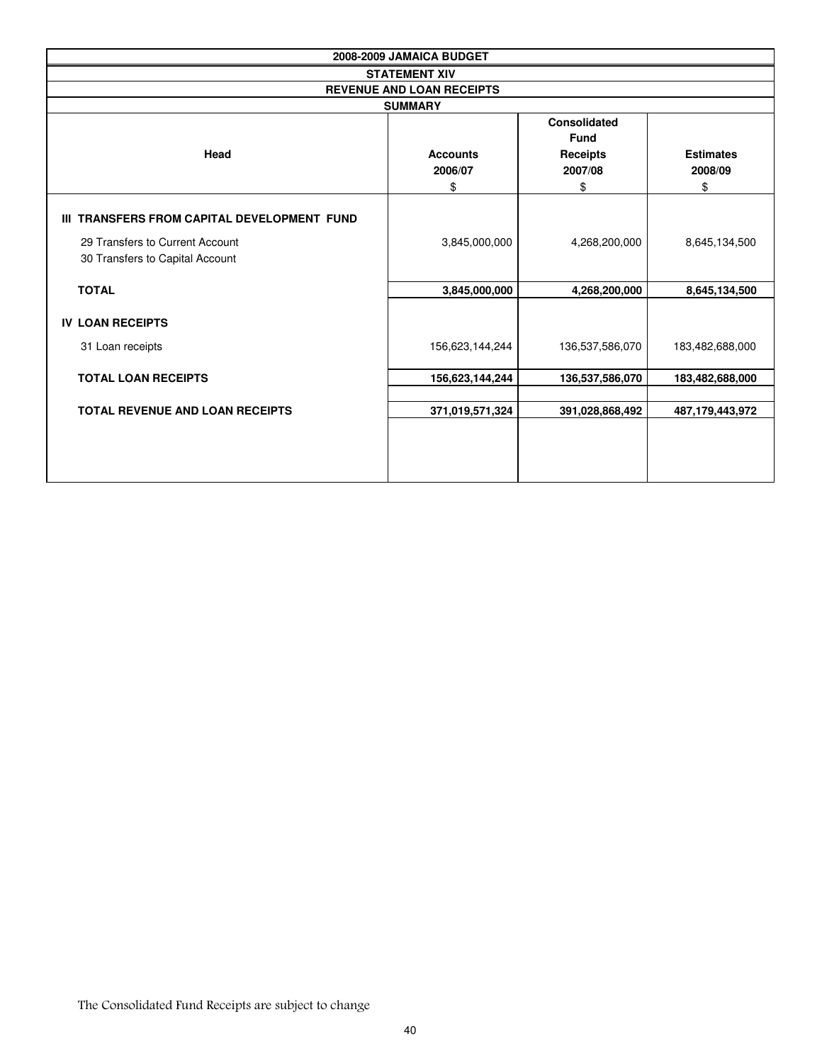| 2008-2009 JAMAICA BUDGET | | | |
|---|---|---|---|
| **STATEMENT XIV** | | | |
| **REVENUE AND LOAN RECEIPTS** | | | |
| **SUMMARY** | | | |
| **Head** | **Accounts 2006/07 $** | **Consolidated Fund Receipts 2007/08 $** | **Estimates 2008/09 $** |
| **III TRANSFERS FROM CAPITAL DEVELOPMENT FUND** | | | |
| 29 Transfers to Current Account | 3,845,000,000 | 4,268,200,000 | 8,645,134,500 |
| 30 Transfers to Capital Account | | | |
| **TOTAL** | **3,845,000,000** | **4,268,200,000** | **8,645,134,500** |
| **IV LOAN RECEIPTS** | | | |
| 31 Loan receipts | 156,623,144,244 | 136,537,586,070 | 183,482,688,000 |
| **TOTAL LOAN RECEIPTS** | **156,623,144,244** | **136,537,586,070** | **183,482,688,000** |
| **TOTAL REVENUE AND LOAN RECEIPTS** | **371,019,571,324** | **391,028,868,492** | **487,179,443,972** |

The Consolidated Fund Receipts are subject to change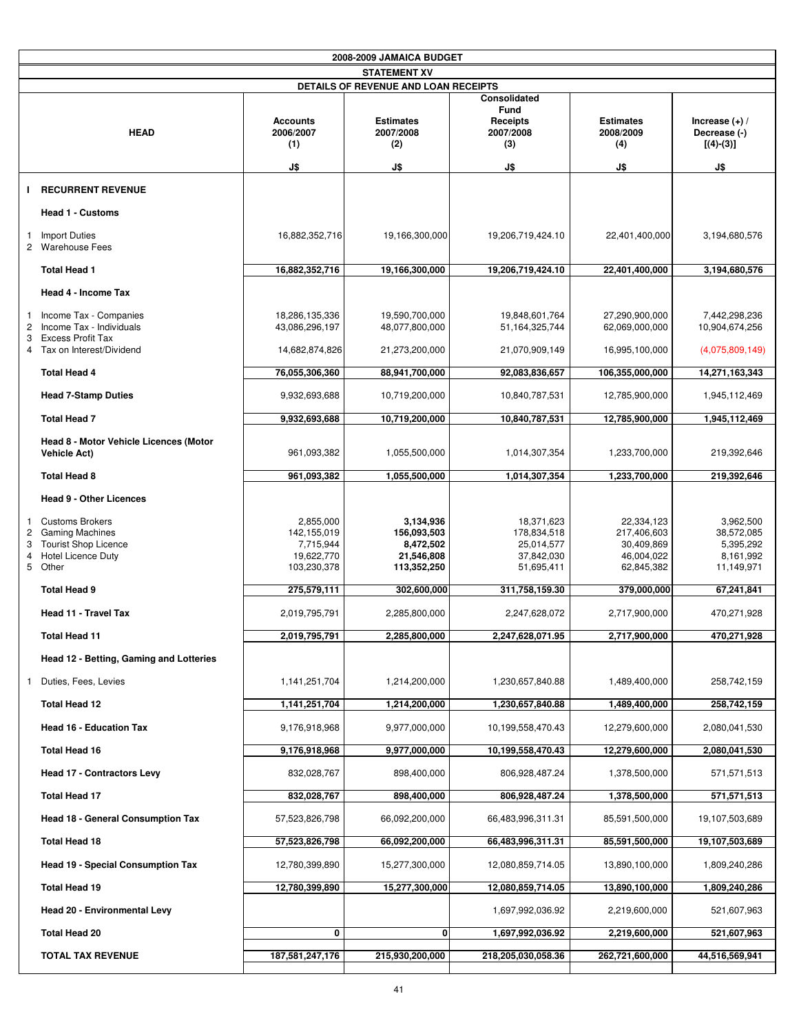# 2008-2009 JAMAICA BUDGET

## STATEMENT XV

### DETAILS OF REVENUE AND LOAN RECEIPTS

| HEAD | Accounts 2006/2007 (1) | Estimates 2007/2008 (2) | Consolidated Fund Receipts 2007/2008 (3) | Estimates 2008/2009 (4) | Increase (+) / Decrease (-) [(4)-(3)] |
|---|---|---|---|---|---|
| | J$ | J$ | J$ | J$ | J$ |
| **I RECURRENT REVENUE** | | | | | |
| **Head 1 - Customs** | | | | | |
| 1 Import Duties | 16,882,352,716 | 19,166,300,000 | 19,206,719,424.10 | 22,401,400,000 | 3,194,680,576 |
| 2 Warehouse Fees | | | | | |
| **Total Head 1** | **16,882,352,716** | **19,166,300,000** | **19,206,719,424.10** | **22,401,400,000** | **3,194,680,576** |
| **Head 4 - Income Tax** | | | | | |
| 1 Income Tax - Companies | 18,286,135,336 | 19,590,700,000 | 19,848,601,764 | 27,290,900,000 | 7,442,298,236 |
| 2 Income Tax - Individuals | 43,086,296,197 | 48,077,800,000 | 51,164,325,744 | 62,069,000,000 | 10,904,674,256 |
| 3 Excess Profit Tax | | | | | |
| 4 Tax on Interest/Dividend | 14,682,874,826 | 21,273,200,000 | 21,070,909,149 | 16,995,100,000 | (4,075,809,149) |
| **Total Head 4** | **76,055,306,360** | **88,941,700,000** | **92,083,836,657** | **106,355,000,000** | **14,271,163,343** |
| **Head 7-Stamp Duties** | 9,932,693,688 | 10,719,200,000 | 10,840,787,531 | 12,785,900,000 | 1,945,112,469 |
| **Total Head 7** | **9,932,693,688** | **10,719,200,000** | **10,840,787,531** | **12,785,900,000** | **1,945,112,469** |
| **Head 8 - Motor Vehicle Licences (Motor Vehicle Act)** | 961,093,382 | 1,055,500,000 | 1,014,307,354 | 1,233,700,000 | 219,392,646 |
| **Total Head 8** | **961,093,382** | **1,055,500,000** | **1,014,307,354** | **1,233,700,000** | **219,392,646** |
| **Head 9 - Other Licences** | | | | | |
| 1 Customs Brokers | 2,855,000 | **3,134,936** | 18,371,623 | 22,334,123 | 3,962,500 |
| 2 Gaming Machines | 142,155,019 | **156,093,503** | 178,834,518 | 217,406,603 | 38,572,085 |
| 3 Tourist Shop Licence | 7,715,944 | **8,472,502** | 25,014,577 | 30,409,869 | 5,395,292 |
| 4 Hotel Licence Duty | 19,622,770 | **21,546,808** | 37,842,030 | 46,004,022 | 8,161,992 |
| 5 Other | 103,230,378 | **113,352,250** | 51,695,411 | 62,845,382 | 11,149,971 |
| **Total Head 9** | **275,579,111** | **302,600,000** | **311,758,159.30** | **379,000,000** | **67,241,841** |
| **Head 11 - Travel Tax** | 2,019,795,791 | 2,285,800,000 | 2,247,628,072 | 2,717,900,000 | 470,271,928 |
| **Total Head 11** | **2,019,795,791** | **2,285,800,000** | **2,247,628,071.95** | **2,717,900,000** | **470,271,928** |
| **Head 12 - Betting, Gaming and Lotteries** | | | | | |
| 1 Duties, Fees, Levies | 1,141,251,704 | 1,214,200,000 | 1,230,657,840.88 | 1,489,400,000 | 258,742,159 |
| **Total Head 12** | **1,141,251,704** | **1,214,200,000** | **1,230,657,840.88** | **1,489,400,000** | **258,742,159** |
| **Head 16 - Education Tax** | 9,176,918,968 | 9,977,000,000 | 10,199,558,470.43 | 12,279,600,000 | 2,080,041,530 |
| **Total Head 16** | **9,176,918,968** | **9,977,000,000** | **10,199,558,470.43** | **12,279,600,000** | **2,080,041,530** |
| **Head 17 - Contractors Levy** | 832,028,767 | 898,400,000 | 806,928,487.24 | 1,378,500,000 | 571,571,513 |
| **Total Head 17** | **832,028,767** | **898,400,000** | **806,928,487.24** | **1,378,500,000** | **571,571,513** |
| **Head 18 - General Consumption Tax** | 57,523,826,798 | 66,092,200,000 | 66,483,996,311.31 | 85,591,500,000 | 19,107,503,689 |
| **Total Head 18** | **57,523,826,798** | **66,092,200,000** | **66,483,996,311.31** | **85,591,500,000** | **19,107,503,689** |
| **Head 19 - Special Consumption Tax** | 12,780,399,890 | 15,277,300,000 | 12,080,859,714.05 | 13,890,100,000 | 1,809,240,286 |
| **Total Head 19** | **12,780,399,890** | **15,277,300,000** | **12,080,859,714.05** | **13,890,100,000** | **1,809,240,286** |
| **Head 20 - Environmental Levy** | | | 1,697,992,036.92 | 2,219,600,000 | 521,607,963 |
| **Total Head 20** | **0** | **0** | **1,697,992,036.92** | **2,219,600,000** | **521,607,963** |
| **TOTAL TAX REVENUE** | **187,581,247,176** | **215,930,200,000** | **218,205,030,058.36** | **262,721,600,000** | **44,516,569,941** |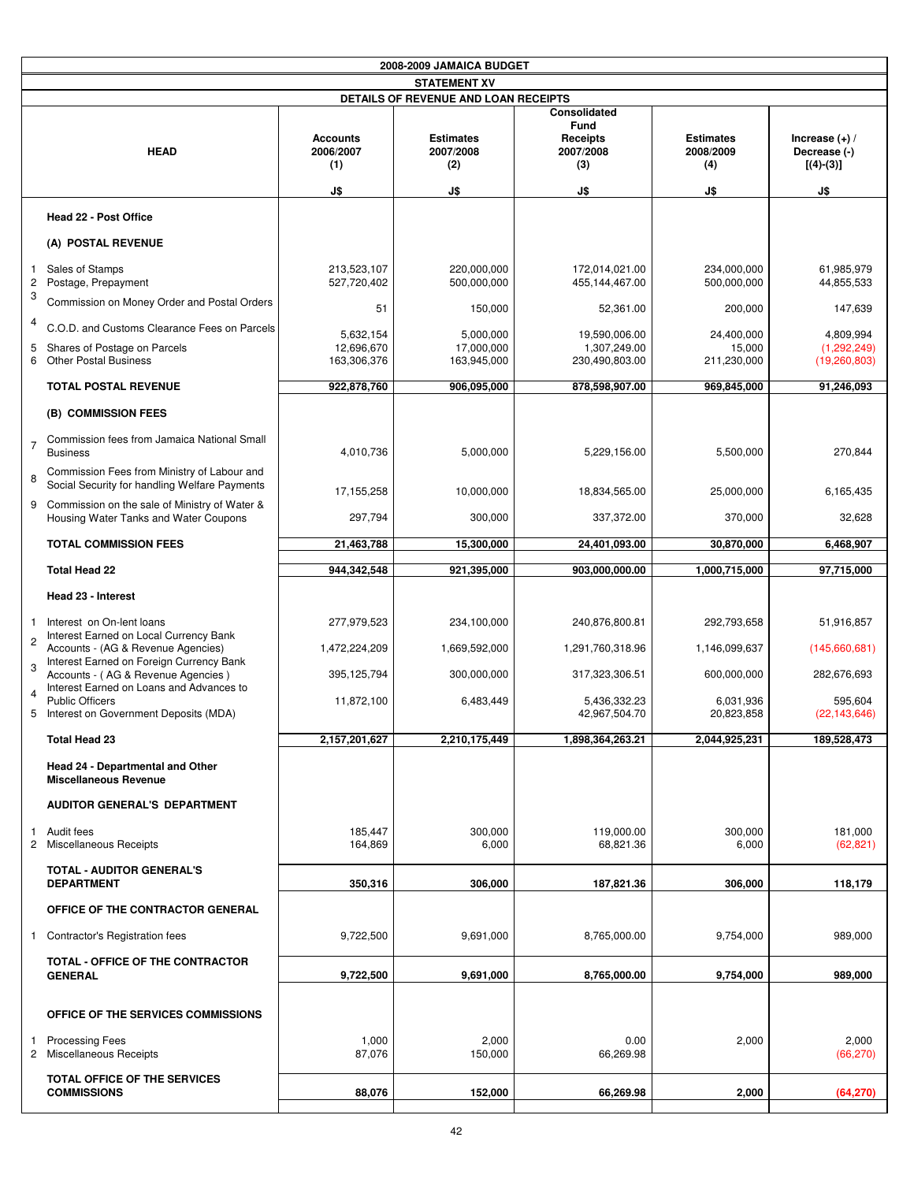| | 2008-2009 JAMAICA BUDGET | | | | | |
|---|---|---|---|---|---|---|
| | STATEMENT XV | | | | | |
| | DETAILS OF REVENUE AND LOAN RECEIPTS | | | | | |
| | HEAD | Accounts 2006/2007 (1) | Estimates 2007/2008 (2) | Consolidated Fund Receipts 2007/2008 (3) | Estimates 2008/2009 (4) | Increase (+) / Decrease (-) [(4)-(3)] |
| | | J$ | J$ | J$ | J$ | J$ |
| | **Head 22 - Post Office** | | | | | |
| | **(A) POSTAL REVENUE** | | | | | |
| 1 | Sales of Stamps | 213,523,107 | 220,000,000 | 172,014,021.00 | 234,000,000 | 61,985,979 |
| 2 | Postage, Prepayment | 527,720,402 | 500,000,000 | 455,144,467.00 | 500,000,000 | 44,855,533 |
| 3 | Commission on Money Order and Postal Orders | 51 | 150,000 | 52,361.00 | 200,000 | 147,639 |
| 4 | C.O.D. and Customs Clearance Fees on Parcels | 5,632,154 | 5,000,000 | 19,590,006.00 | 24,400,000 | 4,809,994 |
| 5 | Shares of Postage on Parcels | 12,696,670 | 17,000,000 | 1,307,249.00 | 15,000 | (1,292,249) |
| 6 | Other Postal Business | 163,306,376 | 163,945,000 | 230,490,803.00 | 211,230,000 | (19,260,803) |
| | **TOTAL POSTAL REVENUE** | **922,878,760** | **906,095,000** | **878,598,907.00** | **969,845,000** | **91,246,093** |
| | **(B) COMMISSION FEES** | | | | | |
| 7 | Commission fees from Jamaica National Small Business | 4,010,736 | 5,000,000 | 5,229,156.00 | 5,500,000 | 270,844 |
| 8 | Commission Fees from Ministry of Labour and Social Security for handling Welfare Payments | 17,155,258 | 10,000,000 | 18,834,565.00 | 25,000,000 | 6,165,435 |
| 9 | Commission on the sale of Ministry of Water & Housing Water Tanks and Water Coupons | 297,794 | 300,000 | 337,372.00 | 370,000 | 32,628 |
| | **TOTAL COMMISSION FEES** | **21,463,788** | **15,300,000** | **24,401,093.00** | **30,870,000** | **6,468,907** |
| | **Total Head 22** | **944,342,548** | **921,395,000** | **903,000,000.00** | **1,000,715,000** | **97,715,000** |
| | **Head 23 - Interest** | | | | | |
| 1 | Interest on On-lent loans | 277,979,523 | 234,100,000 | 240,876,800.81 | 292,793,658 | 51,916,857 |
| 2 | Interest Earned on Local Currency Bank Accounts - (AG & Revenue Agencies) | 1,472,224,209 | 1,669,592,000 | 1,291,760,318.96 | 1,146,099,637 | (145,660,681) |
| 3 | Interest Earned on Foreign Currency Bank Accounts - ( AG & Revenue Agencies ) | 395,125,794 | 300,000,000 | 317,323,306.51 | 600,000,000 | 282,676,693 |
| 4 | Interest Earned on Loans and Advances to Public Officers | 11,872,100 | 6,483,449 | 5,436,332.23 | 6,031,936 | 595,604 |
| 5 | Interest on Government Deposits (MDA) | | | 42,967,504.70 | 20,823,858 | (22,143,646) |
| | **Total Head 23** | **2,157,201,627** | **2,210,175,449** | **1,898,364,263.21** | **2,044,925,231** | **189,528,473** |
| | **Head 24 - Departmental and Other Miscellaneous Revenue** | | | | | |
| | **AUDITOR GENERAL'S DEPARTMENT** | | | | | |
| 1 | Audit fees | 185,447 | 300,000 | 119,000.00 | 300,000 | 181,000 |
| 2 | Miscellaneous Receipts | 164,869 | 6,000 | 68,821.36 | 6,000 | (62,821) |
| | **TOTAL - AUDITOR GENERAL'S DEPARTMENT** | **350,316** | **306,000** | **187,821.36** | **306,000** | **118,179** |
| | **OFFICE OF THE CONTRACTOR GENERAL** | | | | | |
| 1 | Contractor's Registration fees | 9,722,500 | 9,691,000 | 8,765,000.00 | 9,754,000 | 989,000 |
| | **TOTAL - OFFICE OF THE CONTRACTOR GENERAL** | **9,722,500** | **9,691,000** | **8,765,000.00** | **9,754,000** | **989,000** |
| | **OFFICE OF THE SERVICES COMMISSIONS** | | | | | |
| 1 | Processing Fees | 1,000 | 2,000 | 0.00 | 2,000 | 2,000 |
| 2 | Miscellaneous Receipts | 87,076 | 150,000 | 66,269.98 | | (66,270) |
| | **TOTAL OFFICE OF THE SERVICES COMMISSIONS** | **88,076** | **152,000** | **66,269.98** | **2,000** | **(64,270)** |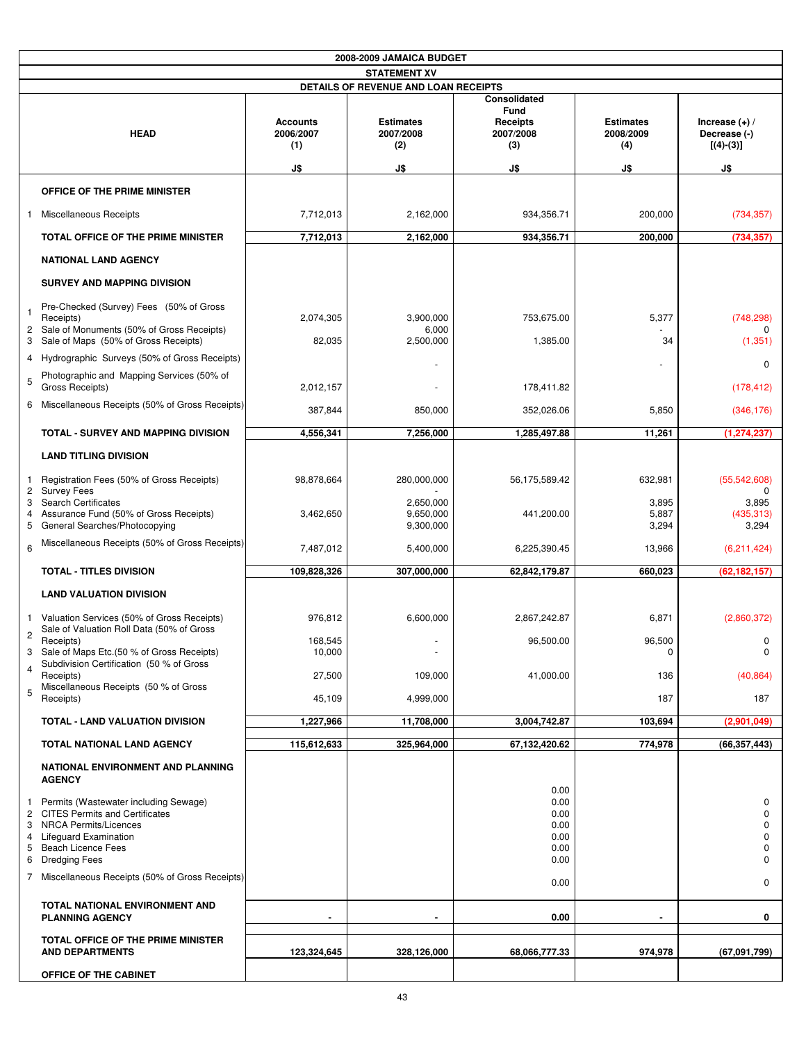**2008-2009 JAMAICA BUDGET**

**STATEMENT XV**

**DETAILS OF REVENUE AND LOAN RECEIPTS**

| | HEAD | Accounts 2006/2007 (1) J$ | Estimates 2007/2008 (2) J$ | Consolidated Fund Receipts 2007/2008 (3) J$ | Estimates 2008/2009 (4) J$ | Increase (+) / Decrease (-) [(4)-(3)] J$ |
|---|---|---|---|---|---|---|
| | **OFFICE OF THE PRIME MINISTER** | | | | | |
| 1 | Miscellaneous Receipts | 7,712,013 | 2,162,000 | 934,356.71 | 200,000 | (734,357) |
| | **TOTAL OFFICE OF THE PRIME MINISTER** | **7,712,013** | **2,162,000** | **934,356.71** | **200,000** | **(734,357)** |
| | **NATIONAL LAND AGENCY** | | | | | |
| | **SURVEY AND MAPPING DIVISION** | | | | | |
| 1 | Pre-Checked (Survey) Fees (50% of Gross Receipts) | 2,074,305 | 3,900,000 | 753,675.00 | 5,377 | (748,298) |
| 2 | Sale of Monuments (50% of Gross Receipts) | | 6,000 | | - | 0 |
| 3 | Sale of Maps (50% of Gross Receipts) | 82,035 | 2,500,000 | 1,385.00 | 34 | (1,351) |
| 4 | Hydrographic Surveys (50% of Gross Receipts) | | - | | - | 0 |
| 5 | Photographic and Mapping Services (50% of Gross Receipts) | 2,012,157 | - | 178,411.82 | | (178,412) |
| 6 | Miscellaneous Receipts (50% of Gross Receipts) | 387,844 | 850,000 | 352,026.06 | 5,850 | (346,176) |
| | **TOTAL - SURVEY AND MAPPING DIVISION** | **4,556,341** | **7,256,000** | **1,285,497.88** | **11,261** | **(1,274,237)** |
| | **LAND TITLING DIVISION** | | | | | |
| 1 | Registration Fees (50% of Gross Receipts) | 98,878,664 | 280,000,000 | 56,175,589.42 | 632,981 | (55,542,608) |
| 2 | Survey Fees | | - | | | 0 |
| 3 | Search Certificates | | 2,650,000 | | 3,895 | 3,895 |
| 4 | Assurance Fund (50% of Gross Receipts) | 3,462,650 | 9,650,000 | 441,200.00 | 5,887 | (435,313) |
| 5 | General Searches/Photocopying | | 9,300,000 | | 3,294 | 3,294 |
| 6 | Miscellaneous Receipts (50% of Gross Receipts) | 7,487,012 | 5,400,000 | 6,225,390.45 | 13,966 | (6,211,424) |
| | **TOTAL - TITLES DIVISION** | **109,828,326** | **307,000,000** | **62,842,179.87** | **660,023** | **(62,182,157)** |
| | **LAND VALUATION DIVISION** | | | | | |
| 1 | Valuation Services (50% of Gross Receipts) | 976,812 | 6,600,000 | 2,867,242.87 | 6,871 | (2,860,372) |
| 2 | Sale of Valuation Roll Data (50% of Gross Receipts) | 168,545 | - | 96,500.00 | 96,500 | 0 |
| 3 | Sale of Maps Etc.(50 % of Gross Receipts) | 10,000 | - | | 0 | 0 |
| 4 | Subdivision Certification (50 % of Gross Receipts) | 27,500 | 109,000 | 41,000.00 | 136 | (40,864) |
| 5 | Miscellaneous Receipts (50 % of Gross Receipts) | 45,109 | 4,999,000 | | 187 | 187 |
| | **TOTAL - LAND VALUATION DIVISION** | **1,227,966** | **11,708,000** | **3,004,742.87** | **103,694** | **(2,901,049)** |
| | **TOTAL NATIONAL LAND AGENCY** | **115,612,633** | **325,964,000** | **67,132,420.62** | **774,978** | **(66,357,443)** |
| | **NATIONAL ENVIRONMENT AND PLANNING AGENCY** | | | 0.00 | | |
| 1 | Permits (Wastewater including Sewage) | | | 0.00 | | 0 |
| 2 | CITES Permits and Certificates | | | 0.00 | | 0 |
| 3 | NRCA Permits/Licences | | | 0.00 | | 0 |
| 4 | Lifeguard Examination | | | 0.00 | | 0 |
| 5 | Beach Licence Fees | | | 0.00 | | 0 |
| 6 | Dredging Fees | | | 0.00 | | 0 |
| 7 | Miscellaneous Receipts (50% of Gross Receipts) | | | 0.00 | | 0 |
| | **TOTAL NATIONAL ENVIRONMENT AND PLANNING AGENCY** | **-** | **-** | **0.00** | **-** | **0** |
| | **TOTAL OFFICE OF THE PRIME MINISTER AND DEPARTMENTS** | **123,324,645** | **328,126,000** | **68,066,777.33** | **974,978** | **(67,091,799)** |
| | **OFFICE OF THE CABINET** | | | | | |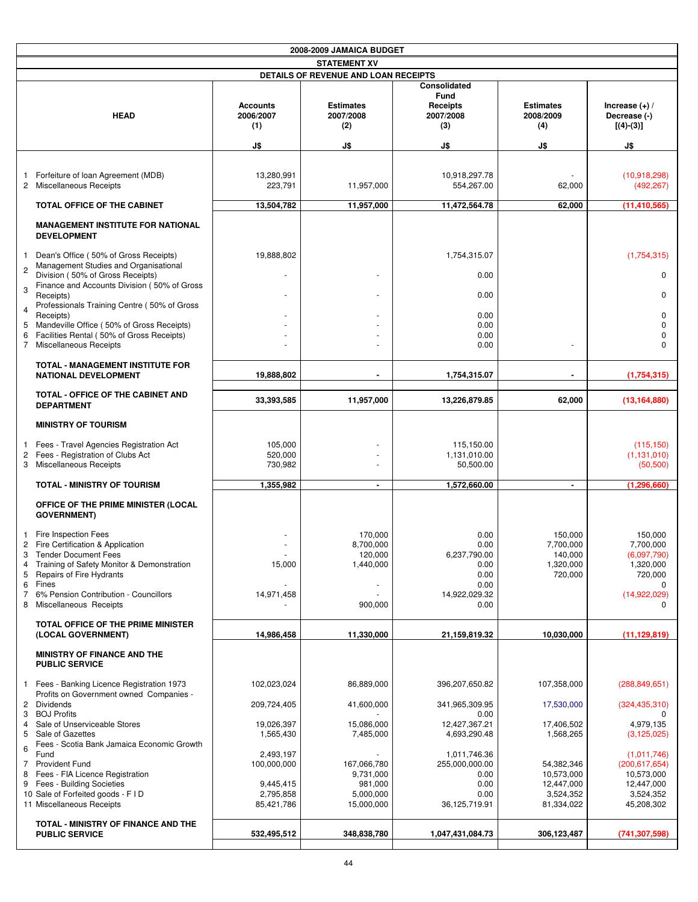# 2008-2009 JAMAICA BUDGET

## STATEMENT XV

### DETAILS OF REVENUE AND LOAN RECEIPTS

| | HEAD | Accounts 2006/2007 (1) J$ | Estimates 2007/2008 (2) J$ | Consolidated Fund Receipts 2007/2008 (3) J$ | Estimates 2008/2009 (4) J$ | Increase (+) / Decrease (-) [(4)-(3)] J$ |
|---|---|---|---|---|---|---|
| 1 | Forfeiture of loan Agreement (MDB) | 13,280,991 | | 10,918,297.78 | - | (10,918,298) |
| 2 | Miscellaneous Receipts | 223,791 | 11,957,000 | 554,267.00 | 62,000 | (492,267) |
| | **TOTAL OFFICE OF THE CABINET** | **13,504,782** | **11,957,000** | **11,472,564.78** | **62,000** | **(11,410,565)** |
| | **MANAGEMENT INSTITUTE FOR NATIONAL DEVELOPMENT** | | | | | |
| 1 | Dean's Office ( 50% of Gross Receipts) | 19,888,802 | | 1,754,315.07 | | (1,754,315) |
| 2 | Management Studies and Organisational Division ( 50% of Gross Receipts) | - | - | 0.00 | | 0 |
| 3 | Finance and Accounts Division ( 50% of Gross Receipts) | - | - | 0.00 | | 0 |
| 4 | Professionals Training Centre ( 50% of Gross Receipts) | - | - | 0.00 | | 0 |
| 5 | Mandeville Office ( 50% of Gross Receipts) | - | - | 0.00 | | 0 |
| 6 | Facilities Rental ( 50% of Gross Receipts) | - | - | 0.00 | | 0 |
| 7 | Miscellaneous Receipts | - | - | 0.00 | - | 0 |
| | **TOTAL - MANAGEMENT INSTITUTE FOR NATIONAL DEVELOPMENT** | **19,888,802** | **-** | **1,754,315.07** | **-** | **(1,754,315)** |
| | **TOTAL - OFFICE OF THE CABINET AND DEPARTMENT** | **33,393,585** | **11,957,000** | **13,226,879.85** | **62,000** | **(13,164,880)** |
| | **MINISTRY OF TOURISM** | | | | | |
| 1 | Fees - Travel Agencies Registration Act | 105,000 | - | 115,150.00 | | (115,150) |
| 2 | Fees - Registration of Clubs Act | 520,000 | - | 1,131,010.00 | | (1,131,010) |
| 3 | Miscellaneous Receipts | 730,982 | - | 50,500.00 | | (50,500) |
| | **TOTAL - MINISTRY OF TOURISM** | **1,355,982** | **-** | **1,572,660.00** | **-** | **(1,296,660)** |
| | **OFFICE OF THE PRIME MINISTER (LOCAL GOVERNMENT)** | | | | | |
| 1 | Fire Inspection Fees | - | 170,000 | 0.00 | 150,000 | 150,000 |
| 2 | Fire Certification & Application | - | 8,700,000 | 0.00 | 7,700,000 | 7,700,000 |
| 3 | Tender Document Fees | - | 120,000 | 6,237,790.00 | 140,000 | (6,097,790) |
| 4 | Training of Safety Monitor & Demonstration | 15,000 | 1,440,000 | 0.00 | 1,320,000 | 1,320,000 |
| 5 | Repairs of Fire Hydrants | | | 0.00 | 720,000 | 720,000 |
| 6 | Fines | - | - | 0.00 | | 0 |
| 7 | 6% Pension Contribution - Councillors | 14,971,458 | - | 14,922,029.32 | | (14,922,029) |
| 8 | Miscellaneous Receipts | - | 900,000 | 0.00 | | 0 |
| | **TOTAL OFFICE OF THE PRIME MINISTER (LOCAL GOVERNMENT)** | **14,986,458** | **11,330,000** | **21,159,819.32** | **10,030,000** | **(11,129,819)** |
| | **MINISTRY OF FINANCE AND THE PUBLIC SERVICE** | | | | | |
| 1 | Fees - Banking Licence Registration 1973 | 102,023,024 | 86,889,000 | 396,207,650.82 | 107,358,000 | (288,849,651) |
| 2 | Profits on Government owned Companies - Dividends | 209,724,405 | 41,600,000 | 341,965,309.95 | 17,530,000 | (324,435,310) |
| 3 | BOJ Profits | | - | 0.00 | | 0 |
| 4 | Sale of Unserviceable Stores | 19,026,397 | 15,086,000 | 12,427,367.21 | 17,406,502 | 4,979,135 |
| 5 | Sale of Gazettes | 1,565,430 | 7,485,000 | 4,693,290.48 | 1,568,265 | (3,125,025) |
| 6 | Fees - Scotia Bank Jamaica Economic Growth Fund | 2,493,197 | - | 1,011,746.36 | | (1,011,746) |
| 7 | Provident Fund | 100,000,000 | 167,066,780 | 255,000,000.00 | 54,382,346 | (200,617,654) |
| 8 | Fees - FIA Licence Registration | | 9,731,000 | 0.00 | 10,573,000 | 10,573,000 |
| 9 | Fees - Building Societies | 9,445,415 | 981,000 | 0.00 | 12,447,000 | 12,447,000 |
| 10 | Sale of Forfeited goods - F I D | 2,795,858 | 5,000,000 | 0.00 | 3,524,352 | 3,524,352 |
| 11 | Miscellaneous Receipts | 85,421,786 | 15,000,000 | 36,125,719.91 | 81,334,022 | 45,208,302 |
| | **TOTAL - MINISTRY OF FINANCE AND THE PUBLIC SERVICE** | **532,495,512** | **348,838,780** | **1,047,431,084.73** | **306,123,487** | **(741,307,598)** |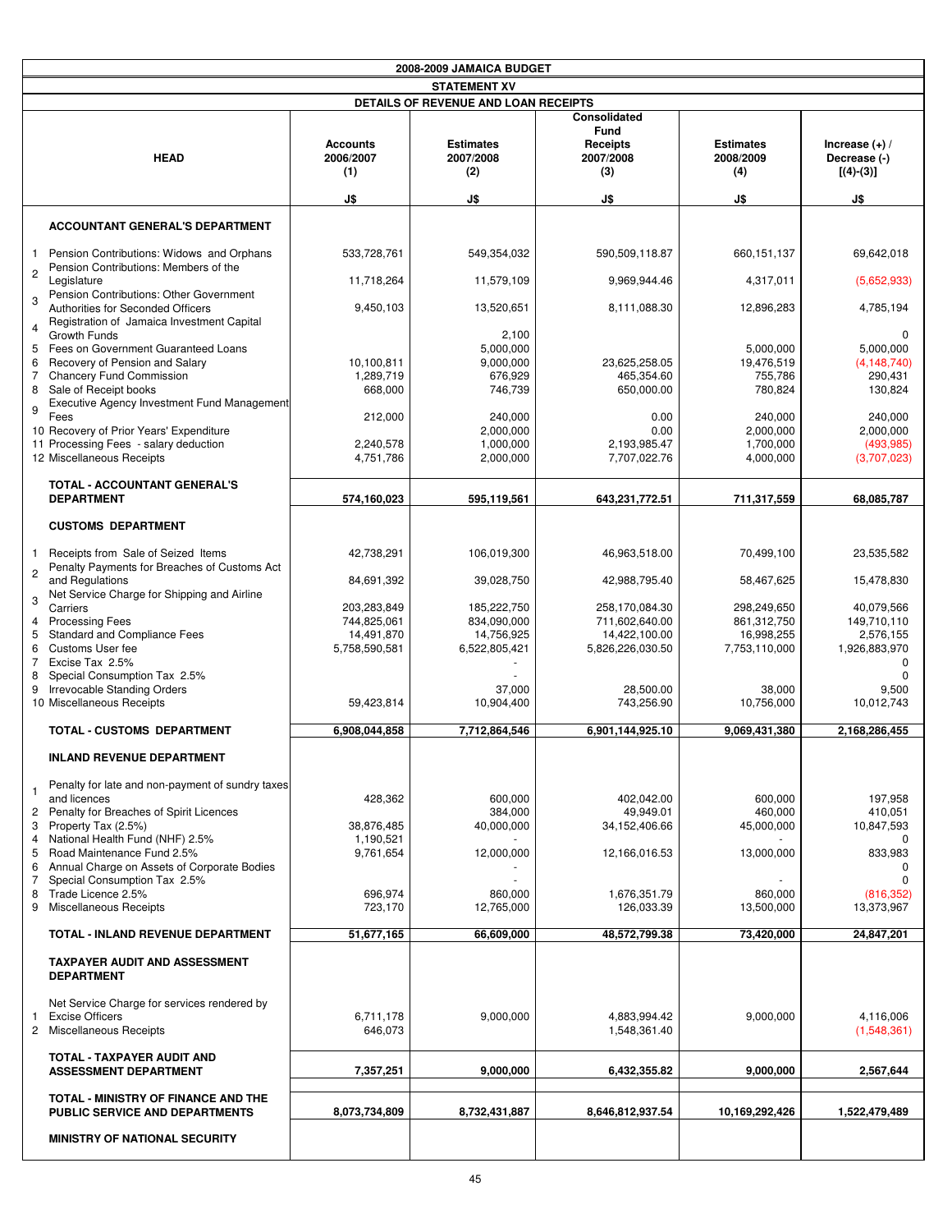**2008-2009 JAMAICA BUDGET**

**STATEMENT XV**

**DETAILS OF REVENUE AND LOAN RECEIPTS**

| HEAD | Accounts 2006/2007 (1) J$ | Estimates 2007/2008 (2) J$ | Consolidated Fund Receipts 2007/2008 (3) J$ | Estimates 2008/2009 (4) J$ | Increase (+) / Decrease (-) [(4)-(3)] J$ |
|---|---|---|---|---|---|
| **ACCOUNTANT GENERAL'S DEPARTMENT** | | | | | |
| 1 Pension Contributions: Widows and Orphans | 533,728,761 | 549,354,032 | 590,509,118.87 | 660,151,137 | 69,642,018 |
| 2 Pension Contributions: Members of the Legislature | 11,718,264 | 11,579,109 | 9,969,944.46 | 4,317,011 | (5,652,933) |
| 3 Pension Contributions: Other Government Authorities for Seconded Officers | 9,450,103 | 13,520,651 | 8,111,088.30 | 12,896,283 | 4,785,194 |
| 4 Registration of Jamaica Investment Capital Growth Funds | | 2,100 | | | 0 |
| 5 Fees on Government Guaranteed Loans | | 5,000,000 | | 5,000,000 | 5,000,000 |
| 6 Recovery of Pension and Salary | 10,100,811 | 9,000,000 | 23,625,258.05 | 19,476,519 | (4,148,740) |
| 7 Chancery Fund Commission | 1,289,719 | 676,929 | 465,354.60 | 755,786 | 290,431 |
| 8 Sale of Receipt books | 668,000 | 746,739 | 650,000.00 | 780,824 | 130,824 |
| 9 Executive Agency Investment Fund Management Fees | 212,000 | 240,000 | 0.00 | 240,000 | 240,000 |
| 10 Recovery of Prior Years' Expenditure | | 2,000,000 | 0.00 | 2,000,000 | 2,000,000 |
| 11 Processing Fees - salary deduction | 2,240,578 | 1,000,000 | 2,193,985.47 | 1,700,000 | (493,985) |
| 12 Miscellaneous Receipts | 4,751,786 | 2,000,000 | 7,707,022.76 | 4,000,000 | (3,707,023) |
| **TOTAL - ACCOUNTANT GENERAL'S DEPARTMENT** | **574,160,023** | **595,119,561** | **643,231,772.51** | **711,317,559** | **68,085,787** |
| **CUSTOMS DEPARTMENT** | | | | | |
| 1 Receipts from Sale of Seized Items | 42,738,291 | 106,019,300 | 46,963,518.00 | 70,499,100 | 23,535,582 |
| 2 Penalty Payments for Breaches of Customs Act and Regulations | 84,691,392 | 39,028,750 | 42,988,795.40 | 58,467,625 | 15,478,830 |
| 3 Net Service Charge for Shipping and Airline Carriers | 203,283,849 | 185,222,750 | 258,170,084.30 | 298,249,650 | 40,079,566 |
| 4 Processing Fees | 744,825,061 | 834,090,000 | 711,602,640.00 | 861,312,750 | 149,710,110 |
| 5 Standard and Compliance Fees | 14,491,870 | 14,756,925 | 14,422,100.00 | 16,998,255 | 2,576,155 |
| 6 Customs User fee | 5,758,590,581 | 6,522,805,421 | 5,826,226,030.50 | 7,753,110,000 | 1,926,883,970 |
| 7 Excise Tax 2.5% | | - | | | 0 |
| 8 Special Consumption Tax 2.5% | | - | | | 0 |
| 9 Irrevocable Standing Orders | | 37,000 | 28,500.00 | 38,000 | 9,500 |
| 10 Miscellaneous Receipts | 59,423,814 | 10,904,400 | 743,256.90 | 10,756,000 | 10,012,743 |
| **TOTAL - CUSTOMS DEPARTMENT** | **6,908,044,858** | **7,712,864,546** | **6,901,144,925.10** | **9,069,431,380** | **2,168,286,455** |
| **INLAND REVENUE DEPARTMENT** | | | | | |
| 1 Penalty for late and non-payment of sundry taxes and licences | 428,362 | 600,000 | 402,042.00 | 600,000 | 197,958 |
| 2 Penalty for Breaches of Spirit Licences | | 384,000 | 49,949.01 | 460,000 | 410,051 |
| 3 Property Tax (2.5%) | 38,876,485 | 40,000,000 | 34,152,406.66 | 45,000,000 | 10,847,593 |
| 4 National Health Fund (NHF) 2.5% | 1,190,521 | - | | - | 0 |
| 5 Road Maintenance Fund 2.5% | 9,761,654 | 12,000,000 | 12,166,016.53 | 13,000,000 | 833,983 |
| 6 Annual Charge on Assets of Corporate Bodies | | - | | | 0 |
| 7 Special Consumption Tax 2.5% | | - | | - | 0 |
| 8 Trade Licence 2.5% | 696,974 | 860,000 | 1,676,351.79 | 860,000 | (816,352) |
| 9 Miscellaneous Receipts | 723,170 | 12,765,000 | 126,033.39 | 13,500,000 | 13,373,967 |
| **TOTAL - INLAND REVENUE DEPARTMENT** | **51,677,165** | **66,609,000** | **48,572,799.38** | **73,420,000** | **24,847,201** |
| **TAXPAYER AUDIT AND ASSESSMENT DEPARTMENT** | | | | | |
| 1 Net Service Charge for services rendered by Excise Officers | 6,711,178 | 9,000,000 | 4,883,994.42 | 9,000,000 | 4,116,006 |
| 2 Miscellaneous Receipts | 646,073 | | 1,548,361.40 | | (1,548,361) |
| **TOTAL - TAXPAYER AUDIT AND ASSESSMENT DEPARTMENT** | **7,357,251** | **9,000,000** | **6,432,355.82** | **9,000,000** | **2,567,644** |
| **TOTAL - MINISTRY OF FINANCE AND THE PUBLIC SERVICE AND DEPARTMENTS** | **8,073,734,809** | **8,732,431,887** | **8,646,812,937.54** | **10,169,292,426** | **1,522,479,489** |
| **MINISTRY OF NATIONAL SECURITY** | | | | | |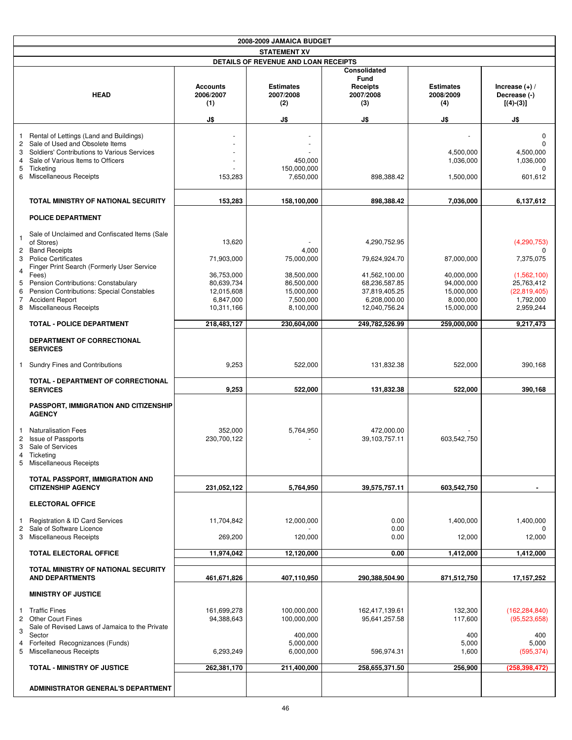**2008-2009 JAMAICA BUDGET**

**STATEMENT XV**

**DETAILS OF REVENUE AND LOAN RECEIPTS**

| | HEAD | Accounts 2006/2007 (1) J$ | Estimates 2007/2008 (2) J$ | Consolidated Fund Receipts 2007/2008 (3) J$ | Estimates 2008/2009 (4) J$ | Increase (+) / Decrease (-) [(4)-(3)] J$ |
|---|---|---|---|---|---|---|
| 1 | Rental of Lettings (Land and Buildings) | - | - | | - | 0 |
| 2 | Sale of Used and Obsolete Items | - | - | | | 0 |
| 3 | Soldiers' Contributions to Various Services | - | - | | 4,500,000 | 4,500,000 |
| 4 | Sale of Various Items to Officers | - | 450,000 | | 1,036,000 | 1,036,000 |
| 5 | Ticketing | - | 150,000,000 | | | 0 |
| 6 | Miscellaneous Receipts | 153,283 | 7,650,000 | 898,388.42 | 1,500,000 | 601,612 |
| | **TOTAL MINISTRY OF NATIONAL SECURITY** | **153,283** | **158,100,000** | **898,388.42** | **7,036,000** | **6,137,612** |
| | **POLICE DEPARTMENT** | | | | | |
| 1 | Sale of Unclaimed and Confiscated Items (Sale of Stores) | 13,620 | - | 4,290,752.95 | | (4,290,753) |
| 2 | Band Receipts | | 4,000 | | | 0 |
| 3 | Police Certificates | 71,903,000 | 75,000,000 | 79,624,924.70 | 87,000,000 | 7,375,075 |
| 4 | Finger Print Search (Formerly User Service Fees) | 36,753,000 | 38,500,000 | 41,562,100.00 | 40,000,000 | (1,562,100) |
| 5 | Pension Contributions: Constabulary | 80,639,734 | 86,500,000 | 68,236,587.85 | 94,000,000 | 25,763,412 |
| 6 | Pension Contributions: Special Constables | 12,015,608 | 15,000,000 | 37,819,405.25 | 15,000,000 | (22,819,405) |
| 7 | Accident Report | 6,847,000 | 7,500,000 | 6,208,000.00 | 8,000,000 | 1,792,000 |
| 8 | Miscellaneous Receipts | 10,311,166 | 8,100,000 | 12,040,756.24 | 15,000,000 | 2,959,244 |
| | **TOTAL - POLICE DEPARTMENT** | **218,483,127** | **230,604,000** | **249,782,526.99** | **259,000,000** | **9,217,473** |
| | **DEPARTMENT OF CORRECTIONAL SERVICES** | | | | | |
| 1 | Sundry Fines and Contributions | 9,253 | 522,000 | 131,832.38 | 522,000 | 390,168 |
| | **TOTAL - DEPARTMENT OF CORRECTIONAL SERVICES** | **9,253** | **522,000** | **131,832.38** | **522,000** | **390,168** |
| | **PASSPORT, IMMIGRATION AND CITIZENSHIP AGENCY** | | | | | |
| 1 | Naturalisation Fees | 352,000 | 5,764,950 | 472,000.00 | - | |
| 2 | Issue of Passports | 230,700,122 | - | 39,103,757.11 | 603,542,750 | |
| 3 | Sale of Services | | | | | |
| 4 | Ticketing | | | | | |
| 5 | Miscellaneous Receipts | | | | | |
| | **TOTAL PASSPORT, IMMIGRATION AND CITIZENSHIP AGENCY** | **231,052,122** | **5,764,950** | **39,575,757.11** | **603,542,750** | **-** |
| | **ELECTORAL OFFICE** | | | | | |
| 1 | Registration & ID Card Services | 11,704,842 | 12,000,000 | 0.00 | 1,400,000 | 1,400,000 |
| 2 | Sale of Software Licence | | - | 0.00 | | 0 |
| 3 | Miscellaneous Receipts | 269,200 | 120,000 | 0.00 | 12,000 | 12,000 |
| | **TOTAL ELECTORAL OFFICE** | **11,974,042** | **12,120,000** | **0.00** | **1,412,000** | **1,412,000** |
| | **TOTAL MINISTRY OF NATIONAL SECURITY AND DEPARTMENTS** | **461,671,826** | **407,110,950** | **290,388,504.90** | **871,512,750** | **17,157,252** |
| | **MINISTRY OF JUSTICE** | | | | | |
| 1 | Traffic Fines | 161,699,278 | 100,000,000 | 162,417,139.61 | 132,300 | (162,284,840) |
| 2 | Other Court Fines | 94,388,643 | 100,000,000 | 95,641,257.58 | 117,600 | (95,523,658) |
| 3 | Sale of Revised Laws of Jamaica to the Private Sector | | 400,000 | | 400 | 400 |
| 4 | Forfeited Recognizances (Funds) | | 5,000,000 | | 5,000 | 5,000 |
| 5 | Miscellaneous Receipts | 6,293,249 | 6,000,000 | 596,974.31 | 1,600 | (595,374) |
| | **TOTAL - MINISTRY OF JUSTICE** | **262,381,170** | **211,400,000** | **258,655,371.50** | **256,900** | **(258,398,472)** |
| | **ADMINISTRATOR GENERAL'S DEPARTMENT** | | | | | |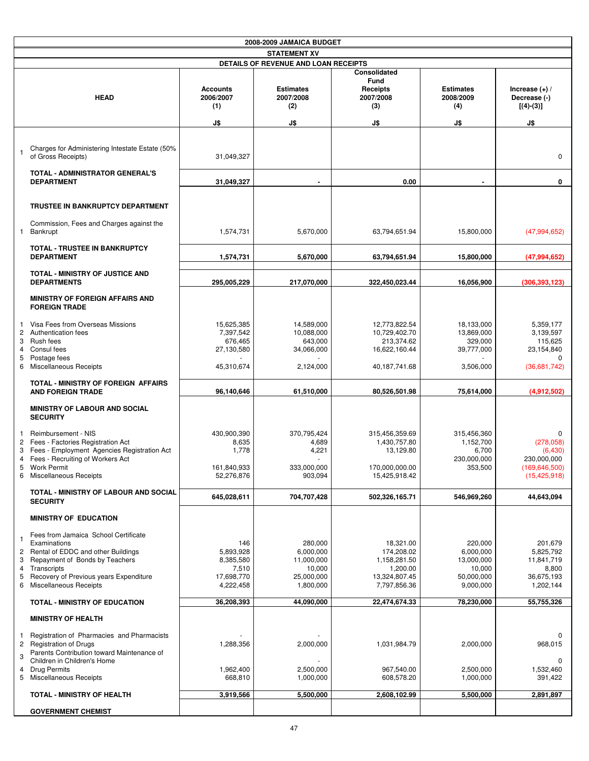| 2008-2009 JAMAICA BUDGET | | | | | | |
|---|---|---|---|---|---|---|
| STATEMENT XV | | | | | | |
| DETAILS OF REVENUE AND LOAN RECEIPTS | | | | | | |
| | HEAD | Accounts 2006/2007 (1) J$ | Estimates 2007/2008 (2) J$ | Consolidated Fund Receipts 2007/2008 (3) J$ | Estimates 2008/2009 (4) J$ | Increase (+) / Decrease (-) [(4)-(3)] J$ |
| 1 | Charges for Administering Intestate Estate (50% of Gross Receipts) | 31,049,327 | | | | 0 |
| | **TOTAL - ADMINISTRATOR GENERAL'S DEPARTMENT** | **31,049,327** | **-** | **0.00** | **-** | **0** |
| | **TRUSTEE IN BANKRUPTCY DEPARTMENT** | | | | | |
| 1 | Commission, Fees and Charges against the Bankrupt | 1,574,731 | 5,670,000 | 63,794,651.94 | 15,800,000 | (47,994,652) |
| | **TOTAL - TRUSTEE IN BANKRUPTCY DEPARTMENT** | **1,574,731** | **5,670,000** | **63,794,651.94** | **15,800,000** | **(47,994,652)** |
| | **TOTAL - MINISTRY OF JUSTICE AND DEPARTMENTS** | **295,005,229** | **217,070,000** | **322,450,023.44** | **16,056,900** | **(306,393,123)** |
| | **MINISTRY OF FOREIGN AFFAIRS AND FOREIGN TRADE** | | | | | |
| 1 | Visa Fees from Overseas Missions | 15,625,385 | 14,589,000 | 12,773,822.54 | 18,133,000 | 5,359,177 |
| 2 | Authentication fees | 7,397,542 | 10,088,000 | 10,729,402.70 | 13,869,000 | 3,139,597 |
| 3 | Rush fees | 676,465 | 643,000 | 213,374.62 | 329,000 | 115,625 |
| 4 | Consul fees | 27,130,580 | 34,066,000 | 16,622,160.44 | 39,777,000 | 23,154,840 |
| 5 | Postage fees | - | - | | - | 0 |
| 6 | Miscellaneous Receipts | 45,310,674 | 2,124,000 | 40,187,741.68 | 3,506,000 | (36,681,742) |
| | **TOTAL - MINISTRY OF FOREIGN AFFAIRS AND FOREIGN TRADE** | **96,140,646** | **61,510,000** | **80,526,501.98** | **75,614,000** | **(4,912,502)** |
| | **MINISTRY OF LABOUR AND SOCIAL SECURITY** | | | | | |
| 1 | Reimbursement - NIS | 430,900,390 | 370,795,424 | 315,456,359.69 | 315,456,360 | 0 |
| 2 | Fees - Factories Registration Act | 8,635 | 4,689 | 1,430,757.80 | 1,152,700 | (278,058) |
| 3 | Fees - Employment Agencies Registration Act | 1,778 | 4,221 | 13,129.80 | 6,700 | (6,430) |
| 4 | Fees - Recruiting of Workers Act | | - | | 230,000,000 | 230,000,000 |
| 5 | Work Permit | 161,840,933 | 333,000,000 | 170,000,000.00 | 353,500 | (169,646,500) |
| 6 | Miscellaneous Receipts | 52,276,876 | 903,094 | 15,425,918.42 | | (15,425,918) |
| | **TOTAL - MINISTRY OF LABOUR AND SOCIAL SECURITY** | **645,028,611** | **704,707,428** | **502,326,165.71** | **546,969,260** | **44,643,094** |
| | **MINISTRY OF EDUCATION** | | | | | |
| 1 | Fees from Jamaica School Certificate Examinations | 146 | 280,000 | 18,321.00 | 220,000 | 201,679 |
| 2 | Rental of EDDC and other Buildings | 5,893,928 | 6,000,000 | 174,208.02 | 6,000,000 | 5,825,792 |
| 3 | Repayment of Bonds by Teachers | 8,385,580 | 11,000,000 | 1,158,281.50 | 13,000,000 | 11,841,719 |
| 4 | Transcripts | 7,510 | 10,000 | 1,200.00 | 10,000 | 8,800 |
| 5 | Recovery of Previous years Expenditure | 17,698,770 | 25,000,000 | 13,324,807.45 | 50,000,000 | 36,675,193 |
| 6 | Miscellaneous Receipts | 4,222,458 | 1,800,000 | 7,797,856.36 | 9,000,000 | 1,202,144 |
| | **TOTAL - MINISTRY OF EDUCATION** | **36,208,393** | **44,090,000** | **22,474,674.33** | **78,230,000** | **55,755,326** |
| | **MINISTRY OF HEALTH** | | | | | |
| 1 | Registration of Pharmacies and Pharmacists | - | - | | | 0 |
| 2 | Registration of Drugs | 1,288,356 | 2,000,000 | 1,031,984.79 | 2,000,000 | 968,015 |
| 3 | Parents Contribution toward Maintenance of Children in Children's Home | | - | | | 0 |
| 4 | Drug Permits | 1,962,400 | 2,500,000 | 967,540.00 | 2,500,000 | 1,532,460 |
| 5 | Miscellaneous Receipts | 668,810 | 1,000,000 | 608,578.20 | 1,000,000 | 391,422 |
| | **TOTAL - MINISTRY OF HEALTH** | **3,919,566** | **5,500,000** | **2,608,102.99** | **5,500,000** | **2,891,897** |
| | **GOVERNMENT CHEMIST** | | | | | |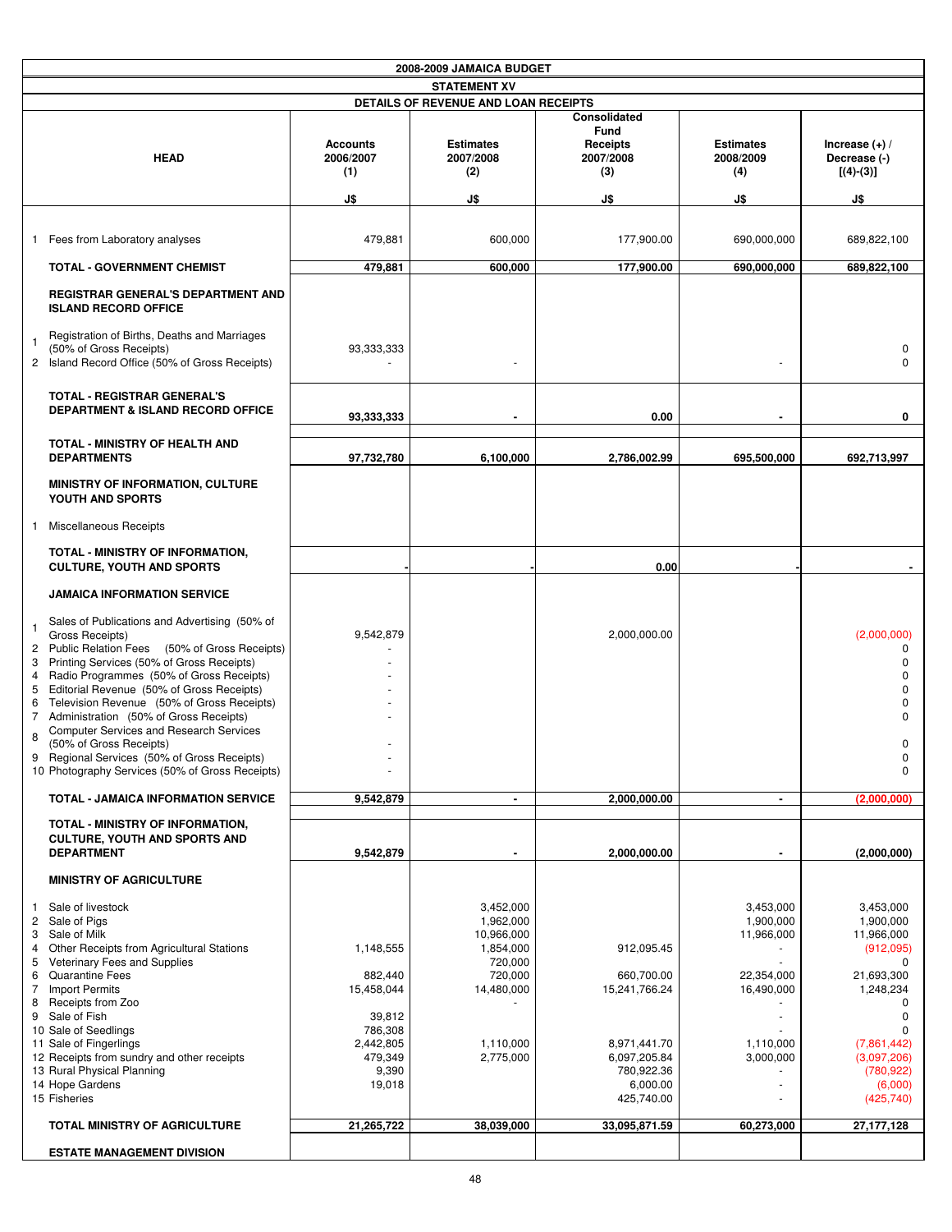| 2008-2009 JAMAICA BUDGET | | | | | |
|---|---|---|---|---|---|
| STATEMENT XV | | | | | |
| DETAILS OF REVENUE AND LOAN RECEIPTS | | | | | |
| HEAD | Accounts 2006/2007 (1) J$ | Estimates 2007/2008 (2) J$ | Consolidated Fund Receipts 2007/2008 (3) J$ | Estimates 2008/2009 (4) J$ | Increase (+) / Decrease (-) [(4)-(3)] J$ |
| 1 Fees from Laboratory analyses | 479,881 | 600,000 | 177,900.00 | 690,000,000 | 689,822,100 |
| **TOTAL - GOVERNMENT CHEMIST** | **479,881** | **600,000** | **177,900.00** | **690,000,000** | **689,822,100** |
| **REGISTRAR GENERAL'S DEPARTMENT AND ISLAND RECORD OFFICE** | | | | | |
| 1 Registration of Births, Deaths and Marriages (50% of Gross Receipts) | 93,333,333 | | | | 0 |
| 2 Island Record Office (50% of Gross Receipts) | - | - | | - | 0 |
| **TOTAL - REGISTRAR GENERAL'S DEPARTMENT & ISLAND RECORD OFFICE** | **93,333,333** | **-** | **0.00** | **-** | **0** |
| **TOTAL - MINISTRY OF HEALTH AND DEPARTMENTS** | **97,732,780** | **6,100,000** | **2,786,002.99** | **695,500,000** | **692,713,997** |
| **MINISTRY OF INFORMATION, CULTURE YOUTH AND SPORTS** | | | | | |
| 1 Miscellaneous Receipts | | | | | |
| **TOTAL - MINISTRY OF INFORMATION, CULTURE, YOUTH AND SPORTS** | **-** | **-** | **0.00** | **-** | **-** |
| **JAMAICA INFORMATION SERVICE** | | | | | |
| 1 Sales of Publications and Advertising (50% of Gross Receipts) | 9,542,879 | | 2,000,000.00 | | (2,000,000) |
| 2 Public Relation Fees (50% of Gross Receipts) | - | | | | 0 |
| 3 Printing Services (50% of Gross Receipts) | - | | | | 0 |
| 4 Radio Programmes (50% of Gross Receipts) | - | | | | 0 |
| 5 Editorial Revenue (50% of Gross Receipts) | - | | | | 0 |
| 6 Television Revenue (50% of Gross Receipts) | - | | | | 0 |
| 7 Administration (50% of Gross Receipts) | - | | | | 0 |
| 8 Computer Services and Research Services (50% of Gross Receipts) | - | | | | 0 |
| 9 Regional Services (50% of Gross Receipts) | - | | | | 0 |
| 10 Photography Services (50% of Gross Receipts) | - | | | | 0 |
| **TOTAL - JAMAICA INFORMATION SERVICE** | **9,542,879** | **-** | **2,000,000.00** | **-** | **(2,000,000)** |
| **TOTAL - MINISTRY OF INFORMATION, CULTURE, YOUTH AND SPORTS AND DEPARTMENT** | **9,542,879** | **-** | **2,000,000.00** | **-** | **(2,000,000)** |
| **MINISTRY OF AGRICULTURE** | | | | | |
| 1 Sale of livestock | | 3,452,000 | | 3,453,000 | 3,453,000 |
| 2 Sale of Pigs | | 1,962,000 | | 1,900,000 | 1,900,000 |
| 3 Sale of Milk | | 10,966,000 | | 11,966,000 | 11,966,000 |
| 4 Other Receipts from Agricultural Stations | 1,148,555 | 1,854,000 | 912,095.45 | - | (912,095) |
| 5 Veterinary Fees and Supplies | | 720,000 | | - | 0 |
| 6 Quarantine Fees | 882,440 | 720,000 | 660,700.00 | 22,354,000 | 21,693,300 |
| 7 Import Permits | 15,458,044 | 14,480,000 | 15,241,766.24 | 16,490,000 | 1,248,234 |
| 8 Receipts from Zoo | | - | | - | 0 |
| 9 Sale of Fish | 39,812 | | | - | 0 |
| 10 Sale of Seedlings | 786,308 | | | - | 0 |
| 11 Sale of Fingerlings | 2,442,805 | 1,110,000 | 8,971,441.70 | 1,110,000 | (7,861,442) |
| 12 Receipts from sundry and other receipts | 479,349 | 2,775,000 | 6,097,205.84 | 3,000,000 | (3,097,206) |
| 13 Rural Physical Planning | 9,390 | | 780,922.36 | - | (780,922) |
| 14 Hope Gardens | 19,018 | | 6,000.00 | - | (6,000) |
| 15 Fisheries | | | 425,740.00 | - | (425,740) |
| **TOTAL MINISTRY OF AGRICULTURE** | **21,265,722** | **38,039,000** | **33,095,871.59** | **60,273,000** | **27,177,128** |
| **ESTATE MANAGEMENT DIVISION** | | | | | |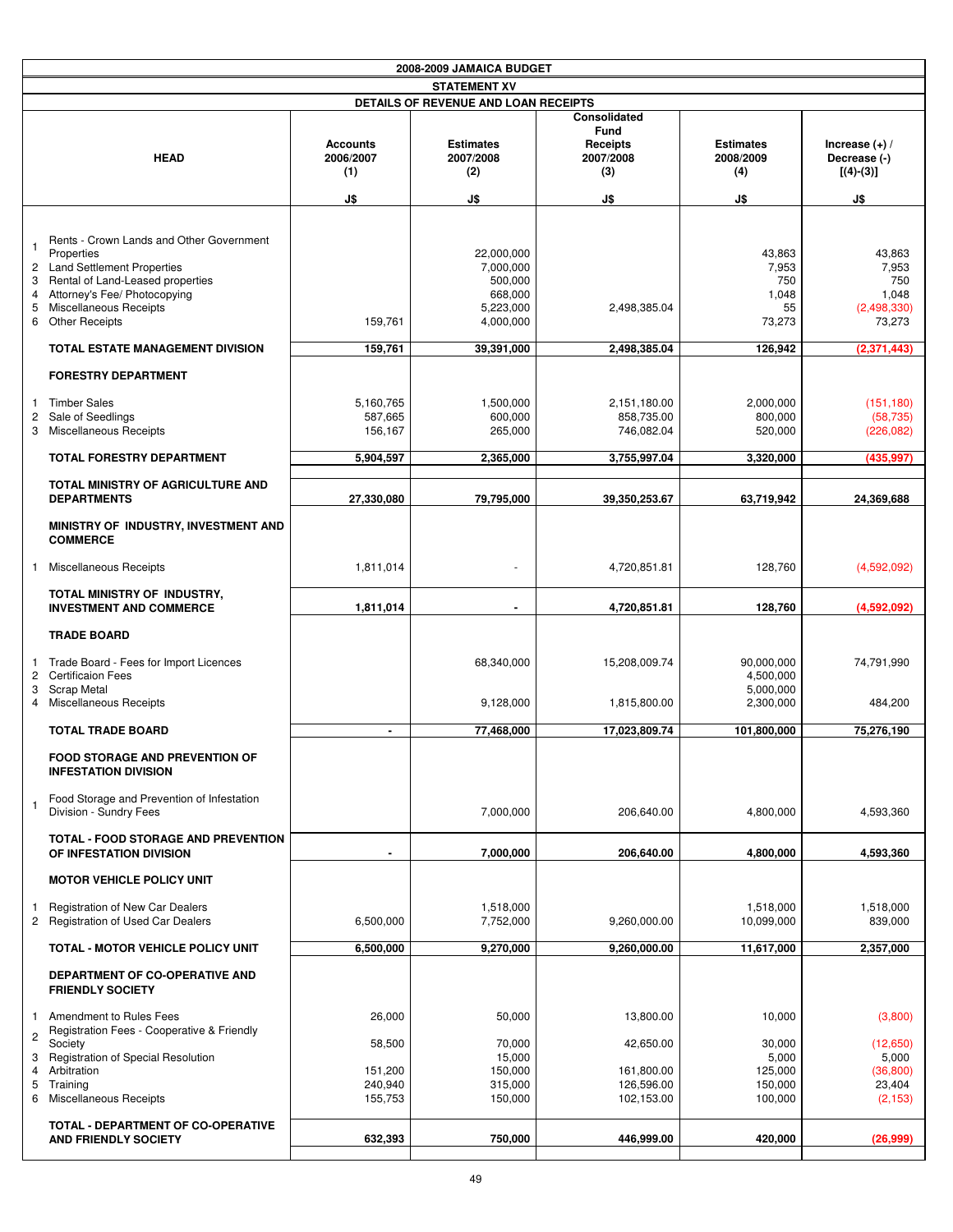**2008-2009 JAMAICA BUDGET**

**STATEMENT XV**

**DETAILS OF REVENUE AND LOAN RECEIPTS**

| | HEAD | Accounts 2006/2007 (1) J$ | Estimates 2007/2008 (2) J$ | Consolidated Fund Receipts 2007/2008 (3) J$ | Estimates 2008/2009 (4) J$ | Increase (+) / Decrease (-) [(4)-(3)] J$ |
|---|---|---|---|---|---|---|
| 1 | Rents - Crown Lands and Other Government Properties | | 22,000,000 | | 43,863 | 43,863 |
| 2 | Land Settlement Properties | | 7,000,000 | | 7,953 | 7,953 |
| 3 | Rental of Land-Leased properties | | 500,000 | | 750 | 750 |
| 4 | Attorney's Fee/ Photocopying | | 668,000 | | 1,048 | 1,048 |
| 5 | Miscellaneous Receipts | | 5,223,000 | 2,498,385.04 | 55 | (2,498,330) |
| 6 | Other Receipts | 159,761 | 4,000,000 | | 73,273 | 73,273 |
| | **TOTAL ESTATE MANAGEMENT DIVISION** | **159,761** | **39,391,000** | **2,498,385.04** | **126,942** | **(2,371,443)** |
| | **FORESTRY DEPARTMENT** | | | | | |
| 1 | Timber Sales | 5,160,765 | 1,500,000 | 2,151,180.00 | 2,000,000 | (151,180) |
| 2 | Sale of Seedlings | 587,665 | 600,000 | 858,735.00 | 800,000 | (58,735) |
| 3 | Miscellaneous Receipts | 156,167 | 265,000 | 746,082.04 | 520,000 | (226,082) |
| | **TOTAL FORESTRY DEPARTMENT** | **5,904,597** | **2,365,000** | **3,755,997.04** | **3,320,000** | **(435,997)** |
| | **TOTAL MINISTRY OF AGRICULTURE AND DEPARTMENTS** | **27,330,080** | **79,795,000** | **39,350,253.67** | **63,719,942** | **24,369,688** |
| | **MINISTRY OF INDUSTRY, INVESTMENT AND COMMERCE** | | | | | |
| 1 | Miscellaneous Receipts | 1,811,014 | - | 4,720,851.81 | 128,760 | (4,592,092) |
| | **TOTAL MINISTRY OF INDUSTRY, INVESTMENT AND COMMERCE** | **1,811,014** | **-** | **4,720,851.81** | **128,760** | **(4,592,092)** |
| | **TRADE BOARD** | | | | | |
| 1 | Trade Board - Fees for Import Licences | | 68,340,000 | 15,208,009.74 | 90,000,000 | 74,791,990 |
| 2 | Certificaion Fees | | | | 4,500,000 | |
| 3 | Scrap Metal | | | | 5,000,000 | |
| 4 | Miscellaneous Receipts | | 9,128,000 | 1,815,800.00 | 2,300,000 | 484,200 |
| | **TOTAL TRADE BOARD** | **-** | **77,468,000** | **17,023,809.74** | **101,800,000** | **75,276,190** |
| | **FOOD STORAGE AND PREVENTION OF INFESTATION DIVISION** | | | | | |
| 1 | Food Storage and Prevention of Infestation Division - Sundry Fees | | 7,000,000 | 206,640.00 | 4,800,000 | 4,593,360 |
| | **TOTAL - FOOD STORAGE AND PREVENTION OF INFESTATION DIVISION** | **-** | **7,000,000** | **206,640.00** | **4,800,000** | **4,593,360** |
| | **MOTOR VEHICLE POLICY UNIT** | | | | | |
| 1 | Registration of New Car Dealers | | 1,518,000 | | 1,518,000 | 1,518,000 |
| 2 | Registration of Used Car Dealers | 6,500,000 | 7,752,000 | 9,260,000.00 | 10,099,000 | 839,000 |
| | **TOTAL - MOTOR VEHICLE POLICY UNIT** | **6,500,000** | **9,270,000** | **9,260,000.00** | **11,617,000** | **2,357,000** |
| | **DEPARTMENT OF CO-OPERATIVE AND FRIENDLY SOCIETY** | | | | | |
| 1 | Amendment to Rules Fees | 26,000 | 50,000 | 13,800.00 | 10,000 | (3,800) |
| 2 | Registration Fees - Cooperative & Friendly Society | 58,500 | 70,000 | 42,650.00 | 30,000 | (12,650) |
| 3 | Registration of Special Resolution | | 15,000 | | 5,000 | 5,000 |
| 4 | Arbitration | 151,200 | 150,000 | 161,800.00 | 125,000 | (36,800) |
| 5 | Training | 240,940 | 315,000 | 126,596.00 | 150,000 | 23,404 |
| 6 | Miscellaneous Receipts | 155,753 | 150,000 | 102,153.00 | 100,000 | (2,153) |
| | **TOTAL - DEPARTMENT OF CO-OPERATIVE AND FRIENDLY SOCIETY** | **632,393** | **750,000** | **446,999.00** | **420,000** | **(26,999)** |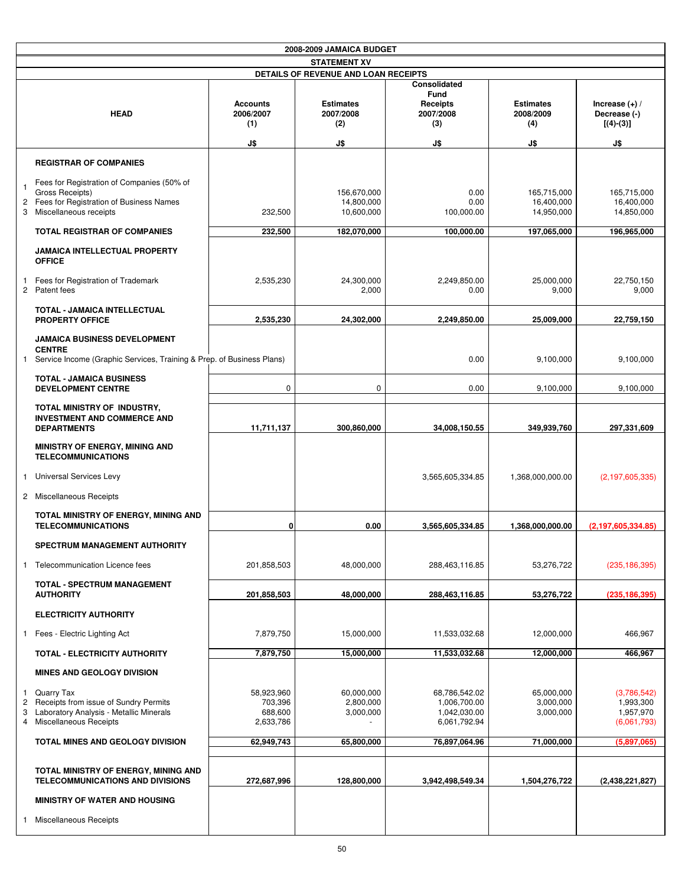| 2008-2009 JAMAICA BUDGET | | | | | |
|---|---|---|---|---|---|
| STATEMENT XV | | | | | |
| DETAILS OF REVENUE AND LOAN RECEIPTS | | | | | |
| HEAD | Accounts 2006/2007 (1) | Estimates 2007/2008 (2) | Consolidated Fund Receipts 2007/2008 (3) | Estimates 2008/2009 (4) | Increase (+) / Decrease (-) [(4)-(3)] |
| | J$ | J$ | J$ | J$ | J$ |
| **REGISTRAR OF COMPANIES** | | | | | |
| 1 Fees for Registration of Companies (50% of Gross Receipts) | | 156,670,000 | 0.00 | 165,715,000 | 165,715,000 |
| 2 Fees for Registration of Business Names | | 14,800,000 | 0.00 | 16,400,000 | 16,400,000 |
| 3 Miscellaneous receipts | 232,500 | 10,600,000 | 100,000.00 | 14,950,000 | 14,850,000 |
| **TOTAL REGISTRAR OF COMPANIES** | **232,500** | **182,070,000** | **100,000.00** | **197,065,000** | **196,965,000** |
| **JAMAICA INTELLECTUAL PROPERTY OFFICE** | | | | | |
| 1 Fees for Registration of Trademark | 2,535,230 | 24,300,000 | 2,249,850.00 | 25,000,000 | 22,750,150 |
| 2 Patent fees | | 2,000 | 0.00 | 9,000 | 9,000 |
| **TOTAL - JAMAICA INTELLECTUAL PROPERTY OFFICE** | **2,535,230** | **24,302,000** | **2,249,850.00** | **25,009,000** | **22,759,150** |
| **JAMAICA BUSINESS DEVELOPMENT CENTRE** | | | | | |
| 1 Service Income (Graphic Services, Training & Prep. of Business Plans) | | | 0.00 | 9,100,000 | 9,100,000 |
| **TOTAL - JAMAICA BUSINESS DEVELOPMENT CENTRE** | 0 | 0 | 0.00 | 9,100,000 | 9,100,000 |
| **TOTAL MINISTRY OF INDUSTRY, INVESTMENT AND COMMERCE AND DEPARTMENTS** | **11,711,137** | **300,860,000** | **34,008,150.55** | **349,939,760** | **297,331,609** |
| **MINISTRY OF ENERGY, MINING AND TELECOMMUNICATIONS** | | | | | |
| 1 Universal Services Levy | | | 3,565,605,334.85 | 1,368,000,000.00 | (2,197,605,335) |
| 2 Miscellaneous Receipts | | | | | |
| **TOTAL MINISTRY OF ENERGY, MINING AND TELECOMMUNICATIONS** | **0** | **0.00** | **3,565,605,334.85** | **1,368,000,000.00** | **(2,197,605,334.85)** |
| **SPECTRUM MANAGEMENT AUTHORITY** | | | | | |
| 1 Telecommunication Licence fees | 201,858,503 | 48,000,000 | 288,463,116.85 | 53,276,722 | (235,186,395) |
| **TOTAL - SPECTRUM MANAGEMENT AUTHORITY** | **201,858,503** | **48,000,000** | **288,463,116.85** | **53,276,722** | **(235,186,395)** |
| **ELECTRICITY AUTHORITY** | | | | | |
| 1 Fees - Electric Lighting Act | 7,879,750 | 15,000,000 | 11,533,032.68 | 12,000,000 | 466,967 |
| **TOTAL - ELECTRICITY AUTHORITY** | **7,879,750** | **15,000,000** | **11,533,032.68** | **12,000,000** | **466,967** |
| **MINES AND GEOLOGY DIVISION** | | | | | |
| 1 Quarry Tax | 58,923,960 | 60,000,000 | 68,786,542.02 | 65,000,000 | (3,786,542) |
| 2 Receipts from issue of Sundry Permits | 703,396 | 2,800,000 | 1,006,700.00 | 3,000,000 | 1,993,300 |
| 3 Laboratory Analysis - Metallic Minerals | 688,600 | 3,000,000 | 1,042,030.00 | 3,000,000 | 1,957,970 |
| 4 Miscellaneous Receipts | 2,633,786 | - | 6,061,792.94 | | (6,061,793) |
| **TOTAL MINES AND GEOLOGY DIVISION** | **62,949,743** | **65,800,000** | **76,897,064.96** | **71,000,000** | **(5,897,065)** |
| **TOTAL MINISTRY OF ENERGY, MINING AND TELECOMMUNICATIONS AND DIVISIONS** | **272,687,996** | **128,800,000** | **3,942,498,549.34** | **1,504,276,722** | **(2,438,221,827)** |
| **MINISTRY OF WATER AND HOUSING** | | | | | |
| 1 Miscellaneous Receipts | | | | | |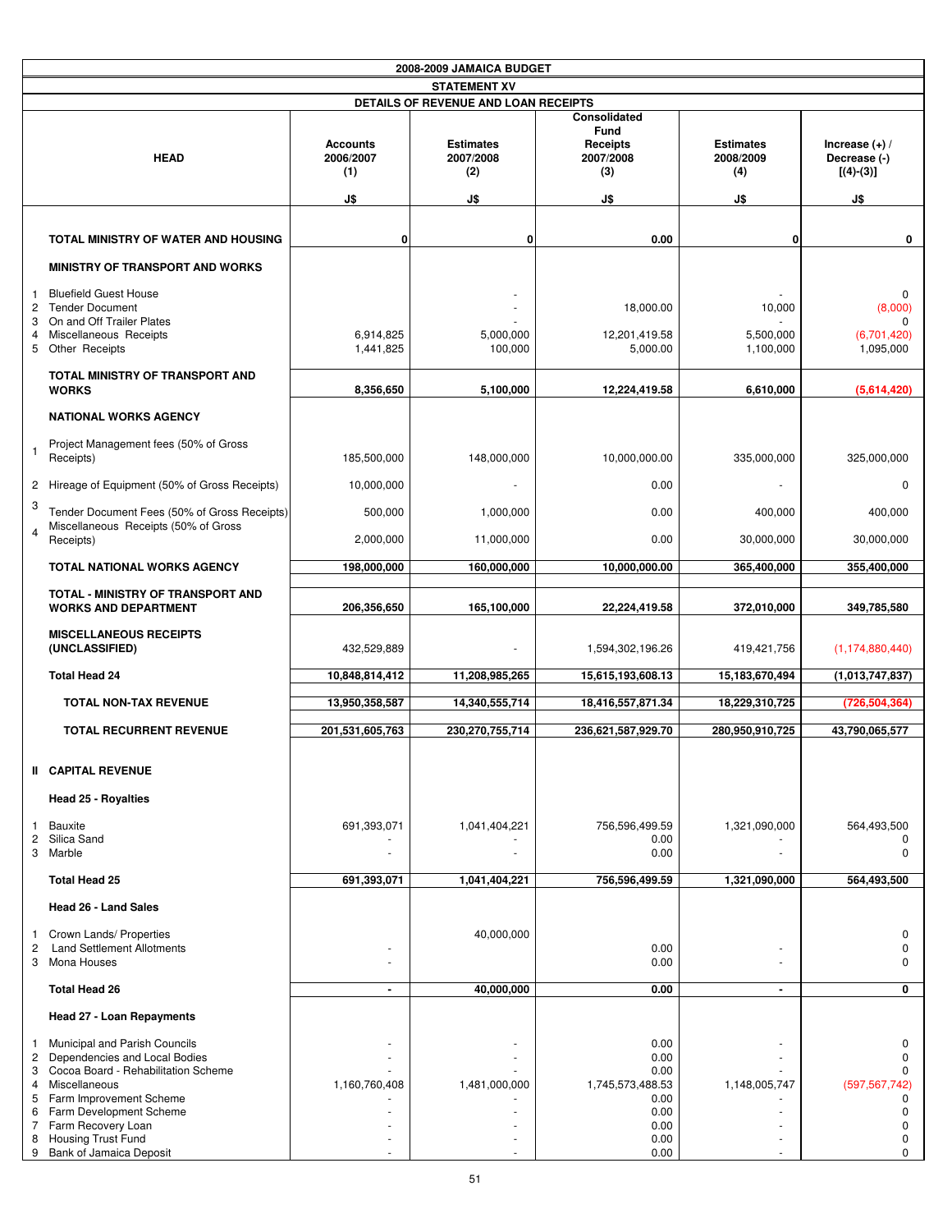**2008-2009 JAMAICA BUDGET**

**STATEMENT XV**

**DETAILS OF REVENUE AND LOAN RECEIPTS**

| | HEAD | Accounts 2006/2007 (1) J$ | Estimates 2007/2008 (2) J$ | Consolidated Fund Receipts 2007/2008 (3) J$ | Estimates 2008/2009 (4) J$ | Increase (+) / Decrease (-) [(4)-(3)] J$ |
|---|---|---|---|---|---|---|
| | **TOTAL MINISTRY OF WATER AND HOUSING** | **0** | **0** | **0.00** | **0** | **0** |
| | **MINISTRY OF TRANSPORT AND WORKS** | | | | | |
| 1 | Bluefield Guest House | | - | | - | 0 |
| 2 | Tender Document | | - | 18,000.00 | 10,000 | (8,000) |
| 3 | On and Off Trailer Plates | | - | | - | 0 |
| 4 | Miscellaneous Receipts | 6,914,825 | 5,000,000 | 12,201,419.58 | 5,500,000 | (6,701,420) |
| 5 | Other Receipts | 1,441,825 | 100,000 | 5,000.00 | 1,100,000 | 1,095,000 |
| | **TOTAL MINISTRY OF TRANSPORT AND WORKS** | **8,356,650** | **5,100,000** | **12,224,419.58** | **6,610,000** | **(5,614,420)** |
| | **NATIONAL WORKS AGENCY** | | | | | |
| 1 | Project Management fees (50% of Gross Receipts) | 185,500,000 | 148,000,000 | 10,000,000.00 | 335,000,000 | 325,000,000 |
| 2 | Hireage of Equipment (50% of Gross Receipts) | 10,000,000 | - | 0.00 | - | 0 |
| 3 | Tender Document Fees (50% of Gross Receipts) | 500,000 | 1,000,000 | 0.00 | 400,000 | 400,000 |
| 4 | Miscellaneous Receipts (50% of Gross Receipts) | 2,000,000 | 11,000,000 | 0.00 | 30,000,000 | 30,000,000 |
| | **TOTAL NATIONAL WORKS AGENCY** | **198,000,000** | **160,000,000** | **10,000,000.00** | **365,400,000** | **355,400,000** |
| | **TOTAL - MINISTRY OF TRANSPORT AND WORKS AND DEPARTMENT** | **206,356,650** | **165,100,000** | **22,224,419.58** | **372,010,000** | **349,785,580** |
| | **MISCELLANEOUS RECEIPTS (UNCLASSIFIED)** | 432,529,889 | - | 1,594,302,196.26 | 419,421,756 | (1,174,880,440) |
| | **Total Head 24** | **10,848,814,412** | **11,208,985,265** | **15,615,193,608.13** | **15,183,670,494** | **(1,013,747,837)** |
| | **TOTAL NON-TAX REVENUE** | **13,950,358,587** | **14,340,555,714** | **18,416,557,871.34** | **18,229,310,725** | **(726,504,364)** |
| | **TOTAL RECURRENT REVENUE** | **201,531,605,763** | **230,270,755,714** | **236,621,587,929.70** | **280,950,910,725** | **43,790,065,577** |
| **II** | **CAPITAL REVENUE** | | | | | |
| | **Head 25 - Royalties** | | | | | |
| 1 | Bauxite | 691,393,071 | 1,041,404,221 | 756,596,499.59 | 1,321,090,000 | 564,493,500 |
| 2 | Silica Sand | - | - | 0.00 | - | 0 |
| 3 | Marble | - | - | 0.00 | - | 0 |
| | **Total Head 25** | **691,393,071** | **1,041,404,221** | **756,596,499.59** | **1,321,090,000** | **564,493,500** |
| | **Head 26 - Land Sales** | | | | | |
| 1 | Crown Lands/ Properties | | 40,000,000 | | | 0 |
| 2 | Land Settlement Allotments | - | | 0.00 | - | 0 |
| 3 | Mona Houses | - | | 0.00 | - | 0 |
| | **Total Head 26** | **-** | **40,000,000** | **0.00** | **-** | **0** |
| | **Head 27 - Loan Repayments** | | | | | |
| 1 | Municipal and Parish Councils | - | - | 0.00 | - | 0 |
| 2 | Dependencies and Local Bodies | - | - | 0.00 | - | 0 |
| 3 | Cocoa Board - Rehabilitation Scheme | - | - | 0.00 | - | 0 |
| 4 | Miscellaneous | 1,160,760,408 | 1,481,000,000 | 1,745,573,488.53 | 1,148,005,747 | (597,567,742) |
| 5 | Farm Improvement Scheme | - | - | 0.00 | - | 0 |
| 6 | Farm Development Scheme | - | - | 0.00 | - | 0 |
| 7 | Farm Recovery Loan | - | - | 0.00 | - | 0 |
| 8 | Housing Trust Fund | - | - | 0.00 | - | 0 |
| 9 | Bank of Jamaica Deposit | - | - | 0.00 | - | 0 |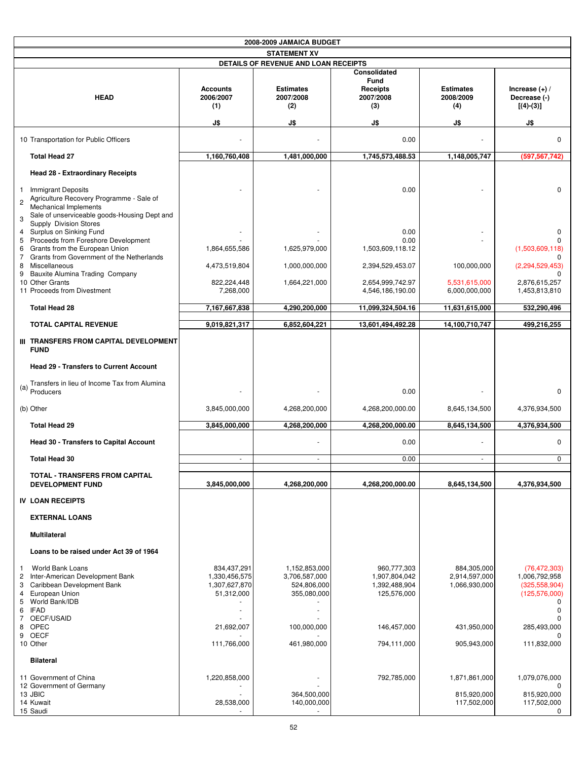**2008-2009 JAMAICA BUDGET**

**STATEMENT XV**

**DETAILS OF REVENUE AND LOAN RECEIPTS**

| HEAD | Accounts 2006/2007 (1) J$ | Estimates 2007/2008 (2) J$ | Consolidated Fund Receipts 2007/2008 (3) J$ | Estimates 2008/2009 (4) J$ | Increase (+) / Decrease (-) [(4)-(3)] J$ |
|---|---|---|---|---|---|
| 10 Transportation for Public Officers | - | - | 0.00 | - | 0 |
| **Total Head 27** | **1,160,760,408** | **1,481,000,000** | **1,745,573,488.53** | **1,148,005,747** | **(597,567,742)** |
| **Head 28 - Extraordinary Receipts** | | | | | |
| 1 Immigrant Deposits | - | - | 0.00 | - | 0 |
| 2 Agriculture Recovery Programme - Sale of Mechanical Implements | | | | | |
| 3 Sale of unserviceable goods-Housing Dept and Supply Division Stores | | | | | |
| 4 Surplus on Sinking Fund | - | - | 0.00 | - | 0 |
| 5 Proceeds from Foreshore Development | - | - | 0.00 | - | 0 |
| 6 Grants from the European Union | 1,864,655,586 | 1,625,979,000 | 1,503,609,118.12 | | (1,503,609,118) |
| 7 Grants from Government of the Netherlands | | | | | 0 |
| 8 Miscellaneous | 4,473,519,804 | 1,000,000,000 | 2,394,529,453.07 | 100,000,000 | (2,294,529,453) |
| 9 Bauxite Alumina Trading Company | | | | | 0 |
| 10 Other Grants | 822,224,448 | 1,664,221,000 | 2,654,999,742.97 | 5,531,615,000 | 2,876,615,257 |
| 11 Proceeds from Divestment | 7,268,000 | | 4,546,186,190.00 | 6,000,000,000 | 1,453,813,810 |
| **Total Head 28** | **7,167,667,838** | **4,290,200,000** | **11,099,324,504.16** | **11,631,615,000** | **532,290,496** |
| **TOTAL CAPITAL REVENUE** | **9,019,821,317** | **6,852,604,221** | **13,601,494,492.28** | **14,100,710,747** | **499,216,255** |
| **III TRANSFERS FROM CAPITAL DEVELOPMENT FUND** | | | | | |
| **Head 29 - Transfers to Current Account** | | | | | |
| (a) Transfers in lieu of Income Tax from Alumina Producers | - | - | 0.00 | - | 0 |
| (b) Other | 3,845,000,000 | 4,268,200,000 | 4,268,200,000.00 | 8,645,134,500 | 4,376,934,500 |
| **Total Head 29** | **3,845,000,000** | **4,268,200,000** | **4,268,200,000.00** | **8,645,134,500** | **4,376,934,500** |
| **Head 30 - Transfers to Capital Account** | | - | 0.00 | - | 0 |
| **Total Head 30** | - | - | 0.00 | - | 0 |
| **TOTAL - TRANSFERS FROM CAPITAL DEVELOPMENT FUND** | **3,845,000,000** | **4,268,200,000** | **4,268,200,000.00** | **8,645,134,500** | **4,376,934,500** |
| **IV LOAN RECEIPTS** | | | | | |
| **EXTERNAL LOANS** | | | | | |
| **Multilateral** | | | | | |
| **Loans to be raised under Act 39 of 1964** | | | | | |
| 1 World Bank Loans | 834,437,291 | 1,152,853,000 | 960,777,303 | 884,305,000 | (76,472,303) |
| 2 Inter-American Development Bank | 1,330,456,575 | 3,706,587,000 | 1,907,804,042 | 2,914,597,000 | 1,006,792,958 |
| 3 Caribbean Development Bank | 1,307,627,870 | 524,806,000 | 1,392,488,904 | 1,066,930,000 | (325,558,904) |
| 4 European Union | 51,312,000 | 355,080,000 | 125,576,000 | | (125,576,000) |
| 5 World Bank/IDB | - | - | | | 0 |
| 6 IFAD | - | - | | | 0 |
| 7 OECF/USAID | - | - | | | 0 |
| 8 OPEC | 21,692,007 | 100,000,000 | 146,457,000 | 431,950,000 | 285,493,000 |
| 9 OECF | - | - | | | 0 |
| 10 Other | 111,766,000 | 461,980,000 | 794,111,000 | 905,943,000 | 111,832,000 |
| **Bilateral** | | | | | |
| 11 Government of China | 1,220,858,000 | - | 792,785,000 | 1,871,861,000 | 1,079,076,000 |
| 12 Government of Germany | - | - | | | 0 |
| 13 JBIC | - | 364,500,000 | | 815,920,000 | 815,920,000 |
| 14 Kuwait | 28,538,000 | 140,000,000 | | 117,502,000 | 117,502,000 |
| 15 Saudi | - | - | | | 0 |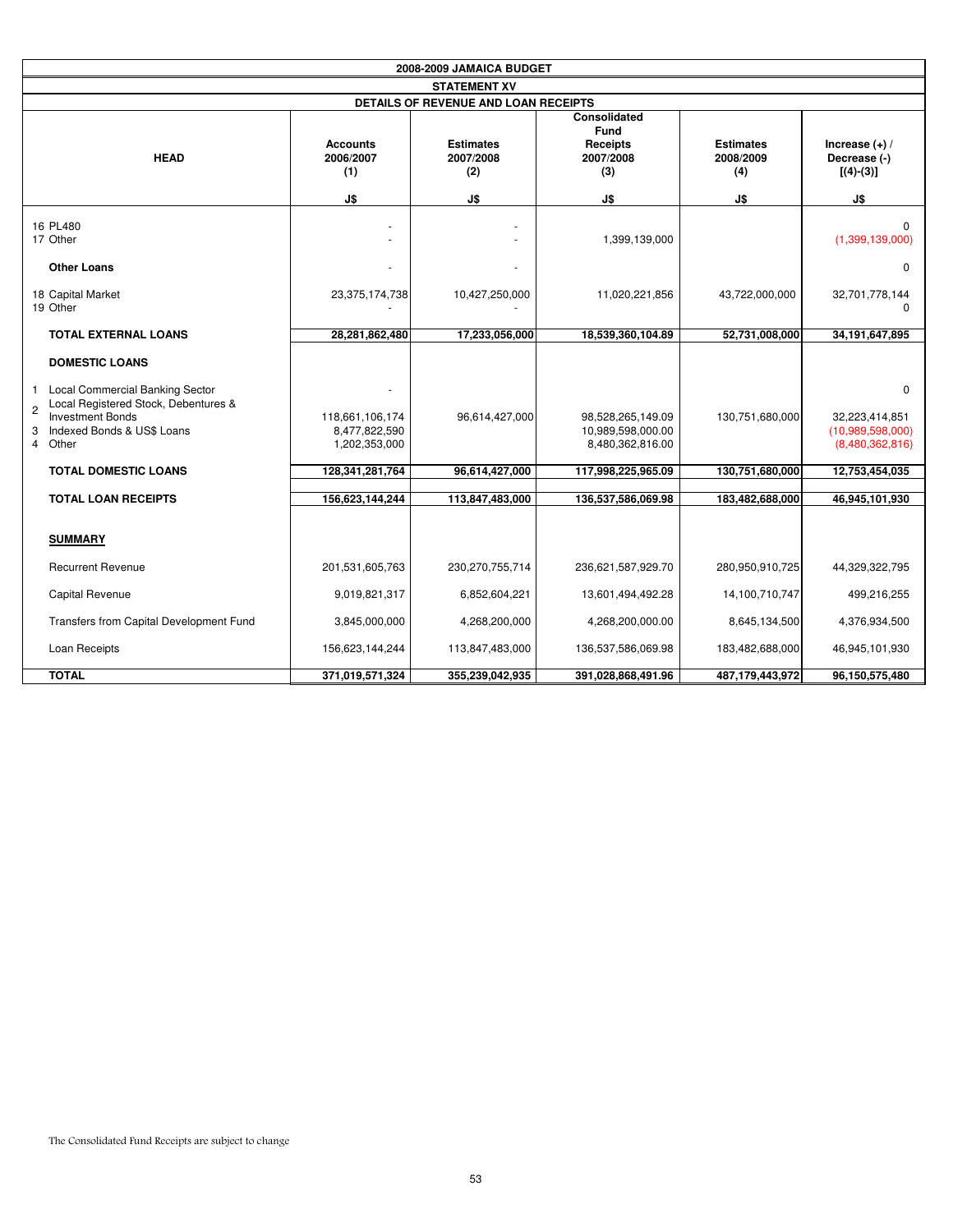**2008-2009 JAMAICA BUDGET**

**STATEMENT XV**

**DETAILS OF REVENUE AND LOAN RECEIPTS**

| HEAD | Accounts 2006/2007 (1) J$ | Estimates 2007/2008 (2) J$ | Consolidated Fund Receipts 2007/2008 (3) J$ | Estimates 2008/2009 (4) J$ | Increase (+) / Decrease (-) [(4)-(3)] J$ |
|---|---|---|---|---|---|
| 16 PL480 | - | - | | | 0 |
| 17 Other | - | - | 1,399,139,000 | | (1,399,139,000) |
| **Other Loans** | - | - | | | 0 |
| 18 Capital Market | 23,375,174,738 | 10,427,250,000 | 11,020,221,856 | 43,722,000,000 | 32,701,778,144 |
| 19 Other | - | - | | | 0 |
| **TOTAL EXTERNAL LOANS** | **28,281,862,480** | **17,233,056,000** | **18,539,360,104.89** | **52,731,008,000** | **34,191,647,895** |
| **DOMESTIC LOANS** | | | | | |
| 1 Local Commercial Banking Sector | - | | | | 0 |
| 2 Local Registered Stock, Debentures & Investment Bonds | 118,661,106,174 | 96,614,427,000 | 98,528,265,149.09 | 130,751,680,000 | 32,223,414,851 |
| 3 Indexed Bonds & US$ Loans | 8,477,822,590 | | 10,989,598,000.00 | | (10,989,598,000) |
| 4 Other | 1,202,353,000 | | 8,480,362,816.00 | | (8,480,362,816) |
| **TOTAL DOMESTIC LOANS** | **128,341,281,764** | **96,614,427,000** | **117,998,225,965.09** | **130,751,680,000** | **12,753,454,035** |
| **TOTAL LOAN RECEIPTS** | **156,623,144,244** | **113,847,483,000** | **136,537,586,069.98** | **183,482,688,000** | **46,945,101,930** |
| **SUMMARY** | | | | | |
| Recurrent Revenue | 201,531,605,763 | 230,270,755,714 | 236,621,587,929.70 | 280,950,910,725 | 44,329,322,795 |
| Capital Revenue | 9,019,821,317 | 6,852,604,221 | 13,601,494,492.28 | 14,100,710,747 | 499,216,255 |
| Transfers from Capital Development Fund | 3,845,000,000 | 4,268,200,000 | 4,268,200,000.00 | 8,645,134,500 | 4,376,934,500 |
| Loan Receipts | 156,623,144,244 | 113,847,483,000 | 136,537,586,069.98 | 183,482,688,000 | 46,945,101,930 |
| **TOTAL** | **371,019,571,324** | **355,239,042,935** | **391,028,868,491.96** | **487,179,443,972** | **96,150,575,480** |

The Consolidated Fund Receipts are subject to change